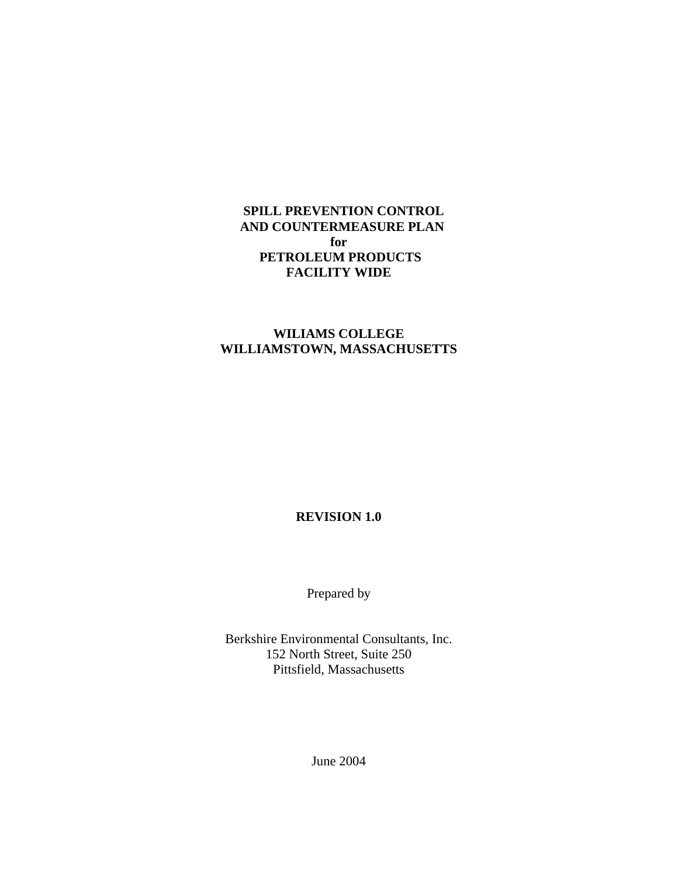# SPILL PREVENTION CONTROL AND COUNTERMEASURE PLAN for PETROLEUM PRODUCTS FACILITY WIDE

## WILIAMS COLLEGE WILLIAMSTOWN, MASSACHUSETTS

**REVISION 1.0**

Prepared by

Berkshire Environmental Consultants, Inc.
152 North Street, Suite 250
Pittsfield, Massachusetts

June 2004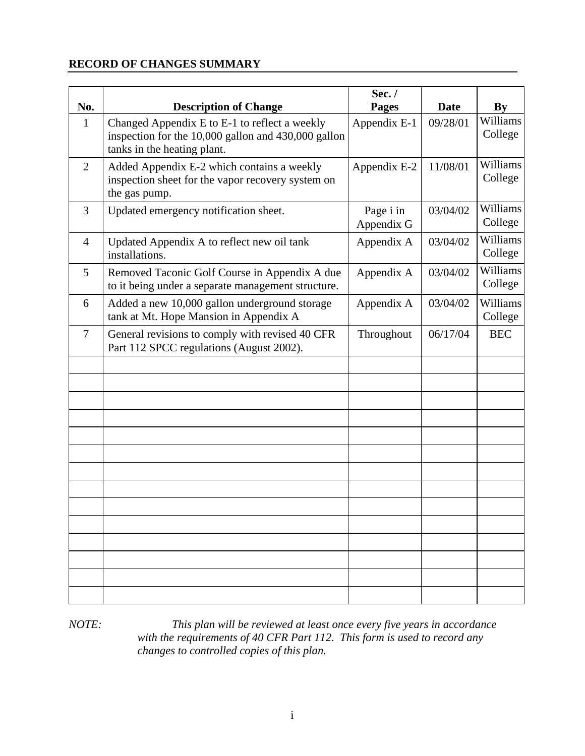## RECORD OF CHANGES SUMMARY

| No. | Description of Change | Sec. / Pages | Date | By |
|---|---|---|---|---|
| 1 | Changed Appendix E to E-1 to reflect a weekly inspection for the 10,000 gallon and 430,000 gallon tanks in the heating plant. | Appendix E-1 | 09/28/01 | Williams College |
| 2 | Added Appendix E-2 which contains a weekly inspection sheet for the vapor recovery system on the gas pump. | Appendix E-2 | 11/08/01 | Williams College |
| 3 | Updated emergency notification sheet. | Page i in Appendix G | 03/04/02 | Williams College |
| 4 | Updated Appendix A to reflect new oil tank installations. | Appendix A | 03/04/02 | Williams College |
| 5 | Removed Taconic Golf Course in Appendix A due to it being under a separate management structure. | Appendix A | 03/04/02 | Williams College |
| 6 | Added a new 10,000 gallon underground storage tank at Mt. Hope Mansion in Appendix A | Appendix A | 03/04/02 | Williams College |
| 7 | General revisions to comply with revised 40 CFR Part 112 SPCC regulations (August 2002). | Throughout | 06/17/04 | BEC |
| | | | | |
| | | | | |
| | | | | |
| | | | | |
| | | | | |
| | | | | |
| | | | | |
| | | | | |
| | | | | |
| | | | | |
| | | | | |
| | | | | |
| | | | | |
| | | | | |

*NOTE: This plan will be reviewed at least once every five years in accordance with the requirements of 40 CFR Part 112. This form is used to record any changes to controlled copies of this plan.*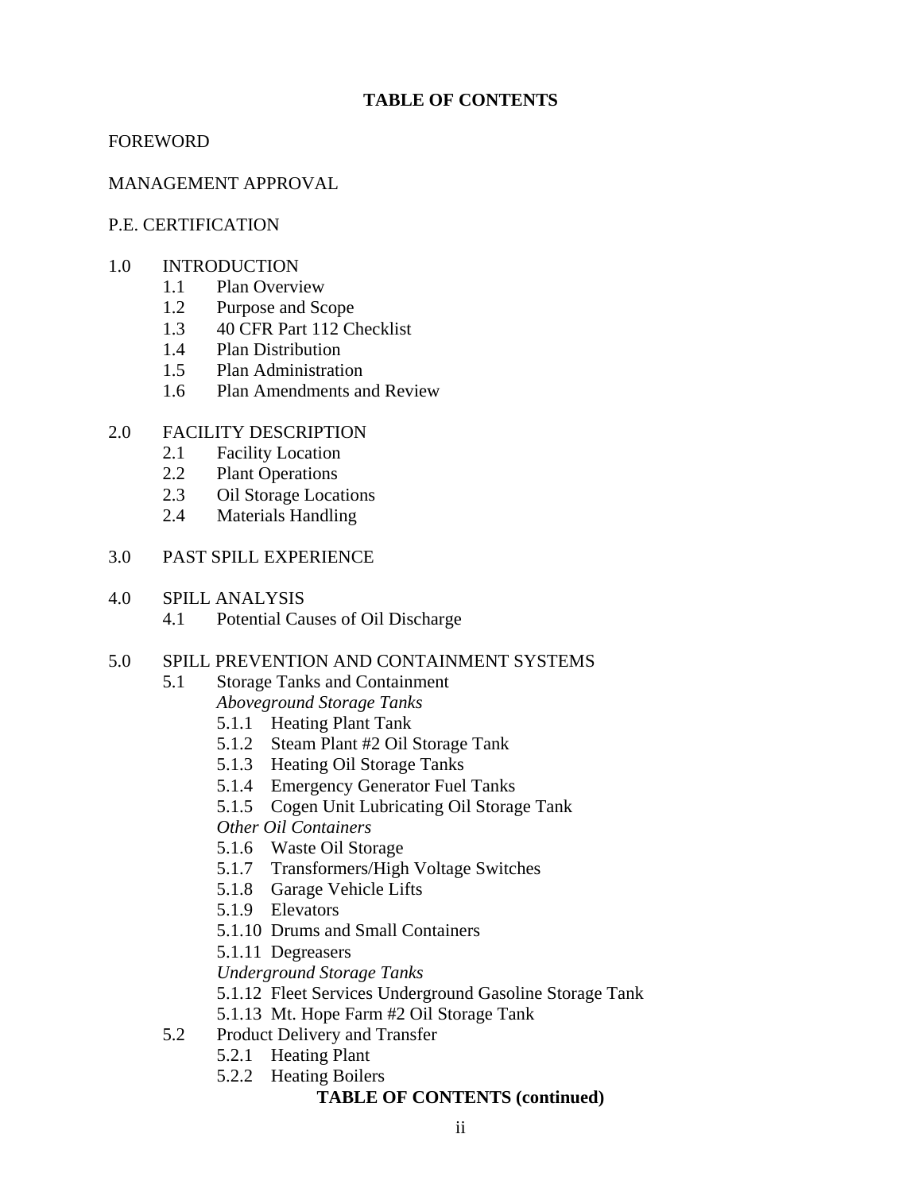**TABLE OF CONTENTS**

FOREWORD

MANAGEMENT APPROVAL

P.E. CERTIFICATION

1.0 INTRODUCTION
- 1.1 Plan Overview
- 1.2 Purpose and Scope
- 1.3 40 CFR Part 112 Checklist
- 1.4 Plan Distribution
- 1.5 Plan Administration
- 1.6 Plan Amendments and Review

2.0 FACILITY DESCRIPTION
- 2.1 Facility Location
- 2.2 Plant Operations
- 2.3 Oil Storage Locations
- 2.4 Materials Handling

3.0 PAST SPILL EXPERIENCE

4.0 SPILL ANALYSIS
- 4.1 Potential Causes of Oil Discharge

5.0 SPILL PREVENTION AND CONTAINMENT SYSTEMS
- 5.1 Storage Tanks and Containment
  - *Aboveground Storage Tanks*
  - 5.1.1 Heating Plant Tank
  - 5.1.2 Steam Plant #2 Oil Storage Tank
  - 5.1.3 Heating Oil Storage Tanks
  - 5.1.4 Emergency Generator Fuel Tanks
  - 5.1.5 Cogen Unit Lubricating Oil Storage Tank
  - *Other Oil Containers*
  - 5.1.6 Waste Oil Storage
  - 5.1.7 Transformers/High Voltage Switches
  - 5.1.8 Garage Vehicle Lifts
  - 5.1.9 Elevators
  - 5.1.10 Drums and Small Containers
  - 5.1.11 Degreasers
  - *Underground Storage Tanks*
  - 5.1.12 Fleet Services Underground Gasoline Storage Tank
  - 5.1.13 Mt. Hope Farm #2 Oil Storage Tank
- 5.2 Product Delivery and Transfer
  - 5.2.1 Heating Plant
  - 5.2.2 Heating Boilers

**TABLE OF CONTENTS (continued)**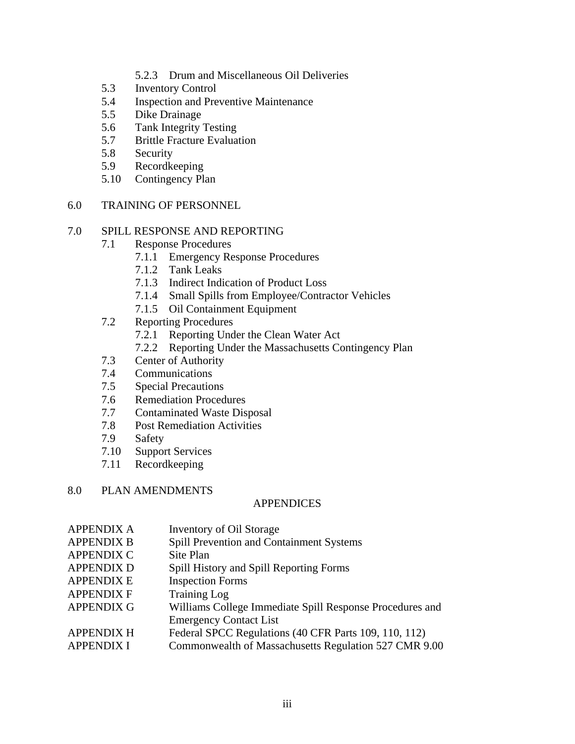- 5.2.3 Drum and Miscellaneous Oil Deliveries
- 5.3 Inventory Control
- 5.4 Inspection and Preventive Maintenance
- 5.5 Dike Drainage
- 5.6 Tank Integrity Testing
- 5.7 Brittle Fracture Evaluation
- 5.8 Security
- 5.9 Recordkeeping
- 5.10 Contingency Plan

6.0 TRAINING OF PERSONNEL

7.0 SPILL RESPONSE AND REPORTING
- 7.1 Response Procedures
  - 7.1.1 Emergency Response Procedures
  - 7.1.2 Tank Leaks
  - 7.1.3 Indirect Indication of Product Loss
  - 7.1.4 Small Spills from Employee/Contractor Vehicles
  - 7.1.5 Oil Containment Equipment
- 7.2 Reporting Procedures
  - 7.2.1 Reporting Under the Clean Water Act
  - 7.2.2 Reporting Under the Massachusetts Contingency Plan
- 7.3 Center of Authority
- 7.4 Communications
- 7.5 Special Precautions
- 7.6 Remediation Procedures
- 7.7 Contaminated Waste Disposal
- 7.8 Post Remediation Activities
- 7.9 Safety
- 7.10 Support Services
- 7.11 Recordkeeping

8.0 PLAN AMENDMENTS

APPENDICES

| | |
|---|---|
| APPENDIX A | Inventory of Oil Storage |
| APPENDIX B | Spill Prevention and Containment Systems |
| APPENDIX C | Site Plan |
| APPENDIX D | Spill History and Spill Reporting Forms |
| APPENDIX E | Inspection Forms |
| APPENDIX F | Training Log |
| APPENDIX G | Williams College Immediate Spill Response Procedures and Emergency Contact List |
| APPENDIX H | Federal SPCC Regulations (40 CFR Parts 109, 110, 112) |
| APPENDIX I | Commonwealth of Massachusetts Regulation 527 CMR 9.00 |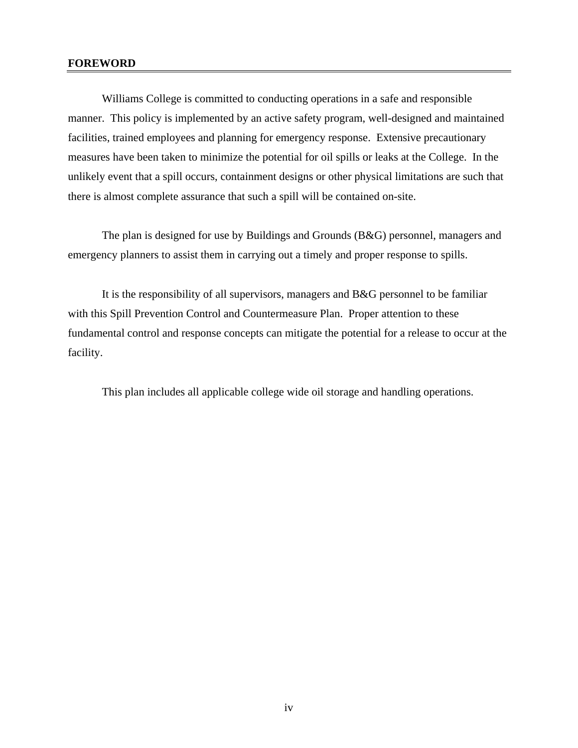# FOREWORD

Williams College is committed to conducting operations in a safe and responsible manner. This policy is implemented by an active safety program, well-designed and maintained facilities, trained employees and planning for emergency response. Extensive precautionary measures have been taken to minimize the potential for oil spills or leaks at the College. In the unlikely event that a spill occurs, containment designs or other physical limitations are such that there is almost complete assurance that such a spill will be contained on-site.

The plan is designed for use by Buildings and Grounds (B&G) personnel, managers and emergency planners to assist them in carrying out a timely and proper response to spills.

It is the responsibility of all supervisors, managers and B&G personnel to be familiar with this Spill Prevention Control and Countermeasure Plan. Proper attention to these fundamental control and response concepts can mitigate the potential for a release to occur at the facility.

This plan includes all applicable college wide oil storage and handling operations.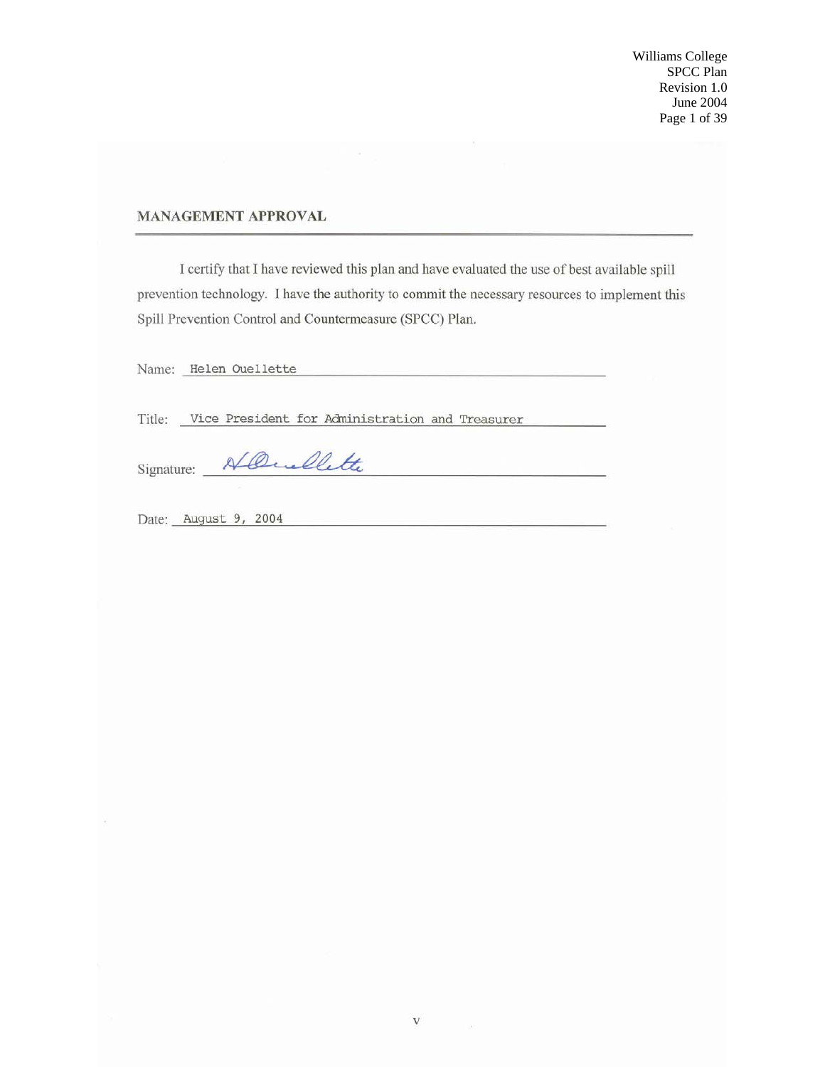## MANAGEMENT APPROVAL

I certify that I have reviewed this plan and have evaluated the use of best available spill prevention technology. I have the authority to commit the necessary resources to implement this Spill Prevention Control and Countermeasure (SPCC) Plan.

Name: Helen Ouellette

Title: Vice President for Administration and Treasurer

Signature: H Ouellette

Date: August 9, 2004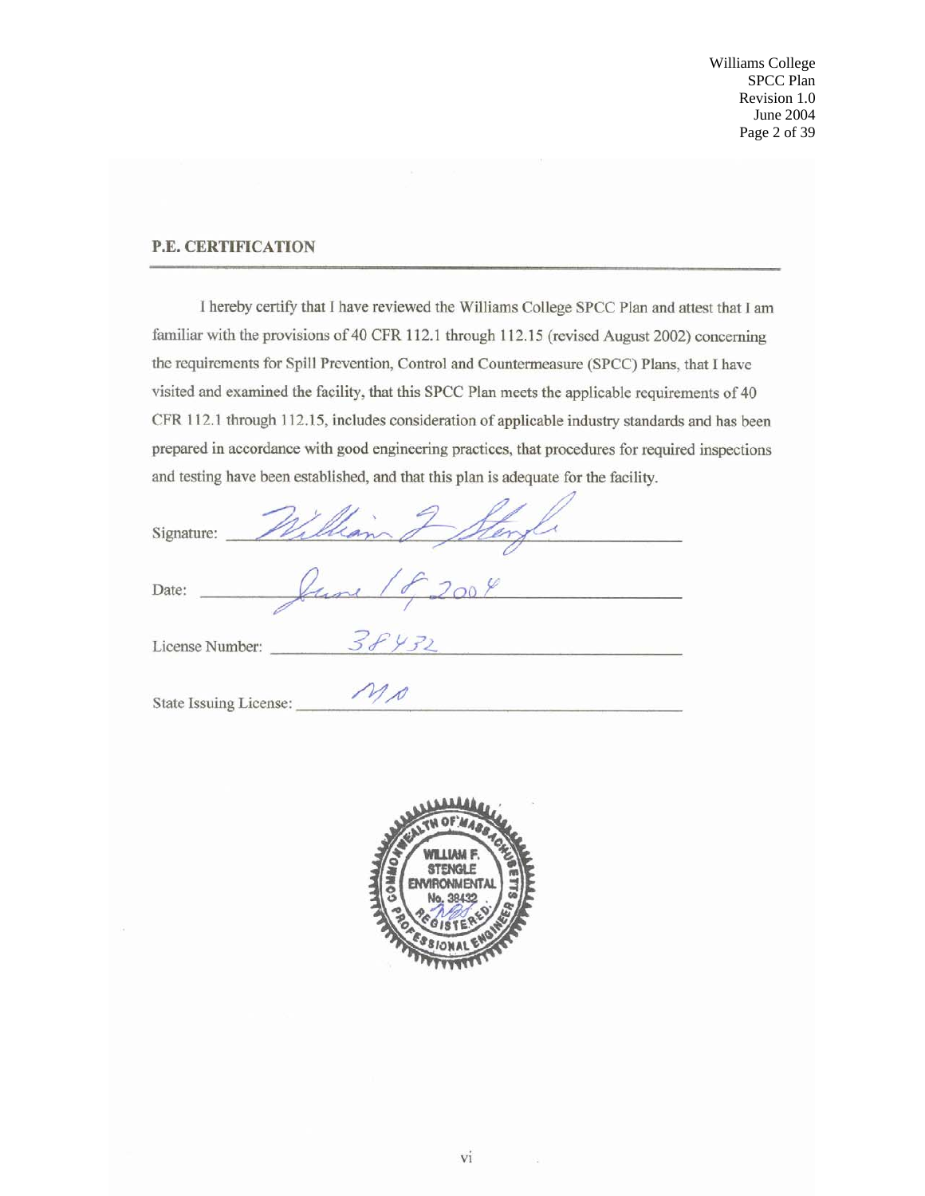## P.E. CERTIFICATION

I hereby certify that I have reviewed the Williams College SPCC Plan and attest that I am familiar with the provisions of 40 CFR 112.1 through 112.15 (revised August 2002) concerning the requirements for Spill Prevention, Control and Countermeasure (SPCC) Plans, that I have visited and examined the facility, that this SPCC Plan meets the applicable requirements of 40 CFR 112.1 through 112.15, includes consideration of applicable industry standards and has been prepared in accordance with good engineering practices, that procedures for required inspections and testing have been established, and that this plan is adequate for the facility.

Signature: William F. Stengle

Date: June 18, 2004

License Number: 38432

State Issuing License: MA

COMMONWEALTH OF MASSACHUSETTS
WILLIAM F. STENGLE
ENVIRONMENTAL
No. 38432
REGISTERED
PROFESSIONAL ENGINEER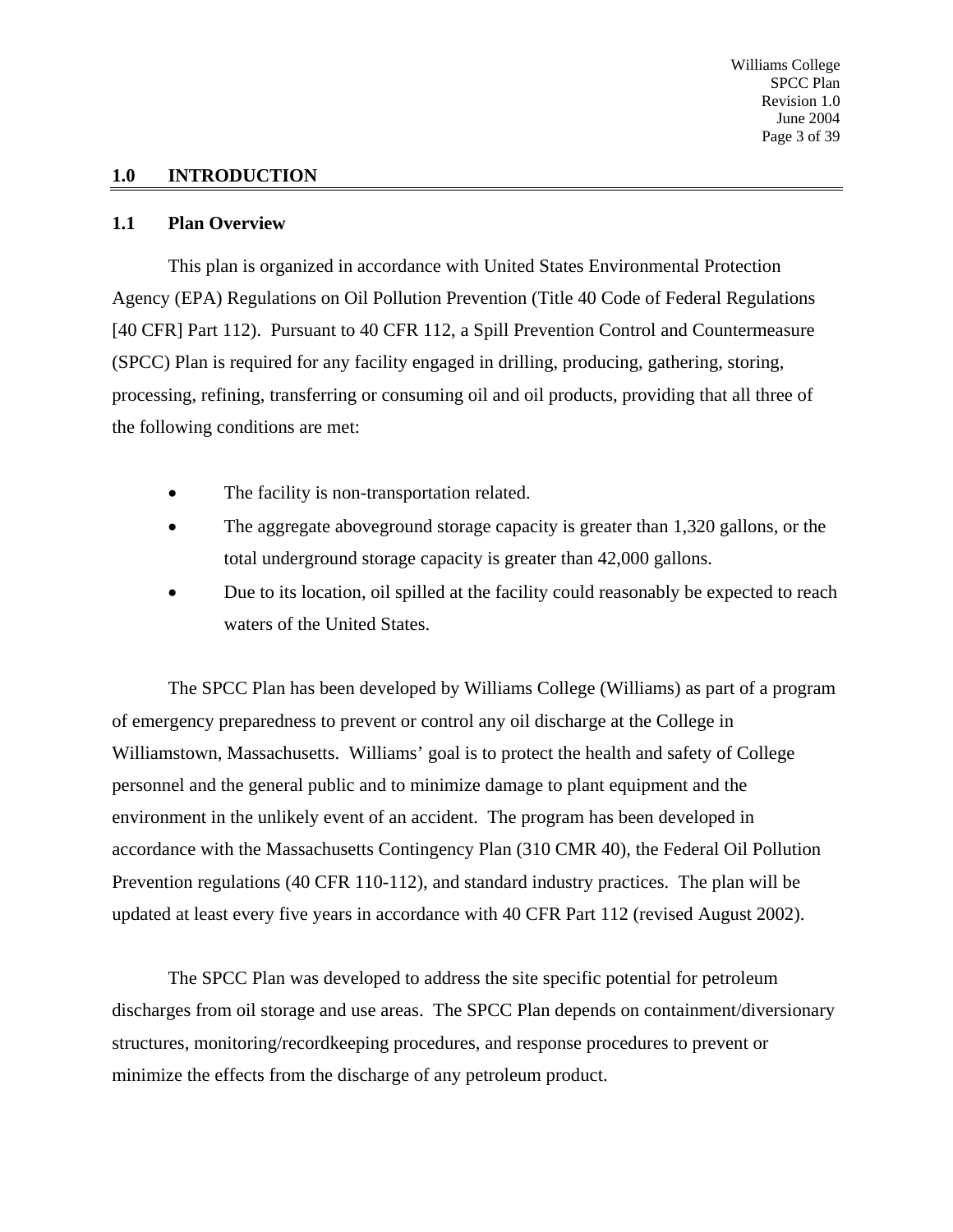## 1.0 INTRODUCTION

### 1.1 Plan Overview

This plan is organized in accordance with United States Environmental Protection Agency (EPA) Regulations on Oil Pollution Prevention (Title 40 Code of Federal Regulations [40 CFR] Part 112). Pursuant to 40 CFR 112, a Spill Prevention Control and Countermeasure (SPCC) Plan is required for any facility engaged in drilling, producing, gathering, storing, processing, refining, transferring or consuming oil and oil products, providing that all three of the following conditions are met:

- The facility is non-transportation related.
- The aggregate aboveground storage capacity is greater than 1,320 gallons, or the total underground storage capacity is greater than 42,000 gallons.
- Due to its location, oil spilled at the facility could reasonably be expected to reach waters of the United States.

The SPCC Plan has been developed by Williams College (Williams) as part of a program of emergency preparedness to prevent or control any oil discharge at the College in Williamstown, Massachusetts. Williams' goal is to protect the health and safety of College personnel and the general public and to minimize damage to plant equipment and the environment in the unlikely event of an accident. The program has been developed in accordance with the Massachusetts Contingency Plan (310 CMR 40), the Federal Oil Pollution Prevention regulations (40 CFR 110-112), and standard industry practices. The plan will be updated at least every five years in accordance with 40 CFR Part 112 (revised August 2002).

The SPCC Plan was developed to address the site specific potential for petroleum discharges from oil storage and use areas. The SPCC Plan depends on containment/diversionary structures, monitoring/recordkeeping procedures, and response procedures to prevent or minimize the effects from the discharge of any petroleum product.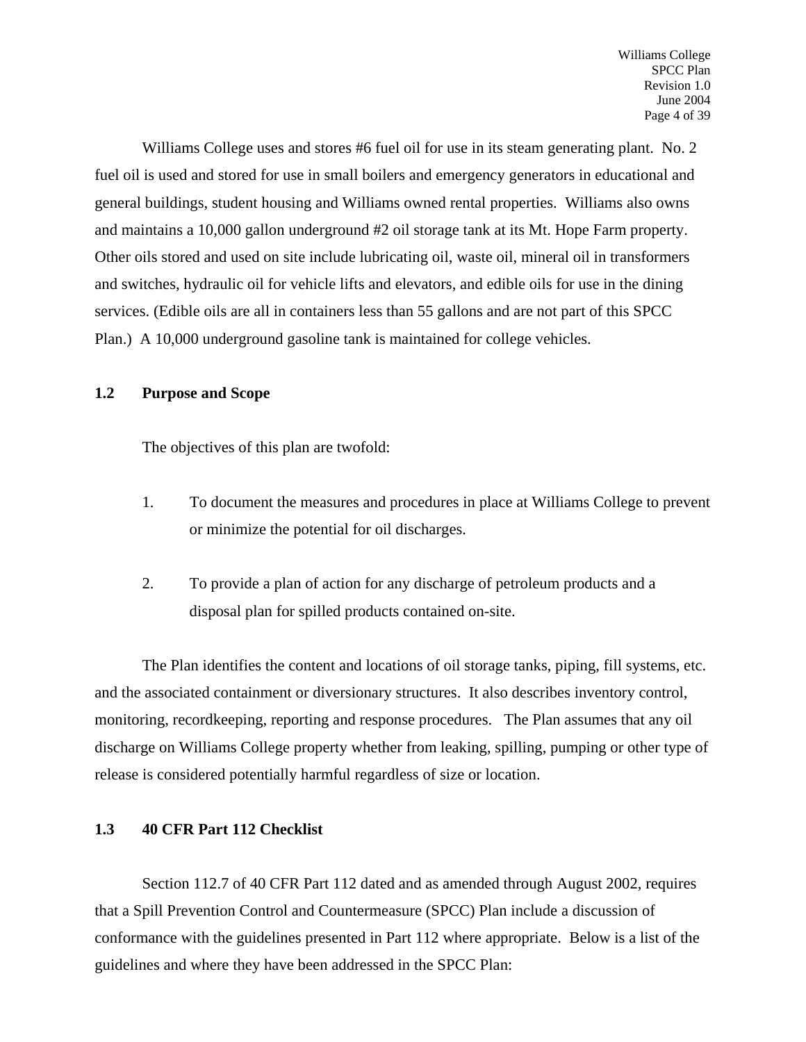Williams College uses and stores #6 fuel oil for use in its steam generating plant. No. 2 fuel oil is used and stored for use in small boilers and emergency generators in educational and general buildings, student housing and Williams owned rental properties. Williams also owns and maintains a 10,000 gallon underground #2 oil storage tank at its Mt. Hope Farm property. Other oils stored and used on site include lubricating oil, waste oil, mineral oil in transformers and switches, hydraulic oil for vehicle lifts and elevators, and edible oils for use in the dining services. (Edible oils are all in containers less than 55 gallons and are not part of this SPCC Plan.) A 10,000 underground gasoline tank is maintained for college vehicles.

### 1.2 Purpose and Scope

The objectives of this plan are twofold:

1. To document the measures and procedures in place at Williams College to prevent or minimize the potential for oil discharges.

2. To provide a plan of action for any discharge of petroleum products and a disposal plan for spilled products contained on-site.

The Plan identifies the content and locations of oil storage tanks, piping, fill systems, etc. and the associated containment or diversionary structures. It also describes inventory control, monitoring, recordkeeping, reporting and response procedures. The Plan assumes that any oil discharge on Williams College property whether from leaking, spilling, pumping or other type of release is considered potentially harmful regardless of size or location.

### 1.3 40 CFR Part 112 Checklist

Section 112.7 of 40 CFR Part 112 dated and as amended through August 2002, requires that a Spill Prevention Control and Countermeasure (SPCC) Plan include a discussion of conformance with the guidelines presented in Part 112 where appropriate. Below is a list of the guidelines and where they have been addressed in the SPCC Plan: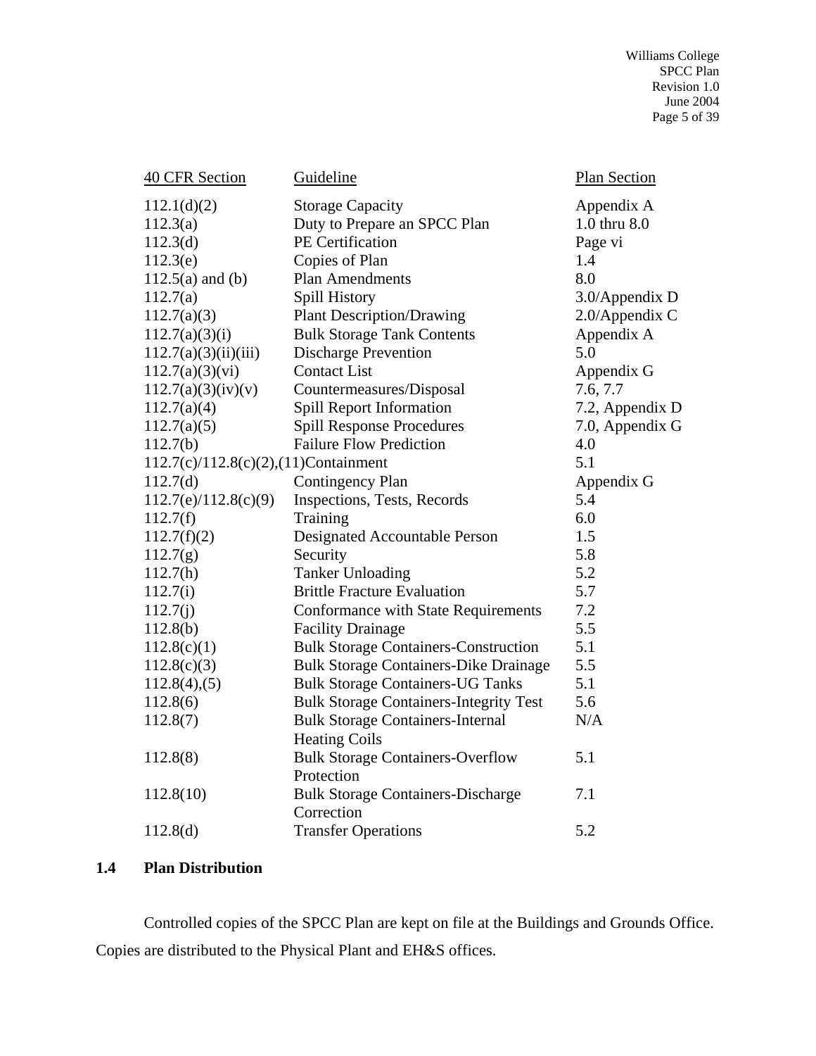| 40 CFR Section | Guideline | Plan Section |
|---|---|---|
| 112.1(d)(2) | Storage Capacity | Appendix A |
| 112.3(a) | Duty to Prepare an SPCC Plan | 1.0 thru 8.0 |
| 112.3(d) | PE Certification | Page vi |
| 112.3(e) | Copies of Plan | 1.4 |
| 112.5(a) and (b) | Plan Amendments | 8.0 |
| 112.7(a) | Spill History | 3.0/Appendix D |
| 112.7(a)(3) | Plant Description/Drawing | 2.0/Appendix C |
| 112.7(a)(3)(i) | Bulk Storage Tank Contents | Appendix A |
| 112.7(a)(3)(ii)(iii) | Discharge Prevention | 5.0 |
| 112.7(a)(3)(vi) | Contact List | Appendix G |
| 112.7(a)(3)(iv)(v) | Countermeasures/Disposal | 7.6, 7.7 |
| 112.7(a)(4) | Spill Report Information | 7.2, Appendix D |
| 112.7(a)(5) | Spill Response Procedures | 7.0, Appendix G |
| 112.7(b) | Failure Flow Prediction | 4.0 |
| 112.7(c)/112.8(c)(2),(11) | Containment | 5.1 |
| 112.7(d) | Contingency Plan | Appendix G |
| 112.7(e)/112.8(c)(9) | Inspections, Tests, Records | 5.4 |
| 112.7(f) | Training | 6.0 |
| 112.7(f)(2) | Designated Accountable Person | 1.5 |
| 112.7(g) | Security | 5.8 |
| 112.7(h) | Tanker Unloading | 5.2 |
| 112.7(i) | Brittle Fracture Evaluation | 5.7 |
| 112.7(j) | Conformance with State Requirements | 7.2 |
| 112.8(b) | Facility Drainage | 5.5 |
| 112.8(c)(1) | Bulk Storage Containers-Construction | 5.1 |
| 112.8(c)(3) | Bulk Storage Containers-Dike Drainage | 5.5 |
| 112.8(4),(5) | Bulk Storage Containers-UG Tanks | 5.1 |
| 112.8(6) | Bulk Storage Containers-Integrity Test | 5.6 |
| 112.8(7) | Bulk Storage Containers-Internal Heating Coils | N/A |
| 112.8(8) | Bulk Storage Containers-Overflow Protection | 5.1 |
| 112.8(10) | Bulk Storage Containers-Discharge Correction | 7.1 |
| 112.8(d) | Transfer Operations | 5.2 |

## 1.4 Plan Distribution

Controlled copies of the SPCC Plan are kept on file at the Buildings and Grounds Office. Copies are distributed to the Physical Plant and EH&S offices.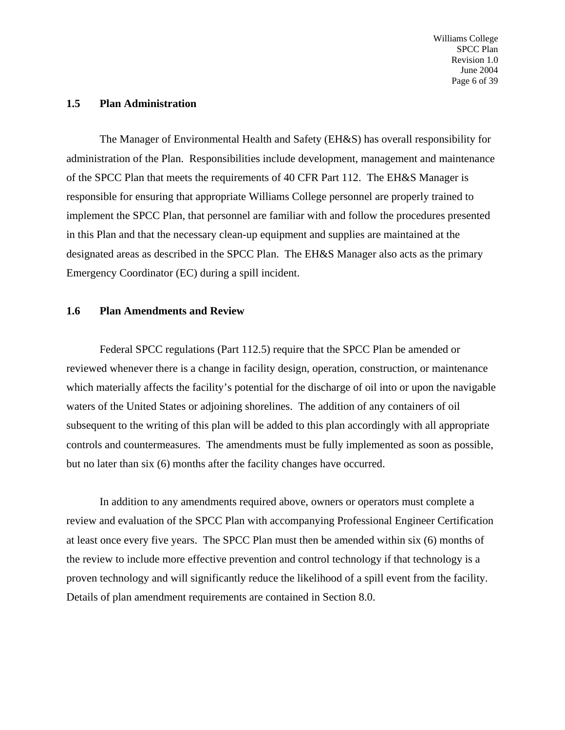## 1.5 Plan Administration

The Manager of Environmental Health and Safety (EH&S) has overall responsibility for administration of the Plan. Responsibilities include development, management and maintenance of the SPCC Plan that meets the requirements of 40 CFR Part 112. The EH&S Manager is responsible for ensuring that appropriate Williams College personnel are properly trained to implement the SPCC Plan, that personnel are familiar with and follow the procedures presented in this Plan and that the necessary clean-up equipment and supplies are maintained at the designated areas as described in the SPCC Plan. The EH&S Manager also acts as the primary Emergency Coordinator (EC) during a spill incident.

## 1.6 Plan Amendments and Review

Federal SPCC regulations (Part 112.5) require that the SPCC Plan be amended or reviewed whenever there is a change in facility design, operation, construction, or maintenance which materially affects the facility's potential for the discharge of oil into or upon the navigable waters of the United States or adjoining shorelines. The addition of any containers of oil subsequent to the writing of this plan will be added to this plan accordingly with all appropriate controls and countermeasures. The amendments must be fully implemented as soon as possible, but no later than six (6) months after the facility changes have occurred.

In addition to any amendments required above, owners or operators must complete a review and evaluation of the SPCC Plan with accompanying Professional Engineer Certification at least once every five years. The SPCC Plan must then be amended within six (6) months of the review to include more effective prevention and control technology if that technology is a proven technology and will significantly reduce the likelihood of a spill event from the facility. Details of plan amendment requirements are contained in Section 8.0.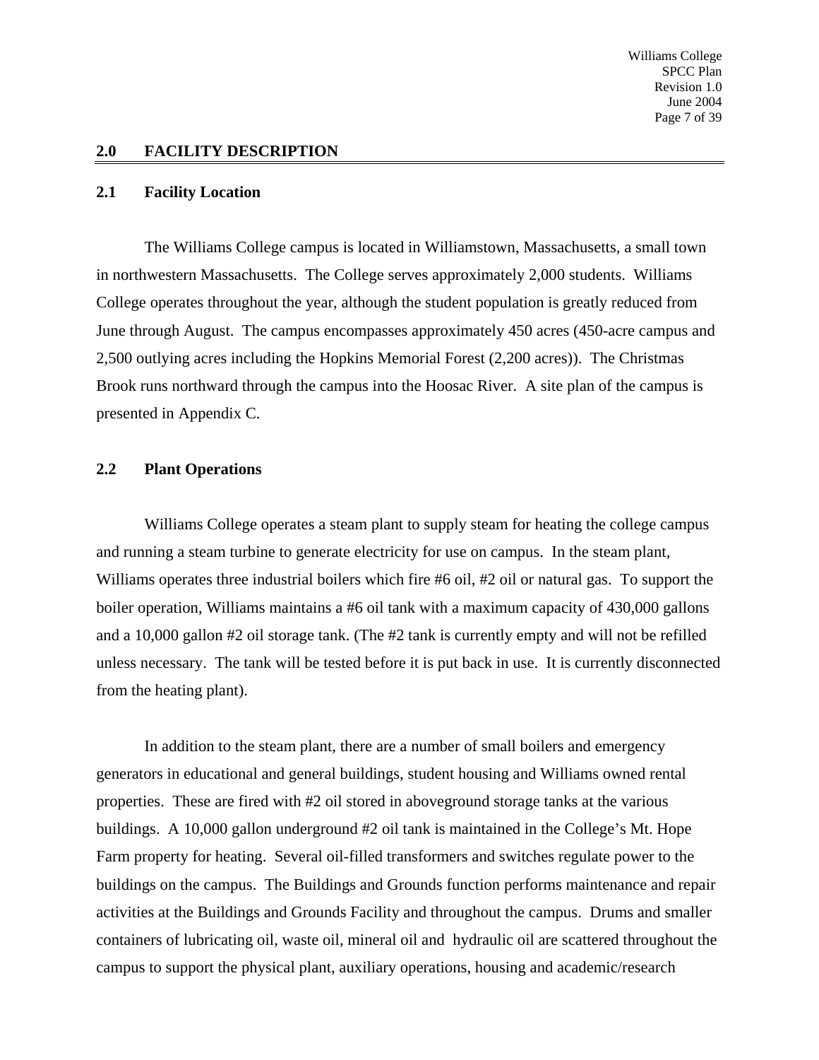## 2.0 FACILITY DESCRIPTION

### 2.1 Facility Location

The Williams College campus is located in Williamstown, Massachusetts, a small town in northwestern Massachusetts. The College serves approximately 2,000 students. Williams College operates throughout the year, although the student population is greatly reduced from June through August. The campus encompasses approximately 450 acres (450-acre campus and 2,500 outlying acres including the Hopkins Memorial Forest (2,200 acres)). The Christmas Brook runs northward through the campus into the Hoosac River. A site plan of the campus is presented in Appendix C.

### 2.2 Plant Operations

Williams College operates a steam plant to supply steam for heating the college campus and running a steam turbine to generate electricity for use on campus. In the steam plant, Williams operates three industrial boilers which fire #6 oil, #2 oil or natural gas. To support the boiler operation, Williams maintains a #6 oil tank with a maximum capacity of 430,000 gallons and a 10,000 gallon #2 oil storage tank. (The #2 tank is currently empty and will not be refilled unless necessary. The tank will be tested before it is put back in use. It is currently disconnected from the heating plant).

In addition to the steam plant, there are a number of small boilers and emergency generators in educational and general buildings, student housing and Williams owned rental properties. These are fired with #2 oil stored in aboveground storage tanks at the various buildings. A 10,000 gallon underground #2 oil tank is maintained in the College's Mt. Hope Farm property for heating. Several oil-filled transformers and switches regulate power to the buildings on the campus. The Buildings and Grounds function performs maintenance and repair activities at the Buildings and Grounds Facility and throughout the campus. Drums and smaller containers of lubricating oil, waste oil, mineral oil and hydraulic oil are scattered throughout the campus to support the physical plant, auxiliary operations, housing and academic/research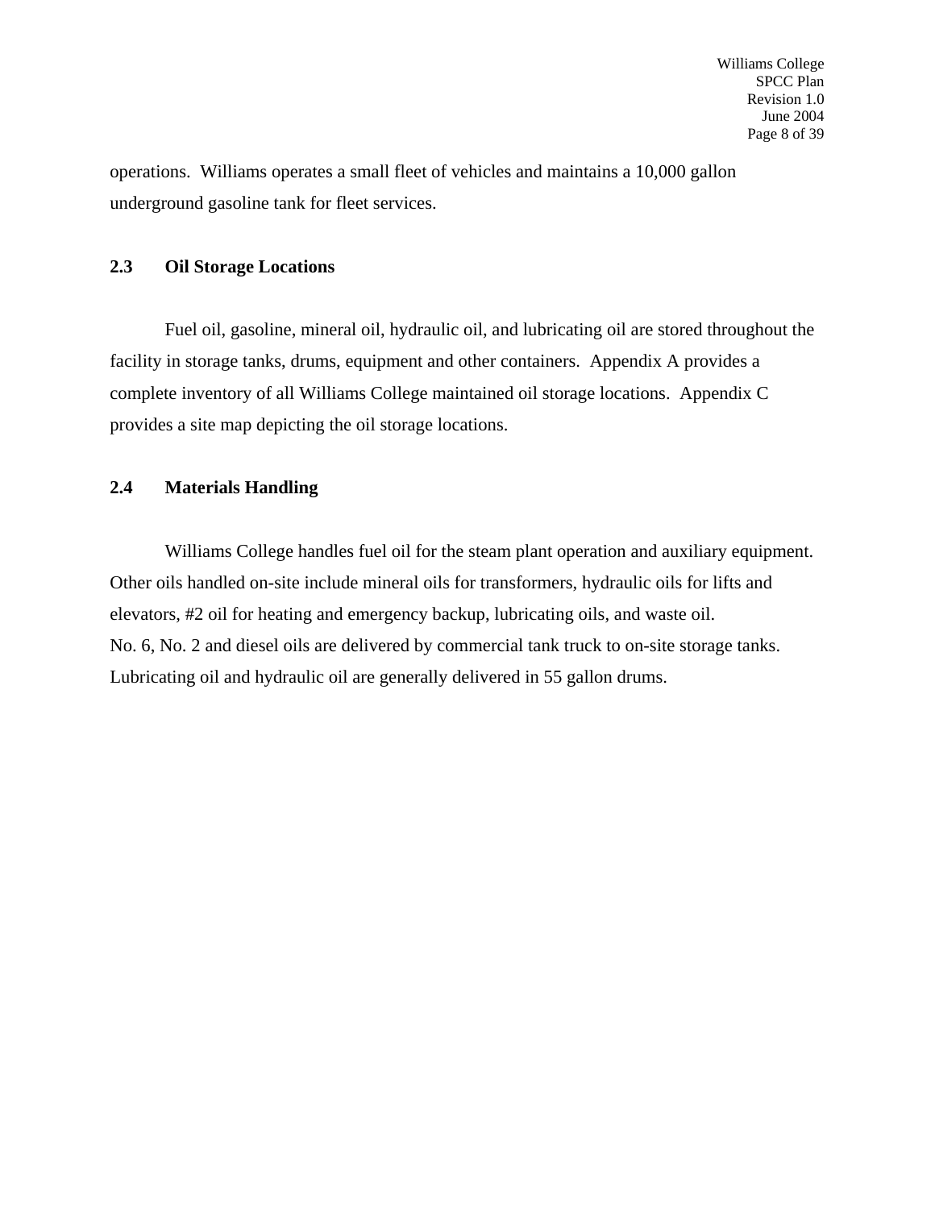operations.  Williams operates a small fleet of vehicles and maintains a 10,000 gallon underground gasoline tank for fleet services.

## 2.3 Oil Storage Locations

Fuel oil, gasoline, mineral oil, hydraulic oil, and lubricating oil are stored throughout the facility in storage tanks, drums, equipment and other containers.  Appendix A provides a complete inventory of all Williams College maintained oil storage locations.  Appendix C provides a site map depicting the oil storage locations.

## 2.4 Materials Handling

Williams College handles fuel oil for the steam plant operation and auxiliary equipment. Other oils handled on-site include mineral oils for transformers, hydraulic oils for lifts and elevators, #2 oil for heating and emergency backup, lubricating oils, and waste oil.
No. 6, No. 2 and diesel oils are delivered by commercial tank truck to on-site storage tanks. Lubricating oil and hydraulic oil are generally delivered in 55 gallon drums.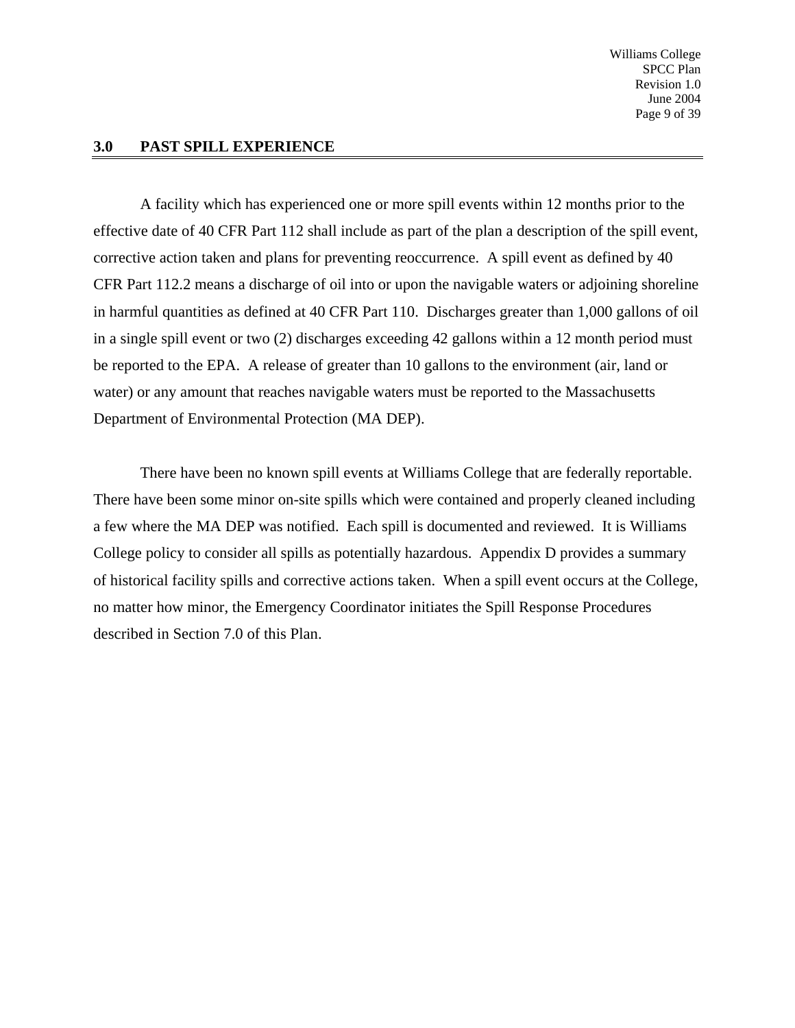## 3.0 PAST SPILL EXPERIENCE

A facility which has experienced one or more spill events within 12 months prior to the effective date of 40 CFR Part 112 shall include as part of the plan a description of the spill event, corrective action taken and plans for preventing reoccurrence. A spill event as defined by 40 CFR Part 112.2 means a discharge of oil into or upon the navigable waters or adjoining shoreline in harmful quantities as defined at 40 CFR Part 110. Discharges greater than 1,000 gallons of oil in a single spill event or two (2) discharges exceeding 42 gallons within a 12 month period must be reported to the EPA. A release of greater than 10 gallons to the environment (air, land or water) or any amount that reaches navigable waters must be reported to the Massachusetts Department of Environmental Protection (MA DEP).

There have been no known spill events at Williams College that are federally reportable. There have been some minor on-site spills which were contained and properly cleaned including a few where the MA DEP was notified. Each spill is documented and reviewed. It is Williams College policy to consider all spills as potentially hazardous. Appendix D provides a summary of historical facility spills and corrective actions taken. When a spill event occurs at the College, no matter how minor, the Emergency Coordinator initiates the Spill Response Procedures described in Section 7.0 of this Plan.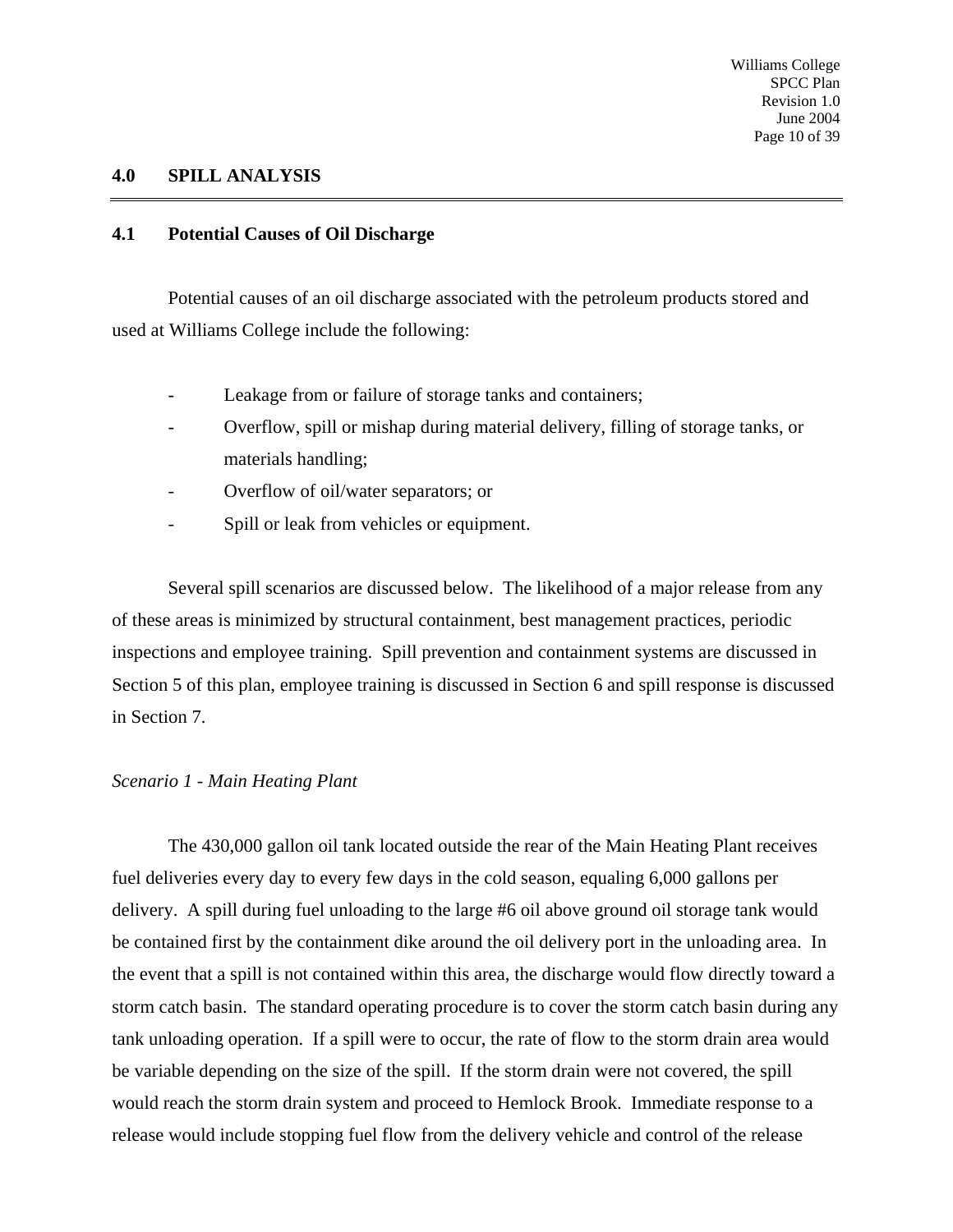## 4.0 SPILL ANALYSIS

### 4.1 Potential Causes of Oil Discharge

Potential causes of an oil discharge associated with the petroleum products stored and used at Williams College include the following:

- Leakage from or failure of storage tanks and containers;
- Overflow, spill or mishap during material delivery, filling of storage tanks, or materials handling;
- Overflow of oil/water separators; or
- Spill or leak from vehicles or equipment.

Several spill scenarios are discussed below. The likelihood of a major release from any of these areas is minimized by structural containment, best management practices, periodic inspections and employee training. Spill prevention and containment systems are discussed in Section 5 of this plan, employee training is discussed in Section 6 and spill response is discussed in Section 7.

*Scenario 1 - Main Heating Plant*

The 430,000 gallon oil tank located outside the rear of the Main Heating Plant receives fuel deliveries every day to every few days in the cold season, equaling 6,000 gallons per delivery. A spill during fuel unloading to the large #6 oil above ground oil storage tank would be contained first by the containment dike around the oil delivery port in the unloading area. In the event that a spill is not contained within this area, the discharge would flow directly toward a storm catch basin. The standard operating procedure is to cover the storm catch basin during any tank unloading operation. If a spill were to occur, the rate of flow to the storm drain area would be variable depending on the size of the spill. If the storm drain were not covered, the spill would reach the storm drain system and proceed to Hemlock Brook. Immediate response to a release would include stopping fuel flow from the delivery vehicle and control of the release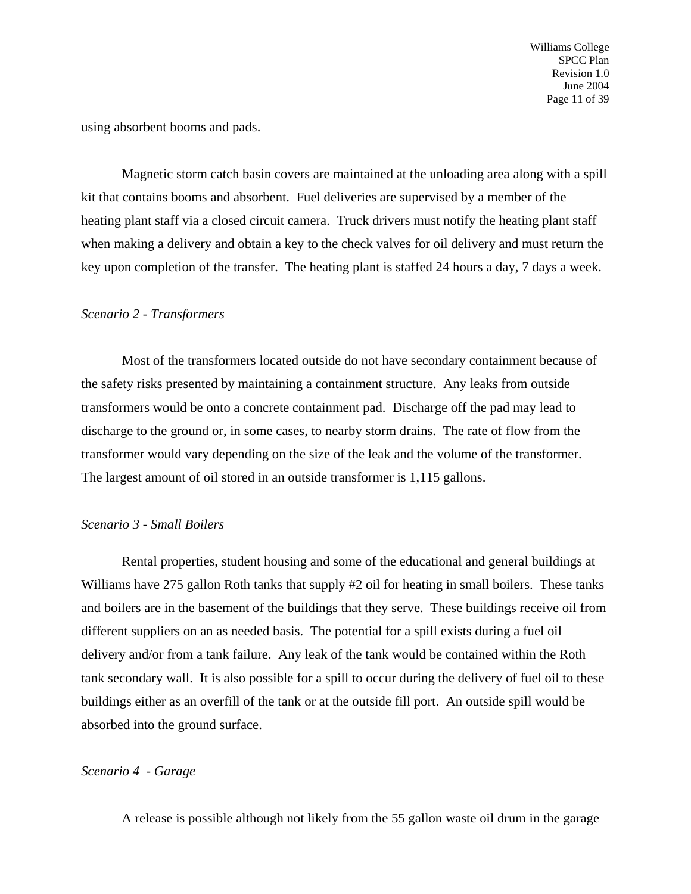using absorbent booms and pads.

Magnetic storm catch basin covers are maintained at the unloading area along with a spill kit that contains booms and absorbent. Fuel deliveries are supervised by a member of the heating plant staff via a closed circuit camera. Truck drivers must notify the heating plant staff when making a delivery and obtain a key to the check valves for oil delivery and must return the key upon completion of the transfer. The heating plant is staffed 24 hours a day, 7 days a week.

*Scenario 2 - Transformers*

Most of the transformers located outside do not have secondary containment because of the safety risks presented by maintaining a containment structure. Any leaks from outside transformers would be onto a concrete containment pad. Discharge off the pad may lead to discharge to the ground or, in some cases, to nearby storm drains. The rate of flow from the transformer would vary depending on the size of the leak and the volume of the transformer. The largest amount of oil stored in an outside transformer is 1,115 gallons.

*Scenario 3 - Small Boilers*

Rental properties, student housing and some of the educational and general buildings at Williams have 275 gallon Roth tanks that supply #2 oil for heating in small boilers. These tanks and boilers are in the basement of the buildings that they serve. These buildings receive oil from different suppliers on an as needed basis. The potential for a spill exists during a fuel oil delivery and/or from a tank failure. Any leak of the tank would be contained within the Roth tank secondary wall. It is also possible for a spill to occur during the delivery of fuel oil to these buildings either as an overfill of the tank or at the outside fill port. An outside spill would be absorbed into the ground surface.

*Scenario 4 - Garage*

A release is possible although not likely from the 55 gallon waste oil drum in the garage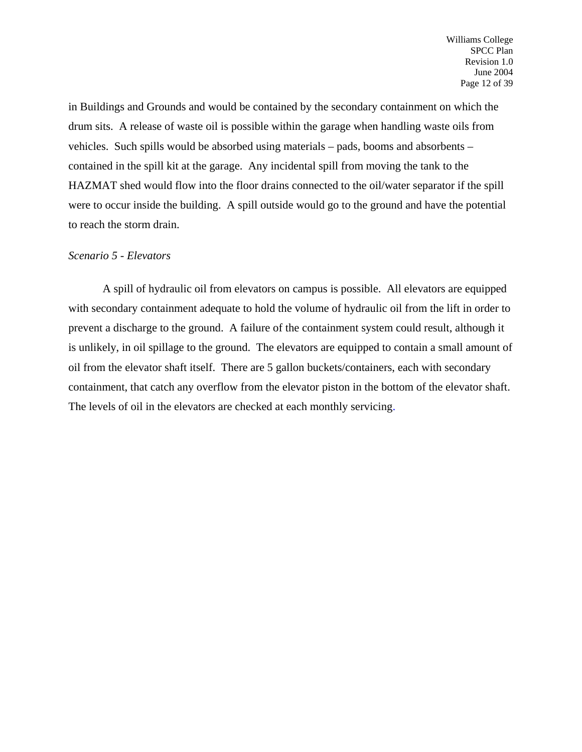in Buildings and Grounds and would be contained by the secondary containment on which the drum sits. A release of waste oil is possible within the garage when handling waste oils from vehicles. Such spills would be absorbed using materials – pads, booms and absorbents – contained in the spill kit at the garage. Any incidental spill from moving the tank to the HAZMAT shed would flow into the floor drains connected to the oil/water separator if the spill were to occur inside the building. A spill outside would go to the ground and have the potential to reach the storm drain.

*Scenario 5 - Elevators*

A spill of hydraulic oil from elevators on campus is possible. All elevators are equipped with secondary containment adequate to hold the volume of hydraulic oil from the lift in order to prevent a discharge to the ground. A failure of the containment system could result, although it is unlikely, in oil spillage to the ground. The elevators are equipped to contain a small amount of oil from the elevator shaft itself. There are 5 gallon buckets/containers, each with secondary containment, that catch any overflow from the elevator piston in the bottom of the elevator shaft. The levels of oil in the elevators are checked at each monthly servicing.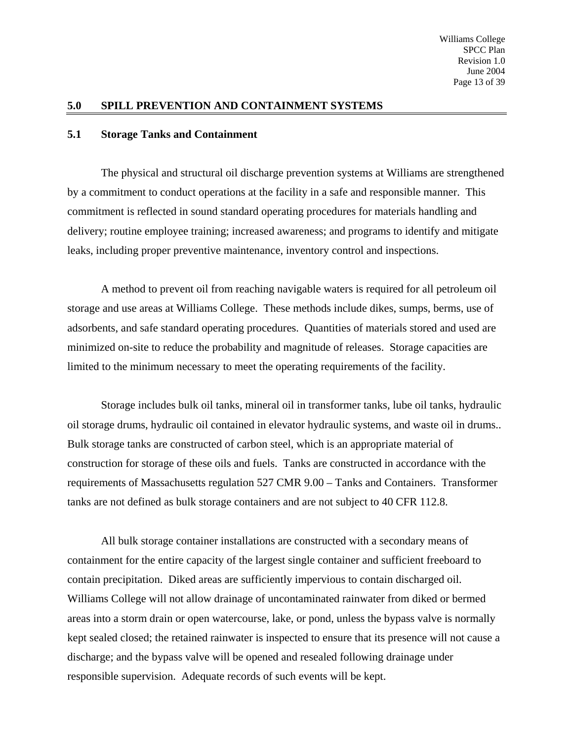## 5.0 SPILL PREVENTION AND CONTAINMENT SYSTEMS

### 5.1 Storage Tanks and Containment

The physical and structural oil discharge prevention systems at Williams are strengthened by a commitment to conduct operations at the facility in a safe and responsible manner. This commitment is reflected in sound standard operating procedures for materials handling and delivery; routine employee training; increased awareness; and programs to identify and mitigate leaks, including proper preventive maintenance, inventory control and inspections.

A method to prevent oil from reaching navigable waters is required for all petroleum oil storage and use areas at Williams College. These methods include dikes, sumps, berms, use of adsorbents, and safe standard operating procedures. Quantities of materials stored and used are minimized on-site to reduce the probability and magnitude of releases. Storage capacities are limited to the minimum necessary to meet the operating requirements of the facility.

Storage includes bulk oil tanks, mineral oil in transformer tanks, lube oil tanks, hydraulic oil storage drums, hydraulic oil contained in elevator hydraulic systems, and waste oil in drums.. Bulk storage tanks are constructed of carbon steel, which is an appropriate material of construction for storage of these oils and fuels. Tanks are constructed in accordance with the requirements of Massachusetts regulation 527 CMR 9.00 – Tanks and Containers. Transformer tanks are not defined as bulk storage containers and are not subject to 40 CFR 112.8.

All bulk storage container installations are constructed with a secondary means of containment for the entire capacity of the largest single container and sufficient freeboard to contain precipitation. Diked areas are sufficiently impervious to contain discharged oil. Williams College will not allow drainage of uncontaminated rainwater from diked or bermed areas into a storm drain or open watercourse, lake, or pond, unless the bypass valve is normally kept sealed closed; the retained rainwater is inspected to ensure that its presence will not cause a discharge; and the bypass valve will be opened and resealed following drainage under responsible supervision. Adequate records of such events will be kept.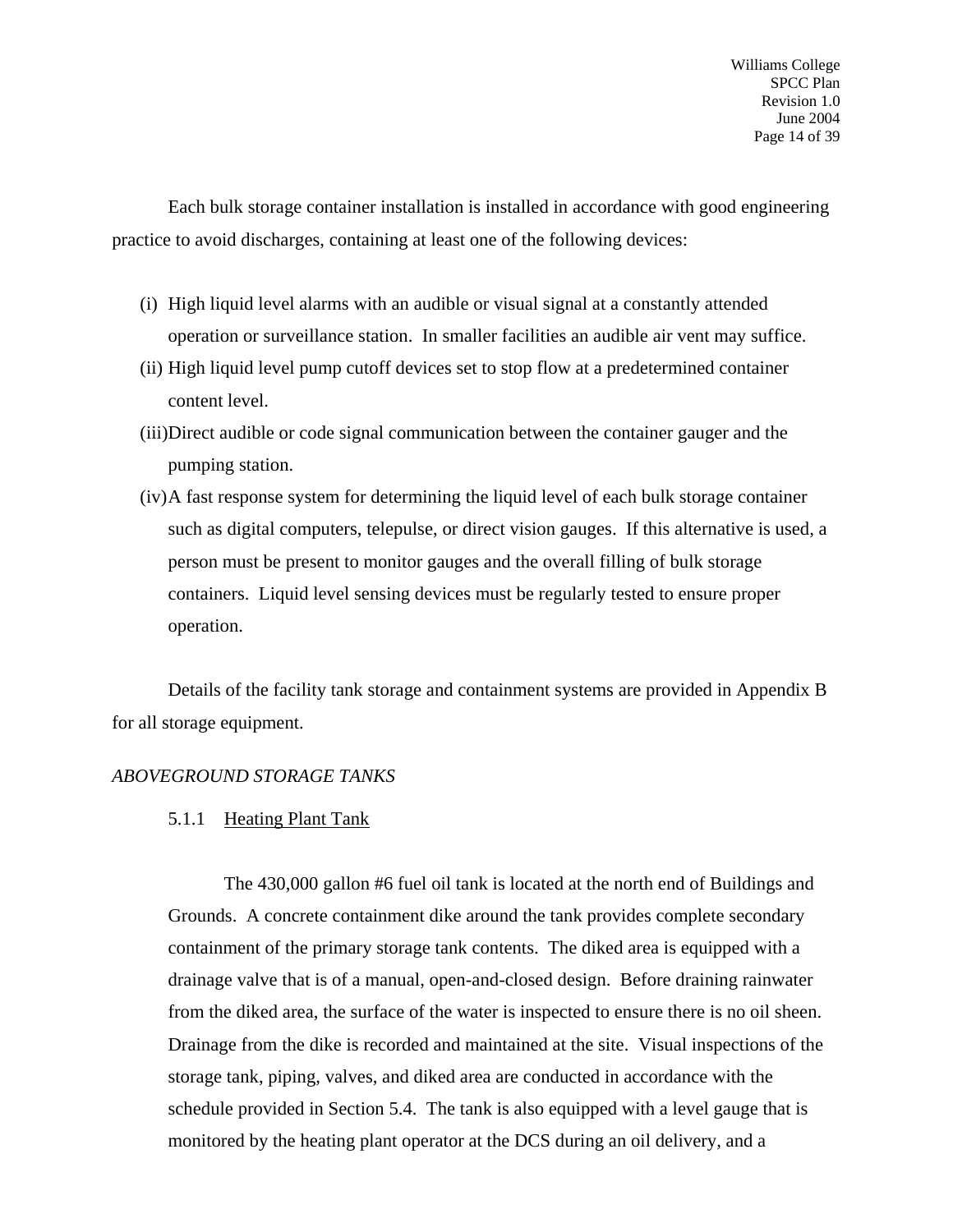Each bulk storage container installation is installed in accordance with good engineering practice to avoid discharges, containing at least one of the following devices:

(i) High liquid level alarms with an audible or visual signal at a constantly attended operation or surveillance station. In smaller facilities an audible air vent may suffice.

(ii) High liquid level pump cutoff devices set to stop flow at a predetermined container content level.

(iii) Direct audible or code signal communication between the container gauger and the pumping station.

(iv) A fast response system for determining the liquid level of each bulk storage container such as digital computers, telepulse, or direct vision gauges. If this alternative is used, a person must be present to monitor gauges and the overall filling of bulk storage containers. Liquid level sensing devices must be regularly tested to ensure proper operation.

Details of the facility tank storage and containment systems are provided in Appendix B for all storage equipment.

*ABOVEGROUND STORAGE TANKS*

5.1.1 <u>Heating Plant Tank</u>

The 430,000 gallon #6 fuel oil tank is located at the north end of Buildings and Grounds. A concrete containment dike around the tank provides complete secondary containment of the primary storage tank contents. The diked area is equipped with a drainage valve that is of a manual, open-and-closed design. Before draining rainwater from the diked area, the surface of the water is inspected to ensure there is no oil sheen. Drainage from the dike is recorded and maintained at the site. Visual inspections of the storage tank, piping, valves, and diked area are conducted in accordance with the schedule provided in Section 5.4. The tank is also equipped with a level gauge that is monitored by the heating plant operator at the DCS during an oil delivery, and a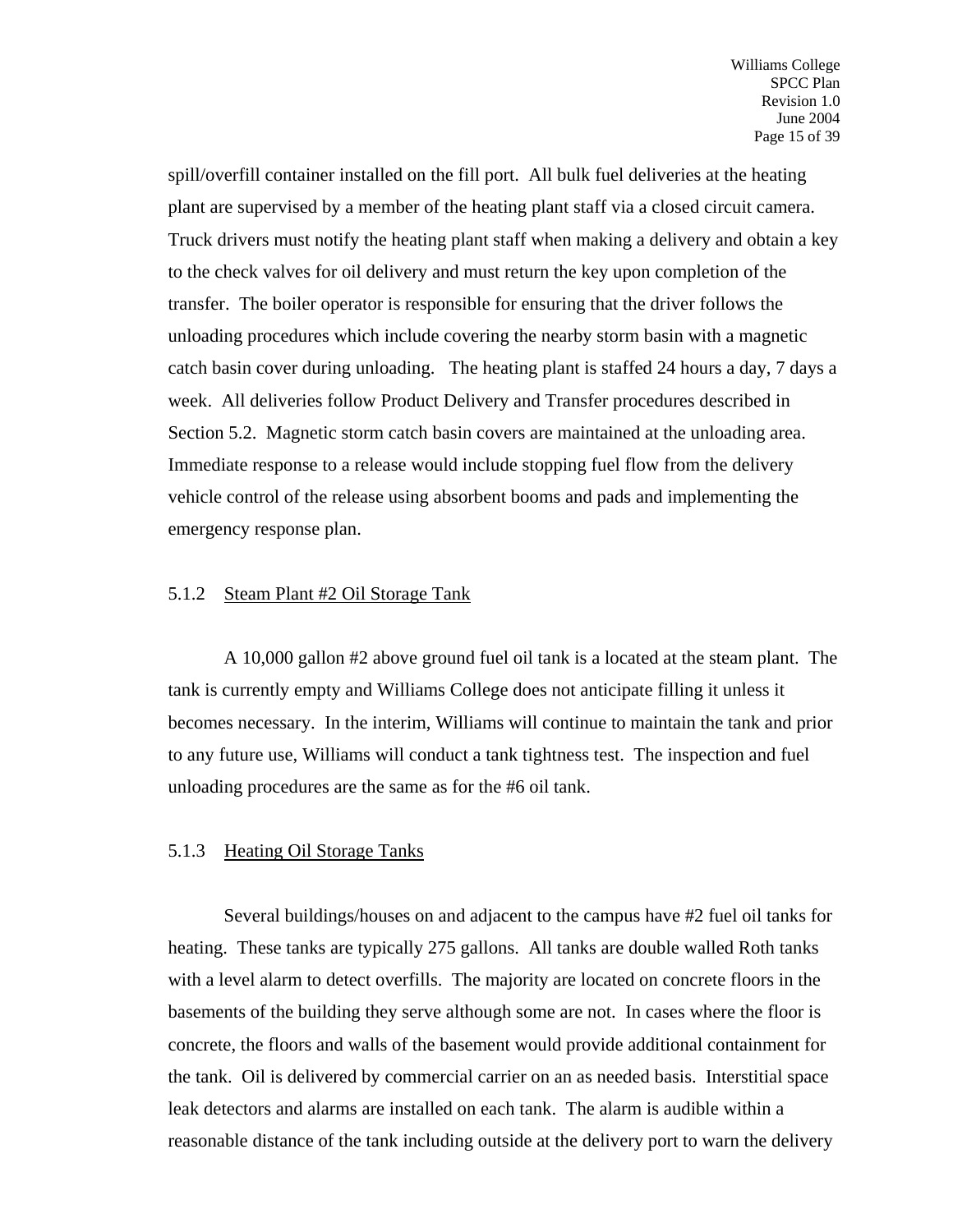spill/overfill container installed on the fill port. All bulk fuel deliveries at the heating plant are supervised by a member of the heating plant staff via a closed circuit camera. Truck drivers must notify the heating plant staff when making a delivery and obtain a key to the check valves for oil delivery and must return the key upon completion of the transfer. The boiler operator is responsible for ensuring that the driver follows the unloading procedures which include covering the nearby storm basin with a magnetic catch basin cover during unloading. The heating plant is staffed 24 hours a day, 7 days a week. All deliveries follow Product Delivery and Transfer procedures described in Section 5.2. Magnetic storm catch basin covers are maintained at the unloading area. Immediate response to a release would include stopping fuel flow from the delivery vehicle control of the release using absorbent booms and pads and implementing the emergency response plan.

### 5.1.2 Steam Plant #2 Oil Storage Tank

A 10,000 gallon #2 above ground fuel oil tank is a located at the steam plant. The tank is currently empty and Williams College does not anticipate filling it unless it becomes necessary. In the interim, Williams will continue to maintain the tank and prior to any future use, Williams will conduct a tank tightness test. The inspection and fuel unloading procedures are the same as for the #6 oil tank.

### 5.1.3 Heating Oil Storage Tanks

Several buildings/houses on and adjacent to the campus have #2 fuel oil tanks for heating. These tanks are typically 275 gallons. All tanks are double walled Roth tanks with a level alarm to detect overfills. The majority are located on concrete floors in the basements of the building they serve although some are not. In cases where the floor is concrete, the floors and walls of the basement would provide additional containment for the tank. Oil is delivered by commercial carrier on an as needed basis. Interstitial space leak detectors and alarms are installed on each tank. The alarm is audible within a reasonable distance of the tank including outside at the delivery port to warn the delivery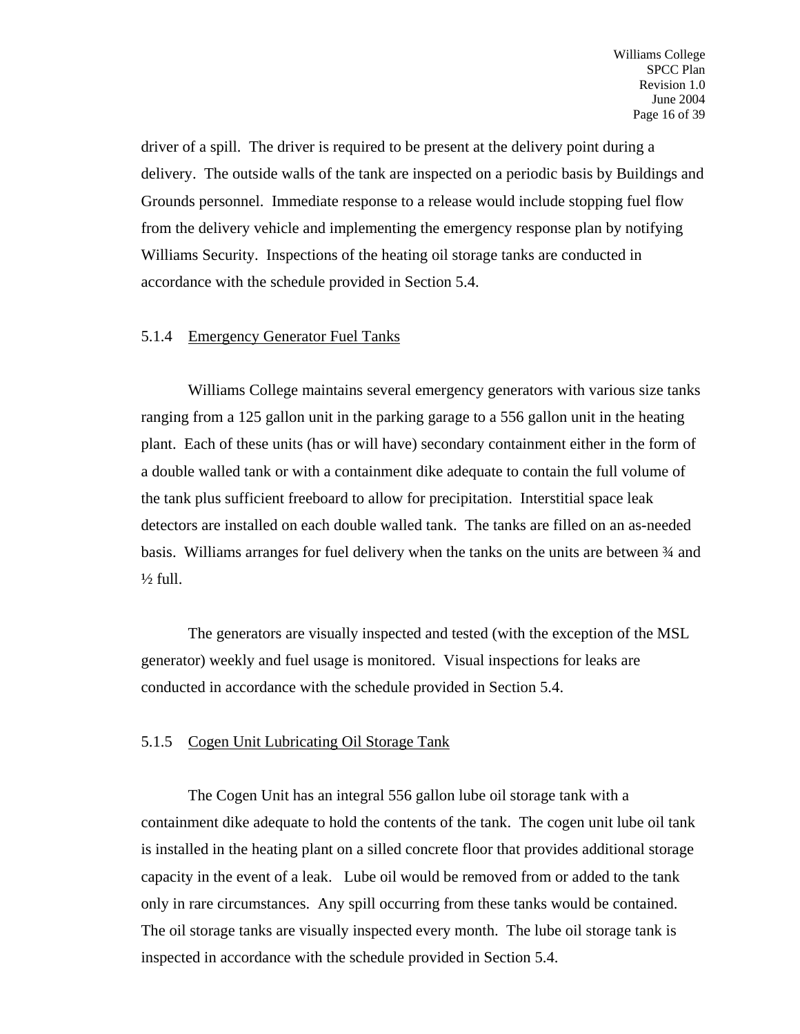driver of a spill. The driver is required to be present at the delivery point during a delivery. The outside walls of the tank are inspected on a periodic basis by Buildings and Grounds personnel. Immediate response to a release would include stopping fuel flow from the delivery vehicle and implementing the emergency response plan by notifying Williams Security. Inspections of the heating oil storage tanks are conducted in accordance with the schedule provided in Section 5.4.

### 5.1.4 Emergency Generator Fuel Tanks

Williams College maintains several emergency generators with various size tanks ranging from a 125 gallon unit in the parking garage to a 556 gallon unit in the heating plant. Each of these units (has or will have) secondary containment either in the form of a double walled tank or with a containment dike adequate to contain the full volume of the tank plus sufficient freeboard to allow for precipitation. Interstitial space leak detectors are installed on each double walled tank. The tanks are filled on an as-needed basis. Williams arranges for fuel delivery when the tanks on the units are between ¾ and ½ full.

The generators are visually inspected and tested (with the exception of the MSL generator) weekly and fuel usage is monitored. Visual inspections for leaks are conducted in accordance with the schedule provided in Section 5.4.

### 5.1.5 Cogen Unit Lubricating Oil Storage Tank

The Cogen Unit has an integral 556 gallon lube oil storage tank with a containment dike adequate to hold the contents of the tank. The cogen unit lube oil tank is installed in the heating plant on a silled concrete floor that provides additional storage capacity in the event of a leak. Lube oil would be removed from or added to the tank only in rare circumstances. Any spill occurring from these tanks would be contained. The oil storage tanks are visually inspected every month. The lube oil storage tank is inspected in accordance with the schedule provided in Section 5.4.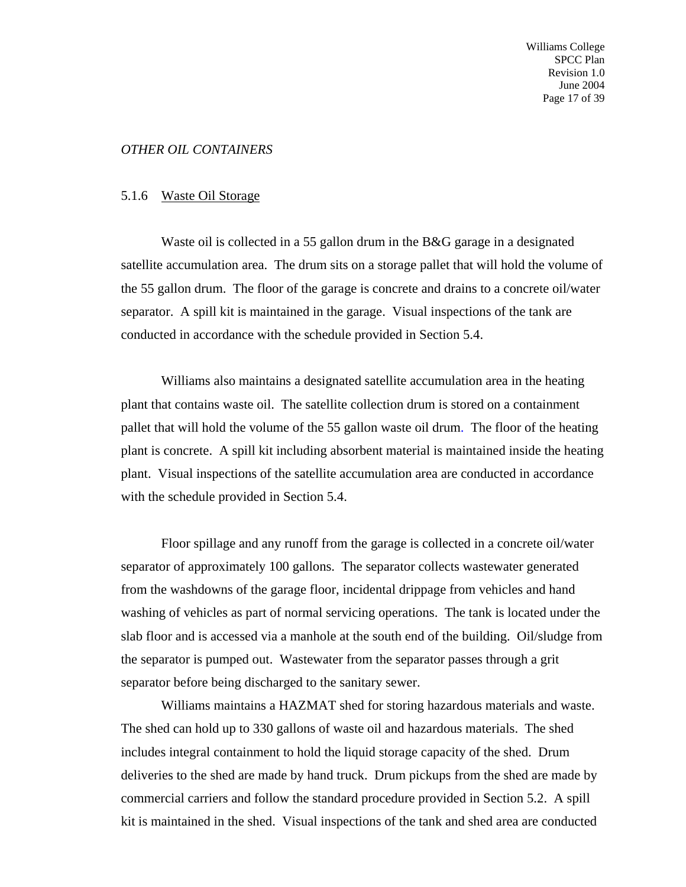*OTHER OIL CONTAINERS*

### 5.1.6 Waste Oil Storage

Waste oil is collected in a 55 gallon drum in the B&G garage in a designated satellite accumulation area. The drum sits on a storage pallet that will hold the volume of the 55 gallon drum. The floor of the garage is concrete and drains to a concrete oil/water separator. A spill kit is maintained in the garage. Visual inspections of the tank are conducted in accordance with the schedule provided in Section 5.4.

Williams also maintains a designated satellite accumulation area in the heating plant that contains waste oil. The satellite collection drum is stored on a containment pallet that will hold the volume of the 55 gallon waste oil drum. The floor of the heating plant is concrete. A spill kit including absorbent material is maintained inside the heating plant. Visual inspections of the satellite accumulation area are conducted in accordance with the schedule provided in Section 5.4.

Floor spillage and any runoff from the garage is collected in a concrete oil/water separator of approximately 100 gallons. The separator collects wastewater generated from the washdowns of the garage floor, incidental drippage from vehicles and hand washing of vehicles as part of normal servicing operations. The tank is located under the slab floor and is accessed via a manhole at the south end of the building. Oil/sludge from the separator is pumped out. Wastewater from the separator passes through a grit separator before being discharged to the sanitary sewer.

Williams maintains a HAZMAT shed for storing hazardous materials and waste. The shed can hold up to 330 gallons of waste oil and hazardous materials. The shed includes integral containment to hold the liquid storage capacity of the shed. Drum deliveries to the shed are made by hand truck. Drum pickups from the shed are made by commercial carriers and follow the standard procedure provided in Section 5.2. A spill kit is maintained in the shed. Visual inspections of the tank and shed area are conducted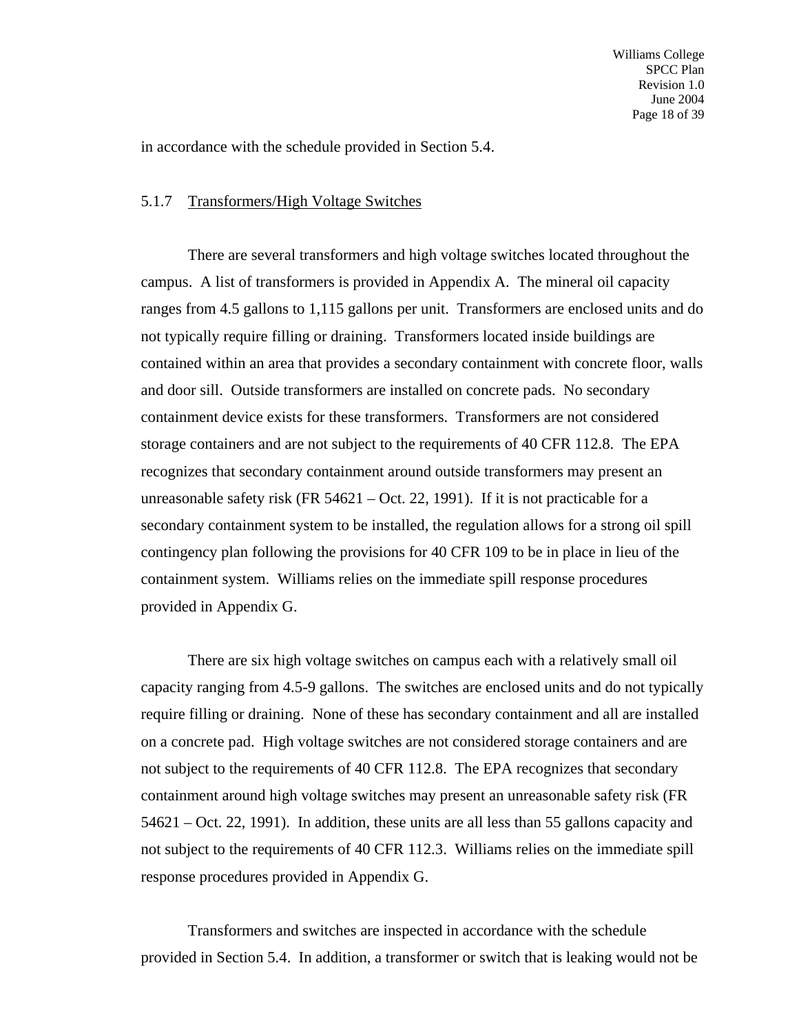in accordance with the schedule provided in Section 5.4.

### 5.1.7 Transformers/High Voltage Switches

There are several transformers and high voltage switches located throughout the campus. A list of transformers is provided in Appendix A. The mineral oil capacity ranges from 4.5 gallons to 1,115 gallons per unit. Transformers are enclosed units and do not typically require filling or draining. Transformers located inside buildings are contained within an area that provides a secondary containment with concrete floor, walls and door sill. Outside transformers are installed on concrete pads. No secondary containment device exists for these transformers. Transformers are not considered storage containers and are not subject to the requirements of 40 CFR 112.8. The EPA recognizes that secondary containment around outside transformers may present an unreasonable safety risk (FR 54621 – Oct. 22, 1991). If it is not practicable for a secondary containment system to be installed, the regulation allows for a strong oil spill contingency plan following the provisions for 40 CFR 109 to be in place in lieu of the containment system. Williams relies on the immediate spill response procedures provided in Appendix G.

There are six high voltage switches on campus each with a relatively small oil capacity ranging from 4.5-9 gallons. The switches are enclosed units and do not typically require filling or draining. None of these has secondary containment and all are installed on a concrete pad. High voltage switches are not considered storage containers and are not subject to the requirements of 40 CFR 112.8. The EPA recognizes that secondary containment around high voltage switches may present an unreasonable safety risk (FR 54621 – Oct. 22, 1991). In addition, these units are all less than 55 gallons capacity and not subject to the requirements of 40 CFR 112.3. Williams relies on the immediate spill response procedures provided in Appendix G.

Transformers and switches are inspected in accordance with the schedule provided in Section 5.4. In addition, a transformer or switch that is leaking would not be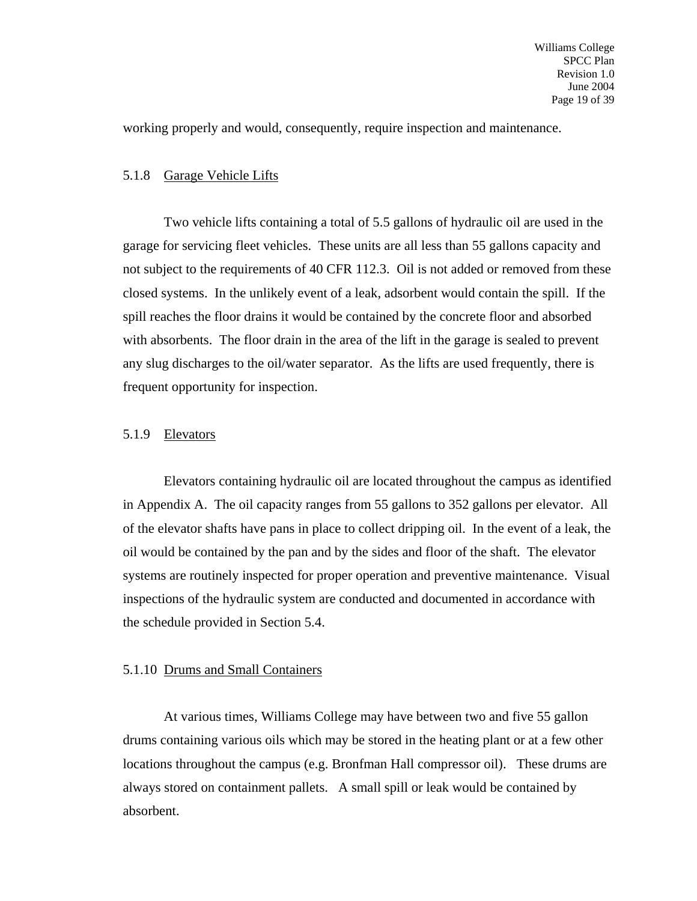working properly and would, consequently, require inspection and maintenance.

#### 5.1.8 Garage Vehicle Lifts

Two vehicle lifts containing a total of 5.5 gallons of hydraulic oil are used in the garage for servicing fleet vehicles. These units are all less than 55 gallons capacity and not subject to the requirements of 40 CFR 112.3. Oil is not added or removed from these closed systems. In the unlikely event of a leak, adsorbent would contain the spill. If the spill reaches the floor drains it would be contained by the concrete floor and absorbed with absorbents. The floor drain in the area of the lift in the garage is sealed to prevent any slug discharges to the oil/water separator. As the lifts are used frequently, there is frequent opportunity for inspection.

#### 5.1.9 Elevators

Elevators containing hydraulic oil are located throughout the campus as identified in Appendix A. The oil capacity ranges from 55 gallons to 352 gallons per elevator. All of the elevator shafts have pans in place to collect dripping oil. In the event of a leak, the oil would be contained by the pan and by the sides and floor of the shaft. The elevator systems are routinely inspected for proper operation and preventive maintenance. Visual inspections of the hydraulic system are conducted and documented in accordance with the schedule provided in Section 5.4.

#### 5.1.10 Drums and Small Containers

At various times, Williams College may have between two and five 55 gallon drums containing various oils which may be stored in the heating plant or at a few other locations throughout the campus (e.g. Bronfman Hall compressor oil). These drums are always stored on containment pallets. A small spill or leak would be contained by absorbent.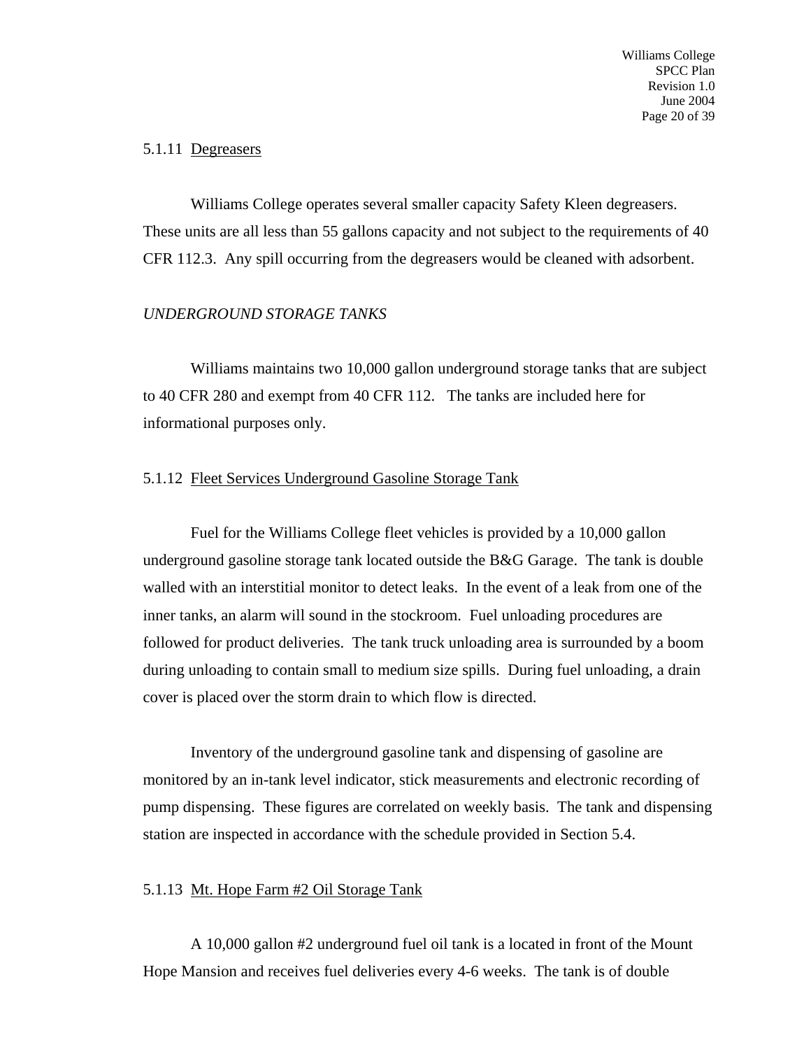5.1.11 Degreasers

Williams College operates several smaller capacity Safety Kleen degreasers. These units are all less than 55 gallons capacity and not subject to the requirements of 40 CFR 112.3. Any spill occurring from the degreasers would be cleaned with adsorbent.

*UNDERGROUND STORAGE TANKS*

Williams maintains two 10,000 gallon underground storage tanks that are subject to 40 CFR 280 and exempt from 40 CFR 112. The tanks are included here for informational purposes only.

5.1.12 Fleet Services Underground Gasoline Storage Tank

Fuel for the Williams College fleet vehicles is provided by a 10,000 gallon underground gasoline storage tank located outside the B&G Garage. The tank is double walled with an interstitial monitor to detect leaks. In the event of a leak from one of the inner tanks, an alarm will sound in the stockroom. Fuel unloading procedures are followed for product deliveries. The tank truck unloading area is surrounded by a boom during unloading to contain small to medium size spills. During fuel unloading, a drain cover is placed over the storm drain to which flow is directed.

Inventory of the underground gasoline tank and dispensing of gasoline are monitored by an in-tank level indicator, stick measurements and electronic recording of pump dispensing. These figures are correlated on weekly basis. The tank and dispensing station are inspected in accordance with the schedule provided in Section 5.4.

5.1.13 Mt. Hope Farm #2 Oil Storage Tank

A 10,000 gallon #2 underground fuel oil tank is a located in front of the Mount Hope Mansion and receives fuel deliveries every 4-6 weeks. The tank is of double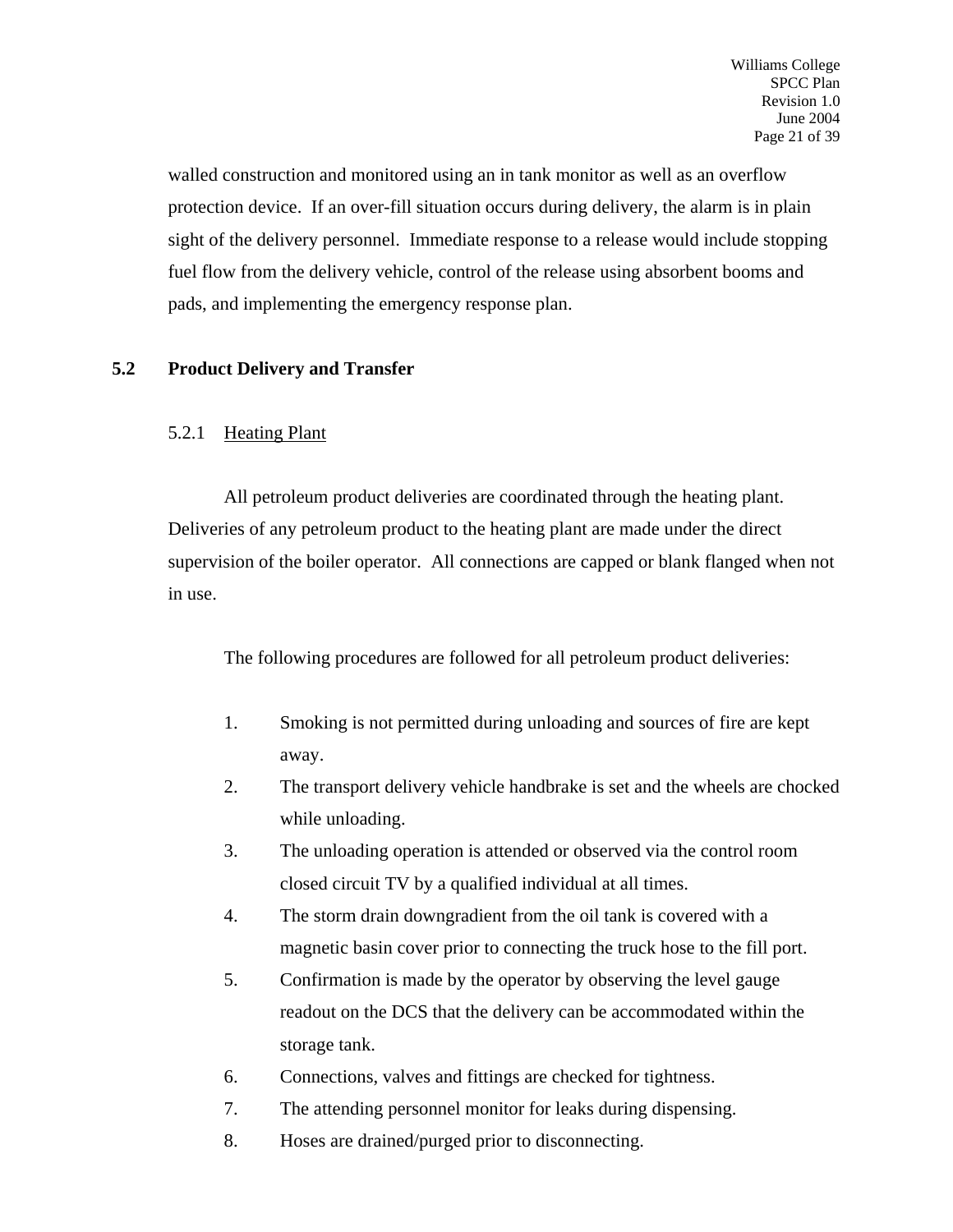walled construction and monitored using an in tank monitor as well as an overflow protection device. If an over-fill situation occurs during delivery, the alarm is in plain sight of the delivery personnel. Immediate response to a release would include stopping fuel flow from the delivery vehicle, control of the release using absorbent booms and pads, and implementing the emergency response plan.

## 5.2 Product Delivery and Transfer

### 5.2.1 Heating Plant

All petroleum product deliveries are coordinated through the heating plant. Deliveries of any petroleum product to the heating plant are made under the direct supervision of the boiler operator. All connections are capped or blank flanged when not in use.

The following procedures are followed for all petroleum product deliveries:

1. Smoking is not permitted during unloading and sources of fire are kept away.
2. The transport delivery vehicle handbrake is set and the wheels are chocked while unloading.
3. The unloading operation is attended or observed via the control room closed circuit TV by a qualified individual at all times.
4. The storm drain downgradient from the oil tank is covered with a magnetic basin cover prior to connecting the truck hose to the fill port.
5. Confirmation is made by the operator by observing the level gauge readout on the DCS that the delivery can be accommodated within the storage tank.
6. Connections, valves and fittings are checked for tightness.
7. The attending personnel monitor for leaks during dispensing.
8. Hoses are drained/purged prior to disconnecting.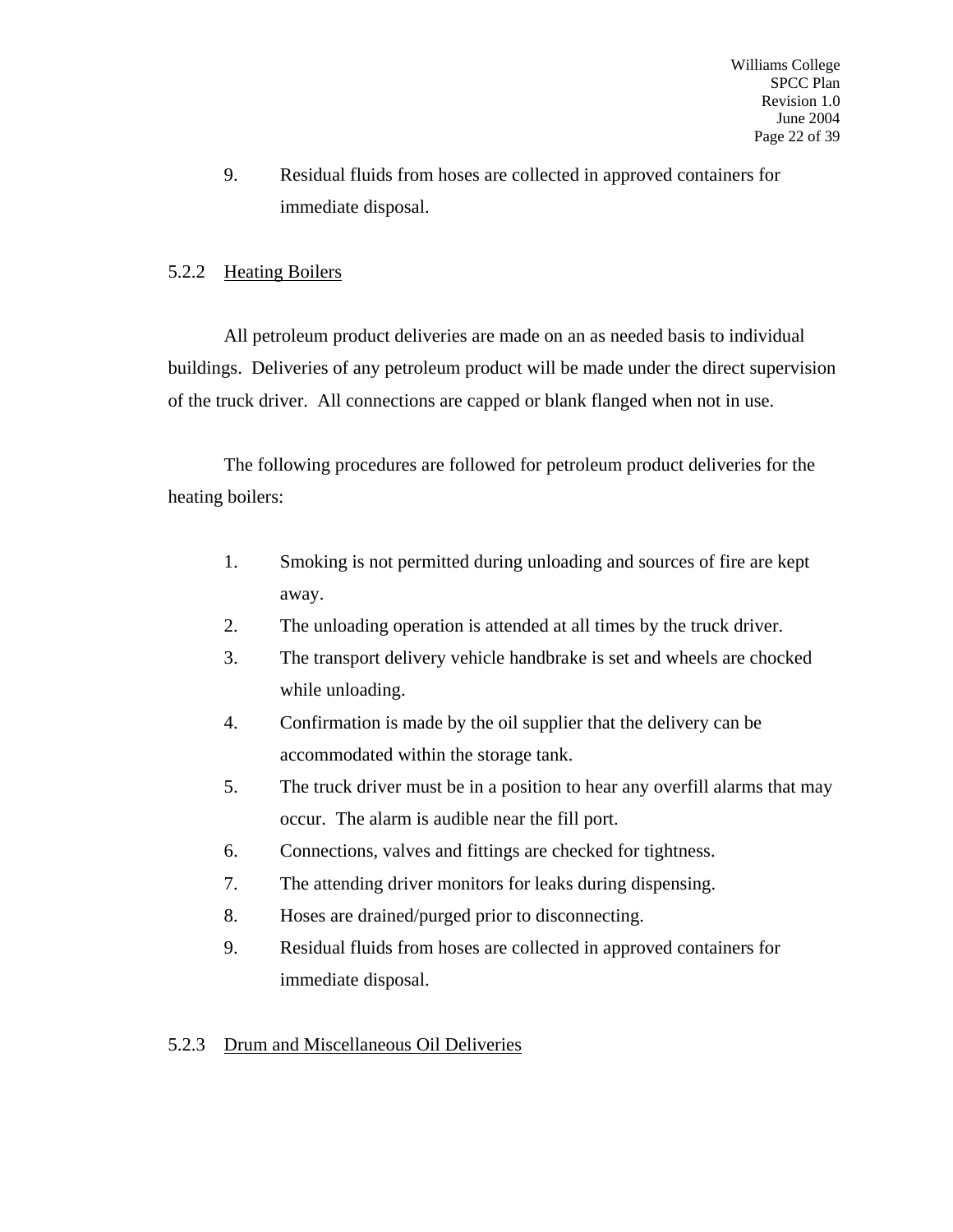9. Residual fluids from hoses are collected in approved containers for immediate disposal.

#### 5.2.2 Heating Boilers

All petroleum product deliveries are made on an as needed basis to individual buildings. Deliveries of any petroleum product will be made under the direct supervision of the truck driver. All connections are capped or blank flanged when not in use.

The following procedures are followed for petroleum product deliveries for the heating boilers:

1. Smoking is not permitted during unloading and sources of fire are kept away.
2. The unloading operation is attended at all times by the truck driver.
3. The transport delivery vehicle handbrake is set and wheels are chocked while unloading.
4. Confirmation is made by the oil supplier that the delivery can be accommodated within the storage tank.
5. The truck driver must be in a position to hear any overfill alarms that may occur. The alarm is audible near the fill port.
6. Connections, valves and fittings are checked for tightness.
7. The attending driver monitors for leaks during dispensing.
8. Hoses are drained/purged prior to disconnecting.
9. Residual fluids from hoses are collected in approved containers for immediate disposal.

#### 5.2.3 Drum and Miscellaneous Oil Deliveries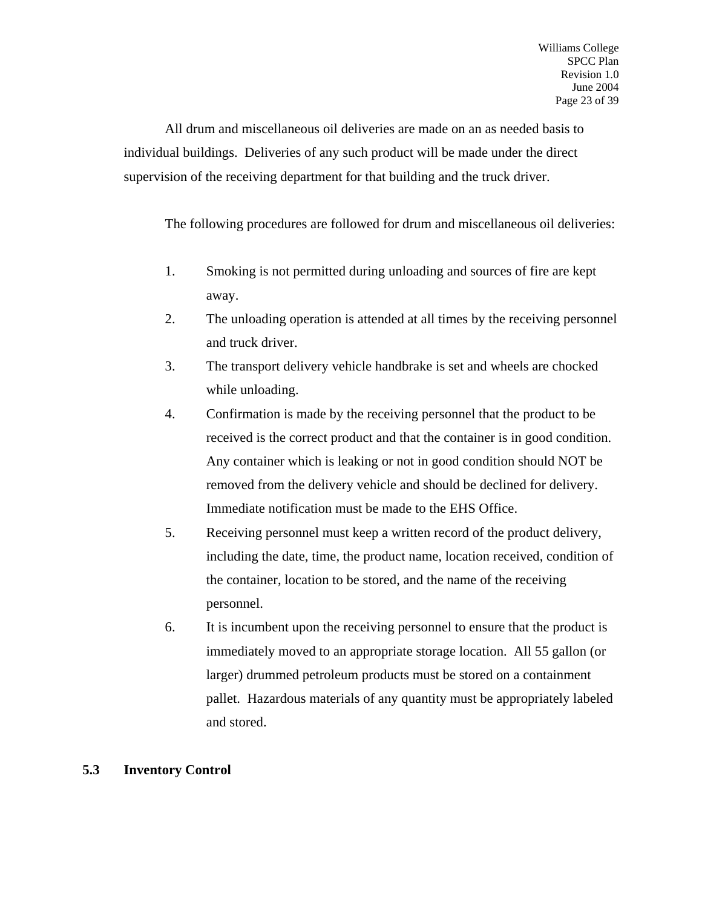All drum and miscellaneous oil deliveries are made on an as needed basis to individual buildings. Deliveries of any such product will be made under the direct supervision of the receiving department for that building and the truck driver.

The following procedures are followed for drum and miscellaneous oil deliveries:

1. Smoking is not permitted during unloading and sources of fire are kept away.
2. The unloading operation is attended at all times by the receiving personnel and truck driver.
3. The transport delivery vehicle handbrake is set and wheels are chocked while unloading.
4. Confirmation is made by the receiving personnel that the product to be received is the correct product and that the container is in good condition. Any container which is leaking or not in good condition should NOT be removed from the delivery vehicle and should be declined for delivery. Immediate notification must be made to the EHS Office.
5. Receiving personnel must keep a written record of the product delivery, including the date, time, the product name, location received, condition of the container, location to be stored, and the name of the receiving personnel.
6. It is incumbent upon the receiving personnel to ensure that the product is immediately moved to an appropriate storage location. All 55 gallon (or larger) drummed petroleum products must be stored on a containment pallet. Hazardous materials of any quantity must be appropriately labeled and stored.

## 5.3 Inventory Control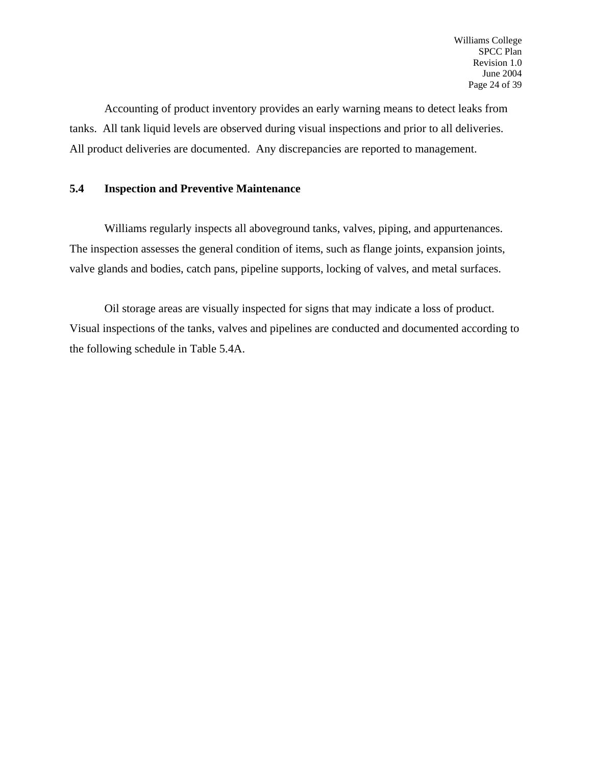Accounting of product inventory provides an early warning means to detect leaks from tanks. All tank liquid levels are observed during visual inspections and prior to all deliveries. All product deliveries are documented. Any discrepancies are reported to management.

## 5.4 Inspection and Preventive Maintenance

Williams regularly inspects all aboveground tanks, valves, piping, and appurtenances. The inspection assesses the general condition of items, such as flange joints, expansion joints, valve glands and bodies, catch pans, pipeline supports, locking of valves, and metal surfaces.

Oil storage areas are visually inspected for signs that may indicate a loss of product. Visual inspections of the tanks, valves and pipelines are conducted and documented according to the following schedule in Table 5.4A.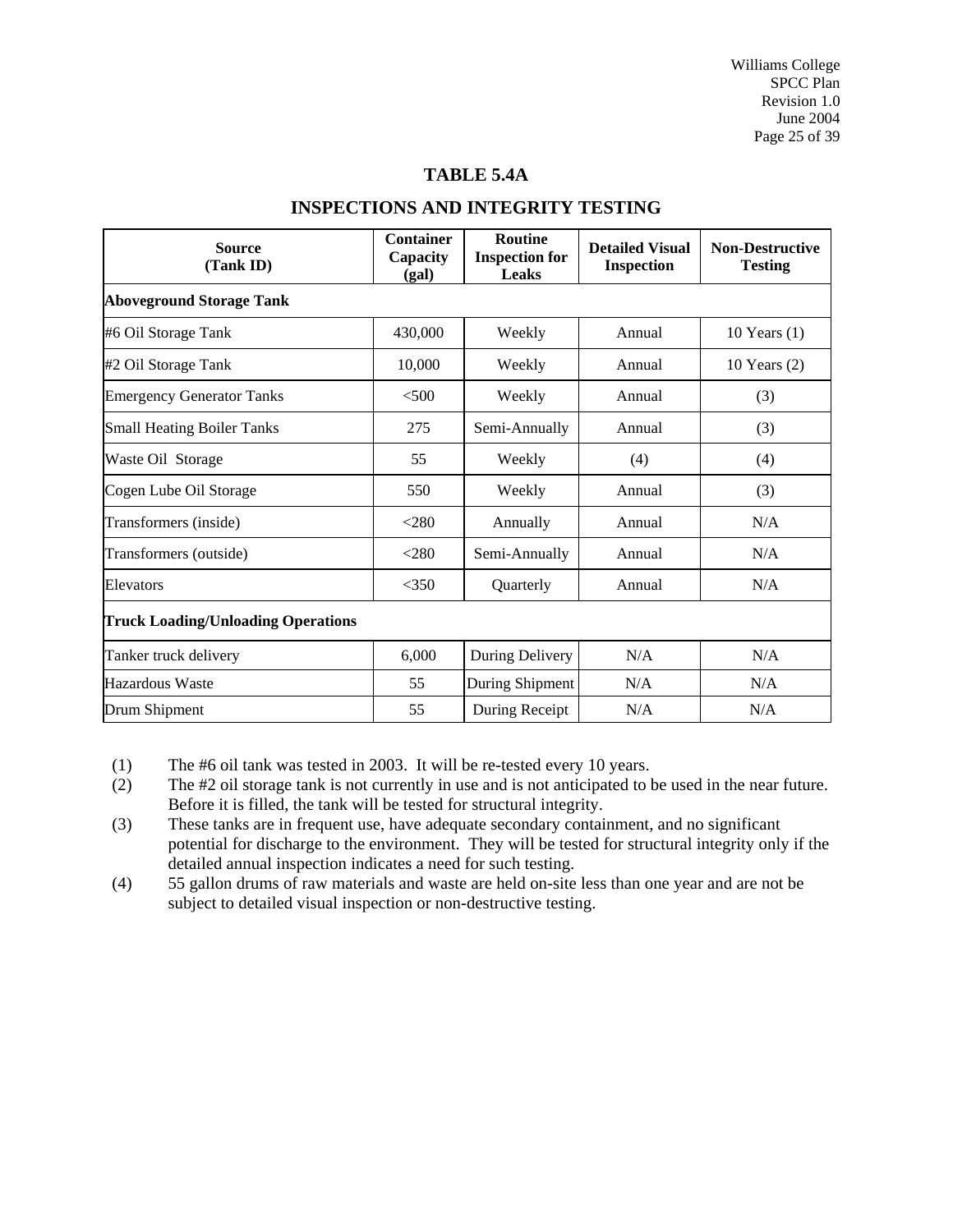## TABLE 5.4A

## INSPECTIONS AND INTEGRITY TESTING

| Source (Tank ID) | Container Capacity (gal) | Routine Inspection for Leaks | Detailed Visual Inspection | Non-Destructive Testing |
|---|---|---|---|---|
| **Aboveground Storage Tank** | | | | |
| #6 Oil Storage Tank | 430,000 | Weekly | Annual | 10 Years (1) |
| #2 Oil Storage Tank | 10,000 | Weekly | Annual | 10 Years (2) |
| Emergency Generator Tanks | <500 | Weekly | Annual | (3) |
| Small Heating Boiler Tanks | 275 | Semi-Annually | Annual | (3) |
| Waste Oil Storage | 55 | Weekly | (4) | (4) |
| Cogen Lube Oil Storage | 550 | Weekly | Annual | (3) |
| Transformers (inside) | <280 | Annually | Annual | N/A |
| Transformers (outside) | <280 | Semi-Annually | Annual | N/A |
| Elevators | <350 | Quarterly | Annual | N/A |
| **Truck Loading/Unloading Operations** | | | | |
| Tanker truck delivery | 6,000 | During Delivery | N/A | N/A |
| Hazardous Waste | 55 | During Shipment | N/A | N/A |
| Drum Shipment | 55 | During Receipt | N/A | N/A |

(1) The #6 oil tank was tested in 2003. It will be re-tested every 10 years.

(2) The #2 oil storage tank is not currently in use and is not anticipated to be used in the near future. Before it is filled, the tank will be tested for structural integrity.

(3) These tanks are in frequent use, have adequate secondary containment, and no significant potential for discharge to the environment. They will be tested for structural integrity only if the detailed annual inspection indicates a need for such testing.

(4) 55 gallon drums of raw materials and waste are held on-site less than one year and are not be subject to detailed visual inspection or non-destructive testing.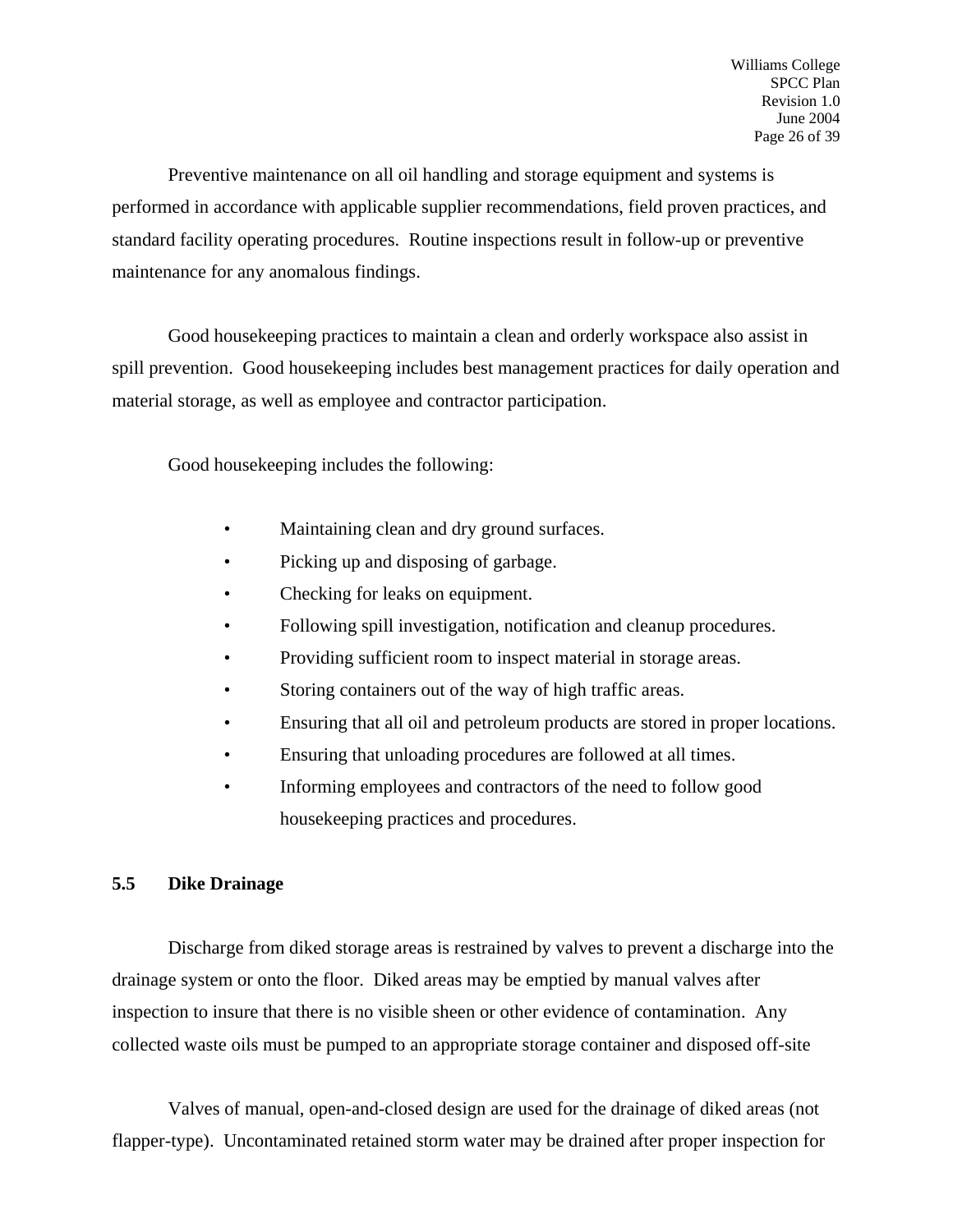Preventive maintenance on all oil handling and storage equipment and systems is performed in accordance with applicable supplier recommendations, field proven practices, and standard facility operating procedures.  Routine inspections result in follow-up or preventive maintenance for any anomalous findings.

Good housekeeping practices to maintain a clean and orderly workspace also assist in spill prevention.  Good housekeeping includes best management practices for daily operation and material storage, as well as employee and contractor participation.

Good housekeeping includes the following:

- Maintaining clean and dry ground surfaces.
- Picking up and disposing of garbage.
- Checking for leaks on equipment.
- Following spill investigation, notification and cleanup procedures.
- Providing sufficient room to inspect material in storage areas.
- Storing containers out of the way of high traffic areas.
- Ensuring that all oil and petroleum products are stored in proper locations.
- Ensuring that unloading procedures are followed at all times.
- Informing employees and contractors of the need to follow good housekeeping practices and procedures.

## 5.5 Dike Drainage

Discharge from diked storage areas is restrained by valves to prevent a discharge into the drainage system or onto the floor.  Diked areas may be emptied by manual valves after inspection to insure that there is no visible sheen or other evidence of contamination.  Any collected waste oils must be pumped to an appropriate storage container and disposed off-site

Valves of manual, open-and-closed design are used for the drainage of diked areas (not flapper-type).  Uncontaminated retained storm water may be drained after proper inspection for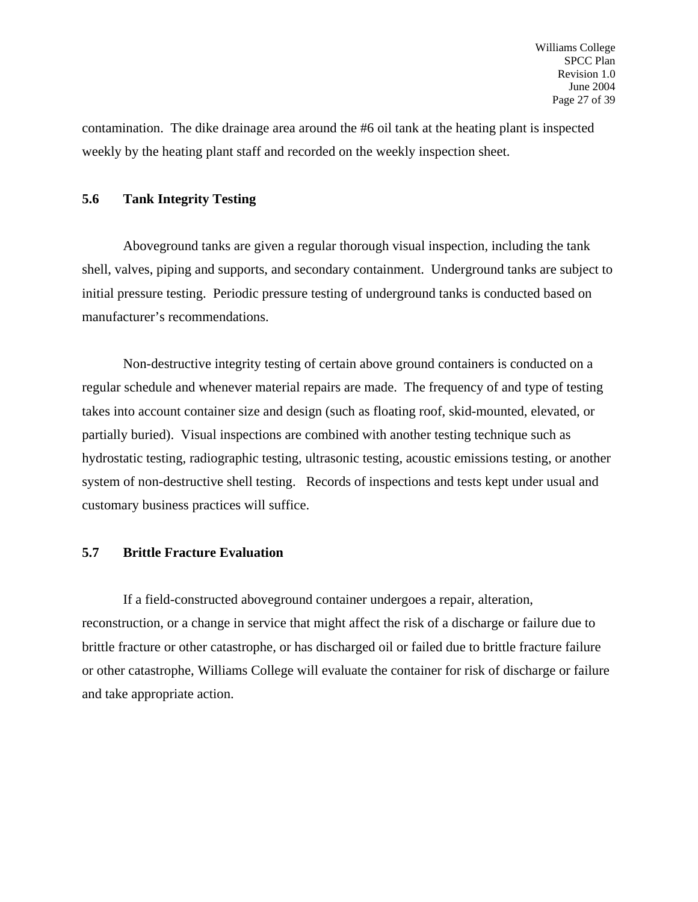contamination. The dike drainage area around the #6 oil tank at the heating plant is inspected weekly by the heating plant staff and recorded on the weekly inspection sheet.

## 5.6 Tank Integrity Testing

Aboveground tanks are given a regular thorough visual inspection, including the tank shell, valves, piping and supports, and secondary containment. Underground tanks are subject to initial pressure testing. Periodic pressure testing of underground tanks is conducted based on manufacturer's recommendations.

Non-destructive integrity testing of certain above ground containers is conducted on a regular schedule and whenever material repairs are made. The frequency of and type of testing takes into account container size and design (such as floating roof, skid-mounted, elevated, or partially buried). Visual inspections are combined with another testing technique such as hydrostatic testing, radiographic testing, ultrasonic testing, acoustic emissions testing, or another system of non-destructive shell testing. Records of inspections and tests kept under usual and customary business practices will suffice.

## 5.7 Brittle Fracture Evaluation

If a field-constructed aboveground container undergoes a repair, alteration, reconstruction, or a change in service that might affect the risk of a discharge or failure due to brittle fracture or other catastrophe, or has discharged oil or failed due to brittle fracture failure or other catastrophe, Williams College will evaluate the container for risk of discharge or failure and take appropriate action.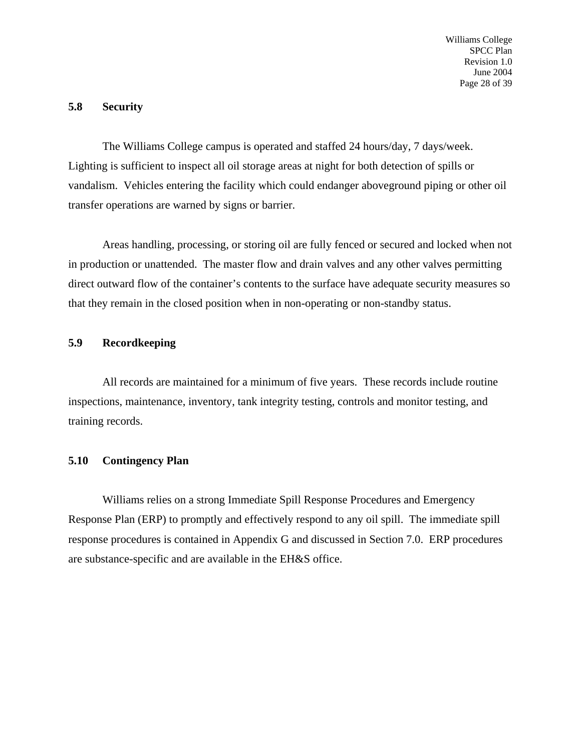## 5.8 Security

The Williams College campus is operated and staffed 24 hours/day, 7 days/week. Lighting is sufficient to inspect all oil storage areas at night for both detection of spills or vandalism. Vehicles entering the facility which could endanger aboveground piping or other oil transfer operations are warned by signs or barrier.

Areas handling, processing, or storing oil are fully fenced or secured and locked when not in production or unattended. The master flow and drain valves and any other valves permitting direct outward flow of the container's contents to the surface have adequate security measures so that they remain in the closed position when in non-operating or non-standby status.

## 5.9 Recordkeeping

All records are maintained for a minimum of five years. These records include routine inspections, maintenance, inventory, tank integrity testing, controls and monitor testing, and training records.

## 5.10 Contingency Plan

Williams relies on a strong Immediate Spill Response Procedures and Emergency Response Plan (ERP) to promptly and effectively respond to any oil spill. The immediate spill response procedures is contained in Appendix G and discussed in Section 7.0. ERP procedures are substance-specific and are available in the EH&S office.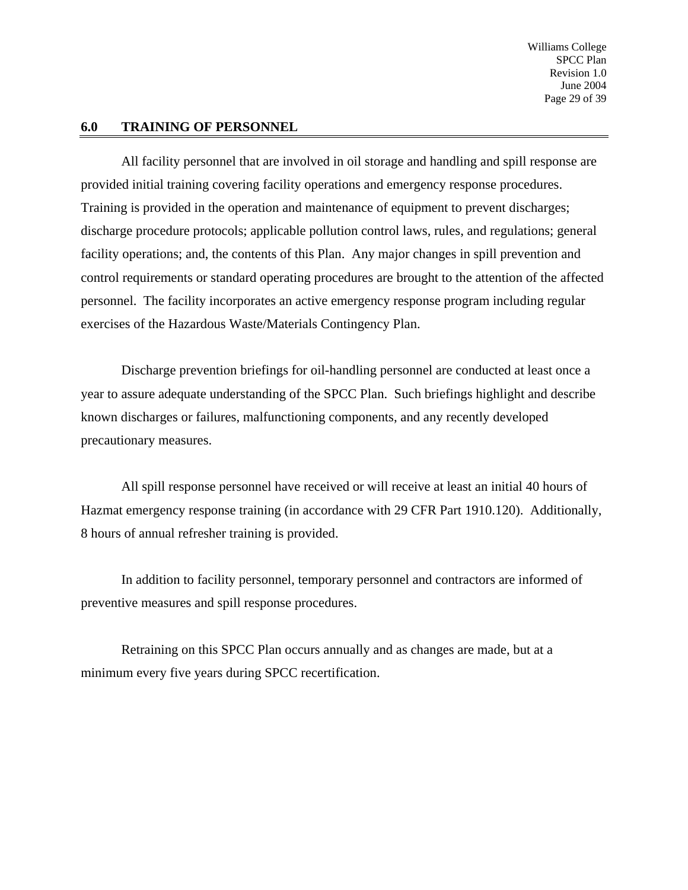## 6.0 TRAINING OF PERSONNEL

All facility personnel that are involved in oil storage and handling and spill response are provided initial training covering facility operations and emergency response procedures. Training is provided in the operation and maintenance of equipment to prevent discharges; discharge procedure protocols; applicable pollution control laws, rules, and regulations; general facility operations; and, the contents of this Plan. Any major changes in spill prevention and control requirements or standard operating procedures are brought to the attention of the affected personnel. The facility incorporates an active emergency response program including regular exercises of the Hazardous Waste/Materials Contingency Plan.

Discharge prevention briefings for oil-handling personnel are conducted at least once a year to assure adequate understanding of the SPCC Plan. Such briefings highlight and describe known discharges or failures, malfunctioning components, and any recently developed precautionary measures.

All spill response personnel have received or will receive at least an initial 40 hours of Hazmat emergency response training (in accordance with 29 CFR Part 1910.120). Additionally, 8 hours of annual refresher training is provided.

In addition to facility personnel, temporary personnel and contractors are informed of preventive measures and spill response procedures.

Retraining on this SPCC Plan occurs annually and as changes are made, but at a minimum every five years during SPCC recertification.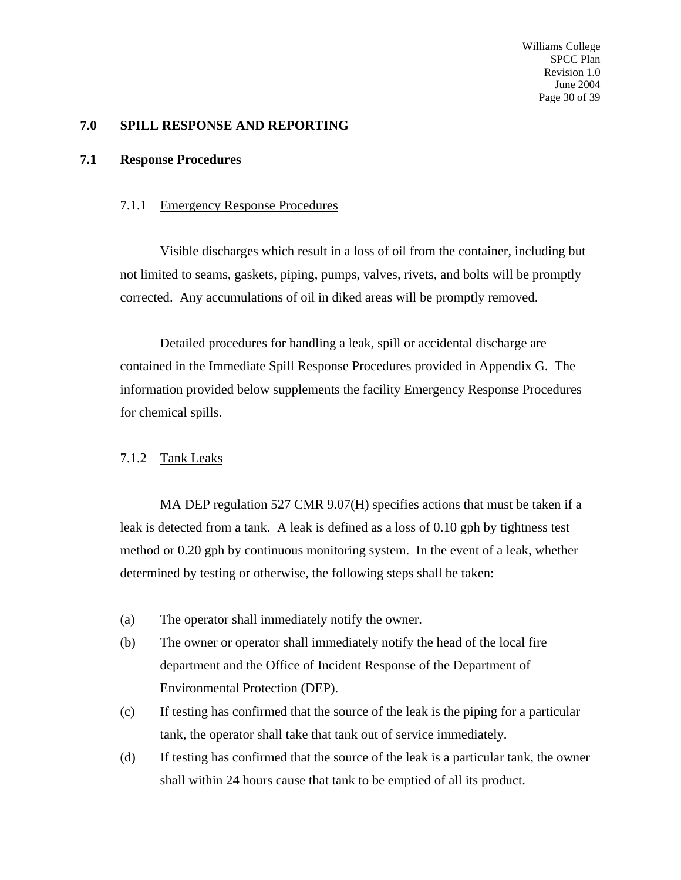## 7.0 SPILL RESPONSE AND REPORTING

### 7.1 Response Procedures

#### 7.1.1 Emergency Response Procedures

Visible discharges which result in a loss of oil from the container, including but not limited to seams, gaskets, piping, pumps, valves, rivets, and bolts will be promptly corrected. Any accumulations of oil in diked areas will be promptly removed.

Detailed procedures for handling a leak, spill or accidental discharge are contained in the Immediate Spill Response Procedures provided in Appendix G. The information provided below supplements the facility Emergency Response Procedures for chemical spills.

#### 7.1.2 Tank Leaks

MA DEP regulation 527 CMR 9.07(H) specifies actions that must be taken if a leak is detected from a tank. A leak is defined as a loss of 0.10 gph by tightness test method or 0.20 gph by continuous monitoring system. In the event of a leak, whether determined by testing or otherwise, the following steps shall be taken:

(a) The operator shall immediately notify the owner.

(b) The owner or operator shall immediately notify the head of the local fire department and the Office of Incident Response of the Department of Environmental Protection (DEP).

(c) If testing has confirmed that the source of the leak is the piping for a particular tank, the operator shall take that tank out of service immediately.

(d) If testing has confirmed that the source of the leak is a particular tank, the owner shall within 24 hours cause that tank to be emptied of all its product.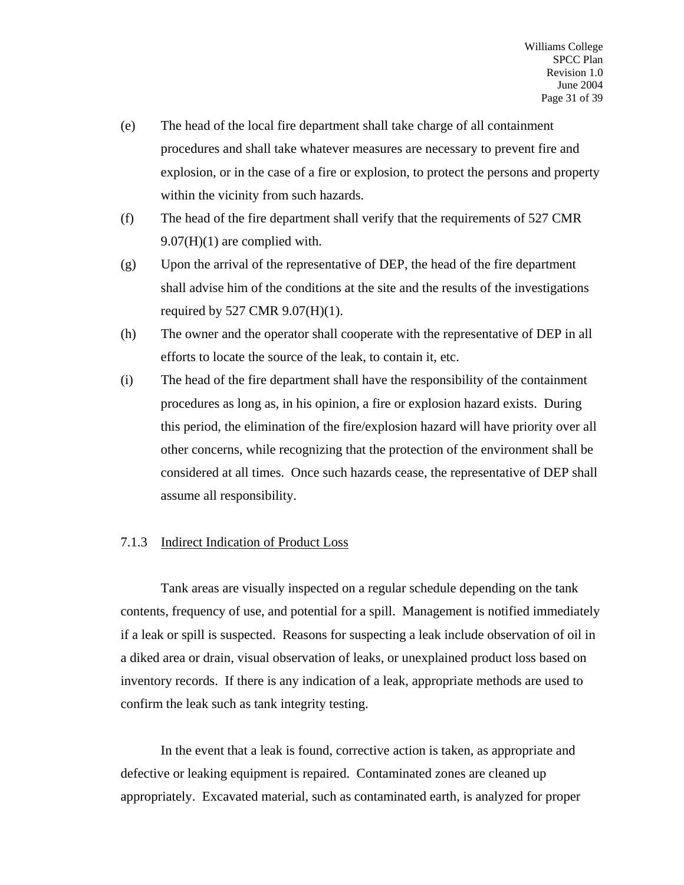(e) The head of the local fire department shall take charge of all containment procedures and shall take whatever measures are necessary to prevent fire and explosion, or in the case of a fire or explosion, to protect the persons and property within the vicinity from such hazards.

(f) The head of the fire department shall verify that the requirements of 527 CMR 9.07(H)(1) are complied with.

(g) Upon the arrival of the representative of DEP, the head of the fire department shall advise him of the conditions at the site and the results of the investigations required by 527 CMR 9.07(H)(1).

(h) The owner and the operator shall cooperate with the representative of DEP in all efforts to locate the source of the leak, to contain it, etc.

(i) The head of the fire department shall have the responsibility of the containment procedures as long as, in his opinion, a fire or explosion hazard exists. During this period, the elimination of the fire/explosion hazard will have priority over all other concerns, while recognizing that the protection of the environment shall be considered at all times. Once such hazards cease, the representative of DEP shall assume all responsibility.

### 7.1.3 Indirect Indication of Product Loss

Tank areas are visually inspected on a regular schedule depending on the tank contents, frequency of use, and potential for a spill. Management is notified immediately if a leak or spill is suspected. Reasons for suspecting a leak include observation of oil in a diked area or drain, visual observation of leaks, or unexplained product loss based on inventory records. If there is any indication of a leak, appropriate methods are used to confirm the leak such as tank integrity testing.

In the event that a leak is found, corrective action is taken, as appropriate and defective or leaking equipment is repaired. Contaminated zones are cleaned up appropriately. Excavated material, such as contaminated earth, is analyzed for proper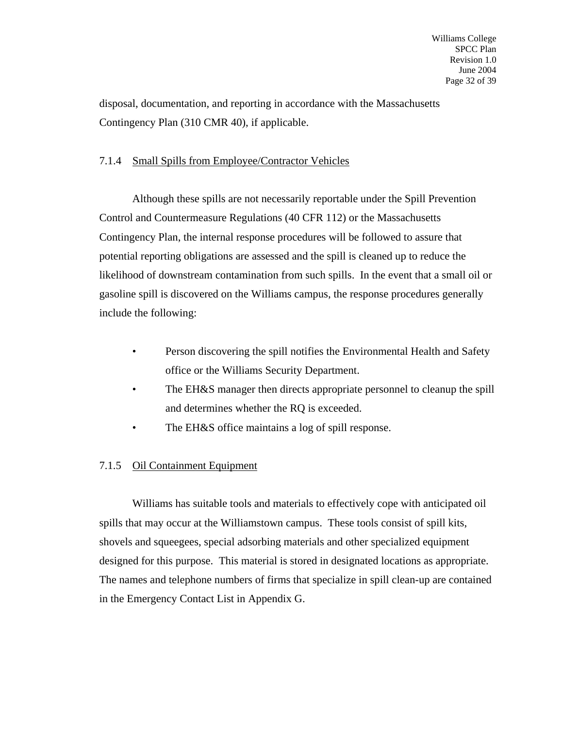disposal, documentation, and reporting in accordance with the Massachusetts Contingency Plan (310 CMR 40), if applicable.

#### 7.1.4 Small Spills from Employee/Contractor Vehicles

Although these spills are not necessarily reportable under the Spill Prevention Control and Countermeasure Regulations (40 CFR 112) or the Massachusetts Contingency Plan, the internal response procedures will be followed to assure that potential reporting obligations are assessed and the spill is cleaned up to reduce the likelihood of downstream contamination from such spills. In the event that a small oil or gasoline spill is discovered on the Williams campus, the response procedures generally include the following:

- Person discovering the spill notifies the Environmental Health and Safety office or the Williams Security Department.
- The EH&S manager then directs appropriate personnel to cleanup the spill and determines whether the RQ is exceeded.
- The EH&S office maintains a log of spill response.

#### 7.1.5 Oil Containment Equipment

Williams has suitable tools and materials to effectively cope with anticipated oil spills that may occur at the Williamstown campus. These tools consist of spill kits, shovels and squeegees, special adsorbing materials and other specialized equipment designed for this purpose. This material is stored in designated locations as appropriate. The names and telephone numbers of firms that specialize in spill clean-up are contained in the Emergency Contact List in Appendix G.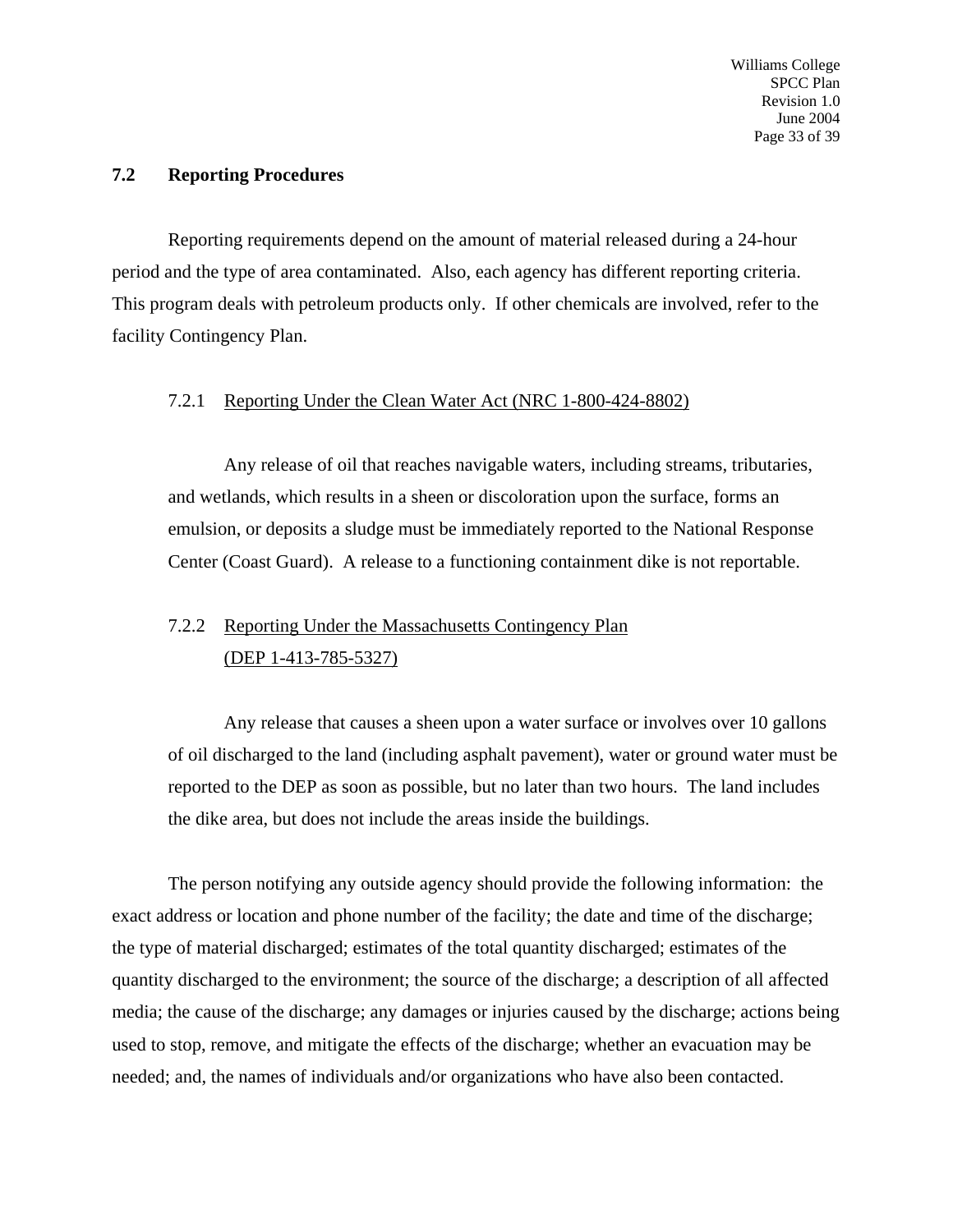## 7.2 Reporting Procedures

Reporting requirements depend on the amount of material released during a 24-hour period and the type of area contaminated. Also, each agency has different reporting criteria. This program deals with petroleum products only. If other chemicals are involved, refer to the facility Contingency Plan.

### 7.2.1 Reporting Under the Clean Water Act (NRC 1-800-424-8802)

Any release of oil that reaches navigable waters, including streams, tributaries, and wetlands, which results in a sheen or discoloration upon the surface, forms an emulsion, or deposits a sludge must be immediately reported to the National Response Center (Coast Guard). A release to a functioning containment dike is not reportable.

### 7.2.2 Reporting Under the Massachusetts Contingency Plan (DEP 1-413-785-5327)

Any release that causes a sheen upon a water surface or involves over 10 gallons of oil discharged to the land (including asphalt pavement), water or ground water must be reported to the DEP as soon as possible, but no later than two hours. The land includes the dike area, but does not include the areas inside the buildings.

The person notifying any outside agency should provide the following information: the exact address or location and phone number of the facility; the date and time of the discharge; the type of material discharged; estimates of the total quantity discharged; estimates of the quantity discharged to the environment; the source of the discharge; a description of all affected media; the cause of the discharge; any damages or injuries caused by the discharge; actions being used to stop, remove, and mitigate the effects of the discharge; whether an evacuation may be needed; and, the names of individuals and/or organizations who have also been contacted.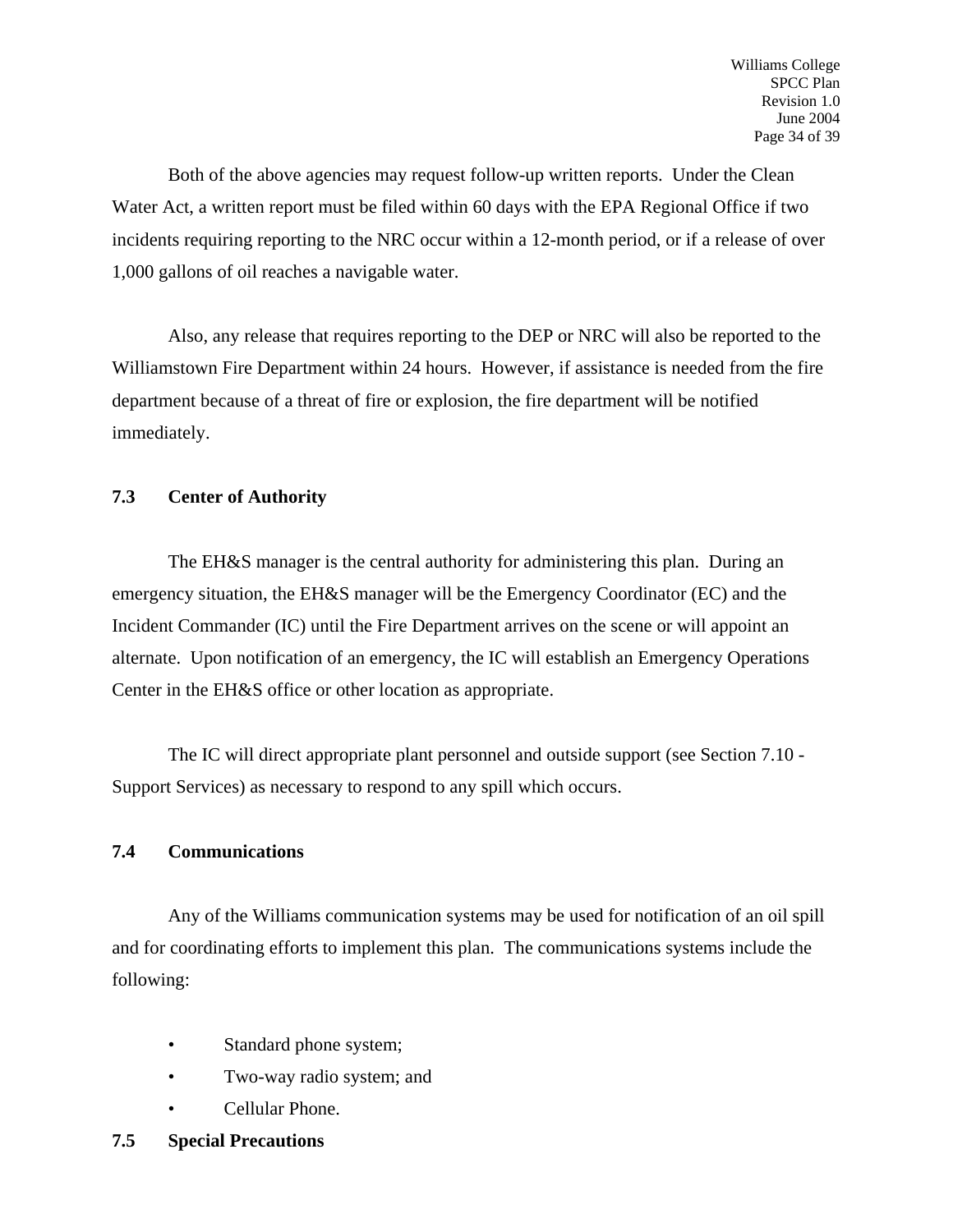Both of the above agencies may request follow-up written reports. Under the Clean Water Act, a written report must be filed within 60 days with the EPA Regional Office if two incidents requiring reporting to the NRC occur within a 12-month period, or if a release of over 1,000 gallons of oil reaches a navigable water.

Also, any release that requires reporting to the DEP or NRC will also be reported to the Williamstown Fire Department within 24 hours. However, if assistance is needed from the fire department because of a threat of fire or explosion, the fire department will be notified immediately.

### 7.3 Center of Authority

The EH&S manager is the central authority for administering this plan. During an emergency situation, the EH&S manager will be the Emergency Coordinator (EC) and the Incident Commander (IC) until the Fire Department arrives on the scene or will appoint an alternate. Upon notification of an emergency, the IC will establish an Emergency Operations Center in the EH&S office or other location as appropriate.

The IC will direct appropriate plant personnel and outside support (see Section 7.10 - Support Services) as necessary to respond to any spill which occurs.

### 7.4 Communications

Any of the Williams communication systems may be used for notification of an oil spill and for coordinating efforts to implement this plan. The communications systems include the following:

- Standard phone system;
- Two-way radio system; and
- Cellular Phone.

### 7.5 Special Precautions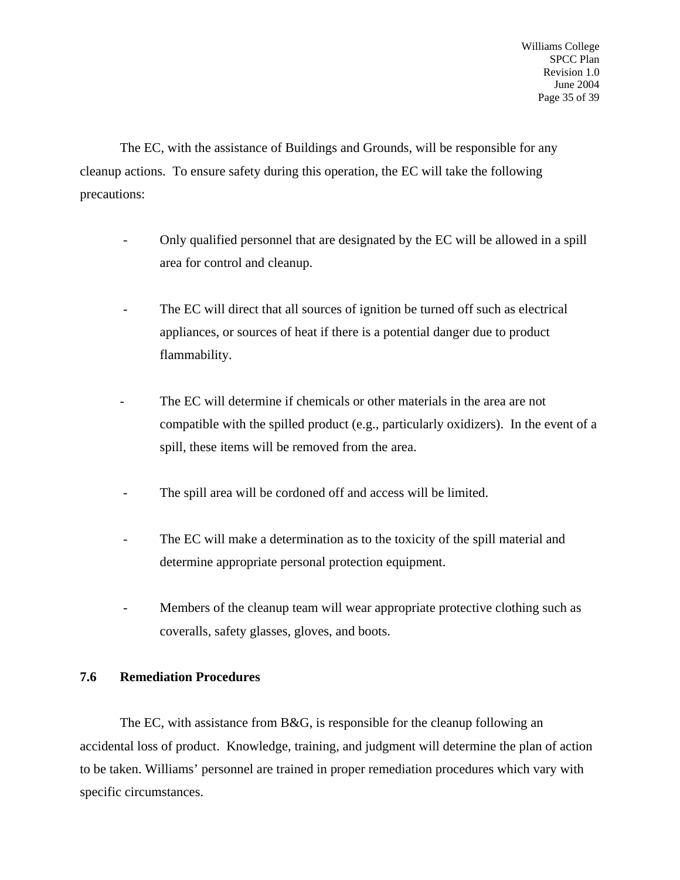The EC, with the assistance of Buildings and Grounds, will be responsible for any cleanup actions. To ensure safety during this operation, the EC will take the following precautions:

- Only qualified personnel that are designated by the EC will be allowed in a spill area for control and cleanup.

- The EC will direct that all sources of ignition be turned off such as electrical appliances, or sources of heat if there is a potential danger due to product flammability.

- The EC will determine if chemicals or other materials in the area are not compatible with the spilled product (e.g., particularly oxidizers). In the event of a spill, these items will be removed from the area.

- The spill area will be cordoned off and access will be limited.

- The EC will make a determination as to the toxicity of the spill material and determine appropriate personal protection equipment.

- Members of the cleanup team will wear appropriate protective clothing such as coveralls, safety glasses, gloves, and boots.

## 7.6 Remediation Procedures

The EC, with assistance from B&G, is responsible for the cleanup following an accidental loss of product. Knowledge, training, and judgment will determine the plan of action to be taken. Williams' personnel are trained in proper remediation procedures which vary with specific circumstances.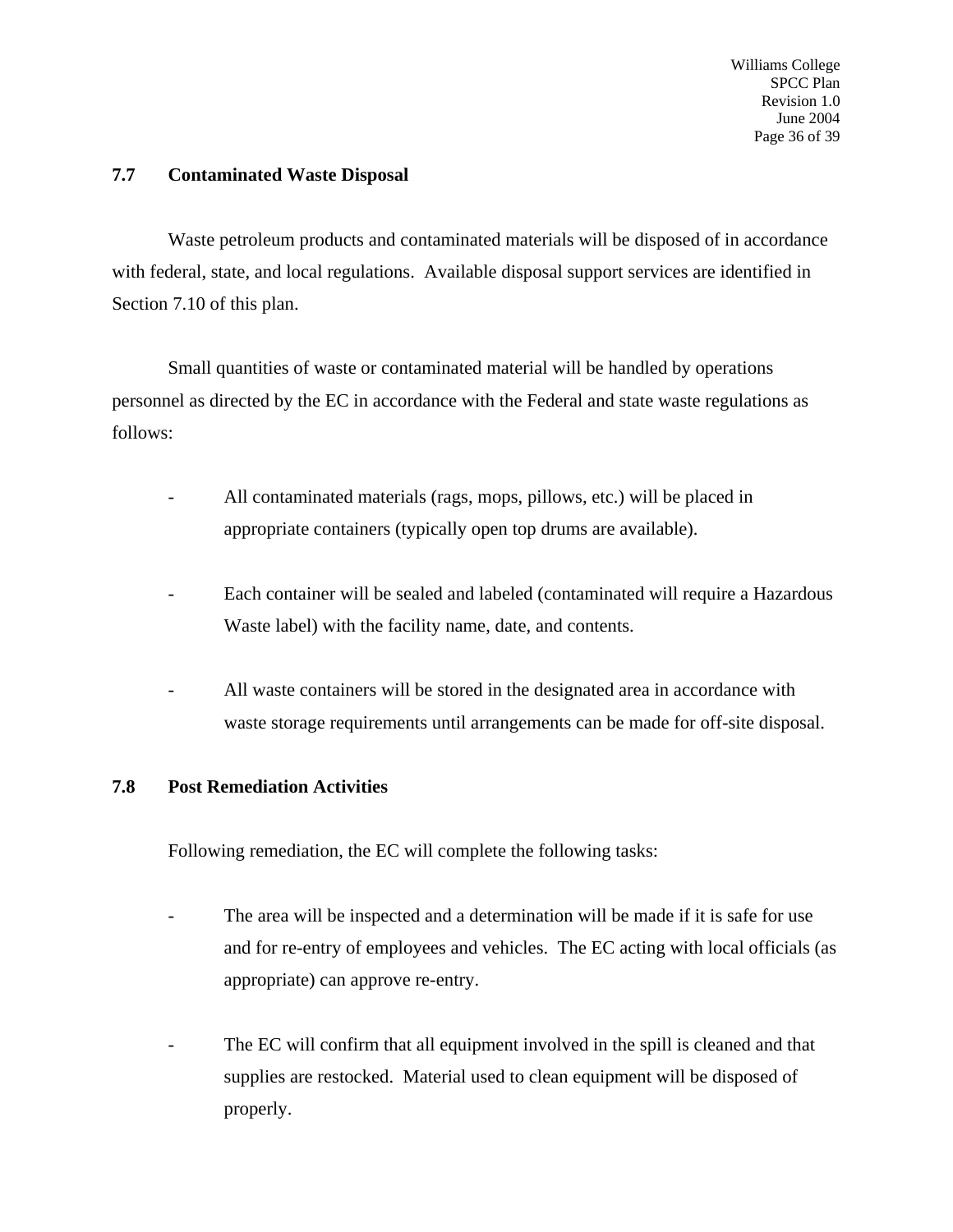## 7.7 Contaminated Waste Disposal

Waste petroleum products and contaminated materials will be disposed of in accordance with federal, state, and local regulations. Available disposal support services are identified in Section 7.10 of this plan.

Small quantities of waste or contaminated material will be handled by operations personnel as directed by the EC in accordance with the Federal and state waste regulations as follows:

- All contaminated materials (rags, mops, pillows, etc.) will be placed in appropriate containers (typically open top drums are available).

- Each container will be sealed and labeled (contaminated will require a Hazardous Waste label) with the facility name, date, and contents.

- All waste containers will be stored in the designated area in accordance with waste storage requirements until arrangements can be made for off-site disposal.

## 7.8 Post Remediation Activities

Following remediation, the EC will complete the following tasks:

- The area will be inspected and a determination will be made if it is safe for use and for re-entry of employees and vehicles. The EC acting with local officials (as appropriate) can approve re-entry.

- The EC will confirm that all equipment involved in the spill is cleaned and that supplies are restocked. Material used to clean equipment will be disposed of properly.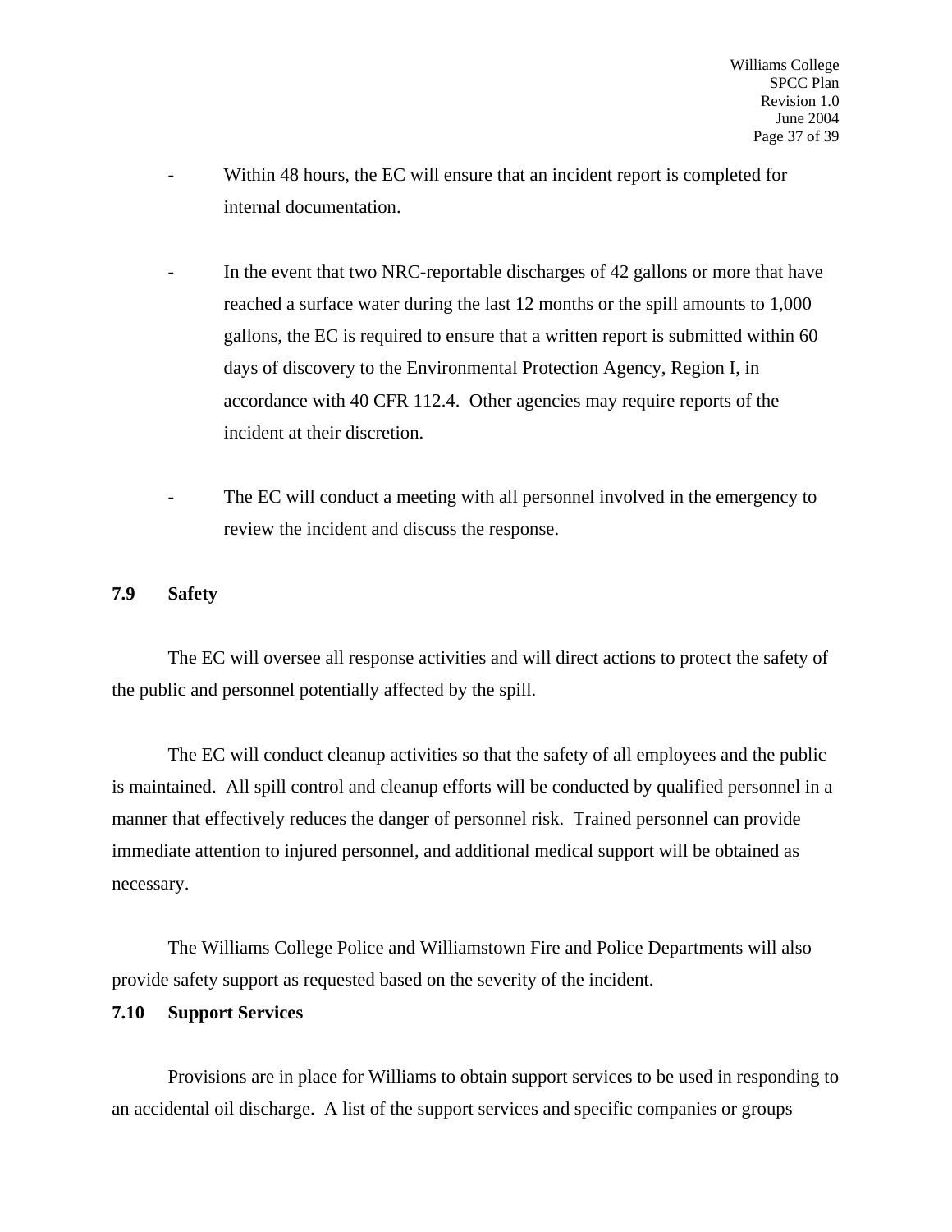- Within 48 hours, the EC will ensure that an incident report is completed for internal documentation.

- In the event that two NRC-reportable discharges of 42 gallons or more that have reached a surface water during the last 12 months or the spill amounts to 1,000 gallons, the EC is required to ensure that a written report is submitted within 60 days of discovery to the Environmental Protection Agency, Region I, in accordance with 40 CFR 112.4. Other agencies may require reports of the incident at their discretion.

- The EC will conduct a meeting with all personnel involved in the emergency to review the incident and discuss the response.

### 7.9 Safety

The EC will oversee all response activities and will direct actions to protect the safety of the public and personnel potentially affected by the spill.

The EC will conduct cleanup activities so that the safety of all employees and the public is maintained. All spill control and cleanup efforts will be conducted by qualified personnel in a manner that effectively reduces the danger of personnel risk. Trained personnel can provide immediate attention to injured personnel, and additional medical support will be obtained as necessary.

The Williams College Police and Williamstown Fire and Police Departments will also provide safety support as requested based on the severity of the incident.

### 7.10 Support Services

Provisions are in place for Williams to obtain support services to be used in responding to an accidental oil discharge. A list of the support services and specific companies or groups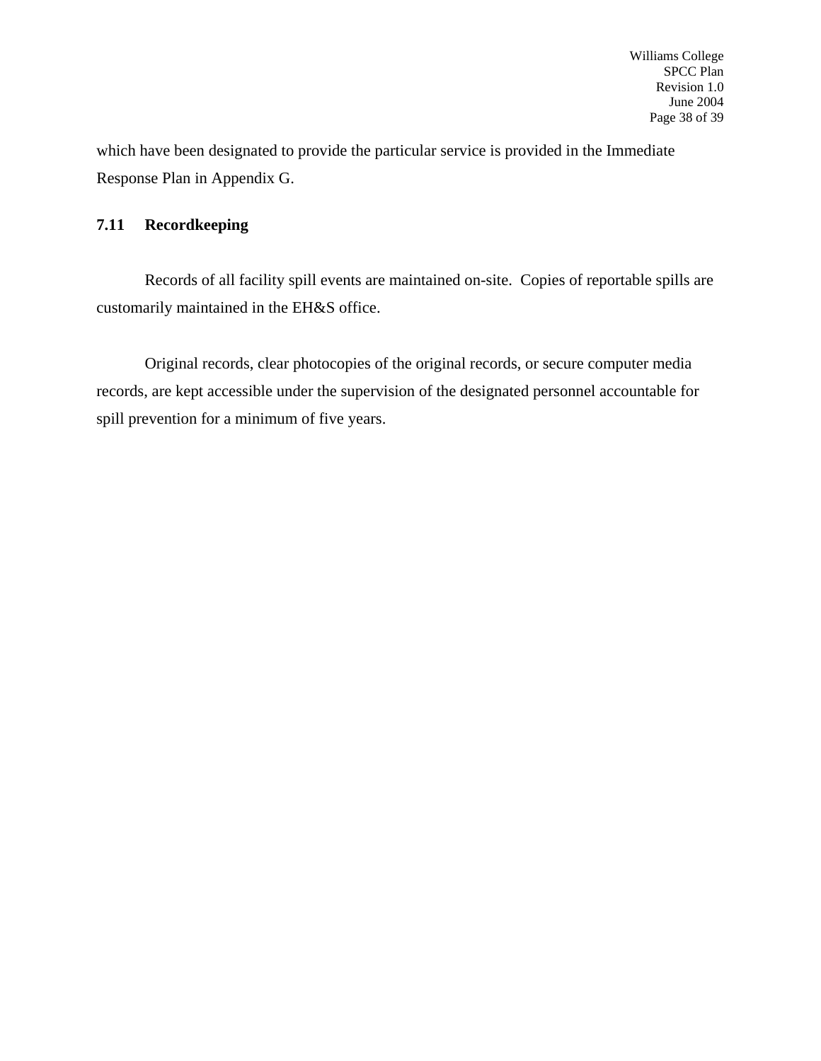which have been designated to provide the particular service is provided in the Immediate Response Plan in Appendix G.

### 7.11 Recordkeeping

Records of all facility spill events are maintained on-site. Copies of reportable spills are customarily maintained in the EH&S office.

Original records, clear photocopies of the original records, or secure computer media records, are kept accessible under the supervision of the designated personnel accountable for spill prevention for a minimum of five years.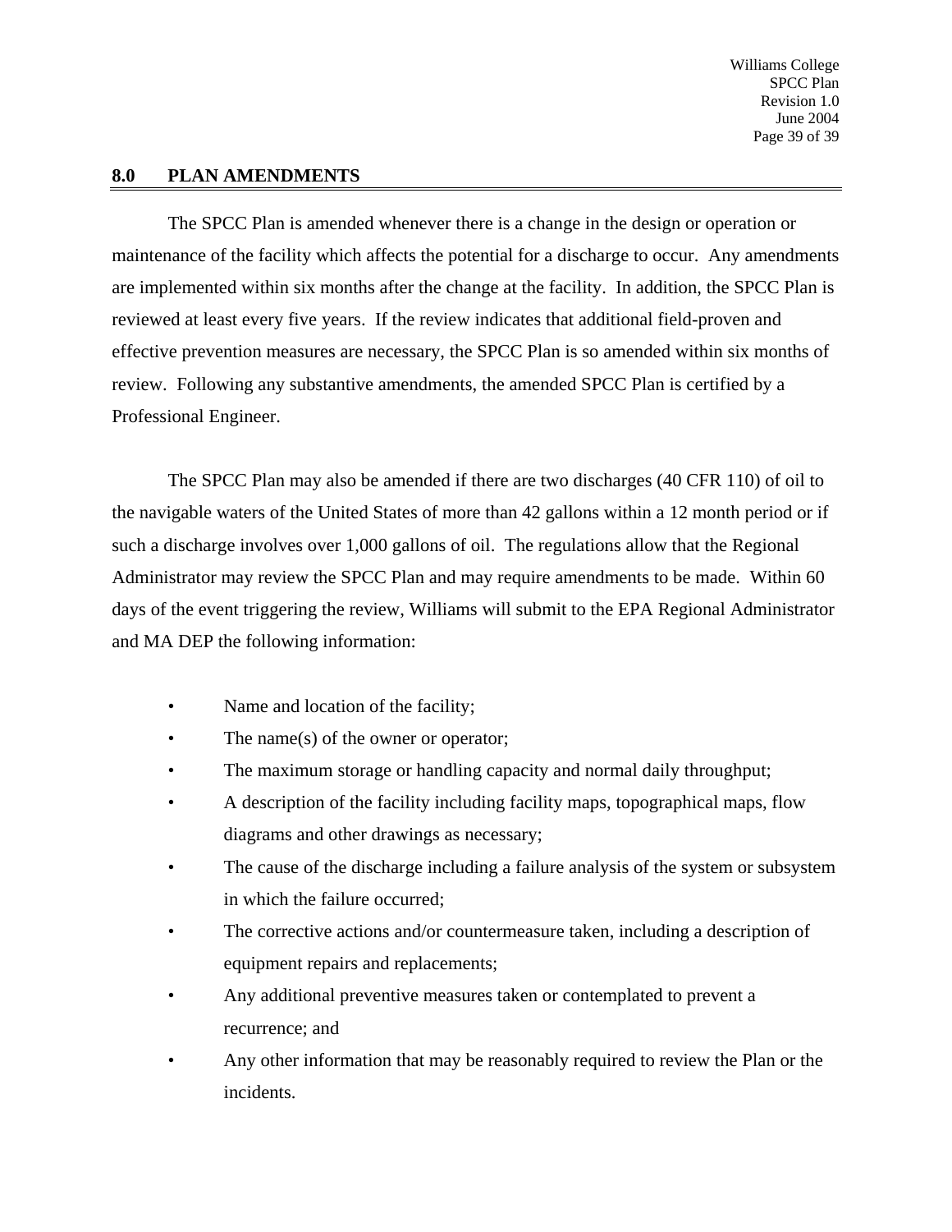## 8.0 PLAN AMENDMENTS

The SPCC Plan is amended whenever there is a change in the design or operation or maintenance of the facility which affects the potential for a discharge to occur. Any amendments are implemented within six months after the change at the facility. In addition, the SPCC Plan is reviewed at least every five years. If the review indicates that additional field-proven and effective prevention measures are necessary, the SPCC Plan is so amended within six months of review. Following any substantive amendments, the amended SPCC Plan is certified by a Professional Engineer.

The SPCC Plan may also be amended if there are two discharges (40 CFR 110) of oil to the navigable waters of the United States of more than 42 gallons within a 12 month period or if such a discharge involves over 1,000 gallons of oil. The regulations allow that the Regional Administrator may review the SPCC Plan and may require amendments to be made. Within 60 days of the event triggering the review, Williams will submit to the EPA Regional Administrator and MA DEP the following information:

- Name and location of the facility;
- The name(s) of the owner or operator;
- The maximum storage or handling capacity and normal daily throughput;
- A description of the facility including facility maps, topographical maps, flow diagrams and other drawings as necessary;
- The cause of the discharge including a failure analysis of the system or subsystem in which the failure occurred;
- The corrective actions and/or countermeasure taken, including a description of equipment repairs and replacements;
- Any additional preventive measures taken or contemplated to prevent a recurrence; and
- Any other information that may be reasonably required to review the Plan or the incidents.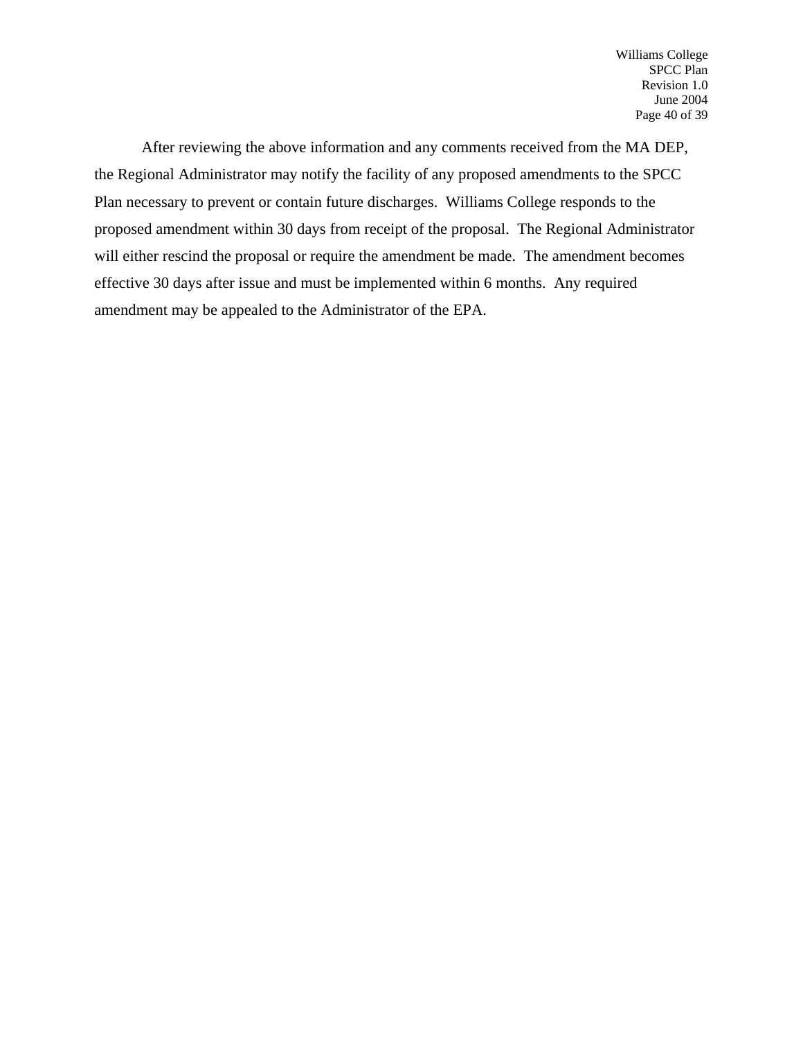After reviewing the above information and any comments received from the MA DEP, the Regional Administrator may notify the facility of any proposed amendments to the SPCC Plan necessary to prevent or contain future discharges. Williams College responds to the proposed amendment within 30 days from receipt of the proposal. The Regional Administrator will either rescind the proposal or require the amendment be made. The amendment becomes effective 30 days after issue and must be implemented within 6 months. Any required amendment may be appealed to the Administrator of the EPA.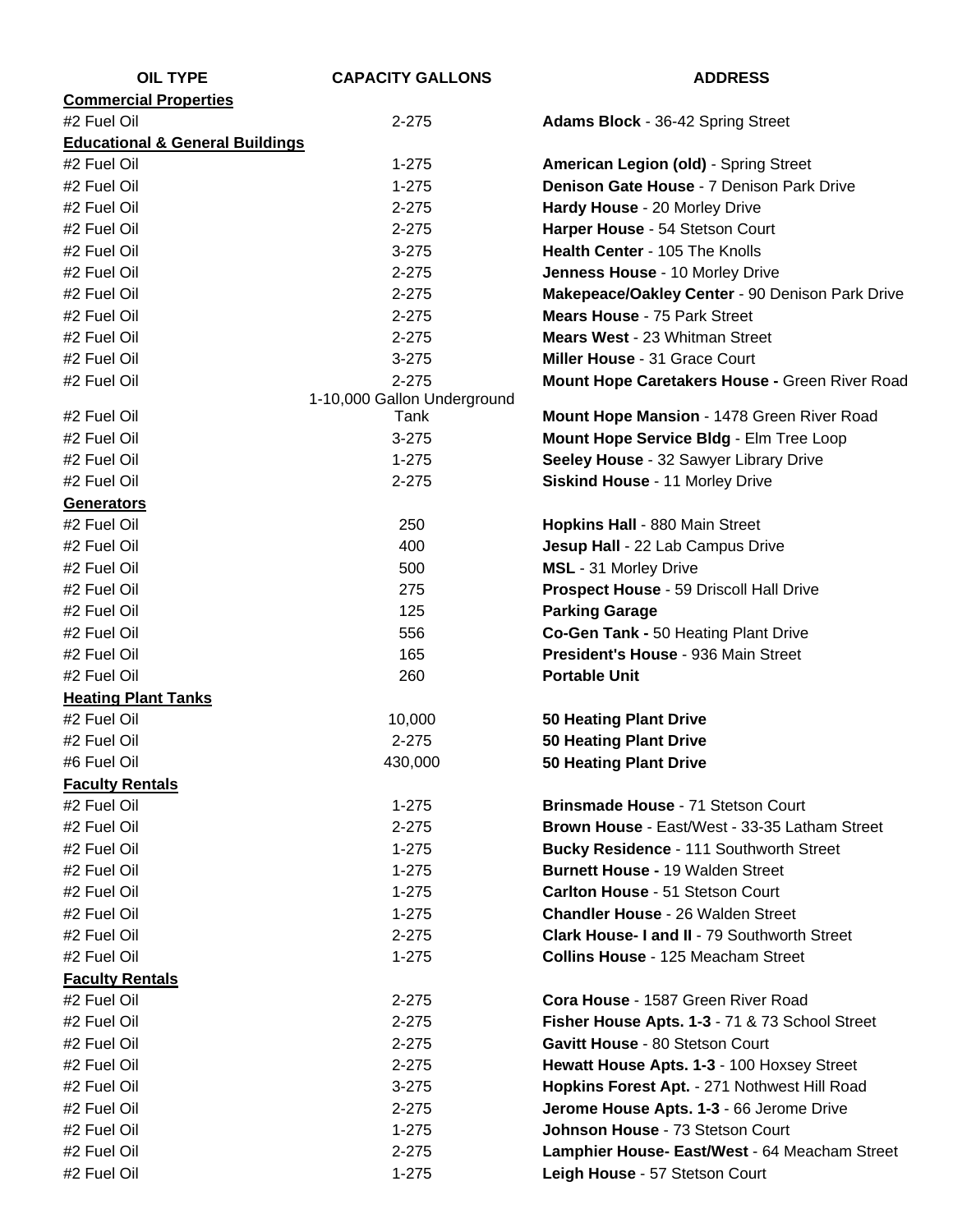| OIL TYPE | CAPACITY GALLONS | ADDRESS |
|---|---|---|
| **Commercial Properties** | | |
| #2 Fuel Oil | 2-275 | **Adams Block** - 36-42 Spring Street |
| **Educational & General Buildings** | | |
| #2 Fuel Oil | 1-275 | **American Legion (old)** - Spring Street |
| #2 Fuel Oil | 1-275 | **Denison Gate House** - 7 Denison Park Drive |
| #2 Fuel Oil | 2-275 | **Hardy House** - 20 Morley Drive |
| #2 Fuel Oil | 2-275 | **Harper House** - 54 Stetson Court |
| #2 Fuel Oil | 3-275 | **Health Center** - 105 The Knolls |
| #2 Fuel Oil | 2-275 | **Jenness House** - 10 Morley Drive |
| #2 Fuel Oil | 2-275 | **Makepeace/Oakley Center** - 90 Denison Park Drive |
| #2 Fuel Oil | 2-275 | **Mears House** - 75 Park Street |
| #2 Fuel Oil | 2-275 | **Mears West** - 23 Whitman Street |
| #2 Fuel Oil | 3-275 | **Miller House** - 31 Grace Court |
| #2 Fuel Oil | 2-275 | **Mount Hope Caretakers House -** Green River Road |
| #2 Fuel Oil | 1-10,000 Gallon Underground Tank | **Mount Hope Mansion** - 1478 Green River Road |
| #2 Fuel Oil | 3-275 | **Mount Hope Service Bldg** - Elm Tree Loop |
| #2 Fuel Oil | 1-275 | **Seeley House** - 32 Sawyer Library Drive |
| #2 Fuel Oil | 2-275 | **Siskind House** - 11 Morley Drive |
| **Generators** | | |
| #2 Fuel Oil | 250 | **Hopkins Hall** - 880 Main Street |
| #2 Fuel Oil | 400 | **Jesup Hall** - 22 Lab Campus Drive |
| #2 Fuel Oil | 500 | **MSL** - 31 Morley Drive |
| #2 Fuel Oil | 275 | **Prospect House** - 59 Driscoll Hall Drive |
| #2 Fuel Oil | 125 | **Parking Garage** |
| #2 Fuel Oil | 556 | **Co-Gen Tank -** 50 Heating Plant Drive |
| #2 Fuel Oil | 165 | **President's House** - 936 Main Street |
| #2 Fuel Oil | 260 | **Portable Unit** |
| **Heating Plant Tanks** | | |
| #2 Fuel Oil | 10,000 | **50 Heating Plant Drive** |
| #2 Fuel Oil | 2-275 | **50 Heating Plant Drive** |
| #6 Fuel Oil | 430,000 | **50 Heating Plant Drive** |
| **Faculty Rentals** | | |
| #2 Fuel Oil | 1-275 | **Brinsmade House** - 71 Stetson Court |
| #2 Fuel Oil | 2-275 | **Brown House** - East/West - 33-35 Latham Street |
| #2 Fuel Oil | 1-275 | **Bucky Residence** - 111 Southworth Street |
| #2 Fuel Oil | 1-275 | **Burnett House -** 19 Walden Street |
| #2 Fuel Oil | 1-275 | **Carlton House** - 51 Stetson Court |
| #2 Fuel Oil | 1-275 | **Chandler House** - 26 Walden Street |
| #2 Fuel Oil | 2-275 | **Clark House- I and II** - 79 Southworth Street |
| #2 Fuel Oil | 1-275 | **Collins House** - 125 Meacham Street |
| **Faculty Rentals** | | |
| #2 Fuel Oil | 2-275 | **Cora House** - 1587 Green River Road |
| #2 Fuel Oil | 2-275 | **Fisher House Apts. 1-3** - 71 & 73 School Street |
| #2 Fuel Oil | 2-275 | **Gavitt House** - 80 Stetson Court |
| #2 Fuel Oil | 2-275 | **Hewatt House Apts. 1-3** - 100 Hoxsey Street |
| #2 Fuel Oil | 3-275 | **Hopkins Forest Apt.** - 271 Nothwest Hill Road |
| #2 Fuel Oil | 2-275 | **Jerome House Apts. 1-3** - 66 Jerome Drive |
| #2 Fuel Oil | 1-275 | **Johnson House** - 73 Stetson Court |
| #2 Fuel Oil | 2-275 | **Lamphier House- East/West** - 64 Meacham Street |
| #2 Fuel Oil | 1-275 | **Leigh House** - 57 Stetson Court |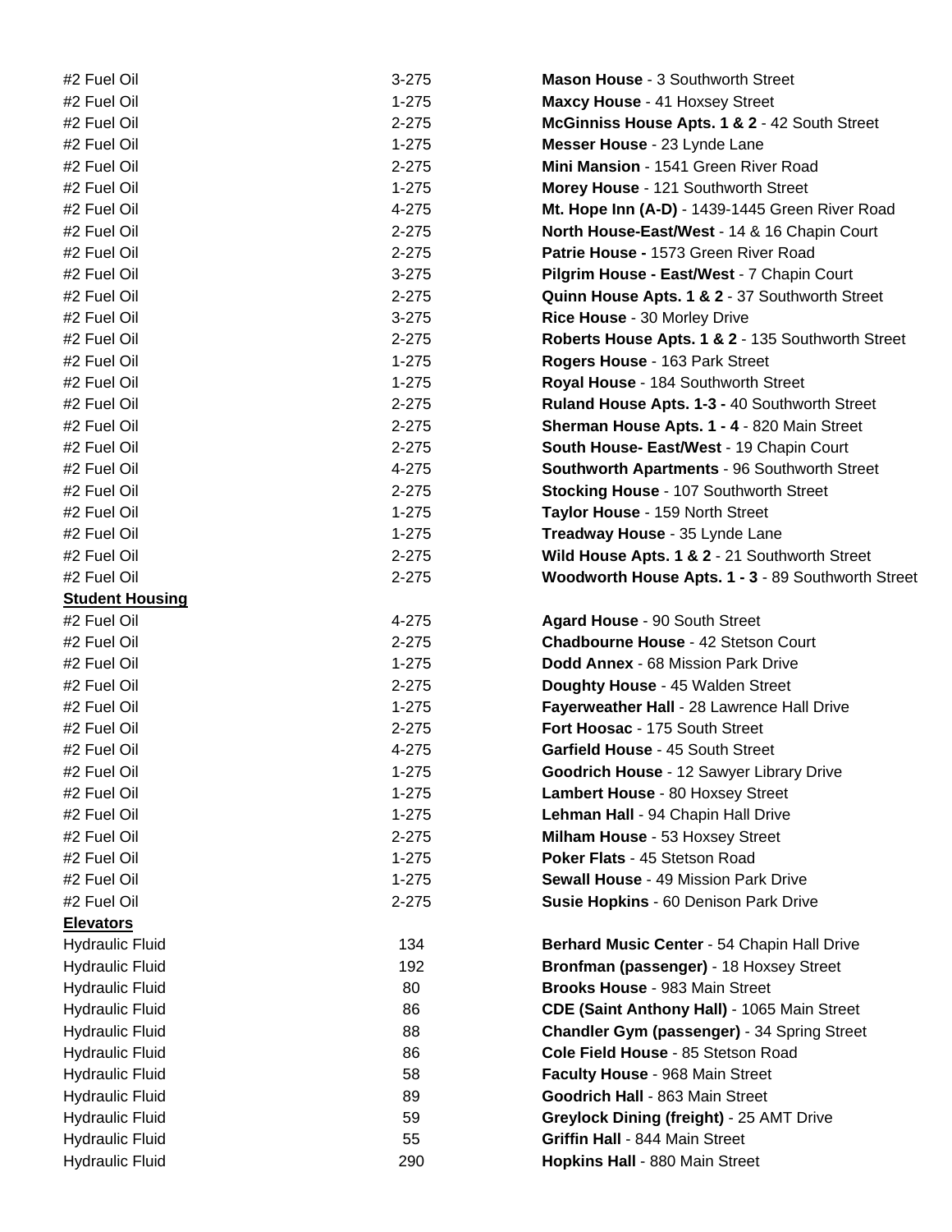| | | |
|---|---|---|
| #2 Fuel Oil | 3-275 | **Mason House** - 3 Southworth Street |
| #2 Fuel Oil | 1-275 | **Maxcy House** - 41 Hoxsey Street |
| #2 Fuel Oil | 2-275 | **McGinniss House Apts. 1 & 2** - 42 South Street |
| #2 Fuel Oil | 1-275 | **Messer House** - 23 Lynde Lane |
| #2 Fuel Oil | 2-275 | **Mini Mansion** - 1541 Green River Road |
| #2 Fuel Oil | 1-275 | **Morey House** - 121 Southworth Street |
| #2 Fuel Oil | 4-275 | **Mt. Hope Inn (A-D)** - 1439-1445 Green River Road |
| #2 Fuel Oil | 2-275 | **North House-East/West** - 14 & 16 Chapin Court |
| #2 Fuel Oil | 2-275 | **Patrie House -** 1573 Green River Road |
| #2 Fuel Oil | 3-275 | **Pilgrim House - East/West** - 7 Chapin Court |
| #2 Fuel Oil | 2-275 | **Quinn House Apts. 1 & 2** - 37 Southworth Street |
| #2 Fuel Oil | 3-275 | **Rice House** - 30 Morley Drive |
| #2 Fuel Oil | 2-275 | **Roberts House Apts. 1 & 2** - 135 Southworth Street |
| #2 Fuel Oil | 1-275 | **Rogers House** - 163 Park Street |
| #2 Fuel Oil | 1-275 | **Royal House** - 184 Southworth Street |
| #2 Fuel Oil | 2-275 | **Ruland House Apts. 1-3 -** 40 Southworth Street |
| #2 Fuel Oil | 2-275 | **Sherman House Apts. 1 - 4** - 820 Main Street |
| #2 Fuel Oil | 2-275 | **South House- East/West** - 19 Chapin Court |
| #2 Fuel Oil | 4-275 | **Southworth Apartments** - 96 Southworth Street |
| #2 Fuel Oil | 2-275 | **Stocking House** - 107 Southworth Street |
| #2 Fuel Oil | 1-275 | **Taylor House** - 159 North Street |
| #2 Fuel Oil | 1-275 | **Treadway House** - 35 Lynde Lane |
| #2 Fuel Oil | 2-275 | **Wild House Apts. 1 & 2** - 21 Southworth Street |
| #2 Fuel Oil | 2-275 | **Woodworth House Apts. 1 - 3** - 89 Southworth Street |
| **Student Housing** | | |
| #2 Fuel Oil | 4-275 | **Agard House** - 90 South Street |
| #2 Fuel Oil | 2-275 | **Chadbourne House** - 42 Stetson Court |
| #2 Fuel Oil | 1-275 | **Dodd Annex** - 68 Mission Park Drive |
| #2 Fuel Oil | 2-275 | **Doughty House** - 45 Walden Street |
| #2 Fuel Oil | 1-275 | **Fayerweather Hall** - 28 Lawrence Hall Drive |
| #2 Fuel Oil | 2-275 | **Fort Hoosac** - 175 South Street |
| #2 Fuel Oil | 4-275 | **Garfield House** - 45 South Street |
| #2 Fuel Oil | 1-275 | **Goodrich House** - 12 Sawyer Library Drive |
| #2 Fuel Oil | 1-275 | **Lambert House** - 80 Hoxsey Street |
| #2 Fuel Oil | 1-275 | **Lehman Hall** - 94 Chapin Hall Drive |
| #2 Fuel Oil | 2-275 | **Milham House** - 53 Hoxsey Street |
| #2 Fuel Oil | 1-275 | **Poker Flats** - 45 Stetson Road |
| #2 Fuel Oil | 1-275 | **Sewall House** - 49 Mission Park Drive |
| #2 Fuel Oil | 2-275 | **Susie Hopkins** - 60 Denison Park Drive |
| **Elevators** | | |
| Hydraulic Fluid | 134 | **Berhard Music Center** - 54 Chapin Hall Drive |
| Hydraulic Fluid | 192 | **Bronfman (passenger)** - 18 Hoxsey Street |
| Hydraulic Fluid | 80 | **Brooks House** - 983 Main Street |
| Hydraulic Fluid | 86 | **CDE (Saint Anthony Hall)** - 1065 Main Street |
| Hydraulic Fluid | 88 | **Chandler Gym (passenger)** - 34 Spring Street |
| Hydraulic Fluid | 86 | **Cole Field House** - 85 Stetson Road |
| Hydraulic Fluid | 58 | **Faculty House** - 968 Main Street |
| Hydraulic Fluid | 89 | **Goodrich Hall** - 863 Main Street |
| Hydraulic Fluid | 59 | **Greylock Dining (freight)** - 25 AMT Drive |
| Hydraulic Fluid | 55 | **Griffin Hall** - 844 Main Street |
| Hydraulic Fluid | 290 | **Hopkins Hall** - 880 Main Street |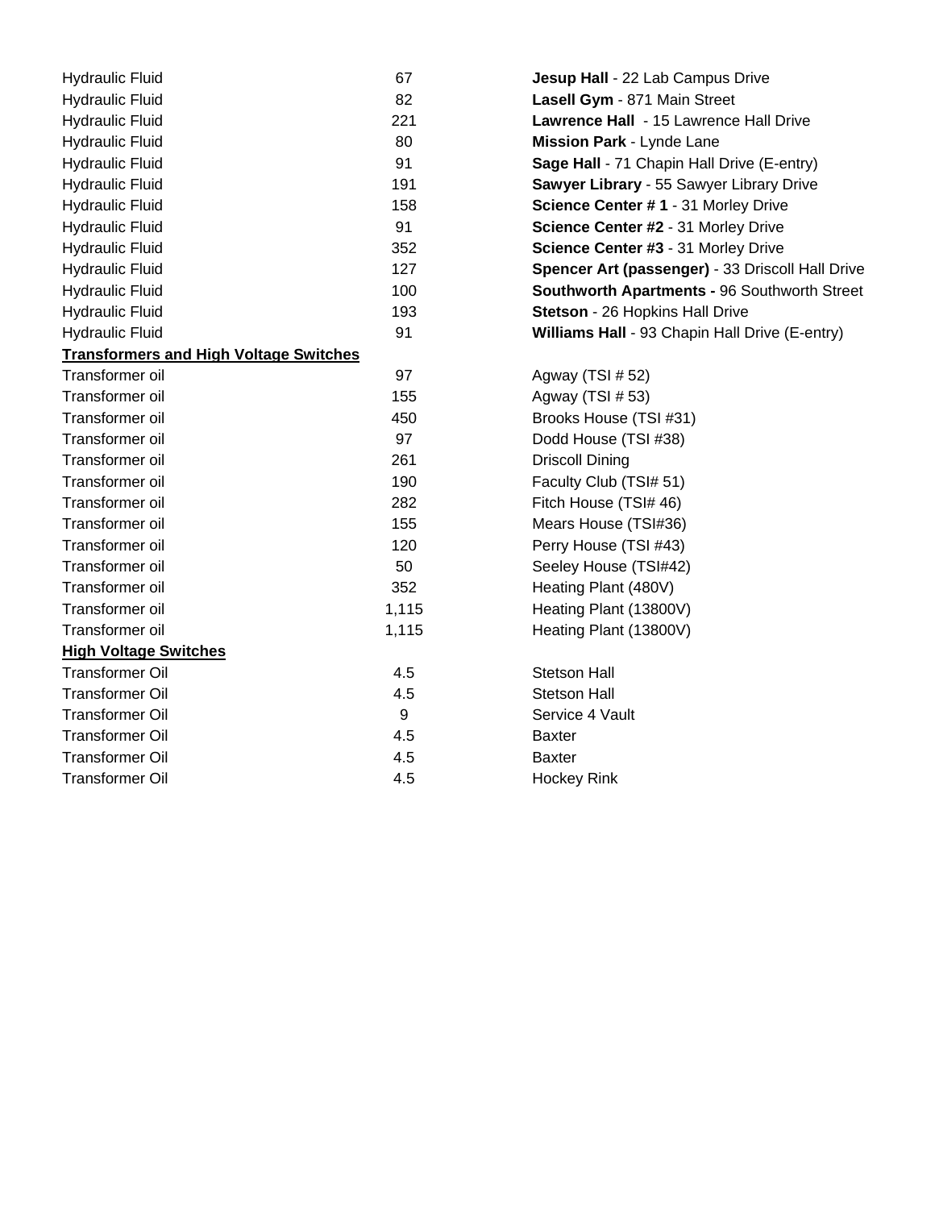| | | |
|---|---|---|
| Hydraulic Fluid | 67 | **Jesup Hall** - 22 Lab Campus Drive |
| Hydraulic Fluid | 82 | **Lasell Gym** - 871 Main Street |
| Hydraulic Fluid | 221 | **Lawrence Hall** - 15 Lawrence Hall Drive |
| Hydraulic Fluid | 80 | **Mission Park** - Lynde Lane |
| Hydraulic Fluid | 91 | **Sage Hall** - 71 Chapin Hall Drive (E-entry) |
| Hydraulic Fluid | 191 | **Sawyer Library** - 55 Sawyer Library Drive |
| Hydraulic Fluid | 158 | **Science Center # 1** - 31 Morley Drive |
| Hydraulic Fluid | 91 | **Science Center #2** - 31 Morley Drive |
| Hydraulic Fluid | 352 | **Science Center #3** - 31 Morley Drive |
| Hydraulic Fluid | 127 | **Spencer Art (passenger)** - 33 Driscoll Hall Drive |
| Hydraulic Fluid | 100 | **Southworth Apartments -** 96 Southworth Street |
| Hydraulic Fluid | 193 | **Stetson** - 26 Hopkins Hall Drive |
| Hydraulic Fluid | 91 | **Williams Hall** - 93 Chapin Hall Drive (E-entry) |
| **Transformers and High Voltage Switches** | | |
| Transformer oil | 97 | Agway (TSI # 52) |
| Transformer oil | 155 | Agway (TSI # 53) |
| Transformer oil | 450 | Brooks House (TSI #31) |
| Transformer oil | 97 | Dodd House (TSI #38) |
| Transformer oil | 261 | Driscoll Dining |
| Transformer oil | 190 | Faculty Club (TSI# 51) |
| Transformer oil | 282 | Fitch House (TSI# 46) |
| Transformer oil | 155 | Mears House (TSI#36) |
| Transformer oil | 120 | Perry House (TSI #43) |
| Transformer oil | 50 | Seeley House (TSI#42) |
| Transformer oil | 352 | Heating Plant (480V) |
| Transformer oil | 1,115 | Heating Plant (13800V) |
| Transformer oil | 1,115 | Heating Plant (13800V) |
| **High Voltage Switches** | | |
| Transformer Oil | 4.5 | Stetson Hall |
| Transformer Oil | 4.5 | Stetson Hall |
| Transformer Oil | 9 | Service 4 Vault |
| Transformer Oil | 4.5 | Baxter |
| Transformer Oil | 4.5 | Baxter |
| Transformer Oil | 4.5 | Hockey Rink |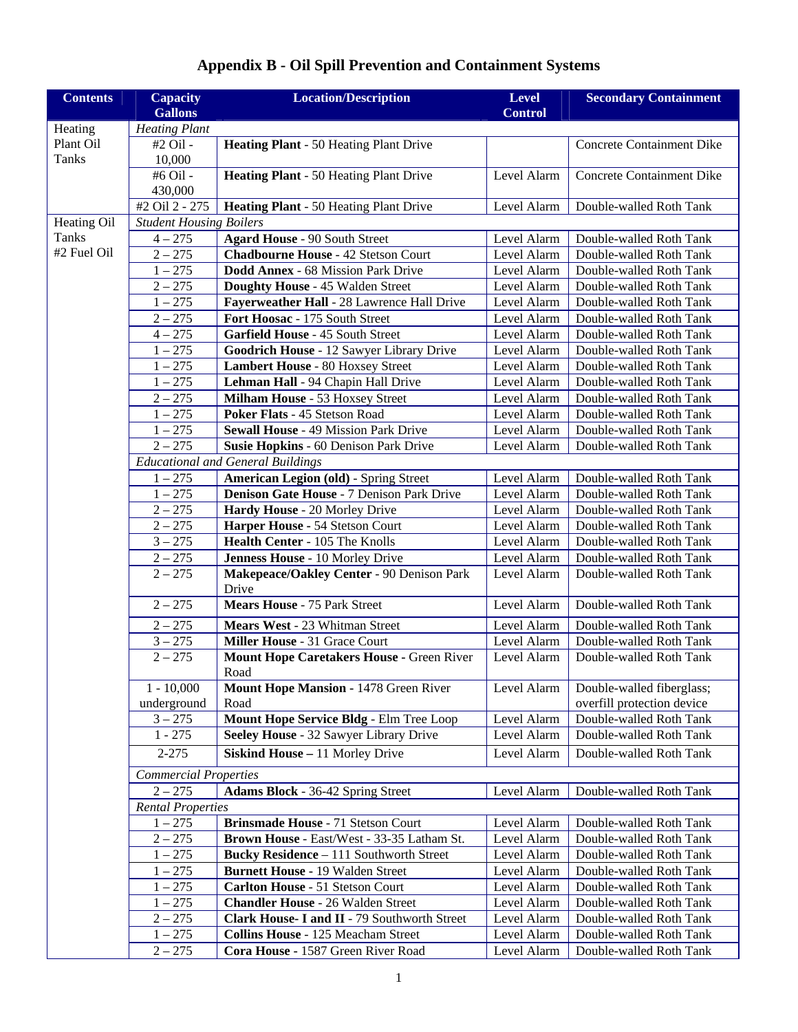# Appendix B - Oil Spill Prevention and Containment Systems

| Contents | Capacity Gallons | Location/Description | Level Control | Secondary Containment |
|---|---|---|---|---|
| Heating Plant Oil Tanks | *Heating Plant* | | | |
| | #2 Oil - 10,000 | **Heating Plant** - 50 Heating Plant Drive | | Concrete Containment Dike |
| | #6 Oil - 430,000 | **Heating Plant** - 50 Heating Plant Drive | Level Alarm | Concrete Containment Dike |
| | #2 Oil 2 - 275 | **Heating Plant** - 50 Heating Plant Drive | Level Alarm | Double-walled Roth Tank |
| Heating Oil Tanks #2 Fuel Oil | *Student Housing Boilers* | | | |
| | 4 – 275 | **Agard House** - 90 South Street | Level Alarm | Double-walled Roth Tank |
| | 2 – 275 | **Chadbourne House** - 42 Stetson Court | Level Alarm | Double-walled Roth Tank |
| | 1 – 275 | **Dodd Annex** - 68 Mission Park Drive | Level Alarm | Double-walled Roth Tank |
| | 2 – 275 | **Doughty House** - 45 Walden Street | Level Alarm | Double-walled Roth Tank |
| | 1 – 275 | **Fayerweather Hall** - 28 Lawrence Hall Drive | Level Alarm | Double-walled Roth Tank |
| | 2 – 275 | **Fort Hoosac** - 175 South Street | Level Alarm | Double-walled Roth Tank |
| | 4 – 275 | **Garfield House** - 45 South Street | Level Alarm | Double-walled Roth Tank |
| | 1 – 275 | **Goodrich House** - 12 Sawyer Library Drive | Level Alarm | Double-walled Roth Tank |
| | 1 – 275 | **Lambert House** - 80 Hoxsey Street | Level Alarm | Double-walled Roth Tank |
| | 1 – 275 | **Lehman Hall** - 94 Chapin Hall Drive | Level Alarm | Double-walled Roth Tank |
| | 2 – 275 | **Milham House** - 53 Hoxsey Street | Level Alarm | Double-walled Roth Tank |
| | 1 – 275 | **Poker Flats** - 45 Stetson Road | Level Alarm | Double-walled Roth Tank |
| | 1 – 275 | **Sewall House** - 49 Mission Park Drive | Level Alarm | Double-walled Roth Tank |
| | 2 – 275 | **Susie Hopkins** - 60 Denison Park Drive | Level Alarm | Double-walled Roth Tank |
| | *Educational and General Buildings* | | | |
| | 1 – 275 | **American Legion (old)** - Spring Street | Level Alarm | Double-walled Roth Tank |
| | 1 – 275 | **Denison Gate House** - 7 Denison Park Drive | Level Alarm | Double-walled Roth Tank |
| | 2 – 275 | **Hardy House** - 20 Morley Drive | Level Alarm | Double-walled Roth Tank |
| | 2 – 275 | **Harper House** - 54 Stetson Court | Level Alarm | Double-walled Roth Tank |
| | 3 – 275 | **Health Center** - 105 The Knolls | Level Alarm | Double-walled Roth Tank |
| | 2 – 275 | **Jenness House** - 10 Morley Drive | Level Alarm | Double-walled Roth Tank |
| | 2 – 275 | **Makepeace/Oakley Center** - 90 Denison Park Drive | Level Alarm | Double-walled Roth Tank |
| | 2 – 275 | **Mears House** - 75 Park Street | Level Alarm | Double-walled Roth Tank |
| | 2 – 275 | **Mears West** - 23 Whitman Street | Level Alarm | Double-walled Roth Tank |
| | 3 – 275 | **Miller House** - 31 Grace Court | Level Alarm | Double-walled Roth Tank |
| | 2 – 275 | **Mount Hope Caretakers House** - Green River Road | Level Alarm | Double-walled Roth Tank |
| | 1 - 10,000 underground | **Mount Hope Mansion** - 1478 Green River Road | Level Alarm | Double-walled fiberglass; overfill protection device |
| | 3 – 275 | **Mount Hope Service Bldg** - Elm Tree Loop | Level Alarm | Double-walled Roth Tank |
| | 1 - 275 | **Seeley House** - 32 Sawyer Library Drive | Level Alarm | Double-walled Roth Tank |
| | 2-275 | **Siskind House** – 11 Morley Drive | Level Alarm | Double-walled Roth Tank |
| | *Commercial Properties* | | | |
| | 2 – 275 | **Adams Block** - 36-42 Spring Street | Level Alarm | Double-walled Roth Tank |
| | *Rental Properties* | | | |
| | 1 – 275 | **Brinsmade House** - 71 Stetson Court | Level Alarm | Double-walled Roth Tank |
| | 2 – 275 | **Brown House** - East/West - 33-35 Latham St. | Level Alarm | Double-walled Roth Tank |
| | 1 – 275 | **Bucky Residence** – 111 Southworth Street | Level Alarm | Double-walled Roth Tank |
| | 1 – 275 | **Burnett House** - 19 Walden Street | Level Alarm | Double-walled Roth Tank |
| | 1 – 275 | **Carlton House** - 51 Stetson Court | Level Alarm | Double-walled Roth Tank |
| | 1 – 275 | **Chandler House** - 26 Walden Street | Level Alarm | Double-walled Roth Tank |
| | 2 – 275 | **Clark House- I and II** - 79 Southworth Street | Level Alarm | Double-walled Roth Tank |
| | 1 – 275 | **Collins House** - 125 Meacham Street | Level Alarm | Double-walled Roth Tank |
| | 2 – 275 | **Cora House** - 1587 Green River Road | Level Alarm | Double-walled Roth Tank |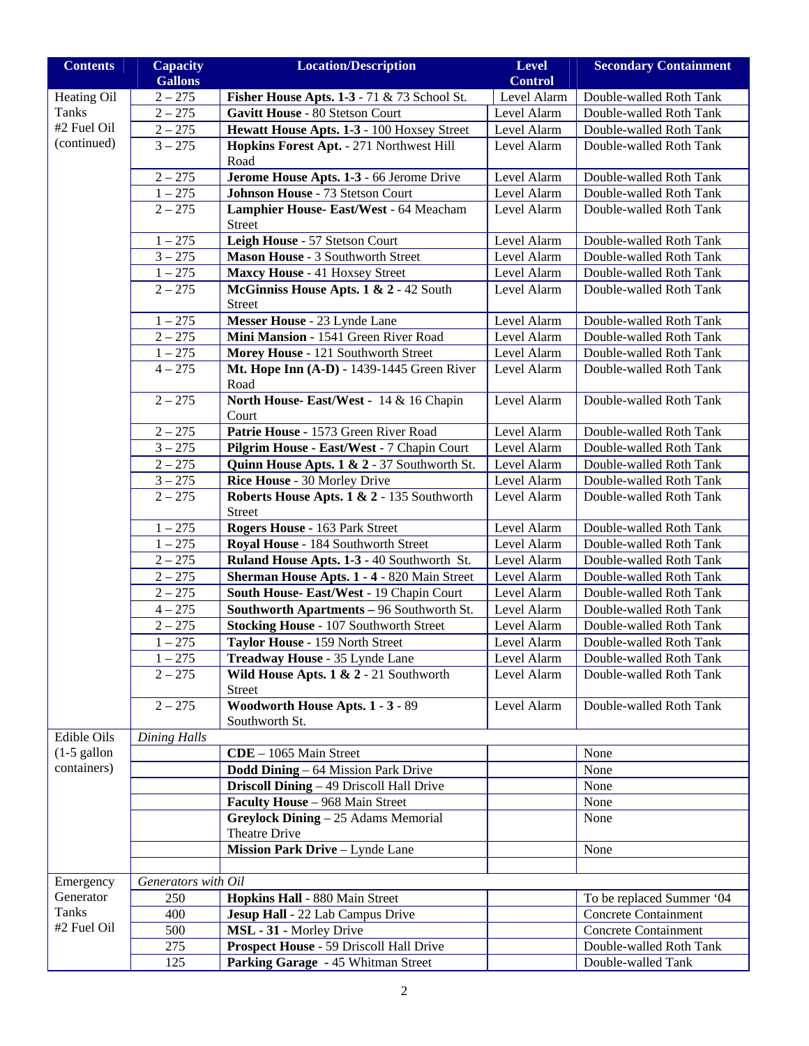| Contents | Capacity Gallons | Location/Description | Level Control | Secondary Containment |
|---|---|---|---|---|
| Heating Oil Tanks #2 Fuel Oil (continued) | 2 – 275 | **Fisher House Apts. 1-3** - 71 & 73 School St. | Level Alarm | Double-walled Roth Tank |
| | 2 – 275 | **Gavitt House** - 80 Stetson Court | Level Alarm | Double-walled Roth Tank |
| | 2 – 275 | **Hewatt House Apts. 1-3** - 100 Hoxsey Street | Level Alarm | Double-walled Roth Tank |
| | 3 – 275 | **Hopkins Forest Apt.** - 271 Northwest Hill Road | Level Alarm | Double-walled Roth Tank |
| | 2 – 275 | **Jerome House Apts. 1-3** - 66 Jerome Drive | Level Alarm | Double-walled Roth Tank |
| | 1 – 275 | **Johnson House** - 73 Stetson Court | Level Alarm | Double-walled Roth Tank |
| | 2 – 275 | **Lamphier House- East/West** - 64 Meacham Street | Level Alarm | Double-walled Roth Tank |
| | 1 – 275 | **Leigh House** - 57 Stetson Court | Level Alarm | Double-walled Roth Tank |
| | 3 – 275 | **Mason House** - 3 Southworth Street | Level Alarm | Double-walled Roth Tank |
| | 1 – 275 | **Maxcy House** - 41 Hoxsey Street | Level Alarm | Double-walled Roth Tank |
| | 2 – 275 | **McGinniss House Apts. 1 & 2** - 42 South Street | Level Alarm | Double-walled Roth Tank |
| | 1 – 275 | **Messer House** - 23 Lynde Lane | Level Alarm | Double-walled Roth Tank |
| | 2 – 275 | **Mini Mansion** - 1541 Green River Road | Level Alarm | Double-walled Roth Tank |
| | 1 – 275 | **Morey House** - 121 Southworth Street | Level Alarm | Double-walled Roth Tank |
| | 4 – 275 | **Mt. Hope Inn (A-D)** - 1439-1445 Green River Road | Level Alarm | Double-walled Roth Tank |
| | 2 – 275 | **North House- East/West** - 14 & 16 Chapin Court | Level Alarm | Double-walled Roth Tank |
| | 2 – 275 | **Patrie House** - 1573 Green River Road | Level Alarm | Double-walled Roth Tank |
| | 3 – 275 | **Pilgrim House - East/West** - 7 Chapin Court | Level Alarm | Double-walled Roth Tank |
| | 2 – 275 | **Quinn House Apts. 1 & 2** - 37 Southworth St. | Level Alarm | Double-walled Roth Tank |
| | 3 – 275 | **Rice House** - 30 Morley Drive | Level Alarm | Double-walled Roth Tank |
| | 2 – 275 | **Roberts House Apts. 1 & 2** - 135 Southworth Street | Level Alarm | Double-walled Roth Tank |
| | 1 – 275 | **Rogers House** - 163 Park Street | Level Alarm | Double-walled Roth Tank |
| | 1 – 275 | **Royal House** - 184 Southworth Street | Level Alarm | Double-walled Roth Tank |
| | 2 – 275 | **Ruland House Apts. 1-3** - 40 Southworth St. | Level Alarm | Double-walled Roth Tank |
| | 2 – 275 | **Sherman House Apts. 1 - 4** - 820 Main Street | Level Alarm | Double-walled Roth Tank |
| | 2 – 275 | **South House- East/West** - 19 Chapin Court | Level Alarm | Double-walled Roth Tank |
| | 4 – 275 | **Southworth Apartments** – 96 Southworth St. | Level Alarm | Double-walled Roth Tank |
| | 2 – 275 | **Stocking House** - 107 Southworth Street | Level Alarm | Double-walled Roth Tank |
| | 1 – 275 | **Taylor House** - 159 North Street | Level Alarm | Double-walled Roth Tank |
| | 1 – 275 | **Treadway House** - 35 Lynde Lane | Level Alarm | Double-walled Roth Tank |
| | 2 – 275 | **Wild House Apts. 1 & 2** - 21 Southworth Street | Level Alarm | Double-walled Roth Tank |
| | 2 – 275 | **Woodworth House Apts. 1 - 3** - 89 Southworth St. | Level Alarm | Double-walled Roth Tank |
| Edible Oils (1-5 gallon containers) | *Dining Halls* | | | |
| | | **CDE** – 1065 Main Street | | None |
| | | **Dodd Dining** – 64 Mission Park Drive | | None |
| | | **Driscoll Dining** – 49 Driscoll Hall Drive | | None |
| | | **Faculty House** – 968 Main Street | | None |
| | | **Greylock Dining** – 25 Adams Memorial Theatre Drive | | None |
| | | **Mission Park Drive** – Lynde Lane | | None |
| | | | | |
| Emergency Generator Tanks #2 Fuel Oil | *Generators with Oil* | | | |
| | 250 | **Hopkins Hall** - 880 Main Street | | To be replaced Summer '04 |
| | 400 | **Jesup Hall** - 22 Lab Campus Drive | | Concrete Containment |
| | 500 | **MSL - 31** - Morley Drive | | Concrete Containment |
| | 275 | **Prospect House** - 59 Driscoll Hall Drive | | Double-walled Roth Tank |
| | 125 | **Parking Garage** - 45 Whitman Street | | Double-walled Tank |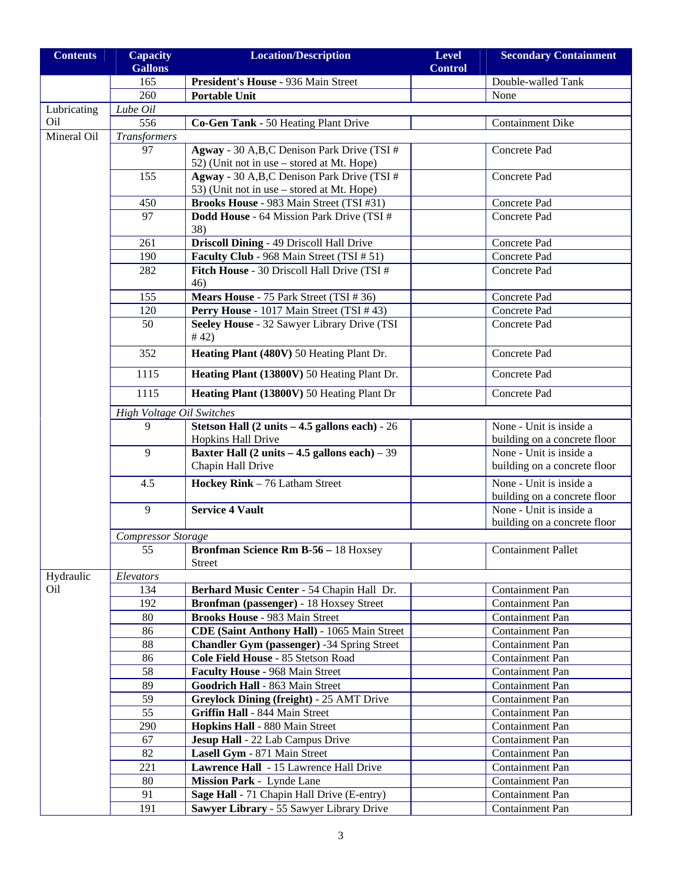| Contents | Capacity Gallons | Location/Description | Level Control | Secondary Containment |
|---|---|---|---|---|
| | 165 | **President's House** - 936 Main Street | | Double-walled Tank |
| | 260 | **Portable Unit** | | None |
| Lubricating Oil | *Lube Oil* | | | |
| | 556 | **Co-Gen Tank** - 50 Heating Plant Drive | | Containment Dike |
| Mineral Oil | *Transformers* | | | |
| | 97 | **Agway** - 30 A,B,C Denison Park Drive (TSI # 52) (Unit not in use – stored at Mt. Hope) | | Concrete Pad |
| | 155 | **Agway** - 30 A,B,C Denison Park Drive (TSI # 53) (Unit not in use – stored at Mt. Hope) | | Concrete Pad |
| | 450 | **Brooks House** - 983 Main Street (TSI #31) | | Concrete Pad |
| | 97 | **Dodd House** - 64 Mission Park Drive (TSI # 38) | | Concrete Pad |
| | 261 | **Driscoll Dining** - 49 Driscoll Hall Drive | | Concrete Pad |
| | 190 | **Faculty Club** - 968 Main Street (TSI # 51) | | Concrete Pad |
| | 282 | **Fitch House** - 30 Driscoll Hall Drive (TSI # 46) | | Concrete Pad |
| | 155 | **Mears House** - 75 Park Street (TSI # 36) | | Concrete Pad |
| | 120 | **Perry House** - 1017 Main Street (TSI # 43) | | Concrete Pad |
| | 50 | **Seeley House** - 32 Sawyer Library Drive (TSI # 42) | | Concrete Pad |
| | 352 | **Heating Plant (480V)** 50 Heating Plant Dr. | | Concrete Pad |
| | 1115 | **Heating Plant (13800V)** 50 Heating Plant Dr. | | Concrete Pad |
| | 1115 | **Heating Plant (13800V)** 50 Heating Plant Dr | | Concrete Pad |
| | *High Voltage Oil Switches* | | | |
| | 9 | **Stetson Hall (2 units – 4.5 gallons each)** - 26 Hopkins Hall Drive | | None - Unit is inside a building on a concrete floor |
| | 9 | **Baxter Hall (2 units – 4.5 gallons each)** – 39 Chapin Hall Drive | | None - Unit is inside a building on a concrete floor |
| | 4.5 | **Hockey Rink** – 76 Latham Street | | None - Unit is inside a building on a concrete floor |
| | 9 | **Service 4 Vault** | | None - Unit is inside a building on a concrete floor |
| | *Compressor Storage* | | | |
| | 55 | **Bronfman Science Rm B-56 –** 18 Hoxsey Street | | Containment Pallet |
| Hydraulic Oil | *Elevators* | | | |
| | 134 | **Berhard Music Center** - 54 Chapin Hall Dr. | | Containment Pan |
| | 192 | **Bronfman (passenger)** - 18 Hoxsey Street | | Containment Pan |
| | 80 | **Brooks House** - 983 Main Street | | Containment Pan |
| | 86 | **CDE (Saint Anthony Hall)** - 1065 Main Street | | Containment Pan |
| | 88 | **Chandler Gym (passenger)** -34 Spring Street | | Containment Pan |
| | 86 | **Cole Field House** - 85 Stetson Road | | Containment Pan |
| | 58 | **Faculty House** - 968 Main Street | | Containment Pan |
| | 89 | **Goodrich Hall** - 863 Main Street | | Containment Pan |
| | 59 | **Greylock Dining (freight)** - 25 AMT Drive | | Containment Pan |
| | 55 | **Griffin Hall** - 844 Main Street | | Containment Pan |
| | 290 | **Hopkins Hall** - 880 Main Street | | Containment Pan |
| | 67 | **Jesup Hall** - 22 Lab Campus Drive | | Containment Pan |
| | 82 | **Lasell Gym** - 871 Main Street | | Containment Pan |
| | 221 | **Lawrence Hall** - 15 Lawrence Hall Drive | | Containment Pan |
| | 80 | **Mission Park** - Lynde Lane | | Containment Pan |
| | 91 | **Sage Hall** - 71 Chapin Hall Drive (E-entry) | | Containment Pan |
| | 191 | **Sawyer Library** - 55 Sawyer Library Drive | | Containment Pan |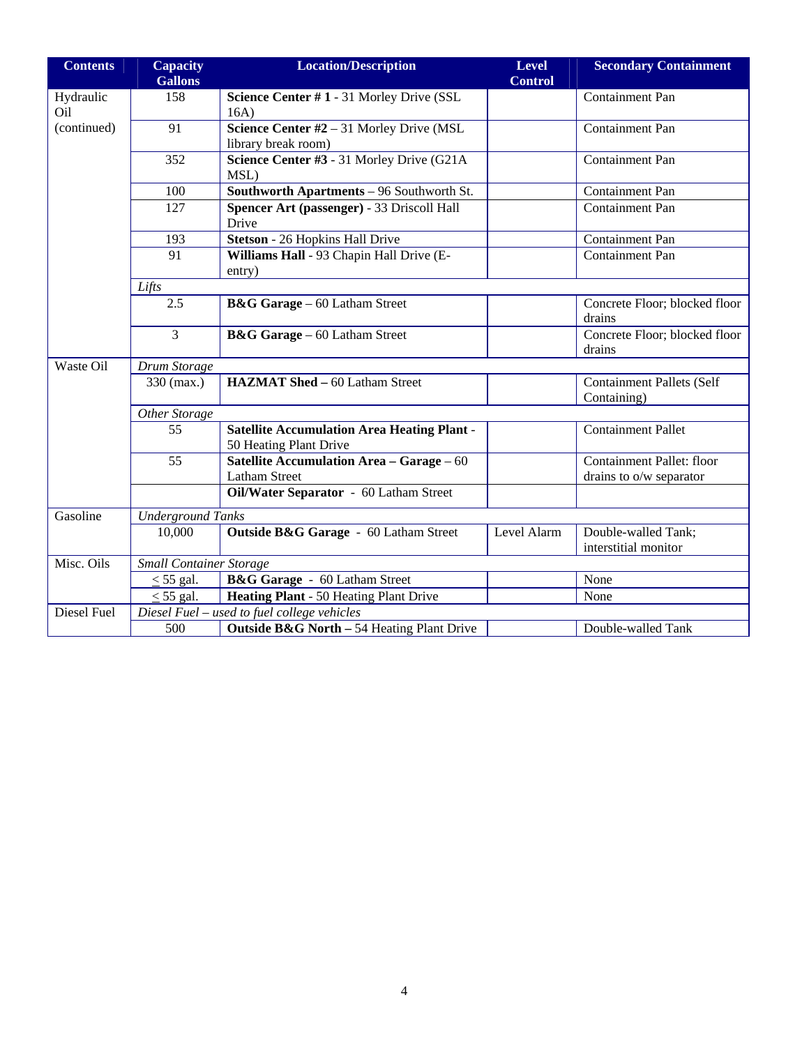| Contents | Capacity Gallons | Location/Description | Level Control | Secondary Containment |
|---|---|---|---|---|
| Hydraulic Oil (continued) | 158 | **Science Center # 1** - 31 Morley Drive (SSL 16A) | | Containment Pan |
| | 91 | **Science Center #2** – 31 Morley Drive (MSL library break room) | | Containment Pan |
| | 352 | **Science Center #3** - 31 Morley Drive (G21A MSL) | | Containment Pan |
| | 100 | **Southworth Apartments** – 96 Southworth St. | | Containment Pan |
| | 127 | **Spencer Art (passenger)** - 33 Driscoll Hall Drive | | Containment Pan |
| | 193 | **Stetson** - 26 Hopkins Hall Drive | | Containment Pan |
| | 91 | **Williams Hall** - 93 Chapin Hall Drive (E-entry) | | Containment Pan |
| | *Lifts* | | | |
| | 2.5 | **B&G Garage** – 60 Latham Street | | Concrete Floor; blocked floor drains |
| | 3 | **B&G Garage** – 60 Latham Street | | Concrete Floor; blocked floor drains |
| Waste Oil | *Drum Storage* | | | |
| | 330 (max.) | **HAZMAT Shed –** 60 Latham Street | | Containment Pallets (Self Containing) |
| | *Other Storage* | | | |
| | 55 | **Satellite Accumulation Area Heating Plant** - 50 Heating Plant Drive | | Containment Pallet |
| | 55 | **Satellite Accumulation Area – Garage** – 60 Latham Street | | Containment Pallet: floor drains to o/w separator |
| | | **Oil/Water Separator** - 60 Latham Street | | |
| Gasoline | *Underground Tanks* | | | |
| | 10,000 | **Outside B&G Garage** - 60 Latham Street | Level Alarm | Double-walled Tank; interstitial monitor |
| Misc. Oils | *Small Container Storage* | | | |
| | $\leq$ 55 gal. | **B&G Garage** - 60 Latham Street | | None |
| | $\leq$ 55 gal. | **Heating Plant** - 50 Heating Plant Drive | | None |
| Diesel Fuel | *Diesel Fuel – used to fuel college vehicles* | | | |
| | 500 | **Outside B&G North –** 54 Heating Plant Drive | | Double-walled Tank |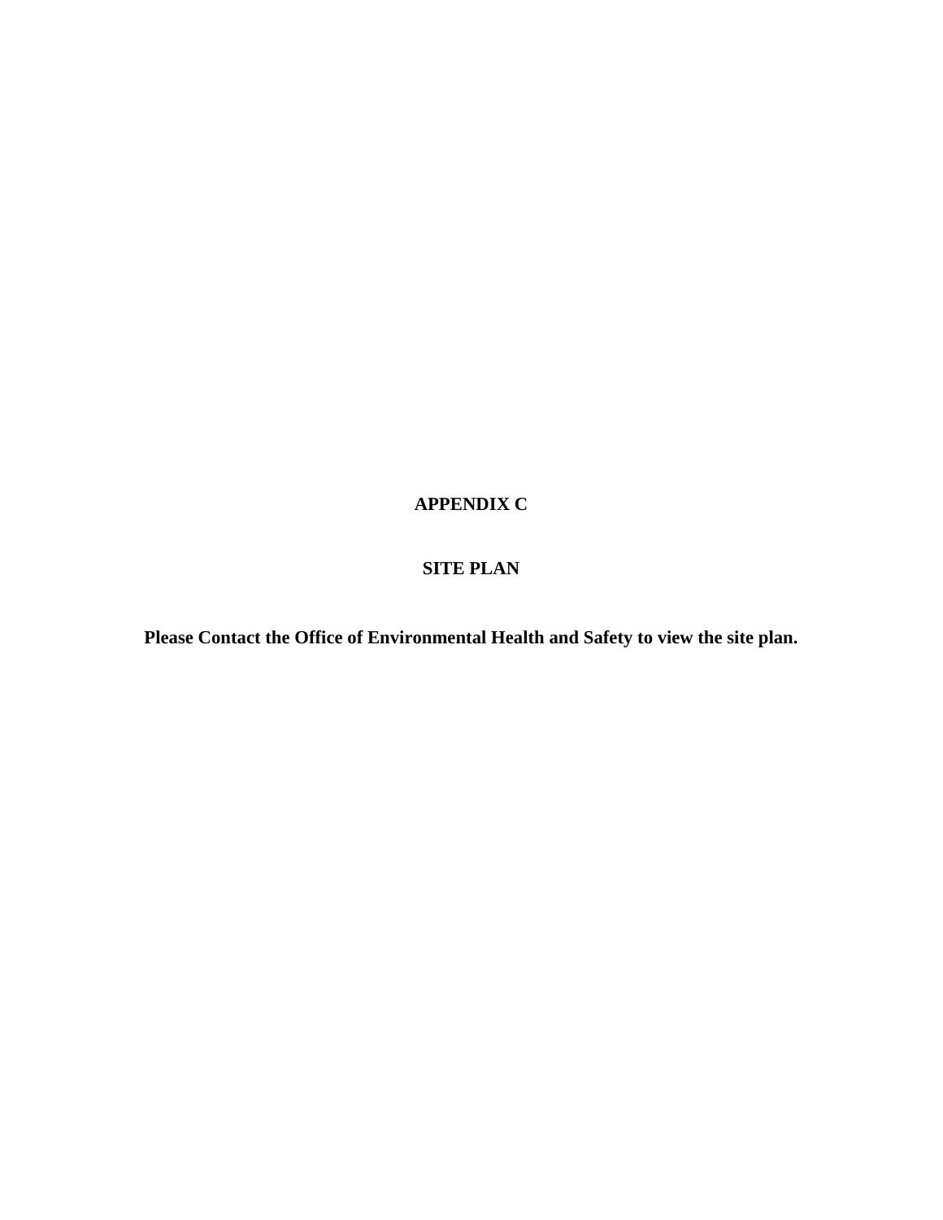# APPENDIX C

## SITE PLAN

**Please Contact the Office of Environmental Health and Safety to view the site plan.**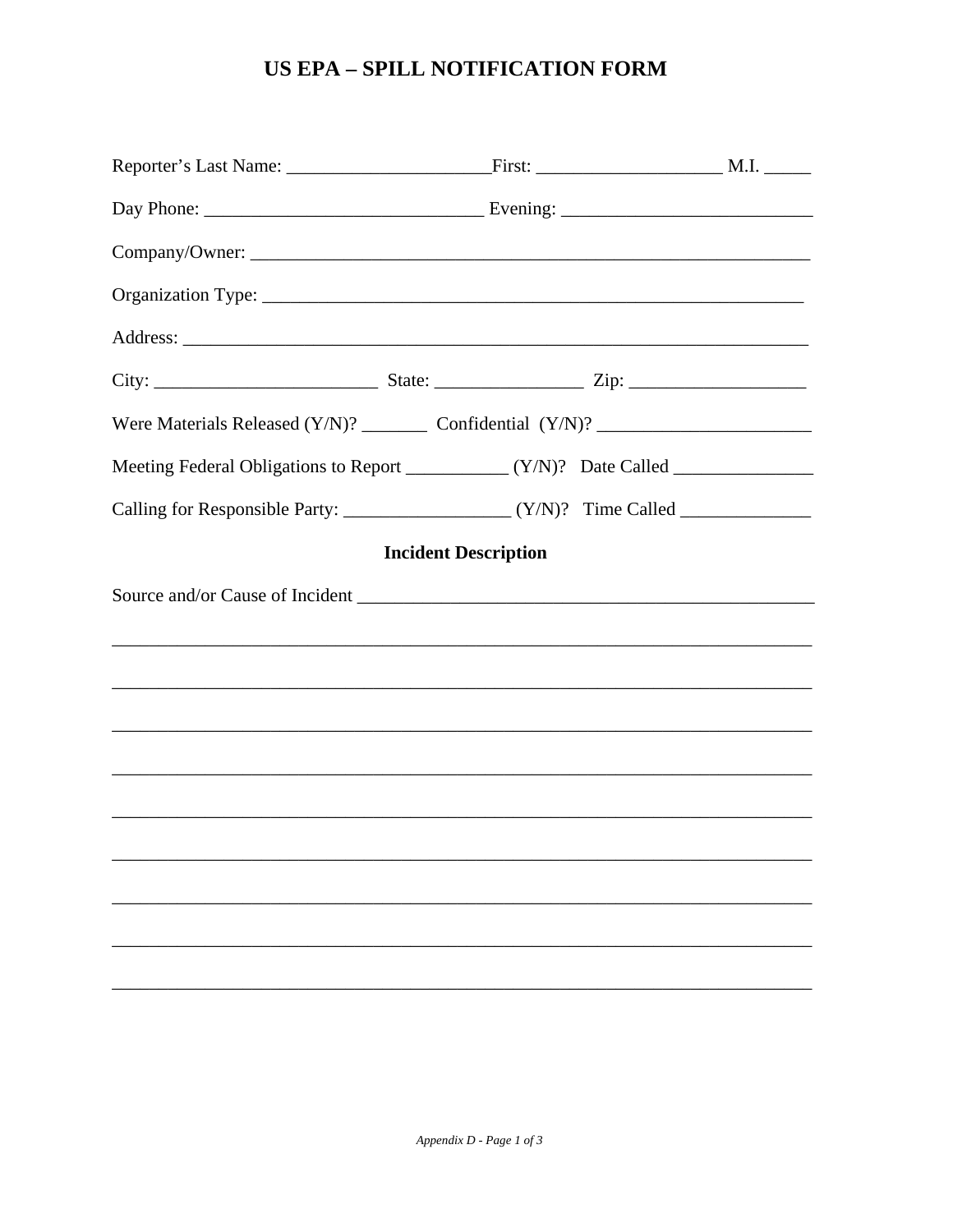# US EPA – SPILL NOTIFICATION FORM

Reporter's Last Name: ______________________First: ____________________ M.I. _____

Day Phone: ______________________________ Evening: ___________________________

Company/Owner: _____________________________________________________________

Organization Type: ___________________________________________________________

Address: ____________________________________________________________________

City: _________________________ State: ________________ Zip: ___________________

Were Materials Released (Y/N)? _______ Confidential (Y/N)? _______________________

Meeting Federal Obligations to Report ___________ (Y/N)? Date Called _______________

Calling for Responsible Party: __________________ (Y/N)? Time Called ______________

## Incident Description

Source and/or Cause of Incident __________________________________________________

_____________________________________________________________________________

_____________________________________________________________________________

_____________________________________________________________________________

_____________________________________________________________________________

_____________________________________________________________________________

_____________________________________________________________________________

_____________________________________________________________________________

_____________________________________________________________________________

_____________________________________________________________________________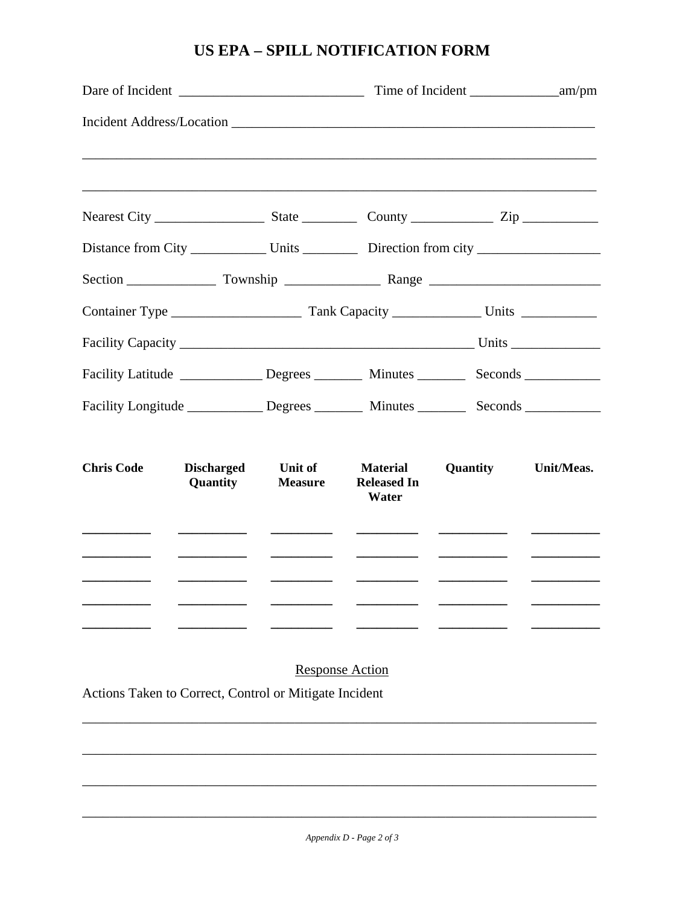# US EPA – SPILL NOTIFICATION FORM

Dare of Incident ___________________________ Time of Incident _____________am/pm

Incident Address/Location ________________________________________________________

_____________________________________________________________________________

_____________________________________________________________________________

Nearest City ________________ State ________ County ____________ Zip ___________

Distance from City ___________ Units ________ Direction from city __________________

Section _____________ Township ______________ Range _________________________

Container Type ___________________ Tank Capacity _____________ Units ___________

Facility Capacity ____________________________________________ Units _____________

Facility Latitude ____________ Degrees _______ Minutes _______ Seconds ___________

Facility Longitude ___________ Degrees _______ Minutes _______ Seconds ___________

| **Chris Code** | **Discharged Quantity** | **Unit of Measure** | **Material Released In Water** | **Quantity** | **Unit/Meas.** |
|---|---|---|---|---|---|
| __________ | __________ | _________ | _________ | __________ | __________ |
| __________ | __________ | _________ | _________ | __________ | __________ |
| __________ | __________ | _________ | _________ | __________ | __________ |
| __________ | __________ | _________ | _________ | __________ | __________ |
| __________ | __________ | _________ | _________ | __________ | __________ |

Response Action

Actions Taken to Correct, Control or Mitigate Incident

_____________________________________________________________________________

_____________________________________________________________________________

_____________________________________________________________________________

_____________________________________________________________________________

*Appendix D - Page 2 of 3*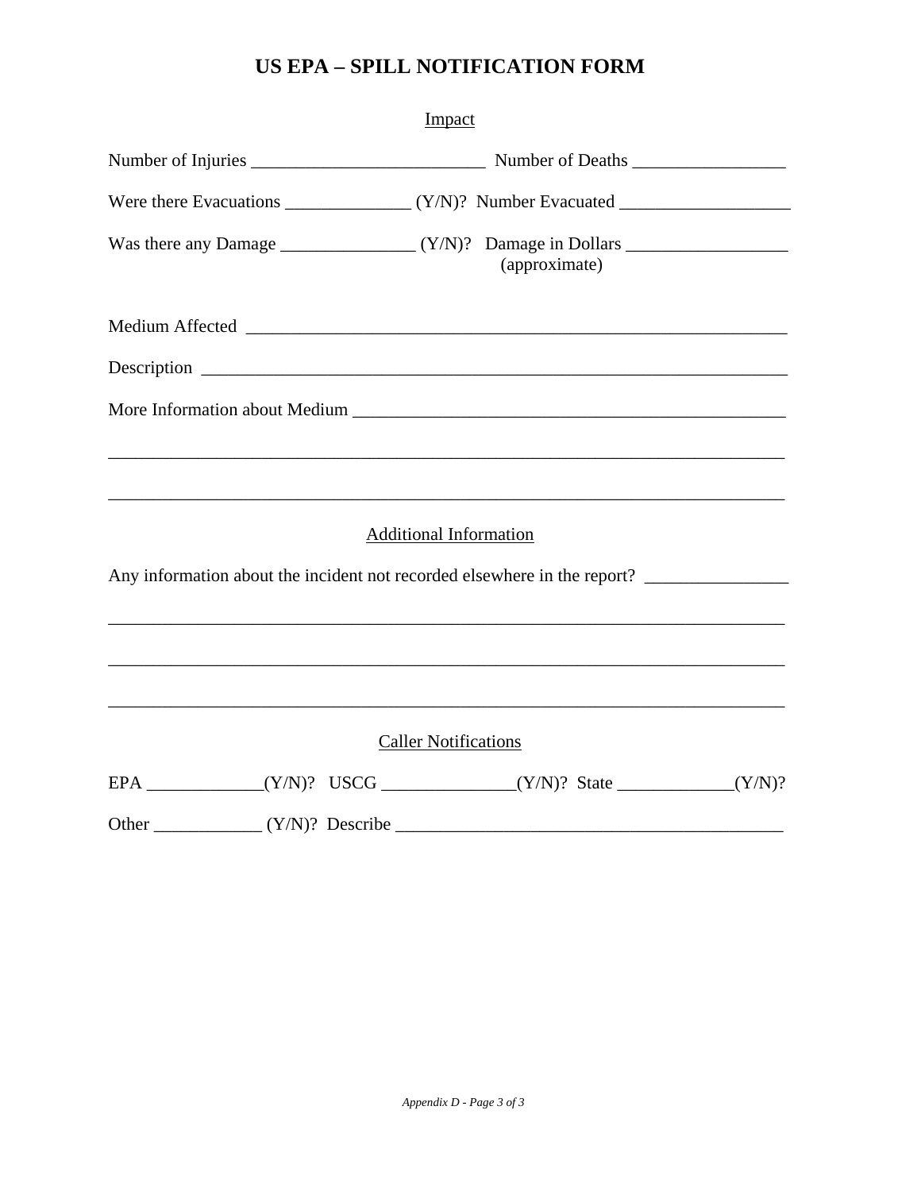# US EPA – SPILL NOTIFICATION FORM

## Impact

Number of Injuries __________________________ Number of Deaths _________________

Were there Evacuations ______________ (Y/N)? Number Evacuated ___________________

Was there any Damage _______________ (Y/N)? Damage in Dollars __________________
(approximate)

Medium Affected _______________________________________________________________

Description ___________________________________________________________________

More Information about Medium _________________________________________________

_____________________________________________________________________________

_____________________________________________________________________________

## Additional Information

Any information about the incident not recorded elsewhere in the report? ________________

_____________________________________________________________________________

_____________________________________________________________________________

_____________________________________________________________________________

## Caller Notifications

EPA _____________(Y/N)? USCG _______________(Y/N)? State _____________(Y/N)?

Other ____________ (Y/N)? Describe ___________________________________________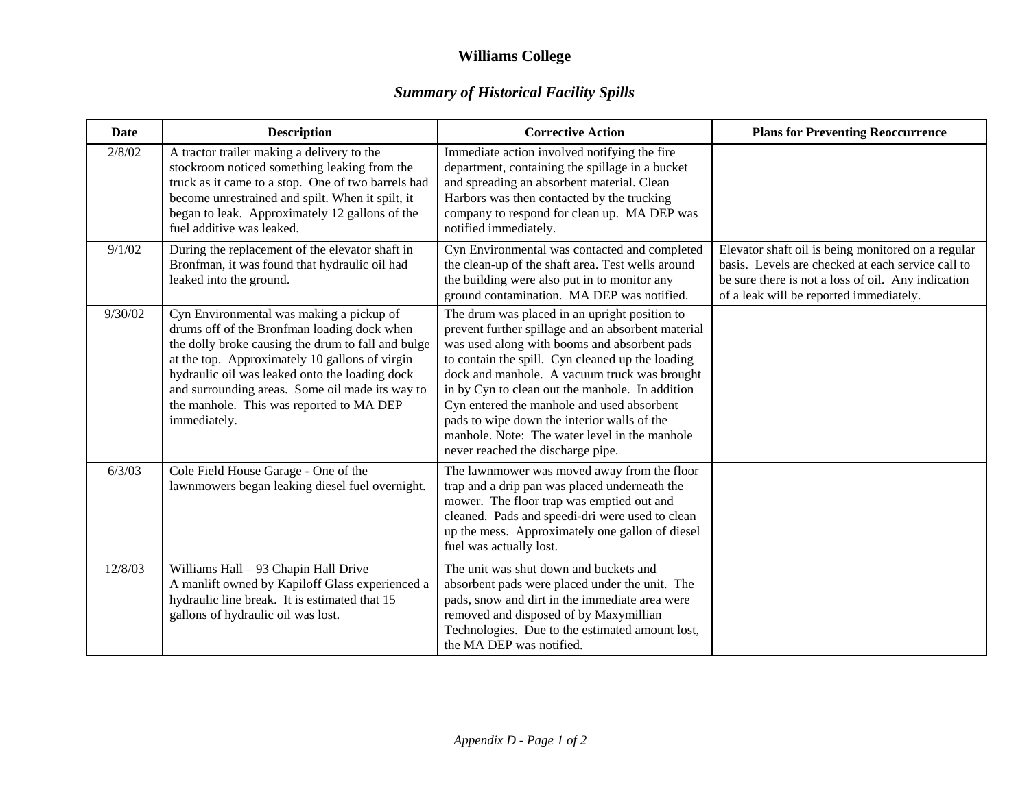# Williams College

## *Summary of Historical Facility Spills*

| Date | Description | Corrective Action | Plans for Preventing Reoccurrence |
|---|---|---|---|
| 2/8/02 | A tractor trailer making a delivery to the stockroom noticed something leaking from the truck as it came to a stop. One of two barrels had become unrestrained and spilt. When it spilt, it began to leak. Approximately 12 gallons of the fuel additive was leaked. | Immediate action involved notifying the fire department, containing the spillage in a bucket and spreading an absorbent material. Clean Harbors was then contacted by the trucking company to respond for clean up. MA DEP was notified immediately. | |
| 9/1/02 | During the replacement of the elevator shaft in Bronfman, it was found that hydraulic oil had leaked into the ground. | Cyn Environmental was contacted and completed the clean-up of the shaft area. Test wells around the building were also put in to monitor any ground contamination. MA DEP was notified. | Elevator shaft oil is being monitored on a regular basis. Levels are checked at each service call to be sure there is not a loss of oil. Any indication of a leak will be reported immediately. |
| 9/30/02 | Cyn Environmental was making a pickup of drums off of the Bronfman loading dock when the dolly broke causing the drum to fall and bulge at the top. Approximately 10 gallons of virgin hydraulic oil was leaked onto the loading dock and surrounding areas. Some oil made its way to the manhole. This was reported to MA DEP immediately. | The drum was placed in an upright position to prevent further spillage and an absorbent material was used along with booms and absorbent pads to contain the spill. Cyn cleaned up the loading dock and manhole. A vacuum truck was brought in by Cyn to clean out the manhole. In addition Cyn entered the manhole and used absorbent pads to wipe down the interior walls of the manhole. Note: The water level in the manhole never reached the discharge pipe. | |
| 6/3/03 | Cole Field House Garage - One of the lawnmowers began leaking diesel fuel overnight. | The lawnmower was moved away from the floor trap and a drip pan was placed underneath the mower. The floor trap was emptied out and cleaned. Pads and speedi-dri were used to clean up the mess. Approximately one gallon of diesel fuel was actually lost. | |
| 12/8/03 | Williams Hall – 93 Chapin Hall Drive<br>A manlift owned by Kapiloff Glass experienced a hydraulic line break. It is estimated that 15 gallons of hydraulic oil was lost. | The unit was shut down and buckets and absorbent pads were placed under the unit. The pads, snow and dirt in the immediate area were removed and disposed of by Maxymillian Technologies. Due to the estimated amount lost, the MA DEP was notified. | |

*Appendix D - Page 1 of 2*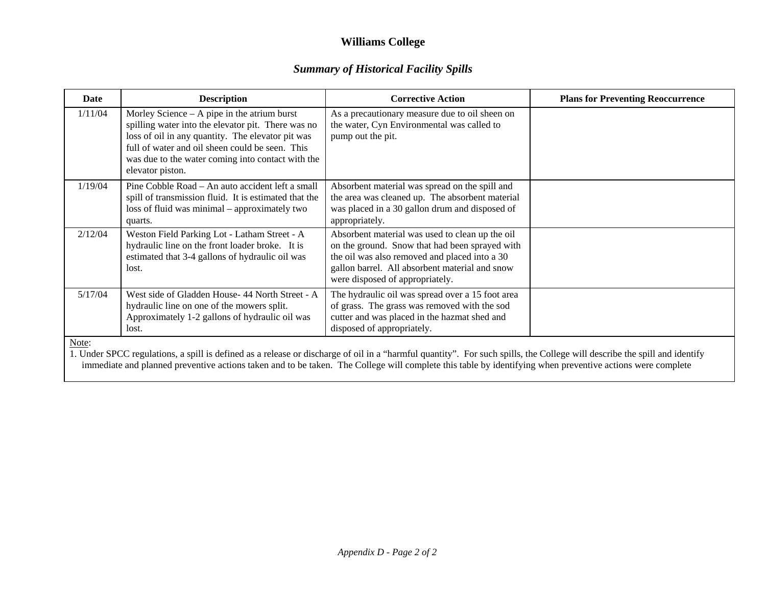# Williams College

## *Summary of Historical Facility Spills*

| Date | Description | Corrective Action | Plans for Preventing Reoccurrence |
|---|---|---|---|
| 1/11/04 | Morley Science – A pipe in the atrium burst spilling water into the elevator pit. There was no loss of oil in any quantity. The elevator pit was full of water and oil sheen could be seen. This was due to the water coming into contact with the elevator piston. | As a precautionary measure due to oil sheen on the water, Cyn Environmental was called to pump out the pit. | |
| 1/19/04 | Pine Cobble Road – An auto accident left a small spill of transmission fluid. It is estimated that the loss of fluid was minimal – approximately two quarts. | Absorbent material was spread on the spill and the area was cleaned up. The absorbent material was placed in a 30 gallon drum and disposed of appropriately. | |
| 2/12/04 | Weston Field Parking Lot - Latham Street - A hydraulic line on the front loader broke. It is estimated that 3-4 gallons of hydraulic oil was lost. | Absorbent material was used to clean up the oil on the ground. Snow that had been sprayed with the oil was also removed and placed into a 30 gallon barrel. All absorbent material and snow were disposed of appropriately. | |
| 5/17/04 | West side of Gladden House- 44 North Street - A hydraulic line on one of the mowers split. Approximately 1-2 gallons of hydraulic oil was lost. | The hydraulic oil was spread over a 15 foot area of grass. The grass was removed with the sod cutter and was placed in the hazmat shed and disposed of appropriately. | |

Note:

1. Under SPCC regulations, a spill is defined as a release or discharge of oil in a "harmful quantity". For such spills, the College will describe the spill and identify immediate and planned preventive actions taken and to be taken. The College will complete this table by identifying when preventive actions were complete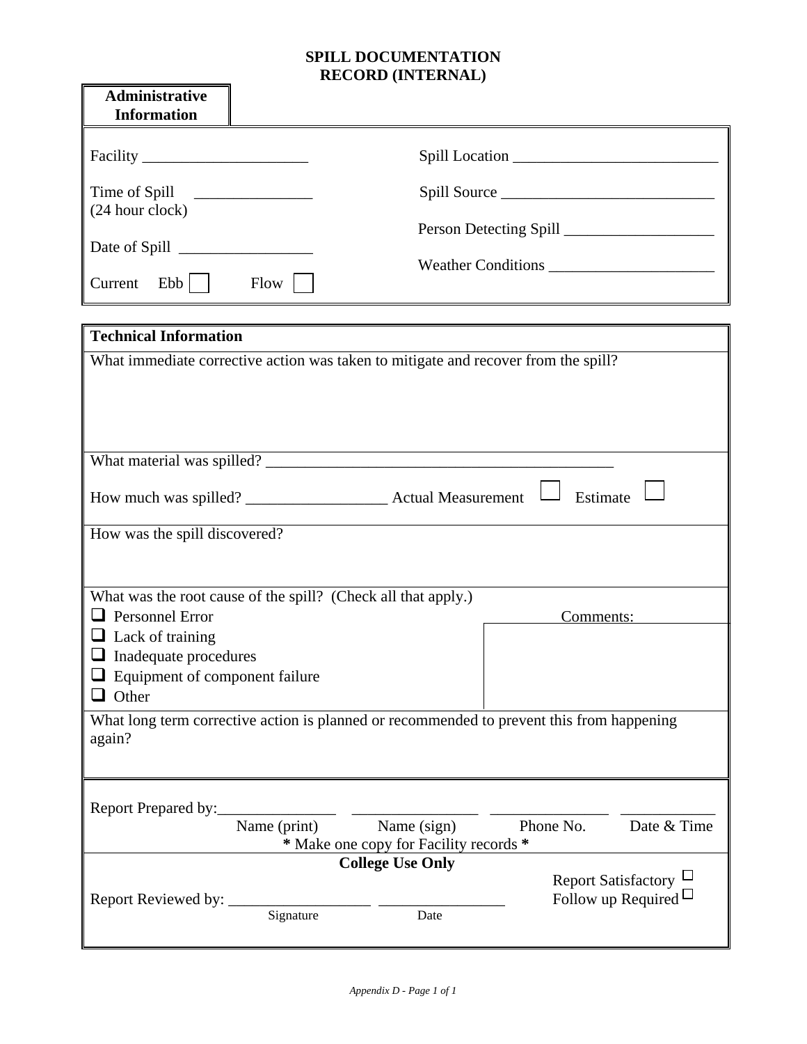# SPILL DOCUMENTATION RECORD (INTERNAL)

**Administrative Information**

Facility _____________________

Time of Spill _______________
(24 hour clock)

Date of Spill _________________

Current Ebb ☐ Flow ☐

Spill Location __________________________

Spill Source ___________________________

Person Detecting Spill ___________________

Weather Conditions _____________________

**Technical Information**

What immediate corrective action was taken to mitigate and recover from the spill?

What material was spilled? ____________________________________________

How much was spilled? __________________ Actual Measurement ☐ Estimate ☐

How was the spill discovered?

What was the root cause of the spill? (Check all that apply.)

- ☐ Personnel Error
- ☐ Lack of training
- ☐ Inadequate procedures
- ☐ Equipment of component failure
- ☐ Other

Comments:

What long term corrective action is planned or recommended to prevent this from happening again?

Report Prepared by:_______________ ________________ _______________ ____________

Name (print) Name (sign) Phone No. Date & Time

**\*** Make one copy for Facility records **\***

**College Use Only**

Report Reviewed by: __________________ ________________

Signature Date

Report Satisfactory ☐
Follow up Required ☐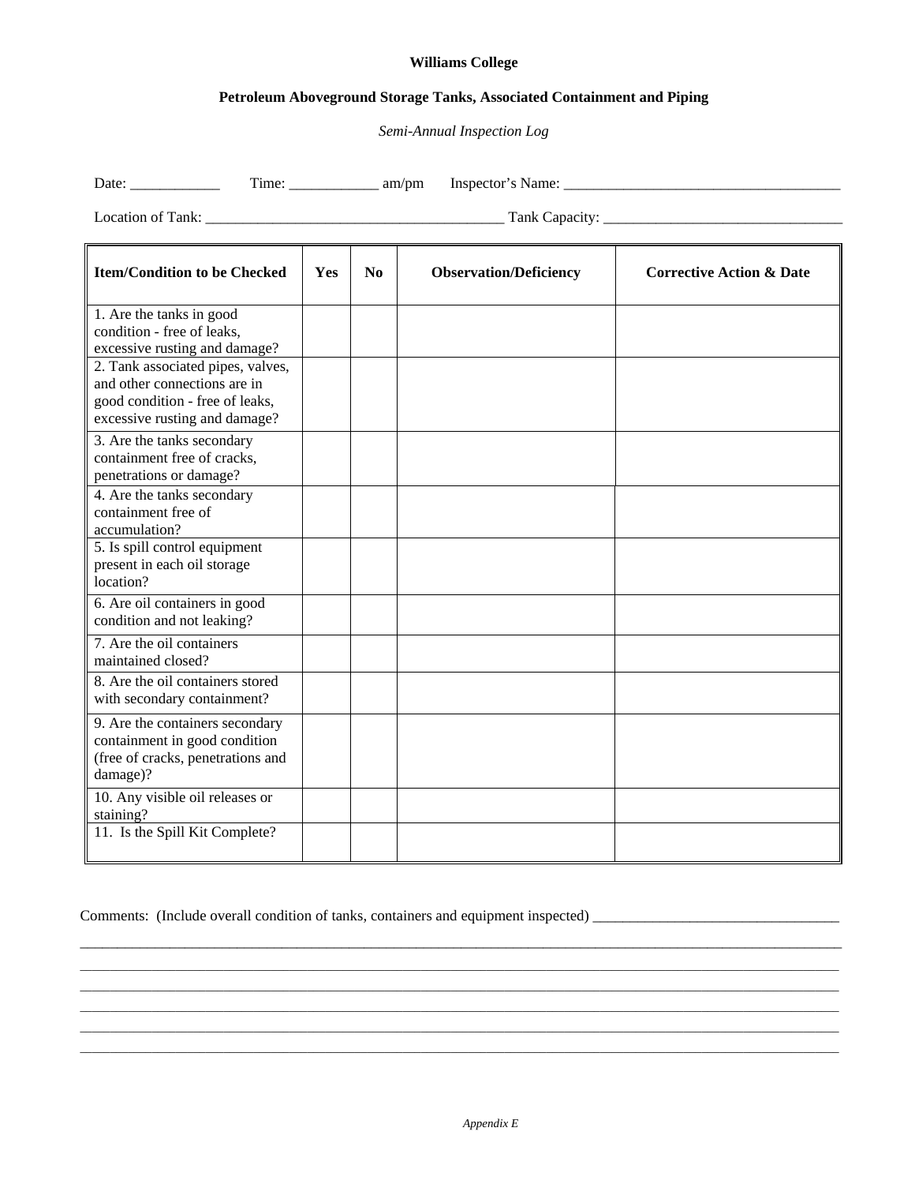**Williams College**

**Petroleum Aboveground Storage Tanks, Associated Containment and Piping**

*Semi-Annual Inspection Log*

Date: ____________ Time: ____________ am/pm Inspector's Name: ______________________________________

Location of Tank: _______________________________________ Tank Capacity: ________________________________

| Item/Condition to be Checked | Yes | No | Observation/Deficiency | Corrective Action & Date |
|---|---|---|---|---|
| 1. Are the tanks in good condition - free of leaks, excessive rusting and damage? | | | | |
| 2. Tank associated pipes, valves, and other connections are in good condition - free of leaks, excessive rusting and damage? | | | | |
| 3. Are the tanks secondary containment free of cracks, penetrations or damage? | | | | |
| 4. Are the tanks secondary containment free of accumulation? | | | | |
| 5. Is spill control equipment present in each oil storage location? | | | | |
| 6. Are oil containers in good condition and not leaking? | | | | |
| 7. Are the oil containers maintained closed? | | | | |
| 8. Are the oil containers stored with secondary containment? | | | | |
| 9. Are the containers secondary containment in good condition (free of cracks, penetrations and damage)? | | | | |
| 10. Any visible oil releases or staining? | | | | |
| 11. Is the Spill Kit Complete? | | | | |

Comments: (Include overall condition of tanks, containers and equipment inspected) ________________________________

______________________________________________________________________________________________________

______________________________________________________________________________________________________

______________________________________________________________________________________________________

______________________________________________________________________________________________________

______________________________________________________________________________________________________

______________________________________________________________________________________________________

*Appendix E*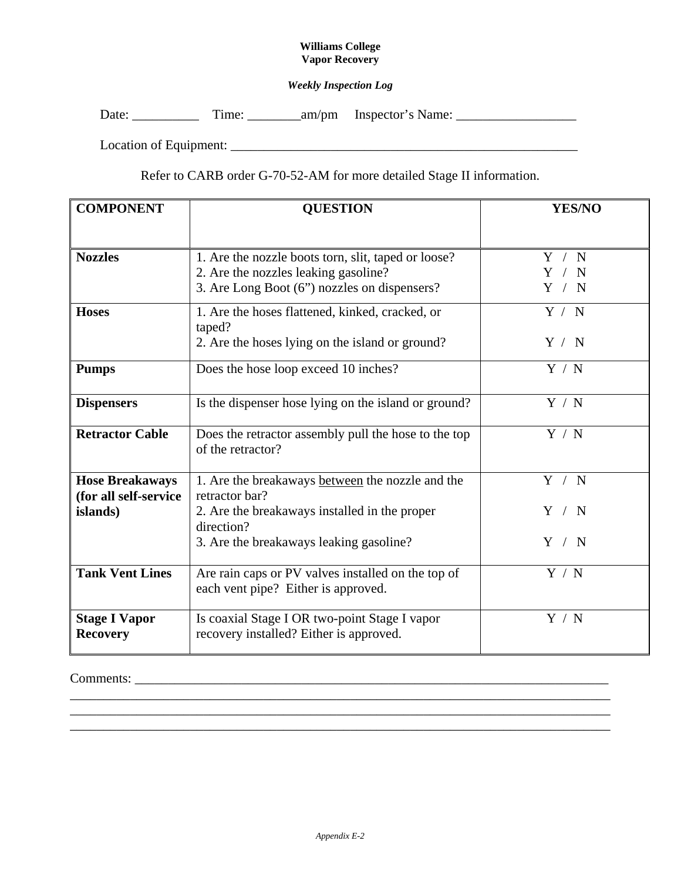**Williams College**
**Vapor Recovery**

***Weekly Inspection Log***

Date: __________ Time: ________am/pm Inspector's Name: __________________

Location of Equipment: ______________________________________________________

Refer to CARB order G-70-52-AM for more detailed Stage II information.

| COMPONENT | QUESTION | YES/NO |
|---|---|---|
| **Nozzles** | 1. Are the nozzle boots torn, slit, taped or loose?<br>2. Are the nozzles leaking gasoline?<br>3. Are Long Boot (6") nozzles on dispensers? | Y / N<br>Y / N<br>Y / N |
| **Hoses** | 1. Are the hoses flattened, kinked, cracked, or taped?<br>2. Are the hoses lying on the island or ground? | Y / N<br>Y / N |
| **Pumps** | Does the hose loop exceed 10 inches? | Y / N |
| **Dispensers** | Is the dispenser hose lying on the island or ground? | Y / N |
| **Retractor Cable** | Does the retractor assembly pull the hose to the top of the retractor? | Y / N |
| **Hose Breakaways (for all self-service islands)** | 1. Are the breakaways <u>between</u> the nozzle and the retractor bar?<br>2. Are the breakaways installed in the proper direction?<br>3. Are the breakaways leaking gasoline? | Y / N<br>Y / N<br>Y / N |
| **Tank Vent Lines** | Are rain caps or PV valves installed on the top of each vent pipe? Either is approved. | Y / N |
| **Stage I Vapor Recovery** | Is coaxial Stage I OR two-point Stage I vapor recovery installed? Either is approved. | Y / N |

Comments: ___________________________________________________________________________
_____________________________________________________________________________________
_____________________________________________________________________________________
_____________________________________________________________________________________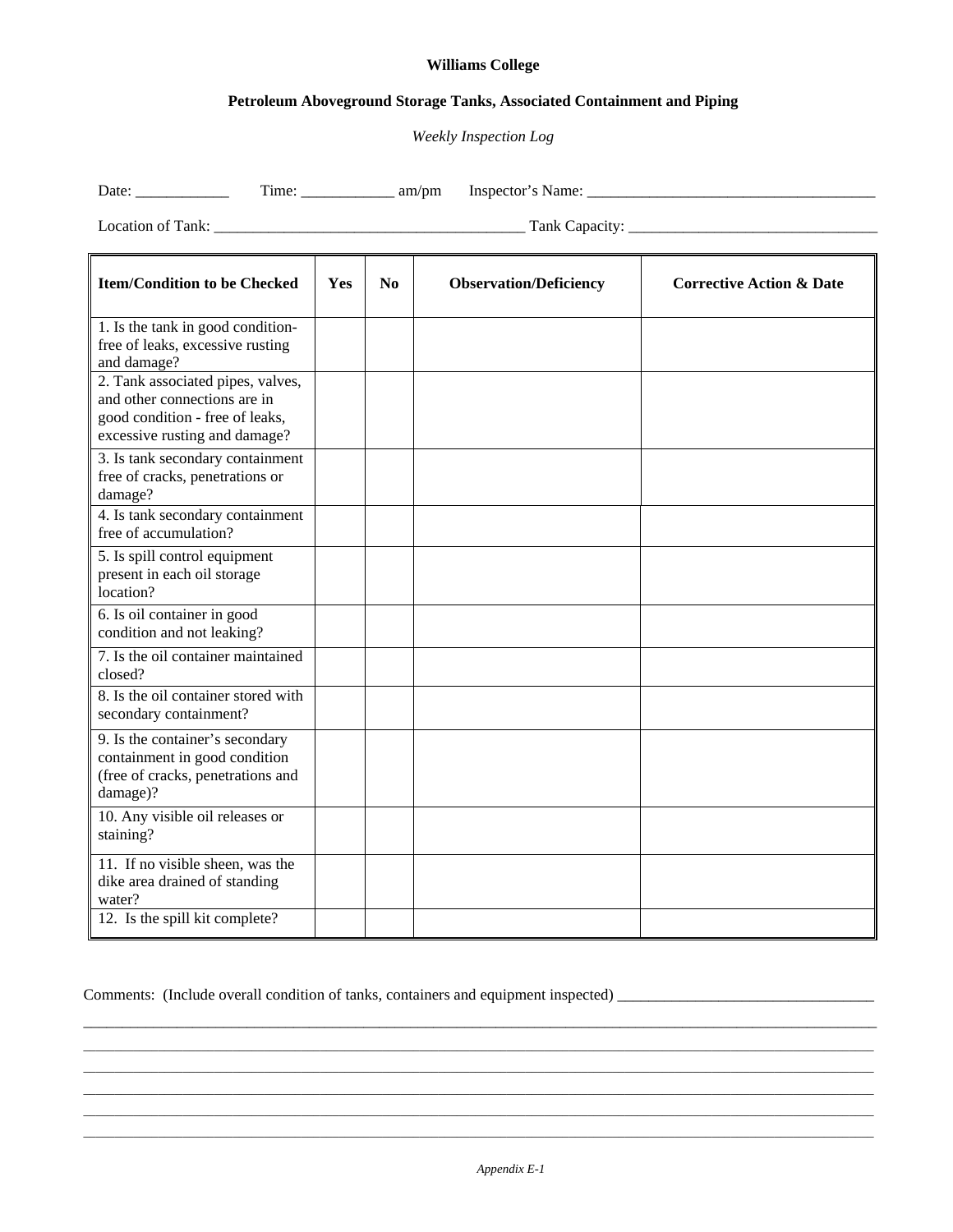**Williams College**

**Petroleum Aboveground Storage Tanks, Associated Containment and Piping**

*Weekly Inspection Log*

Date: ____________ Time: ____________ am/pm Inspector's Name: ______________________________________

Location of Tank: _______________________________________ Tank Capacity: ________________________________

| Item/Condition to be Checked | Yes | No | Observation/Deficiency | Corrective Action & Date |
|---|---|---|---|---|
| 1. Is the tank in good condition- free of leaks, excessive rusting and damage? | | | | |
| 2. Tank associated pipes, valves, and other connections are in good condition - free of leaks, excessive rusting and damage? | | | | |
| 3. Is tank secondary containment free of cracks, penetrations or damage? | | | | |
| 4. Is tank secondary containment free of accumulation? | | | | |
| 5. Is spill control equipment present in each oil storage location? | | | | |
| 6. Is oil container in good condition and not leaking? | | | | |
| 7. Is the oil container maintained closed? | | | | |
| 8. Is the oil container stored with secondary containment? | | | | |
| 9. Is the container's secondary containment in good condition (free of cracks, penetrations and damage)? | | | | |
| 10. Any visible oil releases or staining? | | | | |
| 11. If no visible sheen, was the dike area drained of standing water? | | | | |
| 12. Is the spill kit complete? | | | | |

Comments: (Include overall condition of tanks, containers and equipment inspected) _________________________________

_____________________________________________________________________________________________________

_____________________________________________________________________________________________________

_____________________________________________________________________________________________________

_____________________________________________________________________________________________________

_____________________________________________________________________________________________________

_____________________________________________________________________________________________________

*Appendix E-1*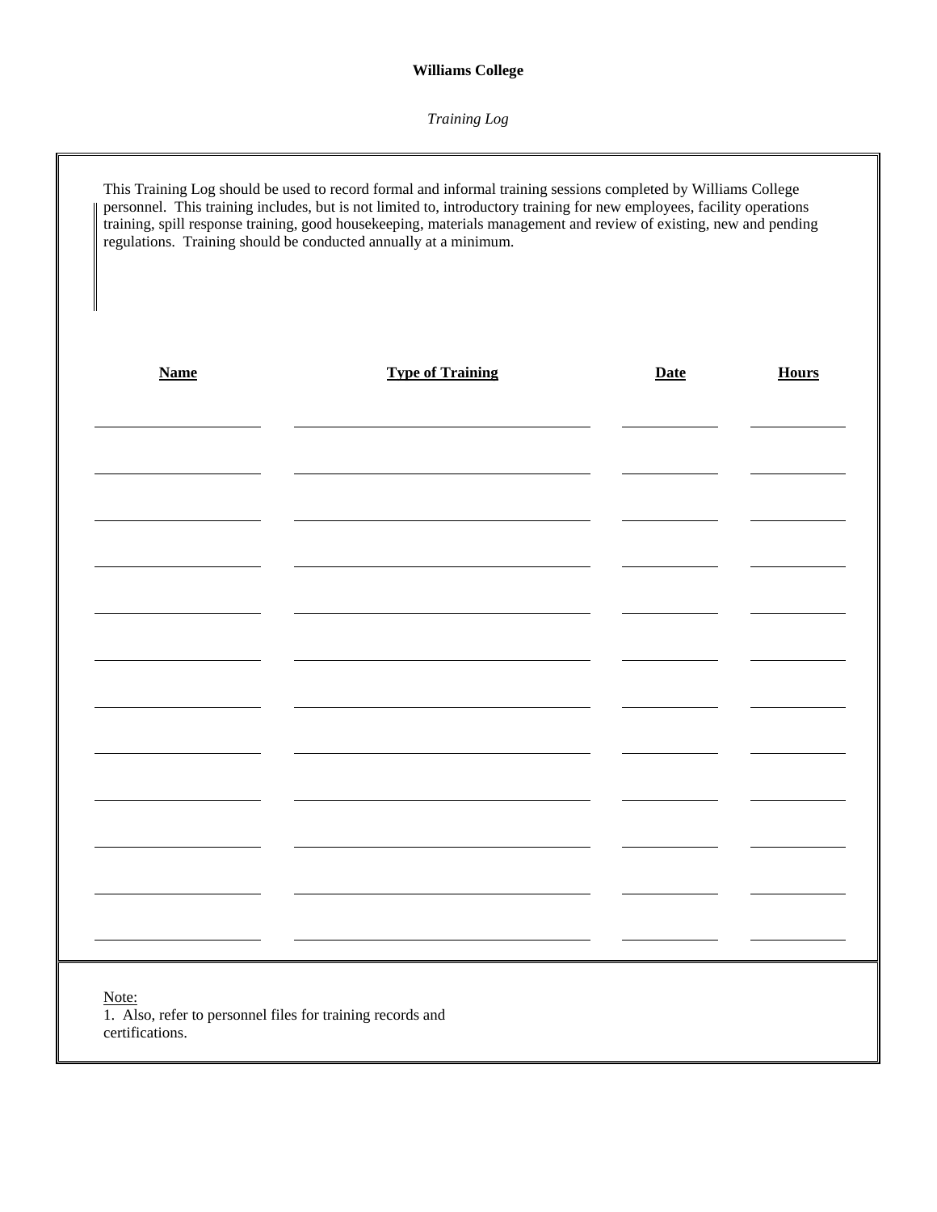**Williams College**

*Training Log*

This Training Log should be used to record formal and informal training sessions completed by Williams College personnel. This training includes, but is not limited to, introductory training for new employees, facility operations training, spill response training, good housekeeping, materials management and review of existing, new and pending regulations. Training should be conducted annually at a minimum.

| Name | Type of Training | Date | Hours |
| --- | --- | --- | --- |
| | | | |
| | | | |
| | | | |
| | | | |
| | | | |
| | | | |
| | | | |
| | | | |
| | | | |
| | | | |
| | | | |
| | | | |

Note:
1. Also, refer to personnel files for training records and certifications.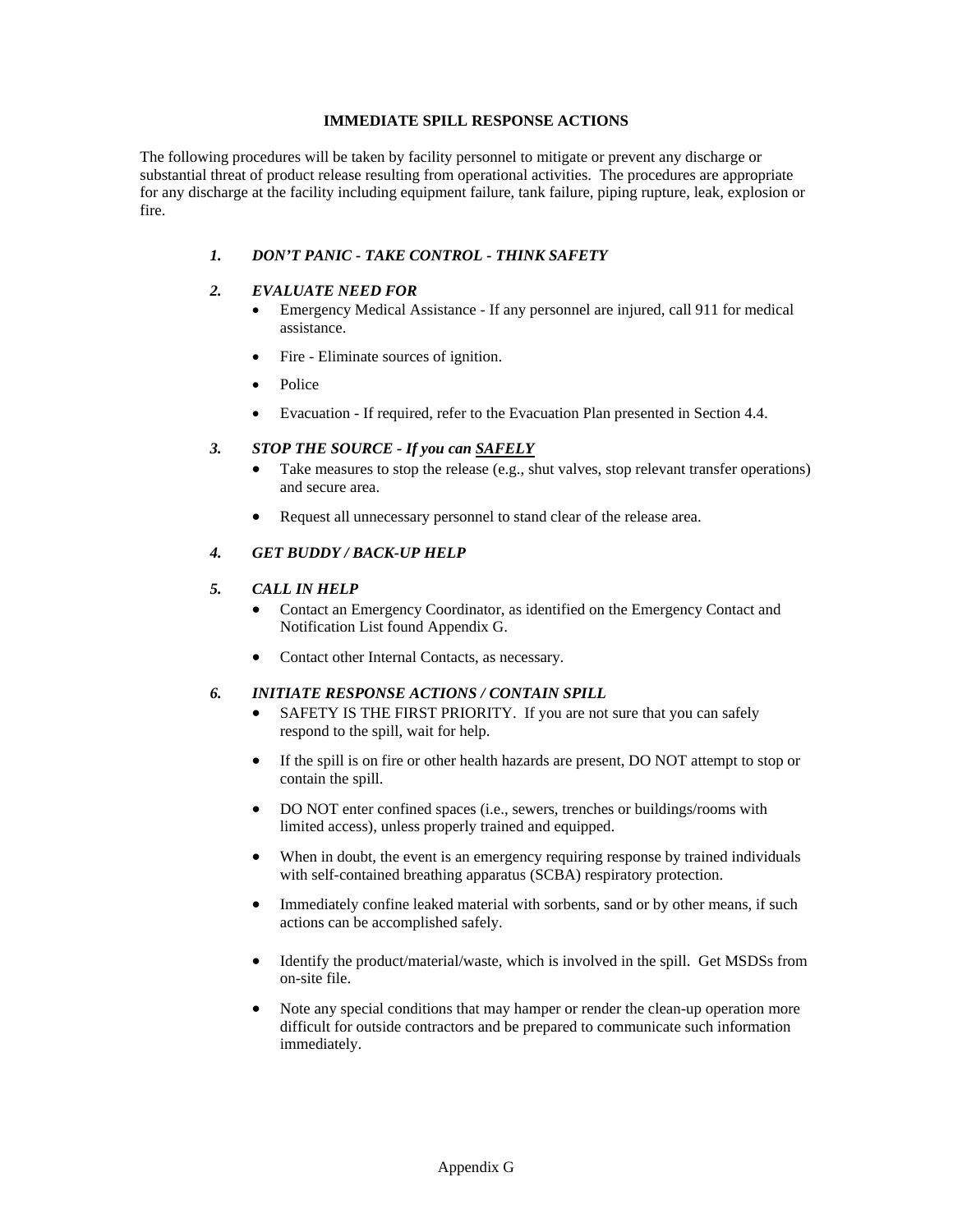# IMMEDIATE SPILL RESPONSE ACTIONS

The following procedures will be taken by facility personnel to mitigate or prevent any discharge or substantial threat of product release resulting from operational activities. The procedures are appropriate for any discharge at the facility including equipment failure, tank failure, piping rupture, leak, explosion or fire.

***1. DON'T PANIC - TAKE CONTROL - THINK SAFETY***

***2. EVALUATE NEED FOR***

- Emergency Medical Assistance - If any personnel are injured, call 911 for medical assistance.
- Fire - Eliminate sources of ignition.
- Police
- Evacuation - If required, refer to the Evacuation Plan presented in Section 4.4.

***3. STOP THE SOURCE - If you can <u>SAFELY</u>***

- Take measures to stop the release (e.g., shut valves, stop relevant transfer operations) and secure area.
- Request all unnecessary personnel to stand clear of the release area.

***4. GET BUDDY / BACK-UP HELP***

***5. CALL IN HELP***

- Contact an Emergency Coordinator, as identified on the Emergency Contact and Notification List found Appendix G.
- Contact other Internal Contacts, as necessary.

***6. INITIATE RESPONSE ACTIONS / CONTAIN SPILL***

- SAFETY IS THE FIRST PRIORITY. If you are not sure that you can safely respond to the spill, wait for help.
- If the spill is on fire or other health hazards are present, DO NOT attempt to stop or contain the spill.
- DO NOT enter confined spaces (i.e., sewers, trenches or buildings/rooms with limited access), unless properly trained and equipped.
- When in doubt, the event is an emergency requiring response by trained individuals with self-contained breathing apparatus (SCBA) respiratory protection.
- Immediately confine leaked material with sorbents, sand or by other means, if such actions can be accomplished safely.
- Identify the product/material/waste, which is involved in the spill. Get MSDSs from on-site file.
- Note any special conditions that may hamper or render the clean-up operation more difficult for outside contractors and be prepared to communicate such information immediately.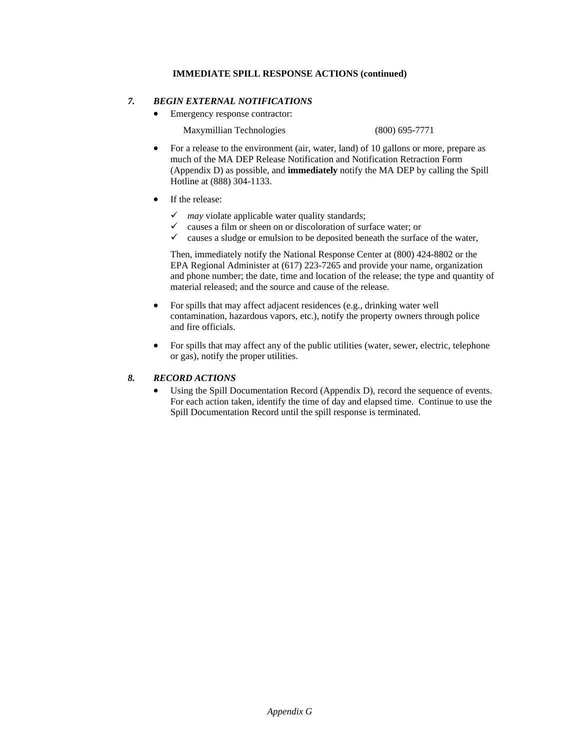**IMMEDIATE SPILL RESPONSE ACTIONS (continued)**

### *7. BEGIN EXTERNAL NOTIFICATIONS*

- Emergency response contractor:

  Maxymillian Technologies (800) 695-7771

- For a release to the environment (air, water, land) of 10 gallons or more, prepare as much of the MA DEP Release Notification and Notification Retraction Form (Appendix D) as possible, and **immediately** notify the MA DEP by calling the Spill Hotline at (888) 304-1133.

- If the release:

  - ✓ *may* violate applicable water quality standards;
  - ✓ causes a film or sheen on or discoloration of surface water; or
  - ✓ causes a sludge or emulsion to be deposited beneath the surface of the water,

  Then, immediately notify the National Response Center at (800) 424-8802 or the EPA Regional Administer at (617) 223-7265 and provide your name, organization and phone number; the date, time and location of the release; the type and quantity of material released; and the source and cause of the release.

- For spills that may affect adjacent residences (e.g., drinking water well contamination, hazardous vapors, etc.), notify the property owners through police and fire officials.

- For spills that may affect any of the public utilities (water, sewer, electric, telephone or gas), notify the proper utilities.

### *8. RECORD ACTIONS*

- Using the Spill Documentation Record (Appendix D), record the sequence of events. For each action taken, identify the time of day and elapsed time. Continue to use the Spill Documentation Record until the spill response is terminated.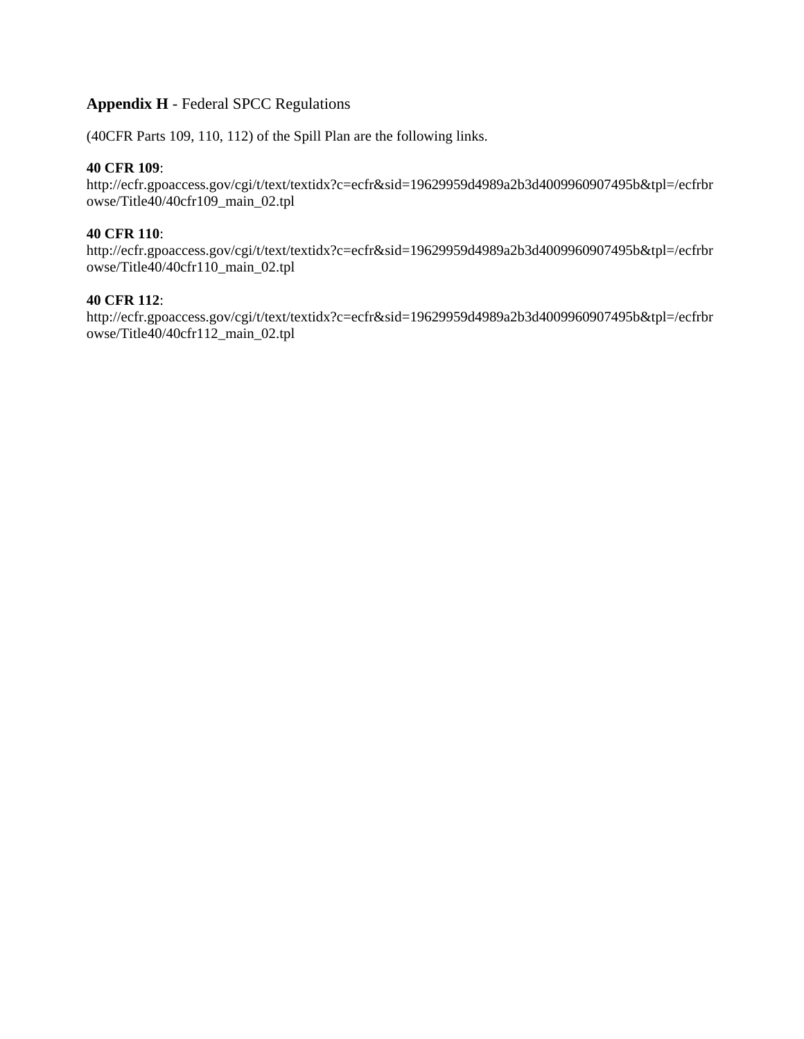**Appendix H** - Federal SPCC Regulations

(40CFR Parts 109, 110, 112) of the Spill Plan are the following links.

**40 CFR 109**:
http://ecfr.gpoaccess.gov/cgi/t/text/textidx?c=ecfr&sid=19629959d4989a2b3d4009960907495b&tpl=/ecfrbrowse/Title40/40cfr109_main_02.tpl

**40 CFR 110**:
http://ecfr.gpoaccess.gov/cgi/t/text/textidx?c=ecfr&sid=19629959d4989a2b3d4009960907495b&tpl=/ecfrbrowse/Title40/40cfr110_main_02.tpl

**40 CFR 112**:
http://ecfr.gpoaccess.gov/cgi/t/text/textidx?c=ecfr&sid=19629959d4989a2b3d4009960907495b&tpl=/ecfrbrowse/Title40/40cfr112_main_02.tpl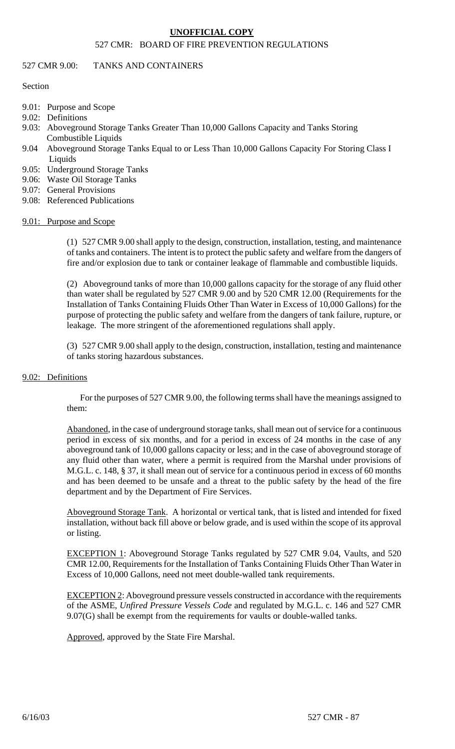**UNOFFICIAL COPY**

527 CMR: BOARD OF FIRE PREVENTION REGULATIONS

## 527 CMR 9.00: TANKS AND CONTAINERS

Section

- 9.01: Purpose and Scope
- 9.02: Definitions
- 9.03: Aboveground Storage Tanks Greater Than 10,000 Gallons Capacity and Tanks Storing Combustible Liquids
- 9.04 Aboveground Storage Tanks Equal to or Less Than 10,000 Gallons Capacity For Storing Class I Liquids
- 9.05: Underground Storage Tanks
- 9.06: Waste Oil Storage Tanks
- 9.07: General Provisions
- 9.08: Referenced Publications

### 9.01: Purpose and Scope

(1) 527 CMR 9.00 shall apply to the design, construction, installation, testing, and maintenance of tanks and containers. The intent is to protect the public safety and welfare from the dangers of fire and/or explosion due to tank or container leakage of flammable and combustible liquids.

(2) Aboveground tanks of more than 10,000 gallons capacity for the storage of any fluid other than water shall be regulated by 527 CMR 9.00 and by 520 CMR 12.00 (Requirements for the Installation of Tanks Containing Fluids Other Than Water in Excess of 10,000 Gallons) for the purpose of protecting the public safety and welfare from the dangers of tank failure, rupture, or leakage. The more stringent of the aforementioned regulations shall apply.

(3) 527 CMR 9.00 shall apply to the design, construction, installation, testing and maintenance of tanks storing hazardous substances.

### 9.02: Definitions

For the purposes of 527 CMR 9.00, the following terms shall have the meanings assigned to them:

Abandoned, in the case of underground storage tanks, shall mean out of service for a continuous period in excess of six months, and for a period in excess of 24 months in the case of any aboveground tank of 10,000 gallons capacity or less; and in the case of aboveground storage of any fluid other than water, where a permit is required from the Marshal under provisions of M.G.L. c. 148, § 37, it shall mean out of service for a continuous period in excess of 60 months and has been deemed to be unsafe and a threat to the public safety by the head of the fire department and by the Department of Fire Services.

Aboveground Storage Tank. A horizontal or vertical tank, that is listed and intended for fixed installation, without back fill above or below grade, and is used within the scope of its approval or listing.

EXCEPTION 1: Aboveground Storage Tanks regulated by 527 CMR 9.04, Vaults, and 520 CMR 12.00, Requirements for the Installation of Tanks Containing Fluids Other Than Water in Excess of 10,000 Gallons, need not meet double-walled tank requirements.

EXCEPTION 2: Aboveground pressure vessels constructed in accordance with the requirements of the ASME, *Unfired Pressure Vessels Code* and regulated by M.G.L. c. 146 and 527 CMR 9.07(G) shall be exempt from the requirements for vaults or double-walled tanks.

Approved, approved by the State Fire Marshal.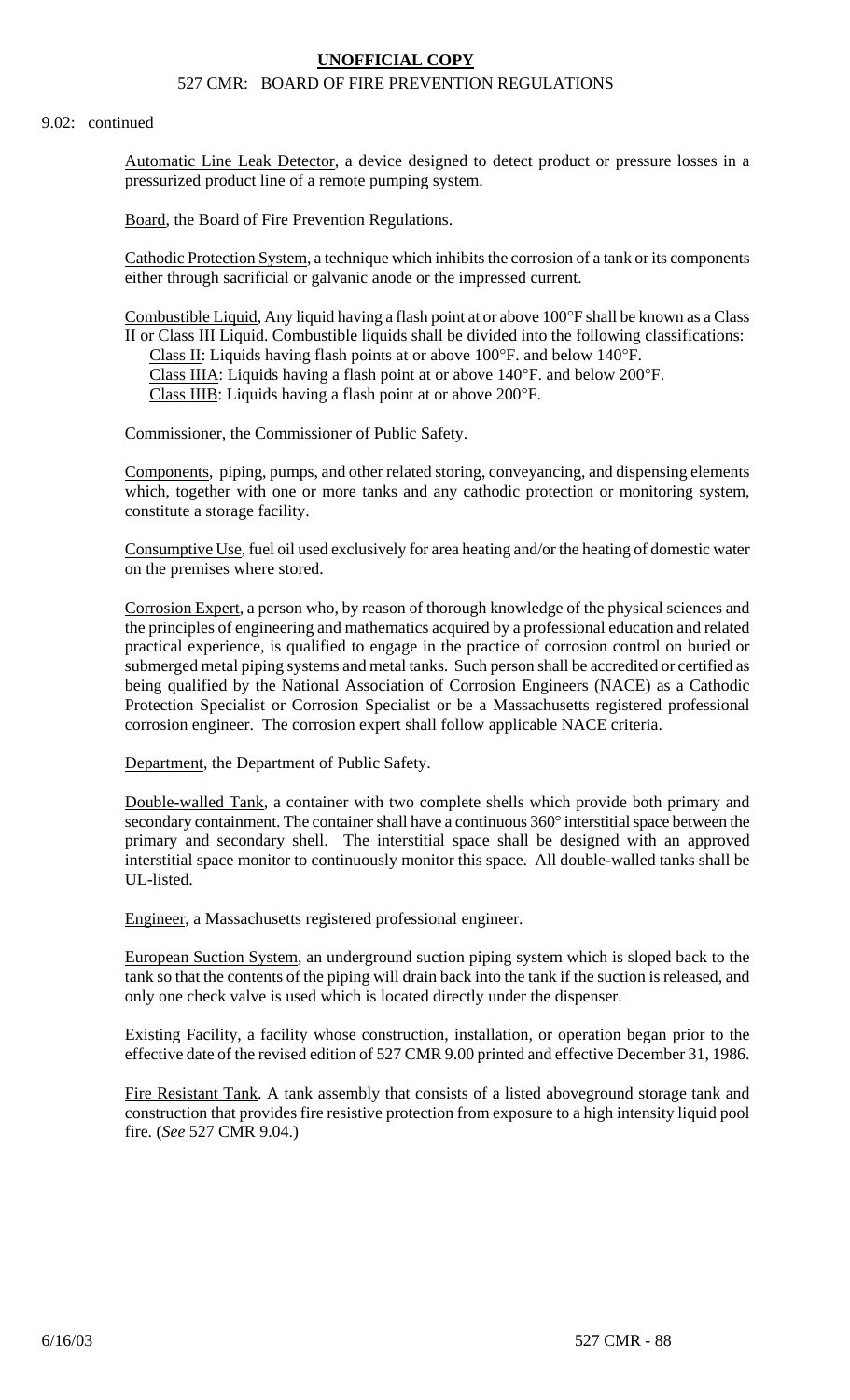9.02: continued

Automatic Line Leak Detector, a device designed to detect product or pressure losses in a pressurized product line of a remote pumping system.

Board, the Board of Fire Prevention Regulations.

Cathodic Protection System, a technique which inhibits the corrosion of a tank or its components either through sacrificial or galvanic anode or the impressed current.

Combustible Liquid, Any liquid having a flash point at or above 100°F shall be known as a Class II or Class III Liquid. Combustible liquids shall be divided into the following classifications:

Class II: Liquids having flash points at or above 100°F. and below 140°F.
Class IIIA: Liquids having a flash point at or above 140°F. and below 200°F.
Class IIIB: Liquids having a flash point at or above 200°F.

Commissioner, the Commissioner of Public Safety.

Components, piping, pumps, and other related storing, conveyancing, and dispensing elements which, together with one or more tanks and any cathodic protection or monitoring system, constitute a storage facility.

Consumptive Use, fuel oil used exclusively for area heating and/or the heating of domestic water on the premises where stored.

Corrosion Expert, a person who, by reason of thorough knowledge of the physical sciences and the principles of engineering and mathematics acquired by a professional education and related practical experience, is qualified to engage in the practice of corrosion control on buried or submerged metal piping systems and metal tanks. Such person shall be accredited or certified as being qualified by the National Association of Corrosion Engineers (NACE) as a Cathodic Protection Specialist or Corrosion Specialist or be a Massachusetts registered professional corrosion engineer. The corrosion expert shall follow applicable NACE criteria.

Department, the Department of Public Safety.

Double-walled Tank, a container with two complete shells which provide both primary and secondary containment. The container shall have a continuous 360° interstitial space between the primary and secondary shell. The interstitial space shall be designed with an approved interstitial space monitor to continuously monitor this space. All double-walled tanks shall be UL-listed.

Engineer, a Massachusetts registered professional engineer.

European Suction System, an underground suction piping system which is sloped back to the tank so that the contents of the piping will drain back into the tank if the suction is released, and only one check valve is used which is located directly under the dispenser.

Existing Facility, a facility whose construction, installation, or operation began prior to the effective date of the revised edition of 527 CMR 9.00 printed and effective December 31, 1986.

Fire Resistant Tank. A tank assembly that consists of a listed aboveground storage tank and construction that provides fire resistive protection from exposure to a high intensity liquid pool fire. (*See* 527 CMR 9.04.)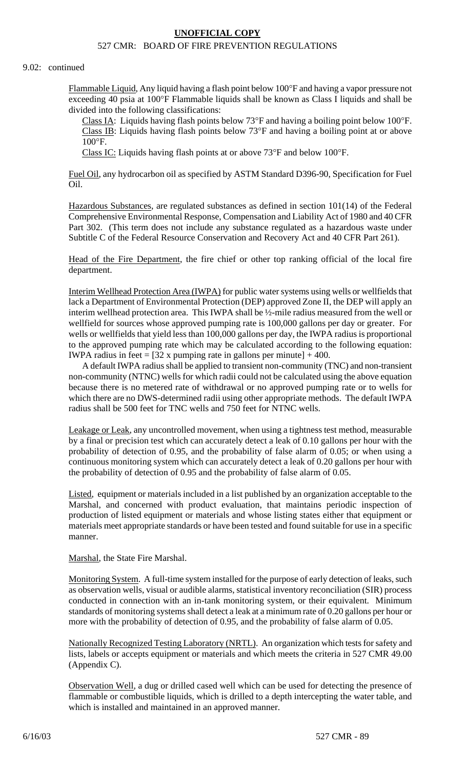9.02: continued

Flammable Liquid, Any liquid having a flash point below 100°F and having a vapor pressure not exceeding 40 psia at 100°F Flammable liquids shall be known as Class I liquids and shall be divided into the following classifications:

Class IA: Liquids having flash points below 73°F and having a boiling point below 100°F.
Class IB: Liquids having flash points below 73°F and having a boiling point at or above 100°F.
Class IC: Liquids having flash points at or above 73°F and below 100°F.

Fuel Oil, any hydrocarbon oil as specified by ASTM Standard D396-90, Specification for Fuel Oil.

Hazardous Substances, are regulated substances as defined in section 101(14) of the Federal Comprehensive Environmental Response, Compensation and Liability Act of 1980 and 40 CFR Part 302. (This term does not include any substance regulated as a hazardous waste under Subtitle C of the Federal Resource Conservation and Recovery Act and 40 CFR Part 261).

Head of the Fire Department, the fire chief or other top ranking official of the local fire department.

Interim Wellhead Protection Area (IWPA) for public water systems using wells or wellfields that lack a Department of Environmental Protection (DEP) approved Zone II, the DEP will apply an interim wellhead protection area. This IWPA shall be ½-mile radius measured from the well or wellfield for sources whose approved pumping rate is 100,000 gallons per day or greater. For wells or wellfields that yield less than 100,000 gallons per day, the IWPA radius is proportional to the approved pumping rate which may be calculated according to the following equation: IWPA radius in feet = [32 x pumping rate in gallons per minute] + 400.

A default IWPA radius shall be applied to transient non-community (TNC) and non-transient non-community (NTNC) wells for which radii could not be calculated using the above equation because there is no metered rate of withdrawal or no approved pumping rate or to wells for which there are no DWS-determined radii using other appropriate methods. The default IWPA radius shall be 500 feet for TNC wells and 750 feet for NTNC wells.

Leakage or Leak, any uncontrolled movement, when using a tightness test method, measurable by a final or precision test which can accurately detect a leak of 0.10 gallons per hour with the probability of detection of 0.95, and the probability of false alarm of 0.05; or when using a continuous monitoring system which can accurately detect a leak of 0.20 gallons per hour with the probability of detection of 0.95 and the probability of false alarm of 0.05.

Listed, equipment or materials included in a list published by an organization acceptable to the Marshal, and concerned with product evaluation, that maintains periodic inspection of production of listed equipment or materials and whose listing states either that equipment or materials meet appropriate standards or have been tested and found suitable for use in a specific manner.

Marshal, the State Fire Marshal.

Monitoring System. A full-time system installed for the purpose of early detection of leaks, such as observation wells, visual or audible alarms, statistical inventory reconciliation (SIR) process conducted in connection with an in-tank monitoring system, or their equivalent. Minimum standards of monitoring systems shall detect a leak at a minimum rate of 0.20 gallons per hour or more with the probability of detection of 0.95, and the probability of false alarm of 0.05.

Nationally Recognized Testing Laboratory (NRTL). An organization which tests for safety and lists, labels or accepts equipment or materials and which meets the criteria in 527 CMR 49.00 (Appendix C).

Observation Well, a dug or drilled cased well which can be used for detecting the presence of flammable or combustible liquids, which is drilled to a depth intercepting the water table, and which is installed and maintained in an approved manner.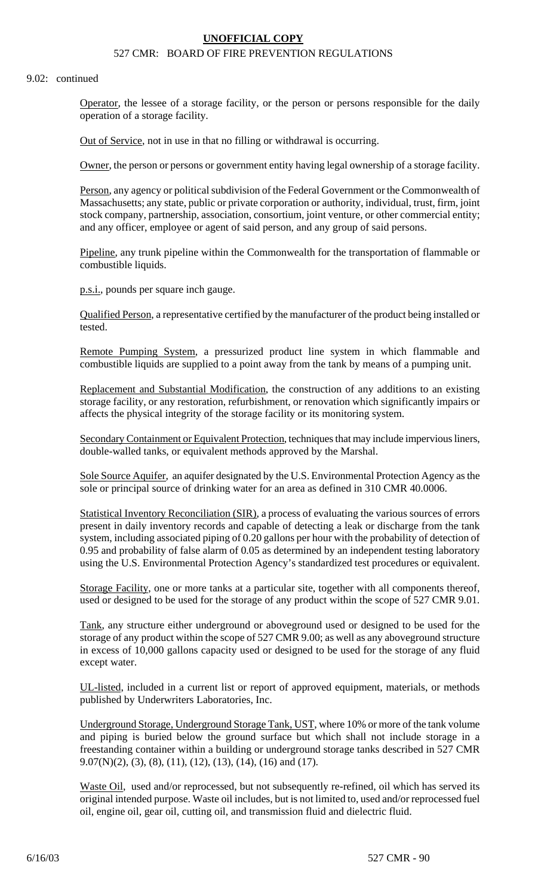9.02: continued

Operator, the lessee of a storage facility, or the person or persons responsible for the daily operation of a storage facility.

Out of Service, not in use in that no filling or withdrawal is occurring.

Owner, the person or persons or government entity having legal ownership of a storage facility.

Person, any agency or political subdivision of the Federal Government or the Commonwealth of Massachusetts; any state, public or private corporation or authority, individual, trust, firm, joint stock company, partnership, association, consortium, joint venture, or other commercial entity; and any officer, employee or agent of said person, and any group of said persons.

Pipeline, any trunk pipeline within the Commonwealth for the transportation of flammable or combustible liquids.

p.s.i., pounds per square inch gauge.

Qualified Person, a representative certified by the manufacturer of the product being installed or tested.

Remote Pumping System, a pressurized product line system in which flammable and combustible liquids are supplied to a point away from the tank by means of a pumping unit.

Replacement and Substantial Modification, the construction of any additions to an existing storage facility, or any restoration, refurbishment, or renovation which significantly impairs or affects the physical integrity of the storage facility or its monitoring system.

Secondary Containment or Equivalent Protection, techniques that may include impervious liners, double-walled tanks, or equivalent methods approved by the Marshal.

Sole Source Aquifer, an aquifer designated by the U.S. Environmental Protection Agency as the sole or principal source of drinking water for an area as defined in 310 CMR 40.0006.

Statistical Inventory Reconciliation (SIR), a process of evaluating the various sources of errors present in daily inventory records and capable of detecting a leak or discharge from the tank system, including associated piping of 0.20 gallons per hour with the probability of detection of 0.95 and probability of false alarm of 0.05 as determined by an independent testing laboratory using the U.S. Environmental Protection Agency's standardized test procedures or equivalent.

Storage Facility, one or more tanks at a particular site, together with all components thereof, used or designed to be used for the storage of any product within the scope of 527 CMR 9.01.

Tank, any structure either underground or aboveground used or designed to be used for the storage of any product within the scope of 527 CMR 9.00; as well as any aboveground structure in excess of 10,000 gallons capacity used or designed to be used for the storage of any fluid except water.

UL-listed, included in a current list or report of approved equipment, materials, or methods published by Underwriters Laboratories, Inc.

Underground Storage, Underground Storage Tank, UST, where 10% or more of the tank volume and piping is buried below the ground surface but which shall not include storage in a freestanding container within a building or underground storage tanks described in 527 CMR 9.07(N)(2), (3), (8), (11), (12), (13), (14), (16) and (17).

Waste Oil, used and/or reprocessed, but not subsequently re-refined, oil which has served its original intended purpose. Waste oil includes, but is not limited to, used and/or reprocessed fuel oil, engine oil, gear oil, cutting oil, and transmission fluid and dielectric fluid.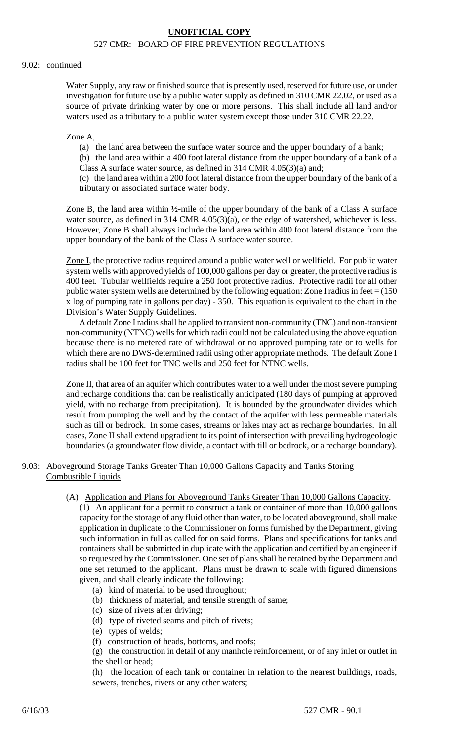9.02: continued

Water Supply, any raw or finished source that is presently used, reserved for future use, or under investigation for future use by a public water supply as defined in 310 CMR 22.02, or used as a source of private drinking water by one or more persons. This shall include all land and/or waters used as a tributary to a public water system except those under 310 CMR 22.22.

Zone A,

(a) the land area between the surface water source and the upper boundary of a bank;

(b) the land area within a 400 foot lateral distance from the upper boundary of a bank of a Class A surface water source, as defined in 314 CMR 4.05(3)(a) and;

(c) the land area within a 200 foot lateral distance from the upper boundary of the bank of a tributary or associated surface water body.

Zone B, the land area within ½-mile of the upper boundary of the bank of a Class A surface water source, as defined in 314 CMR 4.05(3)(a), or the edge of watershed, whichever is less. However, Zone B shall always include the land area within 400 foot lateral distance from the upper boundary of the bank of the Class A surface water source.

Zone I, the protective radius required around a public water well or wellfield. For public water system wells with approved yields of 100,000 gallons per day or greater, the protective radius is 400 feet. Tubular wellfields require a 250 foot protective radius. Protective radii for all other public water system wells are determined by the following equation: Zone I radius in feet = (150 x log of pumping rate in gallons per day) - 350. This equation is equivalent to the chart in the Division's Water Supply Guidelines.

A default Zone I radius shall be applied to transient non-community (TNC) and non-transient non-community (NTNC) wells for which radii could not be calculated using the above equation because there is no metered rate of withdrawal or no approved pumping rate or to wells for which there are no DWS-determined radii using other appropriate methods. The default Zone I radius shall be 100 feet for TNC wells and 250 feet for NTNC wells.

Zone II, that area of an aquifer which contributes water to a well under the most severe pumping and recharge conditions that can be realistically anticipated (180 days of pumping at approved yield, with no recharge from precipitation). It is bounded by the groundwater divides which result from pumping the well and by the contact of the aquifer with less permeable materials such as till or bedrock. In some cases, streams or lakes may act as recharge boundaries. In all cases, Zone II shall extend upgradient to its point of intersection with prevailing hydrogeologic boundaries (a groundwater flow divide, a contact with till or bedrock, or a recharge boundary).

## 9.03: Aboveground Storage Tanks Greater Than 10,000 Gallons Capacity and Tanks Storing Combustible Liquids

(A) Application and Plans for Aboveground Tanks Greater Than 10,000 Gallons Capacity.

(1) An applicant for a permit to construct a tank or container of more than 10,000 gallons capacity for the storage of any fluid other than water, to be located aboveground, shall make application in duplicate to the Commissioner on forms furnished by the Department, giving such information in full as called for on said forms. Plans and specifications for tanks and containers shall be submitted in duplicate with the application and certified by an engineer if so requested by the Commissioner. One set of plans shall be retained by the Department and one set returned to the applicant. Plans must be drawn to scale with figured dimensions given, and shall clearly indicate the following:

(a) kind of material to be used throughout;

(b) thickness of material, and tensile strength of same;

(c) size of rivets after driving;

(d) type of riveted seams and pitch of rivets;

(e) types of welds;

(f) construction of heads, bottoms, and roofs;

(g) the construction in detail of any manhole reinforcement, or of any inlet or outlet in the shell or head;

(h) the location of each tank or container in relation to the nearest buildings, roads, sewers, trenches, rivers or any other waters;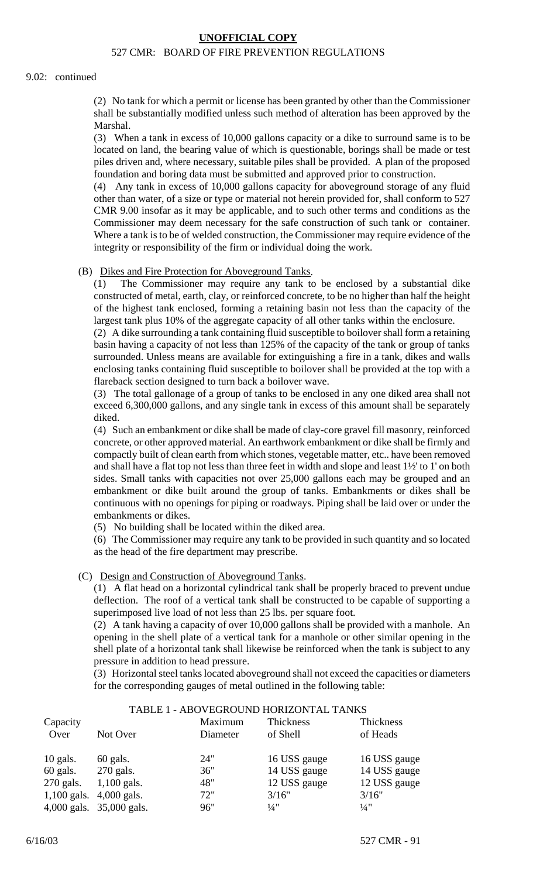9.02: continued

(2) No tank for which a permit or license has been granted by other than the Commissioner shall be substantially modified unless such method of alteration has been approved by the Marshal.

(3) When a tank in excess of 10,000 gallons capacity or a dike to surround same is to be located on land, the bearing value of which is questionable, borings shall be made or test piles driven and, where necessary, suitable piles shall be provided. A plan of the proposed foundation and boring data must be submitted and approved prior to construction.

(4) Any tank in excess of 10,000 gallons capacity for aboveground storage of any fluid other than water, of a size or type or material not herein provided for, shall conform to 527 CMR 9.00 insofar as it may be applicable, and to such other terms and conditions as the Commissioner may deem necessary for the safe construction of such tank or container. Where a tank is to be of welded construction, the Commissioner may require evidence of the integrity or responsibility of the firm or individual doing the work.

(B) Dikes and Fire Protection for Aboveground Tanks.

(1) The Commissioner may require any tank to be enclosed by a substantial dike constructed of metal, earth, clay, or reinforced concrete, to be no higher than half the height of the highest tank enclosed, forming a retaining basin not less than the capacity of the largest tank plus 10% of the aggregate capacity of all other tanks within the enclosure.

(2) A dike surrounding a tank containing fluid susceptible to boilover shall form a retaining basin having a capacity of not less than 125% of the capacity of the tank or group of tanks surrounded. Unless means are available for extinguishing a fire in a tank, dikes and walls enclosing tanks containing fluid susceptible to boilover shall be provided at the top with a flareback section designed to turn back a boilover wave.

(3) The total gallonage of a group of tanks to be enclosed in any one diked area shall not exceed 6,300,000 gallons, and any single tank in excess of this amount shall be separately diked.

(4) Such an embankment or dike shall be made of clay-core gravel fill masonry, reinforced concrete, or other approved material. An earthwork embankment or dike shall be firmly and compactly built of clean earth from which stones, vegetable matter, etc.. have been removed and shall have a flat top not less than three feet in width and slope and least 1½' to 1' on both sides. Small tanks with capacities not over 25,000 gallons each may be grouped and an embankment or dike built around the group of tanks. Embankments or dikes shall be continuous with no openings for piping or roadways. Piping shall be laid over or under the embankments or dikes.

(5) No building shall be located within the diked area.

(6) The Commissioner may require any tank to be provided in such quantity and so located as the head of the fire department may prescribe.

(C) Design and Construction of Aboveground Tanks.

(1) A flat head on a horizontal cylindrical tank shall be properly braced to prevent undue deflection. The roof of a vertical tank shall be constructed to be capable of supporting a superimposed live load of not less than 25 lbs. per square foot.

(2) A tank having a capacity of over 10,000 gallons shall be provided with a manhole. An opening in the shell plate of a vertical tank for a manhole or other similar opening in the shell plate of a horizontal tank shall likewise be reinforced when the tank is subject to any pressure in addition to head pressure.

(3) Horizontal steel tanks located aboveground shall not exceed the capacities or diameters for the corresponding gauges of metal outlined in the following table:

TABLE 1 - ABOVEGROUND HORIZONTAL TANKS

| Capacity Over | Not Over | Maximum Diameter | Thickness of Shell | Thickness of Heads |
|---|---|---|---|---|
| 10 gals. | 60 gals. | 24" | 16 USS gauge | 16 USS gauge |
| 60 gals. | 270 gals. | 36" | 14 USS gauge | 14 USS gauge |
| 270 gals. | 1,100 gals. | 48" | 12 USS gauge | 12 USS gauge |
| 1,100 gals. | 4,000 gals. | 72" | 3/16" | 3/16" |
| 4,000 gals. | 35,000 gals. | 96" | ¼" | ¼" |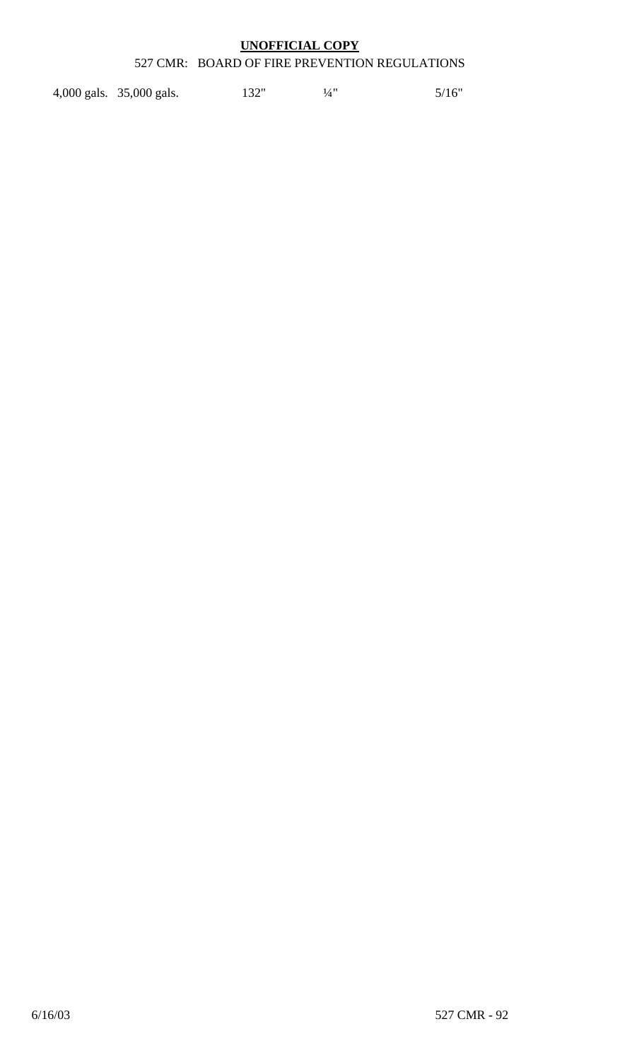| | | | | |
|---|---|---|---|---|
| 4,000 gals. | 35,000 gals. | 132" | ¼" | 5/16" |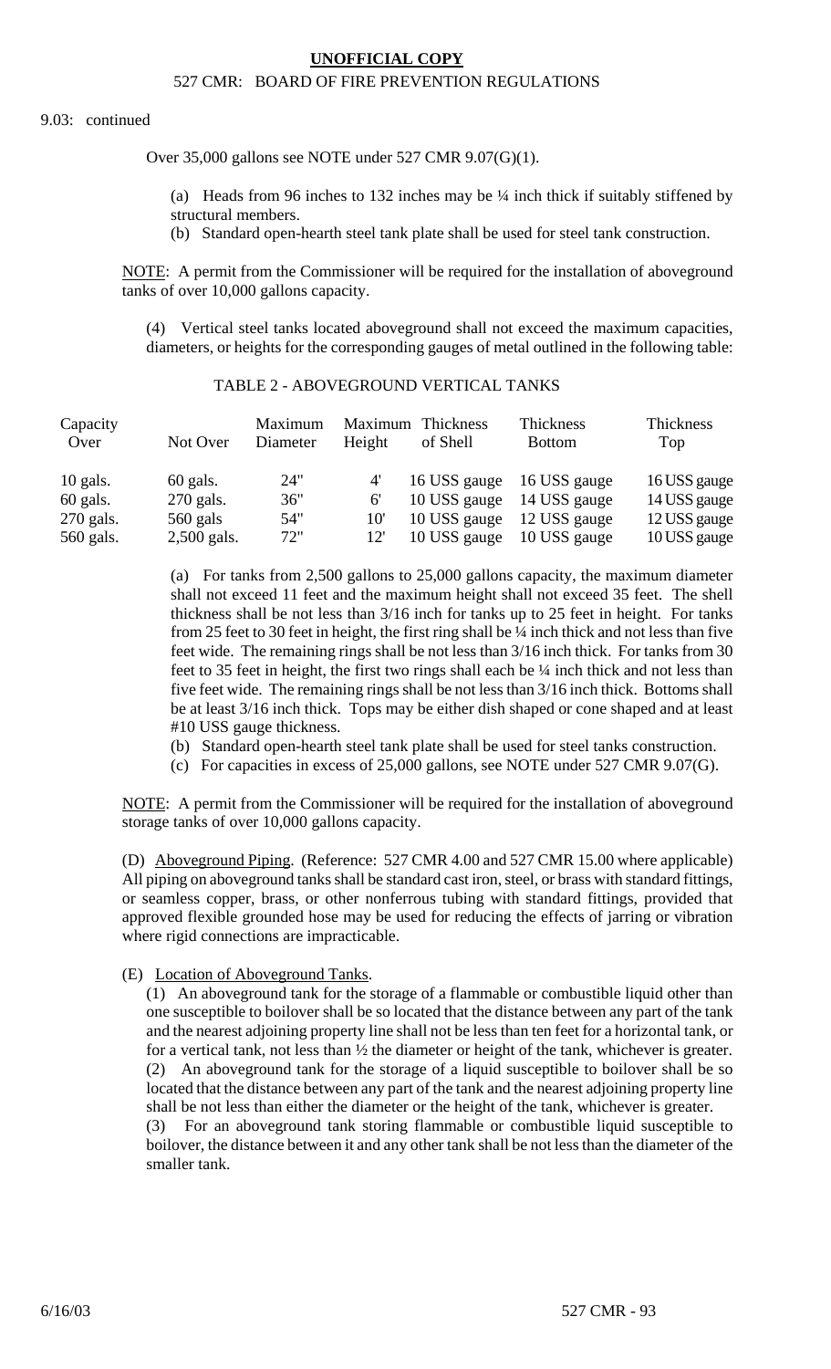9.03: continued

Over 35,000 gallons see NOTE under 527 CMR 9.07(G)(1).

(a) Heads from 96 inches to 132 inches may be ¼ inch thick if suitably stiffened by structural members.

(b) Standard open-hearth steel tank plate shall be used for steel tank construction.

<u>NOTE</u>: A permit from the Commissioner will be required for the installation of aboveground tanks of over 10,000 gallons capacity.

(4) Vertical steel tanks located aboveground shall not exceed the maximum capacities, diameters, or heights for the corresponding gauges of metal outlined in the following table:

TABLE 2 - ABOVEGROUND VERTICAL TANKS

| Capacity Over | Not Over | Maximum Diameter | Maximum Height | Thickness of Shell | Thickness Bottom | Thickness Top |
|---|---|---|---|---|---|---|
| 10 gals. | 60 gals. | 24" | 4' | 16 USS gauge | 16 USS gauge | 16 USS gauge |
| 60 gals. | 270 gals. | 36" | 6' | 10 USS gauge | 14 USS gauge | 14 USS gauge |
| 270 gals. | 560 gals | 54" | 10' | 10 USS gauge | 12 USS gauge | 12 USS gauge |
| 560 gals. | 2,500 gals. | 72" | 12' | 10 USS gauge | 10 USS gauge | 10 USS gauge |

(a) For tanks from 2,500 gallons to 25,000 gallons capacity, the maximum diameter shall not exceed 11 feet and the maximum height shall not exceed 35 feet. The shell thickness shall be not less than 3/16 inch for tanks up to 25 feet in height. For tanks from 25 feet to 30 feet in height, the first ring shall be ¼ inch thick and not less than five feet wide. The remaining rings shall be not less than 3/16 inch thick. For tanks from 30 feet to 35 feet in height, the first two rings shall each be ¼ inch thick and not less than five feet wide. The remaining rings shall be not less than 3/16 inch thick. Bottoms shall be at least 3/16 inch thick. Tops may be either dish shaped or cone shaped and at least #10 USS gauge thickness.

(b) Standard open-hearth steel tank plate shall be used for steel tanks construction.

(c) For capacities in excess of 25,000 gallons, see NOTE under 527 CMR 9.07(G).

<u>NOTE</u>: A permit from the Commissioner will be required for the installation of aboveground storage tanks of over 10,000 gallons capacity.

(D) <u>Aboveground Piping</u>. (Reference: 527 CMR 4.00 and 527 CMR 15.00 where applicable) All piping on aboveground tanks shall be standard cast iron, steel, or brass with standard fittings, or seamless copper, brass, or other nonferrous tubing with standard fittings, provided that approved flexible grounded hose may be used for reducing the effects of jarring or vibration where rigid connections are impracticable.

(E) <u>Location of Aboveground Tanks</u>.

(1) An aboveground tank for the storage of a flammable or combustible liquid other than one susceptible to boilover shall be so located that the distance between any part of the tank and the nearest adjoining property line shall not be less than ten feet for a horizontal tank, or for a vertical tank, not less than ½ the diameter or height of the tank, whichever is greater.

(2) An aboveground tank for the storage of a liquid susceptible to boilover shall be so located that the distance between any part of the tank and the nearest adjoining property line shall be not less than either the diameter or the height of the tank, whichever is greater.

(3) For an aboveground tank storing flammable or combustible liquid susceptible to boilover, the distance between it and any other tank shall be not less than the diameter of the smaller tank.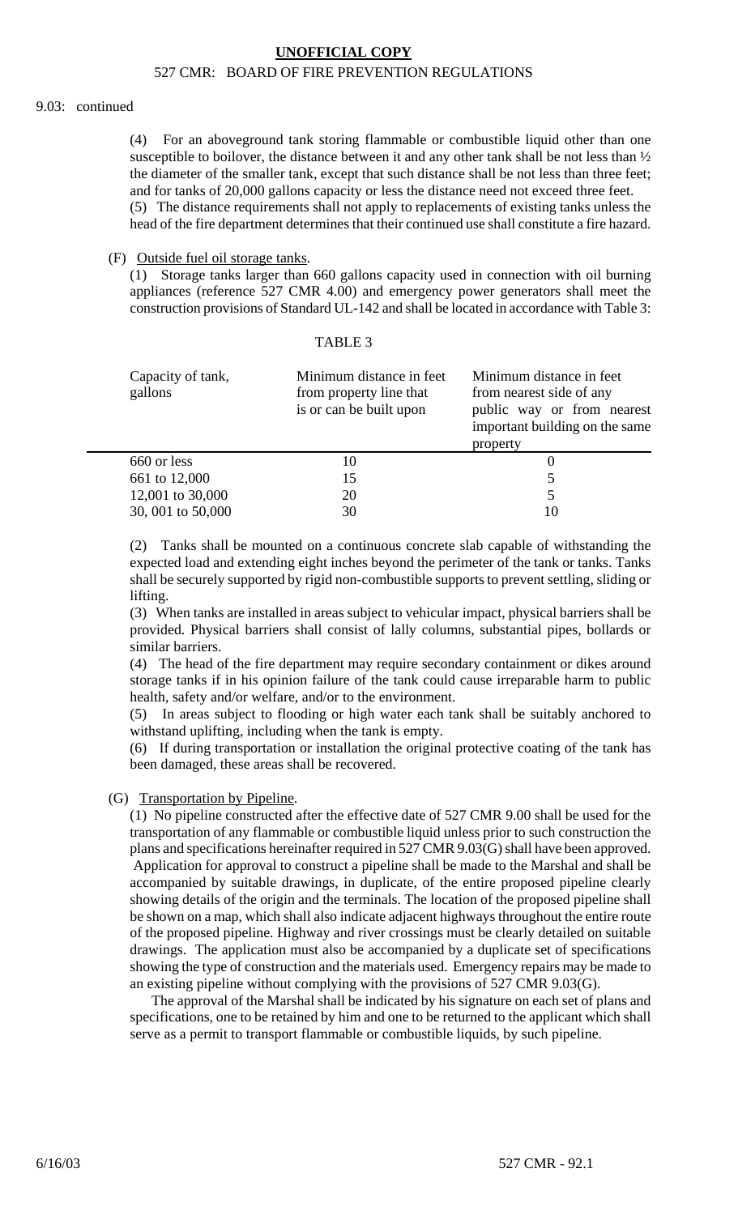9.03: continued

(4) For an aboveground tank storing flammable or combustible liquid other than one susceptible to boilover, the distance between it and any other tank shall be not less than ½ the diameter of the smaller tank, except that such distance shall be not less than three feet; and for tanks of 20,000 gallons capacity or less the distance need not exceed three feet.

(5) The distance requirements shall not apply to replacements of existing tanks unless the head of the fire department determines that their continued use shall constitute a fire hazard.

(F) Outside fuel oil storage tanks.

(1) Storage tanks larger than 660 gallons capacity used in connection with oil burning appliances (reference 527 CMR 4.00) and emergency power generators shall meet the construction provisions of Standard UL-142 and shall be located in accordance with Table 3:

TABLE 3

| Capacity of tank, gallons | Minimum distance in feet from property line that is or can be built upon | Minimum distance in feet from nearest side of any public way or from nearest important building on the same property |
|---|---|---|
| 660 or less | 10 | 0 |
| 661 to 12,000 | 15 | 5 |
| 12,001 to 30,000 | 20 | 5 |
| 30, 001 to 50,000 | 30 | 10 |

(2) Tanks shall be mounted on a continuous concrete slab capable of withstanding the expected load and extending eight inches beyond the perimeter of the tank or tanks. Tanks shall be securely supported by rigid non-combustible supports to prevent settling, sliding or lifting.

(3) When tanks are installed in areas subject to vehicular impact, physical barriers shall be provided. Physical barriers shall consist of lally columns, substantial pipes, bollards or similar barriers.

(4) The head of the fire department may require secondary containment or dikes around storage tanks if in his opinion failure of the tank could cause irreparable harm to public health, safety and/or welfare, and/or to the environment.

(5) In areas subject to flooding or high water each tank shall be suitably anchored to withstand uplifting, including when the tank is empty.

(6) If during transportation or installation the original protective coating of the tank has been damaged, these areas shall be recovered.

(G) Transportation by Pipeline.

(1) No pipeline constructed after the effective date of 527 CMR 9.00 shall be used for the transportation of any flammable or combustible liquid unless prior to such construction the plans and specifications hereinafter required in 527 CMR 9.03(G) shall have been approved. Application for approval to construct a pipeline shall be made to the Marshal and shall be accompanied by suitable drawings, in duplicate, of the entire proposed pipeline clearly showing details of the origin and the terminals. The location of the proposed pipeline shall be shown on a map, which shall also indicate adjacent highways throughout the entire route of the proposed pipeline. Highway and river crossings must be clearly detailed on suitable drawings. The application must also be accompanied by a duplicate set of specifications showing the type of construction and the materials used. Emergency repairs may be made to an existing pipeline without complying with the provisions of 527 CMR 9.03(G).

The approval of the Marshal shall be indicated by his signature on each set of plans and specifications, one to be retained by him and one to be returned to the applicant which shall serve as a permit to transport flammable or combustible liquids, by such pipeline.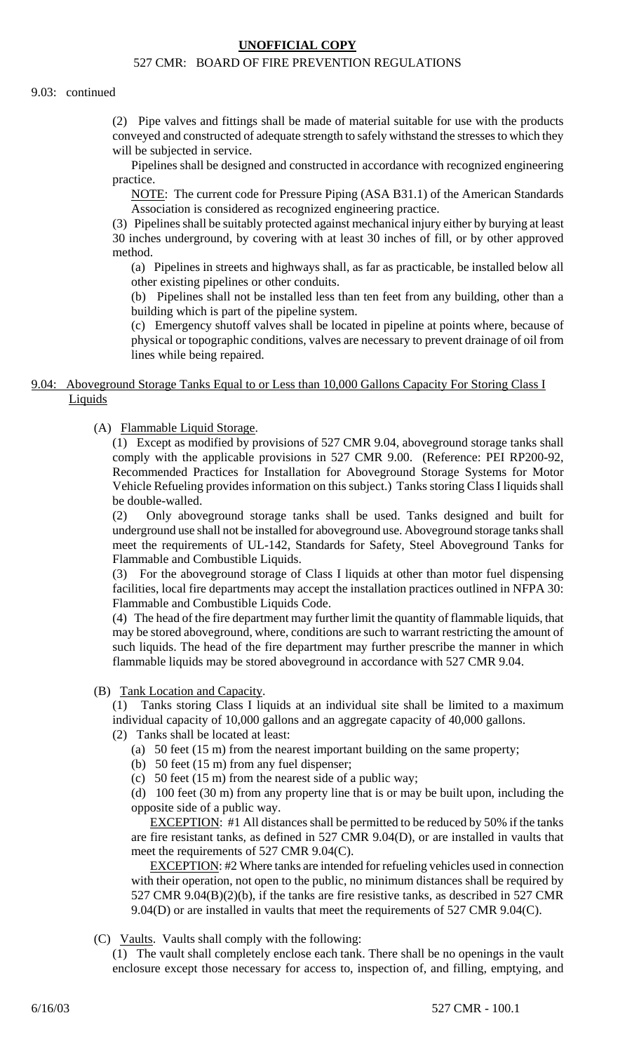9.03: continued

(2) Pipe valves and fittings shall be made of material suitable for use with the products conveyed and constructed of adequate strength to safely withstand the stresses to which they will be subjected in service.

Pipelines shall be designed and constructed in accordance with recognized engineering practice.

NOTE: The current code for Pressure Piping (ASA B31.1) of the American Standards Association is considered as recognized engineering practice.

(3) Pipelines shall be suitably protected against mechanical injury either by burying at least 30 inches underground, by covering with at least 30 inches of fill, or by other approved method.

(a) Pipelines in streets and highways shall, as far as practicable, be installed below all other existing pipelines or other conduits.

(b) Pipelines shall not be installed less than ten feet from any building, other than a building which is part of the pipeline system.

(c) Emergency shutoff valves shall be located in pipeline at points where, because of physical or topographic conditions, valves are necessary to prevent drainage of oil from lines while being repaired.

## 9.04: Aboveground Storage Tanks Equal to or Less than 10,000 Gallons Capacity For Storing Class I Liquids

(A) Flammable Liquid Storage.

(1) Except as modified by provisions of 527 CMR 9.04, aboveground storage tanks shall comply with the applicable provisions in 527 CMR 9.00. (Reference: PEI RP200-92, Recommended Practices for Installation for Aboveground Storage Systems for Motor Vehicle Refueling provides information on this subject.) Tanks storing Class I liquids shall be double-walled.

(2) Only aboveground storage tanks shall be used. Tanks designed and built for underground use shall not be installed for aboveground use. Aboveground storage tanks shall meet the requirements of UL-142, Standards for Safety, Steel Aboveground Tanks for Flammable and Combustible Liquids.

(3) For the aboveground storage of Class I liquids at other than motor fuel dispensing facilities, local fire departments may accept the installation practices outlined in NFPA 30: Flammable and Combustible Liquids Code.

(4) The head of the fire department may further limit the quantity of flammable liquids, that may be stored aboveground, where, conditions are such to warrant restricting the amount of such liquids. The head of the fire department may further prescribe the manner in which flammable liquids may be stored aboveground in accordance with 527 CMR 9.04.

(B) Tank Location and Capacity.

(1) Tanks storing Class I liquids at an individual site shall be limited to a maximum individual capacity of 10,000 gallons and an aggregate capacity of 40,000 gallons.

(2) Tanks shall be located at least:

(a) 50 feet (15 m) from the nearest important building on the same property;

(b) 50 feet (15 m) from any fuel dispenser;

(c) 50 feet (15 m) from the nearest side of a public way;

(d) 100 feet (30 m) from any property line that is or may be built upon, including the opposite side of a public way.

EXCEPTION: #1 All distances shall be permitted to be reduced by 50% if the tanks are fire resistant tanks, as defined in 527 CMR 9.04(D), or are installed in vaults that meet the requirements of 527 CMR 9.04(C).

EXCEPTION: #2 Where tanks are intended for refueling vehicles used in connection with their operation, not open to the public, no minimum distances shall be required by 527 CMR 9.04(B)(2)(b), if the tanks are fire resistive tanks, as described in 527 CMR 9.04(D) or are installed in vaults that meet the requirements of 527 CMR 9.04(C).

(C) Vaults. Vaults shall comply with the following:

(1) The vault shall completely enclose each tank. There shall be no openings in the vault enclosure except those necessary for access to, inspection of, and filling, emptying, and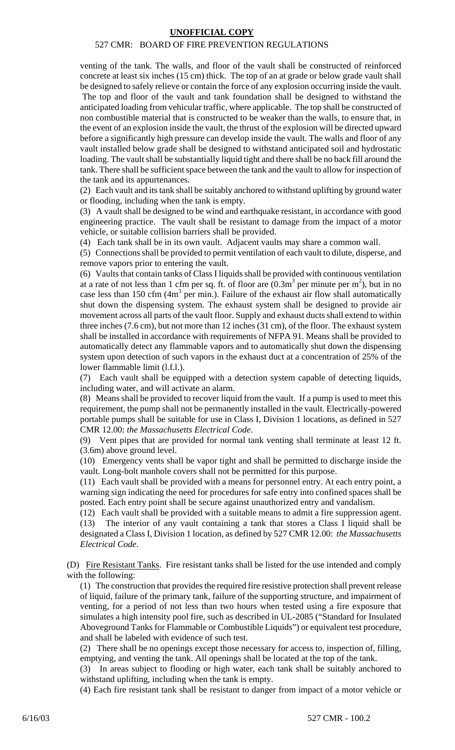venting of the tank. The walls, and floor of the vault shall be constructed of reinforced concrete at least six inches (15 cm) thick. The top of an at grade or below grade vault shall be designed to safely relieve or contain the force of any explosion occurring inside the vault. The top and floor of the vault and tank foundation shall be designed to withstand the anticipated loading from vehicular traffic, where applicable. The top shall be constructed of non combustible material that is constructed to be weaker than the walls, to ensure that, in the event of an explosion inside the vault, the thrust of the explosion will be directed upward before a significantly high pressure can develop inside the vault. The walls and floor of any vault installed below grade shall be designed to withstand anticipated soil and hydrostatic loading. The vault shall be substantially liquid tight and there shall be no back fill around the tank. There shall be sufficient space between the tank and the vault to allow for inspection of the tank and its appurtenances.

(2) Each vault and its tank shall be suitably anchored to withstand uplifting by ground water or flooding, including when the tank is empty.

(3) A vault shall be designed to be wind and earthquake resistant, in accordance with good engineering practice. The vault shall be resistant to damage from the impact of a motor vehicle, or suitable collision barriers shall be provided.

(4) Each tank shall be in its own vault. Adjacent vaults may share a common wall.

(5) Connections shall be provided to permit ventilation of each vault to dilute, disperse, and remove vapors prior to entering the vault.

(6) Vaults that contain tanks of Class I liquids shall be provided with continuous ventilation at a rate of not less than 1 cfm per sq. ft. of floor are ($0.3m^3$ per minute per $m^2$), but in no case less than 150 cfm ($4m^3$ per min.). Failure of the exhaust air flow shall automatically shut down the dispensing system. The exhaust system shall be designed to provide air movement across all parts of the vault floor. Supply and exhaust ducts shall extend to within three inches (7.6 cm), but not more than 12 inches (31 cm), of the floor. The exhaust system shall be installed in accordance with requirements of NFPA 91. Means shall be provided to automatically detect any flammable vapors and to automatically shut down the dispensing system upon detection of such vapors in the exhaust duct at a concentration of 25% of the lower flammable limit (l.f.l.).

(7) Each vault shall be equipped with a detection system capable of detecting liquids, including water, and will activate an alarm.

(8) Means shall be provided to recover liquid from the vault. If a pump is used to meet this requirement, the pump shall not be permanently installed in the vault. Electrically-powered portable pumps shall be suitable for use in Class I, Division 1 locations, as defined in 527 CMR 12.00: *the Massachusetts Electrical Code*.

(9) Vent pipes that are provided for normal tank venting shall terminate at least 12 ft. (3.6m) above ground level.

(10) Emergency vents shall be vapor tight and shall be permitted to discharge inside the vault. Long-bolt manhole covers shall not be permitted for this purpose.

(11) Each vault shall be provided with a means for personnel entry. At each entry point, a warning sign indicating the need for procedures for safe entry into confined spaces shall be posted. Each entry point shall be secure against unauthorized entry and vandalism.

(12) Each vault shall be provided with a suitable means to admit a fire suppression agent.

(13) The interior of any vault containing a tank that stores a Class I liquid shall be designated a Class I, Division 1 location, as defined by 527 CMR 12.00: *the Massachusetts Electrical Code*.

(D) Fire Resistant Tanks. Fire resistant tanks shall be listed for the use intended and comply with the following:

(1) The construction that provides the required fire resistive protection shall prevent release of liquid, failure of the primary tank, failure of the supporting structure, and impairment of venting, for a period of not less than two hours when tested using a fire exposure that simulates a high intensity pool fire, such as described in UL-2085 ("Standard for Insulated Aboveground Tanks for Flammable or Combustible Liquids") or equivalent test procedure, and shall be labeled with evidence of such test.

(2) There shall be no openings except those necessary for access to, inspection of, filling, emptying, and venting the tank. All openings shall be located at the top of the tank.

(3) In areas subject to flooding or high water, each tank shall be suitably anchored to withstand uplifting, including when the tank is empty.

(4) Each fire resistant tank shall be resistant to danger from impact of a motor vehicle or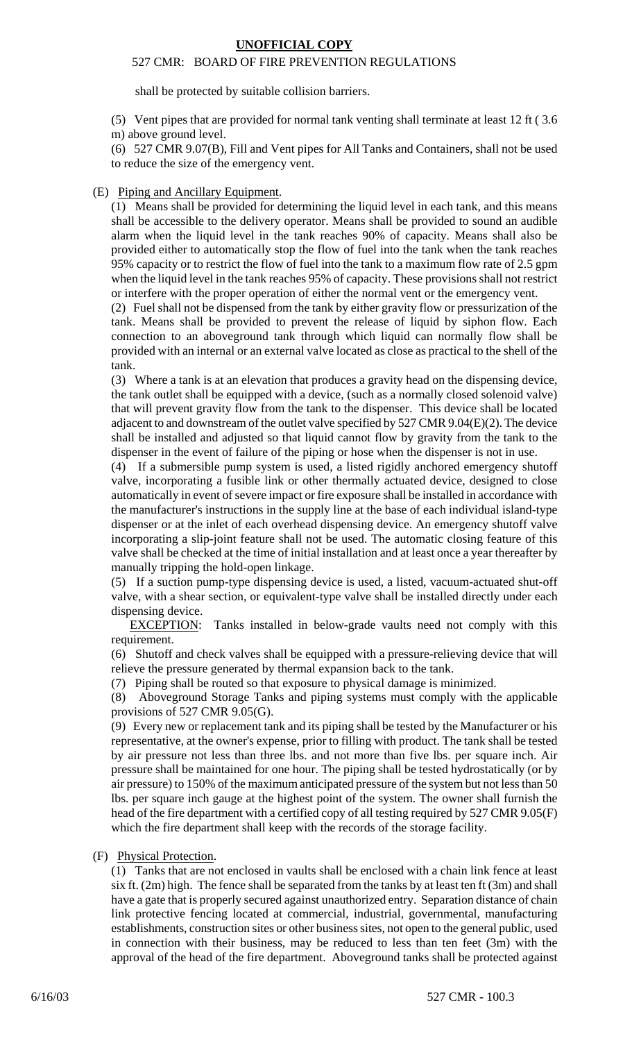shall be protected by suitable collision barriers.

(5) Vent pipes that are provided for normal tank venting shall terminate at least 12 ft ( 3.6 m) above ground level.

(6) 527 CMR 9.07(B), Fill and Vent pipes for All Tanks and Containers, shall not be used to reduce the size of the emergency vent.

(E) Piping and Ancillary Equipment.

(1) Means shall be provided for determining the liquid level in each tank, and this means shall be accessible to the delivery operator. Means shall be provided to sound an audible alarm when the liquid level in the tank reaches 90% of capacity. Means shall also be provided either to automatically stop the flow of fuel into the tank when the tank reaches 95% capacity or to restrict the flow of fuel into the tank to a maximum flow rate of 2.5 gpm when the liquid level in the tank reaches 95% of capacity. These provisions shall not restrict or interfere with the proper operation of either the normal vent or the emergency vent.

(2) Fuel shall not be dispensed from the tank by either gravity flow or pressurization of the tank. Means shall be provided to prevent the release of liquid by siphon flow. Each connection to an aboveground tank through which liquid can normally flow shall be provided with an internal or an external valve located as close as practical to the shell of the tank.

(3) Where a tank is at an elevation that produces a gravity head on the dispensing device, the tank outlet shall be equipped with a device, (such as a normally closed solenoid valve) that will prevent gravity flow from the tank to the dispenser. This device shall be located adjacent to and downstream of the outlet valve specified by 527 CMR 9.04(E)(2). The device shall be installed and adjusted so that liquid cannot flow by gravity from the tank to the dispenser in the event of failure of the piping or hose when the dispenser is not in use.

(4) If a submersible pump system is used, a listed rigidly anchored emergency shutoff valve, incorporating a fusible link or other thermally actuated device, designed to close automatically in event of severe impact or fire exposure shall be installed in accordance with the manufacturer's instructions in the supply line at the base of each individual island-type dispenser or at the inlet of each overhead dispensing device. An emergency shutoff valve incorporating a slip-joint feature shall not be used. The automatic closing feature of this valve shall be checked at the time of initial installation and at least once a year thereafter by manually tripping the hold-open linkage.

(5) If a suction pump-type dispensing device is used, a listed, vacuum-actuated shut-off valve, with a shear section, or equivalent-type valve shall be installed directly under each dispensing device.

EXCEPTION: Tanks installed in below-grade vaults need not comply with this requirement.

(6) Shutoff and check valves shall be equipped with a pressure-relieving device that will relieve the pressure generated by thermal expansion back to the tank.

(7) Piping shall be routed so that exposure to physical damage is minimized.

(8) Aboveground Storage Tanks and piping systems must comply with the applicable provisions of 527 CMR 9.05(G).

(9) Every new or replacement tank and its piping shall be tested by the Manufacturer or his representative, at the owner's expense, prior to filling with product. The tank shall be tested by air pressure not less than three lbs. and not more than five lbs. per square inch. Air pressure shall be maintained for one hour. The piping shall be tested hydrostatically (or by air pressure) to 150% of the maximum anticipated pressure of the system but not less than 50 lbs. per square inch gauge at the highest point of the system. The owner shall furnish the head of the fire department with a certified copy of all testing required by 527 CMR 9.05(F) which the fire department shall keep with the records of the storage facility.

(F) Physical Protection.

(1) Tanks that are not enclosed in vaults shall be enclosed with a chain link fence at least six ft. (2m) high. The fence shall be separated from the tanks by at least ten ft (3m) and shall have a gate that is properly secured against unauthorized entry. Separation distance of chain link protective fencing located at commercial, industrial, governmental, manufacturing establishments, construction sites or other business sites, not open to the general public, used in connection with their business, may be reduced to less than ten feet (3m) with the approval of the head of the fire department. Aboveground tanks shall be protected against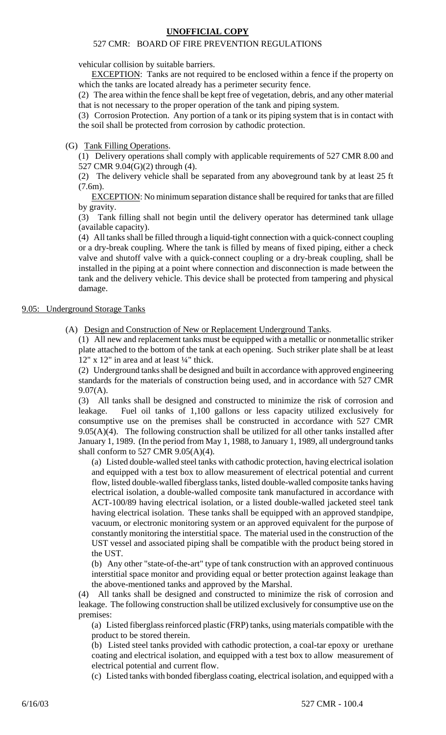vehicular collision by suitable barriers.

EXCEPTION: Tanks are not required to be enclosed within a fence if the property on which the tanks are located already has a perimeter security fence.

(2) The area within the fence shall be kept free of vegetation, debris, and any other material that is not necessary to the proper operation of the tank and piping system.

(3) Corrosion Protection. Any portion of a tank or its piping system that is in contact with the soil shall be protected from corrosion by cathodic protection.

(G) Tank Filling Operations.

(1) Delivery operations shall comply with applicable requirements of 527 CMR 8.00 and 527 CMR 9.04(G)(2) through (4).

(2) The delivery vehicle shall be separated from any aboveground tank by at least 25 ft (7.6m).

EXCEPTION: No minimum separation distance shall be required for tanks that are filled by gravity.

(3) Tank filling shall not begin until the delivery operator has determined tank ullage (available capacity).

(4) All tanks shall be filled through a liquid-tight connection with a quick-connect coupling or a dry-break coupling. Where the tank is filled by means of fixed piping, either a check valve and shutoff valve with a quick-connect coupling or a dry-break coupling, shall be installed in the piping at a point where connection and disconnection is made between the tank and the delivery vehicle. This device shall be protected from tampering and physical damage.

## 9.05: Underground Storage Tanks

(A) Design and Construction of New or Replacement Underground Tanks.

(1) All new and replacement tanks must be equipped with a metallic or nonmetallic striker plate attached to the bottom of the tank at each opening. Such striker plate shall be at least 12" x 12" in area and at least ¼" thick.

(2) Underground tanks shall be designed and built in accordance with approved engineering standards for the materials of construction being used, and in accordance with 527 CMR 9.07(A).

(3) All tanks shall be designed and constructed to minimize the risk of corrosion and leakage. Fuel oil tanks of 1,100 gallons or less capacity utilized exclusively for consumptive use on the premises shall be constructed in accordance with 527 CMR 9.05(A)(4). The following construction shall be utilized for all other tanks installed after January 1, 1989. (In the period from May 1, 1988, to January 1, 1989, all underground tanks shall conform to 527 CMR 9.05(A)(4).

(a) Listed double-walled steel tanks with cathodic protection, having electrical isolation and equipped with a test box to allow measurement of electrical potential and current flow, listed double-walled fiberglass tanks, listed double-walled composite tanks having electrical isolation, a double-walled composite tank manufactured in accordance with ACT-100/89 having electrical isolation, or a listed double-walled jacketed steel tank having electrical isolation. These tanks shall be equipped with an approved standpipe, vacuum, or electronic monitoring system or an approved equivalent for the purpose of constantly monitoring the interstitial space. The material used in the construction of the UST vessel and associated piping shall be compatible with the product being stored in the UST.

(b) Any other "state-of-the-art" type of tank construction with an approved continuous interstitial space monitor and providing equal or better protection against leakage than the above-mentioned tanks and approved by the Marshal.

(4) All tanks shall be designed and constructed to minimize the risk of corrosion and leakage. The following construction shall be utilized exclusively for consumptive use on the premises:

(a) Listed fiberglass reinforced plastic (FRP) tanks, using materials compatible with the product to be stored therein.

(b) Listed steel tanks provided with cathodic protection, a coal-tar epoxy or urethane coating and electrical isolation, and equipped with a test box to allow measurement of electrical potential and current flow.

(c) Listed tanks with bonded fiberglass coating, electrical isolation, and equipped with a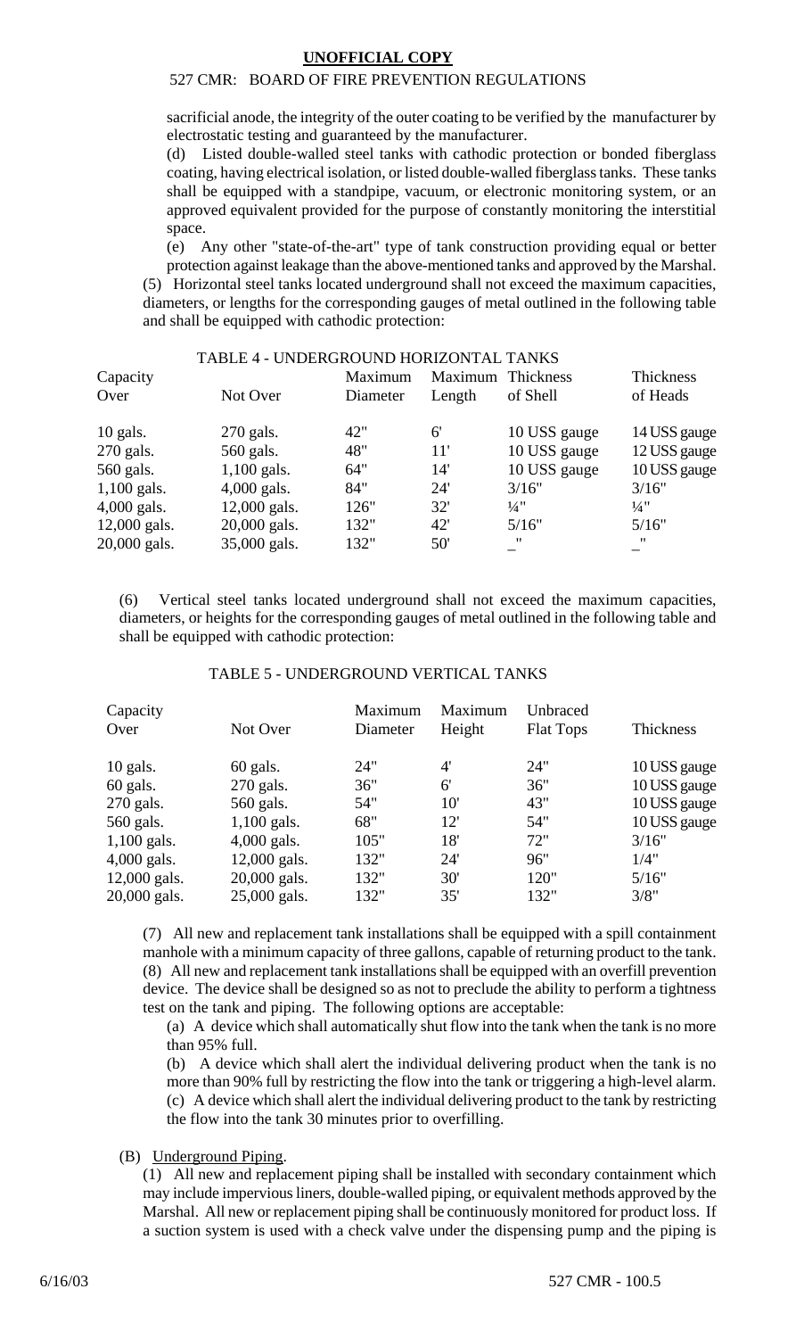sacrificial anode, the integrity of the outer coating to be verified by the manufacturer by electrostatic testing and guaranteed by the manufacturer.

(d) Listed double-walled steel tanks with cathodic protection or bonded fiberglass coating, having electrical isolation, or listed double-walled fiberglass tanks. These tanks shall be equipped with a standpipe, vacuum, or electronic monitoring system, or an approved equivalent provided for the purpose of constantly monitoring the interstitial space.

(e) Any other "state-of-the-art" type of tank construction providing equal or better protection against leakage than the above-mentioned tanks and approved by the Marshal.

(5) Horizontal steel tanks located underground shall not exceed the maximum capacities, diameters, or lengths for the corresponding gauges of metal outlined in the following table and shall be equipped with cathodic protection:

TABLE 4 - UNDERGROUND HORIZONTAL TANKS

| Capacity Over | Not Over | Maximum Diameter | Maximum Length | Thickness of Shell | Thickness of Heads |
|---|---|---|---|---|---|
| 10 gals. | 270 gals. | 42" | 6' | 10 USS gauge | 14 USS gauge |
| 270 gals. | 560 gals. | 48" | 11' | 10 USS gauge | 12 USS gauge |
| 560 gals. | 1,100 gals. | 64" | 14' | 10 USS gauge | 10 USS gauge |
| 1,100 gals. | 4,000 gals. | 84" | 24' | 3/16" | 3/16" |
| 4,000 gals. | 12,000 gals. | 126" | 32' | ¼" | ¼" |
| 12,000 gals. | 20,000 gals. | 132" | 42' | 5/16" | 5/16" |
| 20,000 gals. | 35,000 gals. | 132" | 50' | _" | _" |

(6) Vertical steel tanks located underground shall not exceed the maximum capacities, diameters, or heights for the corresponding gauges of metal outlined in the following table and shall be equipped with cathodic protection:

TABLE 5 - UNDERGROUND VERTICAL TANKS

| Capacity Over | Not Over | Maximum Diameter | Maximum Height | Unbraced Flat Tops | Thickness |
|---|---|---|---|---|---|
| 10 gals. | 60 gals. | 24" | 4' | 24" | 10 USS gauge |
| 60 gals. | 270 gals. | 36" | 6' | 36" | 10 USS gauge |
| 270 gals. | 560 gals. | 54" | 10' | 43" | 10 USS gauge |
| 560 gals. | 1,100 gals. | 68" | 12' | 54" | 10 USS gauge |
| 1,100 gals. | 4,000 gals. | 105" | 18' | 72" | 3/16" |
| 4,000 gals. | 12,000 gals. | 132" | 24' | 96" | 1/4" |
| 12,000 gals. | 20,000 gals. | 132" | 30' | 120" | 5/16" |
| 20,000 gals. | 25,000 gals. | 132" | 35' | 132" | 3/8" |

(7) All new and replacement tank installations shall be equipped with a spill containment manhole with a minimum capacity of three gallons, capable of returning product to the tank.

(8) All new and replacement tank installations shall be equipped with an overfill prevention device. The device shall be designed so as not to preclude the ability to perform a tightness test on the tank and piping. The following options are acceptable:

(a) A device which shall automatically shut flow into the tank when the tank is no more than 95% full.

(b) A device which shall alert the individual delivering product when the tank is no more than 90% full by restricting the flow into the tank or triggering a high-level alarm.

(c) A device which shall alert the individual delivering product to the tank by restricting the flow into the tank 30 minutes prior to overfilling.

(B) Underground Piping.

(1) All new and replacement piping shall be installed with secondary containment which may include impervious liners, double-walled piping, or equivalent methods approved by the Marshal. All new or replacement piping shall be continuously monitored for product loss. If a suction system is used with a check valve under the dispensing pump and the piping is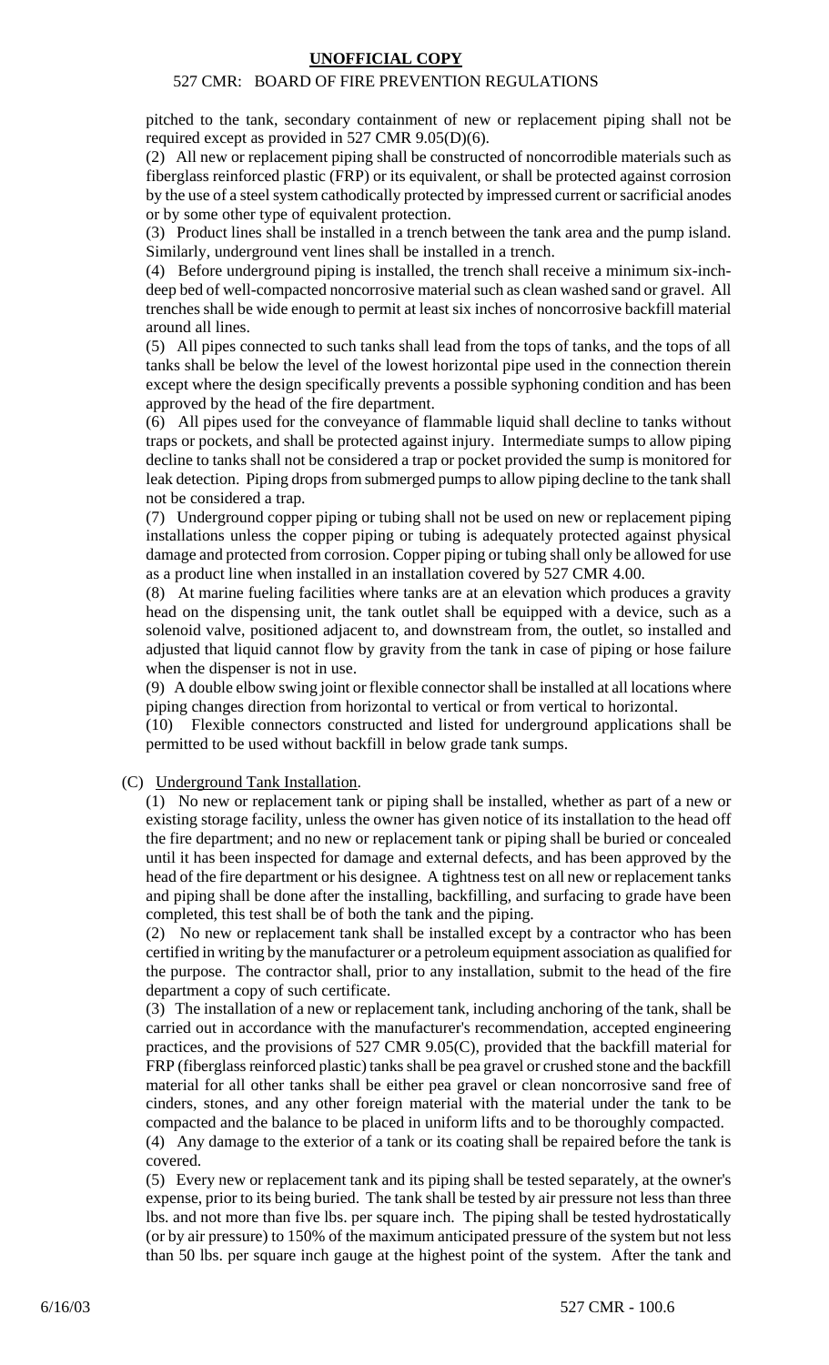pitched to the tank, secondary containment of new or replacement piping shall not be required except as provided in 527 CMR 9.05(D)(6).

(2) All new or replacement piping shall be constructed of noncorrodible materials such as fiberglass reinforced plastic (FRP) or its equivalent, or shall be protected against corrosion by the use of a steel system cathodically protected by impressed current or sacrificial anodes or by some other type of equivalent protection.

(3) Product lines shall be installed in a trench between the tank area and the pump island. Similarly, underground vent lines shall be installed in a trench.

(4) Before underground piping is installed, the trench shall receive a minimum six-inch-deep bed of well-compacted noncorrosive material such as clean washed sand or gravel. All trenches shall be wide enough to permit at least six inches of noncorrosive backfill material around all lines.

(5) All pipes connected to such tanks shall lead from the tops of tanks, and the tops of all tanks shall be below the level of the lowest horizontal pipe used in the connection therein except where the design specifically prevents a possible syphoning condition and has been approved by the head of the fire department.

(6) All pipes used for the conveyance of flammable liquid shall decline to tanks without traps or pockets, and shall be protected against injury. Intermediate sumps to allow piping decline to tanks shall not be considered a trap or pocket provided the sump is monitored for leak detection. Piping drops from submerged pumps to allow piping decline to the tank shall not be considered a trap.

(7) Underground copper piping or tubing shall not be used on new or replacement piping installations unless the copper piping or tubing is adequately protected against physical damage and protected from corrosion. Copper piping or tubing shall only be allowed for use as a product line when installed in an installation covered by 527 CMR 4.00.

(8) At marine fueling facilities where tanks are at an elevation which produces a gravity head on the dispensing unit, the tank outlet shall be equipped with a device, such as a solenoid valve, positioned adjacent to, and downstream from, the outlet, so installed and adjusted that liquid cannot flow by gravity from the tank in case of piping or hose failure when the dispenser is not in use.

(9) A double elbow swing joint or flexible connector shall be installed at all locations where piping changes direction from horizontal to vertical or from vertical to horizontal.

(10) Flexible connectors constructed and listed for underground applications shall be permitted to be used without backfill in below grade tank sumps.

(C) Underground Tank Installation.

(1) No new or replacement tank or piping shall be installed, whether as part of a new or existing storage facility, unless the owner has given notice of its installation to the head off the fire department; and no new or replacement tank or piping shall be buried or concealed until it has been inspected for damage and external defects, and has been approved by the head of the fire department or his designee. A tightness test on all new or replacement tanks and piping shall be done after the installing, backfilling, and surfacing to grade have been completed, this test shall be of both the tank and the piping.

(2) No new or replacement tank shall be installed except by a contractor who has been certified in writing by the manufacturer or a petroleum equipment association as qualified for the purpose. The contractor shall, prior to any installation, submit to the head of the fire department a copy of such certificate.

(3) The installation of a new or replacement tank, including anchoring of the tank, shall be carried out in accordance with the manufacturer's recommendation, accepted engineering practices, and the provisions of 527 CMR 9.05(C), provided that the backfill material for FRP (fiberglass reinforced plastic) tanks shall be pea gravel or crushed stone and the backfill material for all other tanks shall be either pea gravel or clean noncorrosive sand free of cinders, stones, and any other foreign material with the material under the tank to be compacted and the balance to be placed in uniform lifts and to be thoroughly compacted.

(4) Any damage to the exterior of a tank or its coating shall be repaired before the tank is covered.

(5) Every new or replacement tank and its piping shall be tested separately, at the owner's expense, prior to its being buried. The tank shall be tested by air pressure not less than three lbs. and not more than five lbs. per square inch. The piping shall be tested hydrostatically (or by air pressure) to 150% of the maximum anticipated pressure of the system but not less than 50 lbs. per square inch gauge at the highest point of the system. After the tank and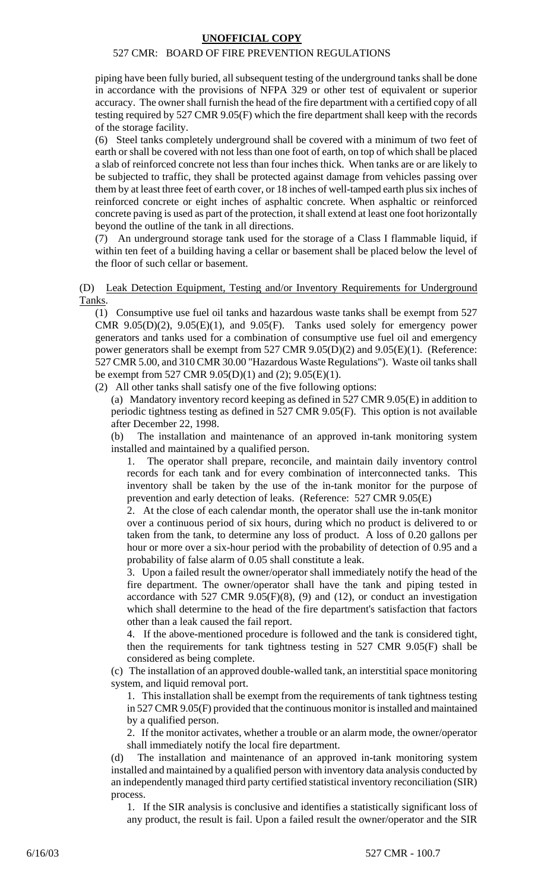piping have been fully buried, all subsequent testing of the underground tanks shall be done in accordance with the provisions of NFPA 329 or other test of equivalent or superior accuracy. The owner shall furnish the head of the fire department with a certified copy of all testing required by 527 CMR 9.05(F) which the fire department shall keep with the records of the storage facility.

(6) Steel tanks completely underground shall be covered with a minimum of two feet of earth or shall be covered with not less than one foot of earth, on top of which shall be placed a slab of reinforced concrete not less than four inches thick. When tanks are or are likely to be subjected to traffic, they shall be protected against damage from vehicles passing over them by at least three feet of earth cover, or 18 inches of well-tamped earth plus six inches of reinforced concrete or eight inches of asphaltic concrete. When asphaltic or reinforced concrete paving is used as part of the protection, it shall extend at least one foot horizontally beyond the outline of the tank in all directions.

(7) An underground storage tank used for the storage of a Class I flammable liquid, if within ten feet of a building having a cellar or basement shall be placed below the level of the floor of such cellar or basement.

(D) Leak Detection Equipment, Testing and/or Inventory Requirements for Underground Tanks.

(1) Consumptive use fuel oil tanks and hazardous waste tanks shall be exempt from 527 CMR 9.05(D)(2), 9.05(E)(1), and 9.05(F). Tanks used solely for emergency power generators and tanks used for a combination of consumptive use fuel oil and emergency power generators shall be exempt from 527 CMR 9.05(D)(2) and 9.05(E)(1). (Reference: 527 CMR 5.00, and 310 CMR 30.00 "Hazardous Waste Regulations"). Waste oil tanks shall be exempt from 527 CMR 9.05(D)(1) and (2); 9.05(E)(1).

(2) All other tanks shall satisfy one of the five following options:

(a) Mandatory inventory record keeping as defined in 527 CMR 9.05(E) in addition to periodic tightness testing as defined in 527 CMR 9.05(F). This option is not available after December 22, 1998.

(b) The installation and maintenance of an approved in-tank monitoring system installed and maintained by a qualified person.

1. The operator shall prepare, reconcile, and maintain daily inventory control records for each tank and for every combination of interconnected tanks. This inventory shall be taken by the use of the in-tank monitor for the purpose of prevention and early detection of leaks. (Reference: 527 CMR 9.05(E)

2. At the close of each calendar month, the operator shall use the in-tank monitor over a continuous period of six hours, during which no product is delivered to or taken from the tank, to determine any loss of product. A loss of 0.20 gallons per hour or more over a six-hour period with the probability of detection of 0.95 and a probability of false alarm of 0.05 shall constitute a leak.

3. Upon a failed result the owner/operator shall immediately notify the head of the fire department. The owner/operator shall have the tank and piping tested in accordance with 527 CMR 9.05(F)(8), (9) and (12), or conduct an investigation which shall determine to the head of the fire department's satisfaction that factors other than a leak caused the fail report.

4. If the above-mentioned procedure is followed and the tank is considered tight, then the requirements for tank tightness testing in 527 CMR 9.05(F) shall be considered as being complete.

(c) The installation of an approved double-walled tank, an interstitial space monitoring system, and liquid removal port.

1. This installation shall be exempt from the requirements of tank tightness testing in 527 CMR 9.05(F) provided that the continuous monitor is installed and maintained by a qualified person.

2. If the monitor activates, whether a trouble or an alarm mode, the owner/operator shall immediately notify the local fire department.

(d) The installation and maintenance of an approved in-tank monitoring system installed and maintained by a qualified person with inventory data analysis conducted by an independently managed third party certified statistical inventory reconciliation (SIR) process.

1. If the SIR analysis is conclusive and identifies a statistically significant loss of any product, the result is fail. Upon a failed result the owner/operator and the SIR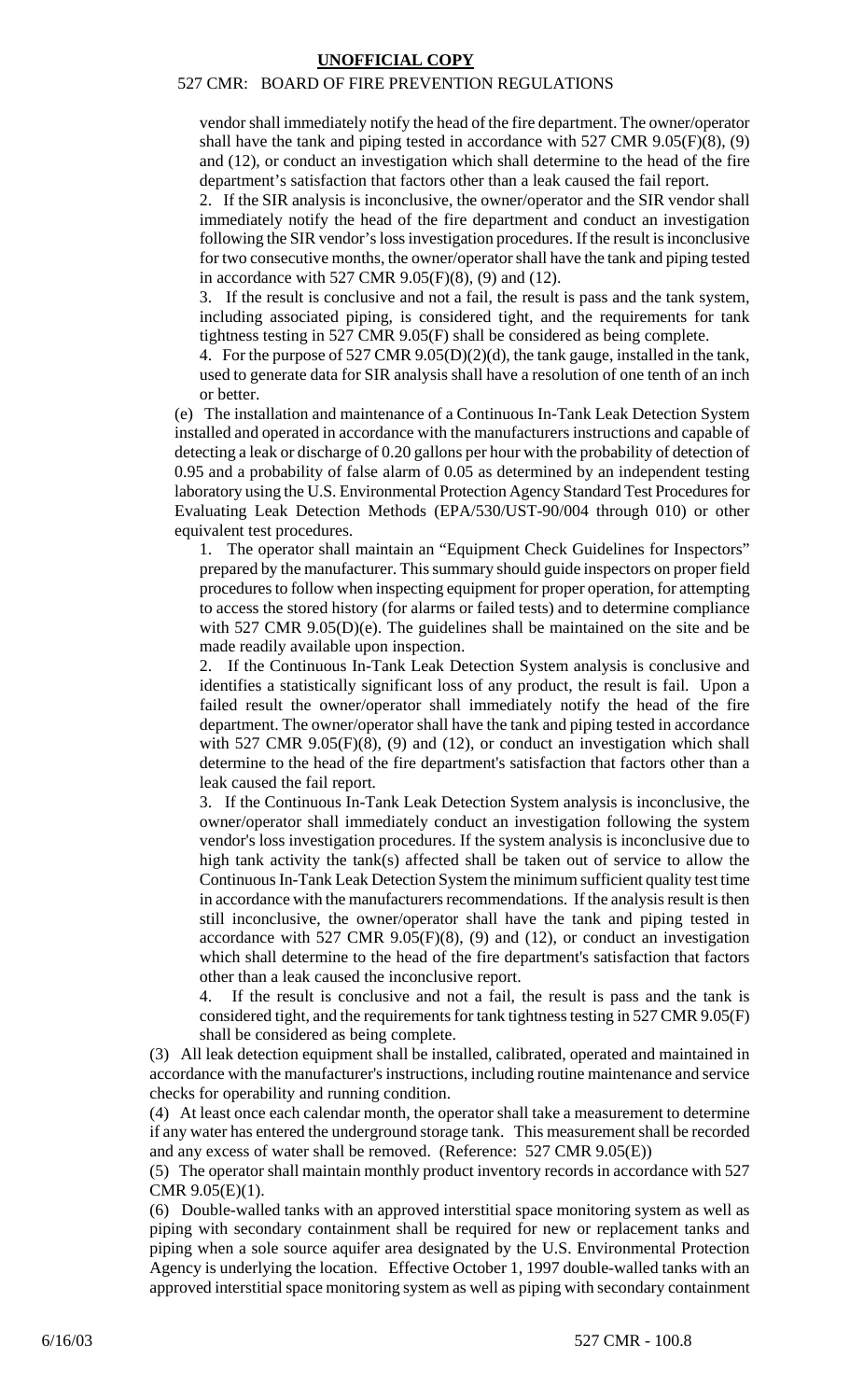vendor shall immediately notify the head of the fire department. The owner/operator shall have the tank and piping tested in accordance with 527 CMR 9.05(F)(8), (9) and (12), or conduct an investigation which shall determine to the head of the fire department's satisfaction that factors other than a leak caused the fail report.

2. If the SIR analysis is inconclusive, the owner/operator and the SIR vendor shall immediately notify the head of the fire department and conduct an investigation following the SIR vendor's loss investigation procedures. If the result is inconclusive for two consecutive months, the owner/operator shall have the tank and piping tested in accordance with 527 CMR 9.05(F)(8), (9) and (12).

3. If the result is conclusive and not a fail, the result is pass and the tank system, including associated piping, is considered tight, and the requirements for tank tightness testing in 527 CMR 9.05(F) shall be considered as being complete.

4. For the purpose of 527 CMR 9.05(D)(2)(d), the tank gauge, installed in the tank, used to generate data for SIR analysis shall have a resolution of one tenth of an inch or better.

(e) The installation and maintenance of a Continuous In-Tank Leak Detection System installed and operated in accordance with the manufacturers instructions and capable of detecting a leak or discharge of 0.20 gallons per hour with the probability of detection of 0.95 and a probability of false alarm of 0.05 as determined by an independent testing laboratory using the U.S. Environmental Protection Agency Standard Test Procedures for Evaluating Leak Detection Methods (EPA/530/UST-90/004 through 010) or other equivalent test procedures.

1. The operator shall maintain an "Equipment Check Guidelines for Inspectors" prepared by the manufacturer. This summary should guide inspectors on proper field procedures to follow when inspecting equipment for proper operation, for attempting to access the stored history (for alarms or failed tests) and to determine compliance with 527 CMR 9.05(D)(e). The guidelines shall be maintained on the site and be made readily available upon inspection.

2. If the Continuous In-Tank Leak Detection System analysis is conclusive and identifies a statistically significant loss of any product, the result is fail. Upon a failed result the owner/operator shall immediately notify the head of the fire department. The owner/operator shall have the tank and piping tested in accordance with 527 CMR 9.05(F)(8), (9) and (12), or conduct an investigation which shall determine to the head of the fire department's satisfaction that factors other than a leak caused the fail report.

3. If the Continuous In-Tank Leak Detection System analysis is inconclusive, the owner/operator shall immediately conduct an investigation following the system vendor's loss investigation procedures. If the system analysis is inconclusive due to high tank activity the tank(s) affected shall be taken out of service to allow the Continuous In-Tank Leak Detection System the minimum sufficient quality test time in accordance with the manufacturers recommendations. If the analysis result is then still inconclusive, the owner/operator shall have the tank and piping tested in accordance with 527 CMR 9.05(F)(8), (9) and (12), or conduct an investigation which shall determine to the head of the fire department's satisfaction that factors other than a leak caused the inconclusive report.

4. If the result is conclusive and not a fail, the result is pass and the tank is considered tight, and the requirements for tank tightness testing in 527 CMR 9.05(F) shall be considered as being complete.

(3) All leak detection equipment shall be installed, calibrated, operated and maintained in accordance with the manufacturer's instructions, including routine maintenance and service checks for operability and running condition.

(4) At least once each calendar month, the operator shall take a measurement to determine if any water has entered the underground storage tank. This measurement shall be recorded and any excess of water shall be removed. (Reference: 527 CMR 9.05(E))

(5) The operator shall maintain monthly product inventory records in accordance with 527 CMR 9.05(E)(1).

(6) Double-walled tanks with an approved interstitial space monitoring system as well as piping with secondary containment shall be required for new or replacement tanks and piping when a sole source aquifer area designated by the U.S. Environmental Protection Agency is underlying the location. Effective October 1, 1997 double-walled tanks with an approved interstitial space monitoring system as well as piping with secondary containment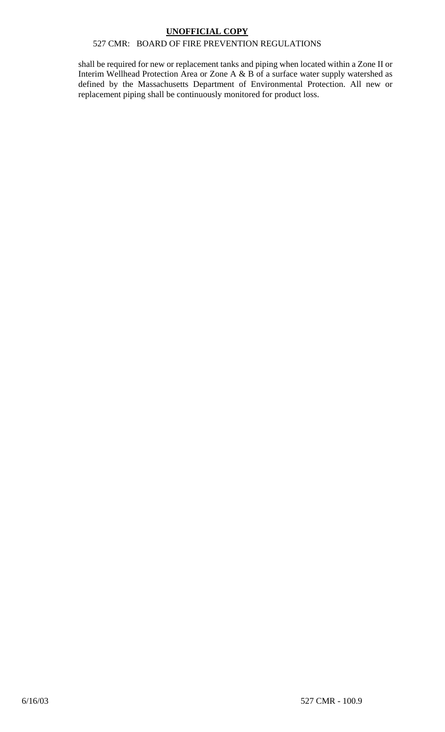shall be required for new or replacement tanks and piping when located within a Zone II or Interim Wellhead Protection Area or Zone A & B of a surface water supply watershed as defined by the Massachusetts Department of Environmental Protection. All new or replacement piping shall be continuously monitored for product loss.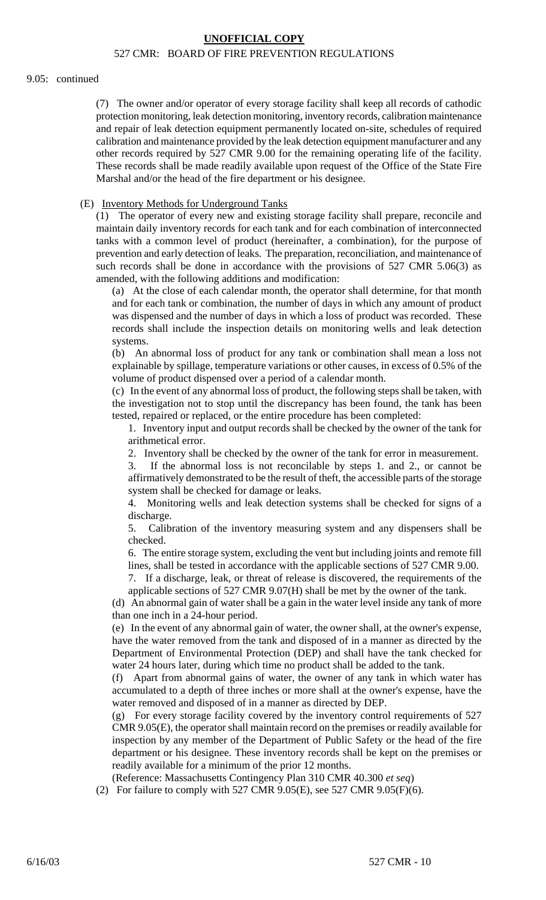9.05: continued

(7) The owner and/or operator of every storage facility shall keep all records of cathodic protection monitoring, leak detection monitoring, inventory records, calibration maintenance and repair of leak detection equipment permanently located on-site, schedules of required calibration and maintenance provided by the leak detection equipment manufacturer and any other records required by 527 CMR 9.00 for the remaining operating life of the facility. These records shall be made readily available upon request of the Office of the State Fire Marshal and/or the head of the fire department or his designee.

(E) Inventory Methods for Underground Tanks

(1) The operator of every new and existing storage facility shall prepare, reconcile and maintain daily inventory records for each tank and for each combination of interconnected tanks with a common level of product (hereinafter, a combination), for the purpose of prevention and early detection of leaks. The preparation, reconciliation, and maintenance of such records shall be done in accordance with the provisions of 527 CMR 5.06(3) as amended, with the following additions and modification:

(a) At the close of each calendar month, the operator shall determine, for that month and for each tank or combination, the number of days in which any amount of product was dispensed and the number of days in which a loss of product was recorded. These records shall include the inspection details on monitoring wells and leak detection systems.

(b) An abnormal loss of product for any tank or combination shall mean a loss not explainable by spillage, temperature variations or other causes, in excess of 0.5% of the volume of product dispensed over a period of a calendar month.

(c) In the event of any abnormal loss of product, the following steps shall be taken, with the investigation not to stop until the discrepancy has been found, the tank has been tested, repaired or replaced, or the entire procedure has been completed:

1. Inventory input and output records shall be checked by the owner of the tank for arithmetical error.

2. Inventory shall be checked by the owner of the tank for error in measurement.

3. If the abnormal loss is not reconcilable by steps 1. and 2., or cannot be affirmatively demonstrated to be the result of theft, the accessible parts of the storage system shall be checked for damage or leaks.

4. Monitoring wells and leak detection systems shall be checked for signs of a discharge.

5. Calibration of the inventory measuring system and any dispensers shall be checked.

6. The entire storage system, excluding the vent but including joints and remote fill lines, shall be tested in accordance with the applicable sections of 527 CMR 9.00.

7. If a discharge, leak, or threat of release is discovered, the requirements of the applicable sections of 527 CMR 9.07(H) shall be met by the owner of the tank.

(d) An abnormal gain of water shall be a gain in the water level inside any tank of more than one inch in a 24-hour period.

(e) In the event of any abnormal gain of water, the owner shall, at the owner's expense, have the water removed from the tank and disposed of in a manner as directed by the Department of Environmental Protection (DEP) and shall have the tank checked for water 24 hours later, during which time no product shall be added to the tank.

(f) Apart from abnormal gains of water, the owner of any tank in which water has accumulated to a depth of three inches or more shall at the owner's expense, have the water removed and disposed of in a manner as directed by DEP.

(g) For every storage facility covered by the inventory control requirements of 527 CMR 9.05(E), the operator shall maintain record on the premises or readily available for inspection by any member of the Department of Public Safety or the head of the fire department or his designee. These inventory records shall be kept on the premises or readily available for a minimum of the prior 12 months.

(Reference: Massachusetts Contingency Plan 310 CMR 40.300 *et seq*)

(2) For failure to comply with 527 CMR 9.05(E), see 527 CMR 9.05(F)(6).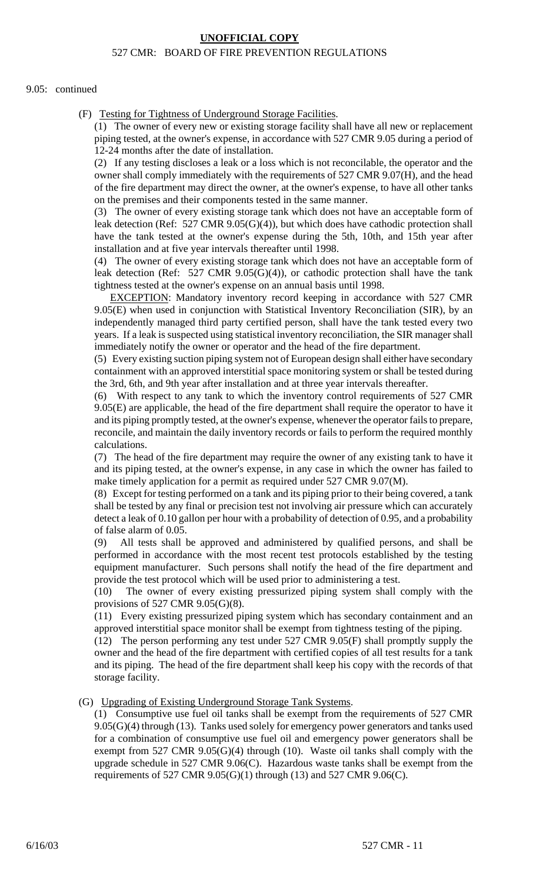9.05: continued

(F) Testing for Tightness of Underground Storage Facilities.

(1) The owner of every new or existing storage facility shall have all new or replacement piping tested, at the owner's expense, in accordance with 527 CMR 9.05 during a period of 12-24 months after the date of installation.

(2) If any testing discloses a leak or a loss which is not reconcilable, the operator and the owner shall comply immediately with the requirements of 527 CMR 9.07(H), and the head of the fire department may direct the owner, at the owner's expense, to have all other tanks on the premises and their components tested in the same manner.

(3) The owner of every existing storage tank which does not have an acceptable form of leak detection (Ref: 527 CMR 9.05(G)(4)), but which does have cathodic protection shall have the tank tested at the owner's expense during the 5th, 10th, and 15th year after installation and at five year intervals thereafter until 1998.

(4) The owner of every existing storage tank which does not have an acceptable form of leak detection (Ref: 527 CMR 9.05(G)(4)), or cathodic protection shall have the tank tightness tested at the owner's expense on an annual basis until 1998.

EXCEPTION: Mandatory inventory record keeping in accordance with 527 CMR 9.05(E) when used in conjunction with Statistical Inventory Reconciliation (SIR), by an independently managed third party certified person, shall have the tank tested every two years. If a leak is suspected using statistical inventory reconciliation, the SIR manager shall immediately notify the owner or operator and the head of the fire department.

(5) Every existing suction piping system not of European design shall either have secondary containment with an approved interstitial space monitoring system or shall be tested during the 3rd, 6th, and 9th year after installation and at three year intervals thereafter.

(6) With respect to any tank to which the inventory control requirements of 527 CMR 9.05(E) are applicable, the head of the fire department shall require the operator to have it and its piping promptly tested, at the owner's expense, whenever the operator fails to prepare, reconcile, and maintain the daily inventory records or fails to perform the required monthly calculations.

(7) The head of the fire department may require the owner of any existing tank to have it and its piping tested, at the owner's expense, in any case in which the owner has failed to make timely application for a permit as required under 527 CMR 9.07(M).

(8) Except for testing performed on a tank and its piping prior to their being covered, a tank shall be tested by any final or precision test not involving air pressure which can accurately detect a leak of 0.10 gallon per hour with a probability of detection of 0.95, and a probability of false alarm of 0.05.

(9) All tests shall be approved and administered by qualified persons, and shall be performed in accordance with the most recent test protocols established by the testing equipment manufacturer. Such persons shall notify the head of the fire department and provide the test protocol which will be used prior to administering a test.

(10) The owner of every existing pressurized piping system shall comply with the provisions of 527 CMR 9.05(G)(8).

(11) Every existing pressurized piping system which has secondary containment and an approved interstitial space monitor shall be exempt from tightness testing of the piping.

(12) The person performing any test under 527 CMR 9.05(F) shall promptly supply the owner and the head of the fire department with certified copies of all test results for a tank and its piping. The head of the fire department shall keep his copy with the records of that storage facility.

(G) Upgrading of Existing Underground Storage Tank Systems.

(1) Consumptive use fuel oil tanks shall be exempt from the requirements of 527 CMR 9.05(G)(4) through (13). Tanks used solely for emergency power generators and tanks used for a combination of consumptive use fuel oil and emergency power generators shall be exempt from 527 CMR 9.05(G)(4) through (10). Waste oil tanks shall comply with the upgrade schedule in 527 CMR 9.06(C). Hazardous waste tanks shall be exempt from the requirements of 527 CMR 9.05(G)(1) through (13) and 527 CMR 9.06(C).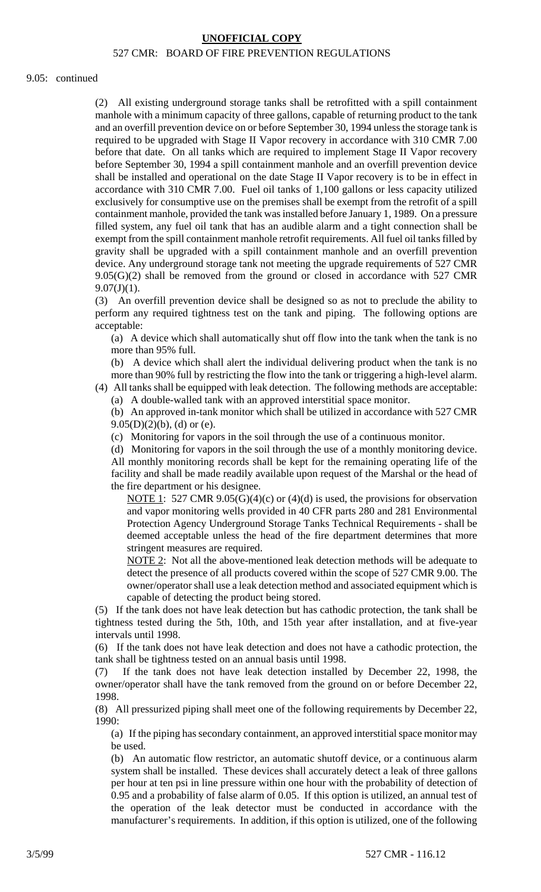9.05: continued

(2) All existing underground storage tanks shall be retrofitted with a spill containment manhole with a minimum capacity of three gallons, capable of returning product to the tank and an overfill prevention device on or before September 30, 1994 unless the storage tank is required to be upgraded with Stage II Vapor recovery in accordance with 310 CMR 7.00 before that date. On all tanks which are required to implement Stage II Vapor recovery before September 30, 1994 a spill containment manhole and an overfill prevention device shall be installed and operational on the date Stage II Vapor recovery is to be in effect in accordance with 310 CMR 7.00. Fuel oil tanks of 1,100 gallons or less capacity utilized exclusively for consumptive use on the premises shall be exempt from the retrofit of a spill containment manhole, provided the tank was installed before January 1, 1989. On a pressure filled system, any fuel oil tank that has an audible alarm and a tight connection shall be exempt from the spill containment manhole retrofit requirements. All fuel oil tanks filled by gravity shall be upgraded with a spill containment manhole and an overfill prevention device. Any underground storage tank not meeting the upgrade requirements of 527 CMR 9.05(G)(2) shall be removed from the ground or closed in accordance with 527 CMR 9.07(J)(1).

(3) An overfill prevention device shall be designed so as not to preclude the ability to perform any required tightness test on the tank and piping. The following options are acceptable:

(a) A device which shall automatically shut off flow into the tank when the tank is no more than 95% full.

(b) A device which shall alert the individual delivering product when the tank is no more than 90% full by restricting the flow into the tank or triggering a high-level alarm.

(4) All tanks shall be equipped with leak detection. The following methods are acceptable:

(a) A double-walled tank with an approved interstitial space monitor.

(b) An approved in-tank monitor which shall be utilized in accordance with 527 CMR 9.05(D)(2)(b), (d) or (e).

(c) Monitoring for vapors in the soil through the use of a continuous monitor.

(d) Monitoring for vapors in the soil through the use of a monthly monitoring device. All monthly monitoring records shall be kept for the remaining operating life of the facility and shall be made readily available upon request of the Marshal or the head of the fire department or his designee.

<u>NOTE 1</u>: 527 CMR 9.05(G)(4)(c) or (4)(d) is used, the provisions for observation and vapor monitoring wells provided in 40 CFR parts 280 and 281 Environmental Protection Agency Underground Storage Tanks Technical Requirements - shall be deemed acceptable unless the head of the fire department determines that more stringent measures are required.

<u>NOTE 2</u>: Not all the above-mentioned leak detection methods will be adequate to detect the presence of all products covered within the scope of 527 CMR 9.00. The owner/operator shall use a leak detection method and associated equipment which is capable of detecting the product being stored.

(5) If the tank does not have leak detection but has cathodic protection, the tank shall be tightness tested during the 5th, 10th, and 15th year after installation, and at five-year intervals until 1998.

(6) If the tank does not have leak detection and does not have a cathodic protection, the tank shall be tightness tested on an annual basis until 1998.

(7) If the tank does not have leak detection installed by December 22, 1998, the owner/operator shall have the tank removed from the ground on or before December 22, 1998.

(8) All pressurized piping shall meet one of the following requirements by December 22, 1990:

(a) If the piping has secondary containment, an approved interstitial space monitor may be used.

(b) An automatic flow restrictor, an automatic shutoff device, or a continuous alarm system shall be installed. These devices shall accurately detect a leak of three gallons per hour at ten psi in line pressure within one hour with the probability of detection of 0.95 and a probability of false alarm of 0.05. If this option is utilized, an annual test of the operation of the leak detector must be conducted in accordance with the manufacturer's requirements. In addition, if this option is utilized, one of the following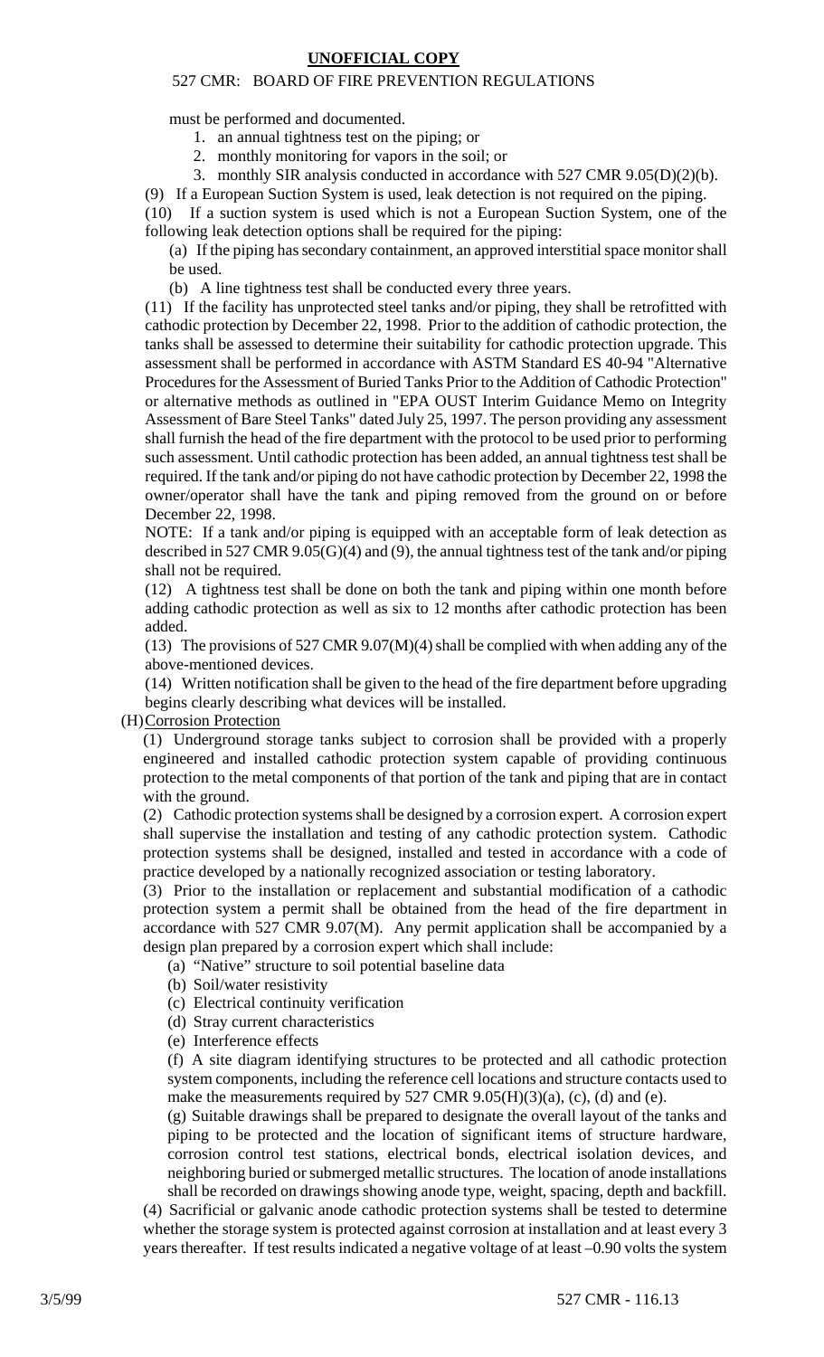must be performed and documented.

1. an annual tightness test on the piping; or
2. monthly monitoring for vapors in the soil; or
3. monthly SIR analysis conducted in accordance with 527 CMR 9.05(D)(2)(b).

(9) If a European Suction System is used, leak detection is not required on the piping.

(10) If a suction system is used which is not a European Suction System, one of the following leak detection options shall be required for the piping:

(a) If the piping has secondary containment, an approved interstitial space monitor shall be used.

(b) A line tightness test shall be conducted every three years.

(11) If the facility has unprotected steel tanks and/or piping, they shall be retrofitted with cathodic protection by December 22, 1998. Prior to the addition of cathodic protection, the tanks shall be assessed to determine their suitability for cathodic protection upgrade. This assessment shall be performed in accordance with ASTM Standard ES 40-94 "Alternative Procedures for the Assessment of Buried Tanks Prior to the Addition of Cathodic Protection" or alternative methods as outlined in "EPA OUST Interim Guidance Memo on Integrity Assessment of Bare Steel Tanks" dated July 25, 1997. The person providing any assessment shall furnish the head of the fire department with the protocol to be used prior to performing such assessment. Until cathodic protection has been added, an annual tightness test shall be required. If the tank and/or piping do not have cathodic protection by December 22, 1998 the owner/operator shall have the tank and piping removed from the ground on or before December 22, 1998.

NOTE: If a tank and/or piping is equipped with an acceptable form of leak detection as described in 527 CMR 9.05(G)(4) and (9), the annual tightness test of the tank and/or piping shall not be required.

(12) A tightness test shall be done on both the tank and piping within one month before adding cathodic protection as well as six to 12 months after cathodic protection has been added.

(13) The provisions of 527 CMR 9.07(M)(4) shall be complied with when adding any of the above-mentioned devices.

(14) Written notification shall be given to the head of the fire department before upgrading begins clearly describing what devices will be installed.

(H) Corrosion Protection

(1) Underground storage tanks subject to corrosion shall be provided with a properly engineered and installed cathodic protection system capable of providing continuous protection to the metal components of that portion of the tank and piping that are in contact with the ground.

(2) Cathodic protection systems shall be designed by a corrosion expert. A corrosion expert shall supervise the installation and testing of any cathodic protection system. Cathodic protection systems shall be designed, installed and tested in accordance with a code of practice developed by a nationally recognized association or testing laboratory.

(3) Prior to the installation or replacement and substantial modification of a cathodic protection system a permit shall be obtained from the head of the fire department in accordance with 527 CMR 9.07(M). Any permit application shall be accompanied by a design plan prepared by a corrosion expert which shall include:

(a) "Native" structure to soil potential baseline data

(b) Soil/water resistivity

(c) Electrical continuity verification

(d) Stray current characteristics

(e) Interference effects

(f) A site diagram identifying structures to be protected and all cathodic protection system components, including the reference cell locations and structure contacts used to make the measurements required by 527 CMR 9.05(H)(3)(a), (c), (d) and (e).

(g) Suitable drawings shall be prepared to designate the overall layout of the tanks and piping to be protected and the location of significant items of structure hardware, corrosion control test stations, electrical bonds, electrical isolation devices, and neighboring buried or submerged metallic structures. The location of anode installations shall be recorded on drawings showing anode type, weight, spacing, depth and backfill.

(4) Sacrificial or galvanic anode cathodic protection systems shall be tested to determine whether the storage system is protected against corrosion at installation and at least every 3 years thereafter. If test results indicated a negative voltage of at least –0.90 volts the system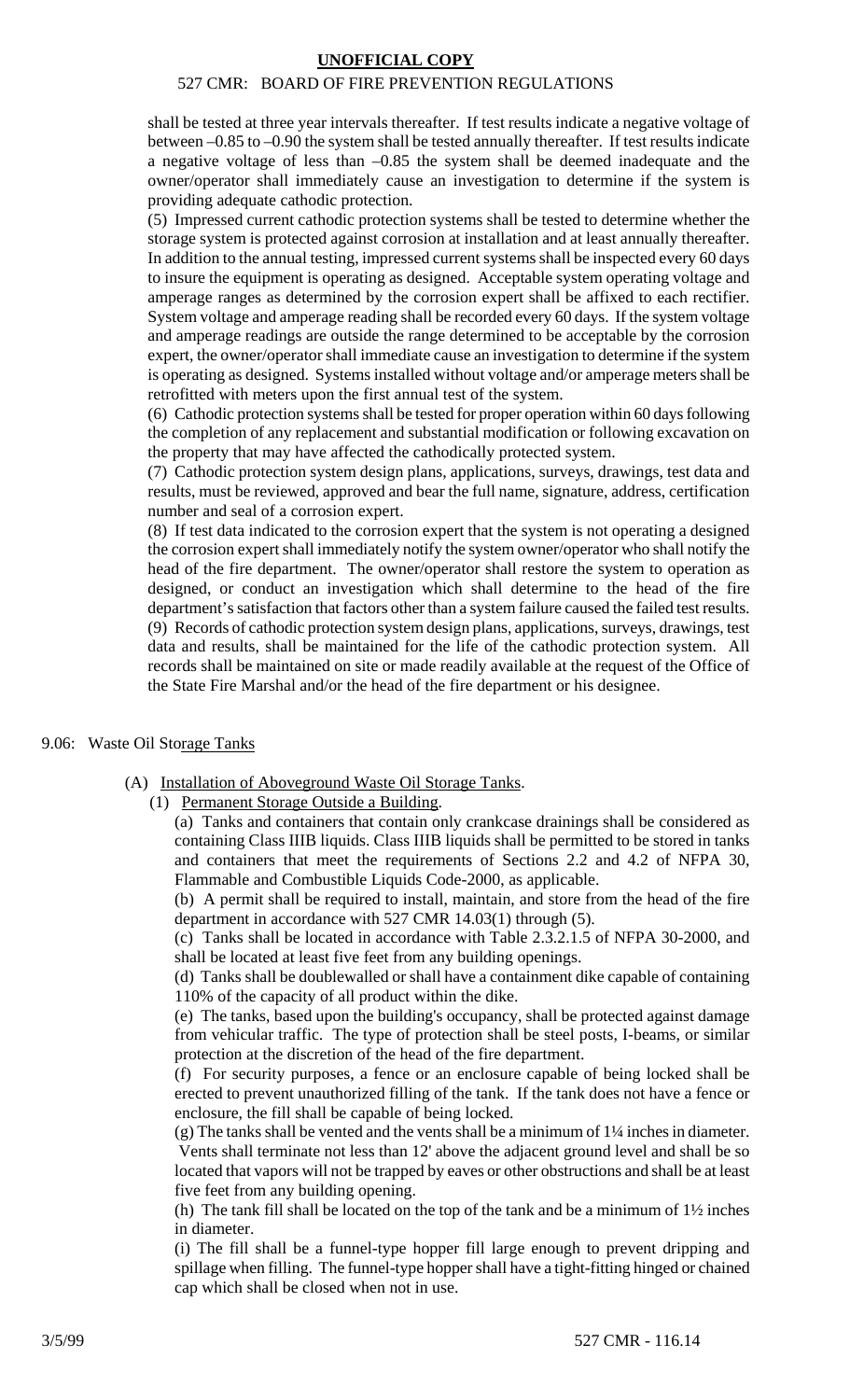shall be tested at three year intervals thereafter. If test results indicate a negative voltage of between –0.85 to –0.90 the system shall be tested annually thereafter. If test results indicate a negative voltage of less than –0.85 the system shall be deemed inadequate and the owner/operator shall immediately cause an investigation to determine if the system is providing adequate cathodic protection.

(5) Impressed current cathodic protection systems shall be tested to determine whether the storage system is protected against corrosion at installation and at least annually thereafter. In addition to the annual testing, impressed current systems shall be inspected every 60 days to insure the equipment is operating as designed. Acceptable system operating voltage and amperage ranges as determined by the corrosion expert shall be affixed to each rectifier. System voltage and amperage reading shall be recorded every 60 days. If the system voltage and amperage readings are outside the range determined to be acceptable by the corrosion expert, the owner/operator shall immediate cause an investigation to determine if the system is operating as designed. Systems installed without voltage and/or amperage meters shall be retrofitted with meters upon the first annual test of the system.

(6) Cathodic protection systems shall be tested for proper operation within 60 days following the completion of any replacement and substantial modification or following excavation on the property that may have affected the cathodically protected system.

(7) Cathodic protection system design plans, applications, surveys, drawings, test data and results, must be reviewed, approved and bear the full name, signature, address, certification number and seal of a corrosion expert.

(8) If test data indicated to the corrosion expert that the system is not operating a designed the corrosion expert shall immediately notify the system owner/operator who shall notify the head of the fire department. The owner/operator shall restore the system to operation as designed, or conduct an investigation which shall determine to the head of the fire department's satisfaction that factors other than a system failure caused the failed test results.

(9) Records of cathodic protection system design plans, applications, surveys, drawings, test data and results, shall be maintained for the life of the cathodic protection system. All records shall be maintained on site or made readily available at the request of the Office of the State Fire Marshal and/or the head of the fire department or his designee.

## 9.06: Waste Oil Storage Tanks

(A) Installation of Aboveground Waste Oil Storage Tanks.

(1) Permanent Storage Outside a Building.

(a) Tanks and containers that contain only crankcase drainings shall be considered as containing Class IIIB liquids. Class IIIB liquids shall be permitted to be stored in tanks and containers that meet the requirements of Sections 2.2 and 4.2 of NFPA 30, Flammable and Combustible Liquids Code-2000, as applicable.

(b) A permit shall be required to install, maintain, and store from the head of the fire department in accordance with 527 CMR 14.03(1) through (5).

(c) Tanks shall be located in accordance with Table 2.3.2.1.5 of NFPA 30-2000, and shall be located at least five feet from any building openings.

(d) Tanks shall be doublewalled or shall have a containment dike capable of containing 110% of the capacity of all product within the dike.

(e) The tanks, based upon the building's occupancy, shall be protected against damage from vehicular traffic. The type of protection shall be steel posts, I-beams, or similar protection at the discretion of the head of the fire department.

(f) For security purposes, a fence or an enclosure capable of being locked shall be erected to prevent unauthorized filling of the tank. If the tank does not have a fence or enclosure, the fill shall be capable of being locked.

(g) The tanks shall be vented and the vents shall be a minimum of 1¼ inches in diameter. Vents shall terminate not less than 12' above the adjacent ground level and shall be so located that vapors will not be trapped by eaves or other obstructions and shall be at least five feet from any building opening.

(h) The tank fill shall be located on the top of the tank and be a minimum of 1½ inches in diameter.

(i) The fill shall be a funnel-type hopper fill large enough to prevent dripping and spillage when filling. The funnel-type hopper shall have a tight-fitting hinged or chained cap which shall be closed when not in use.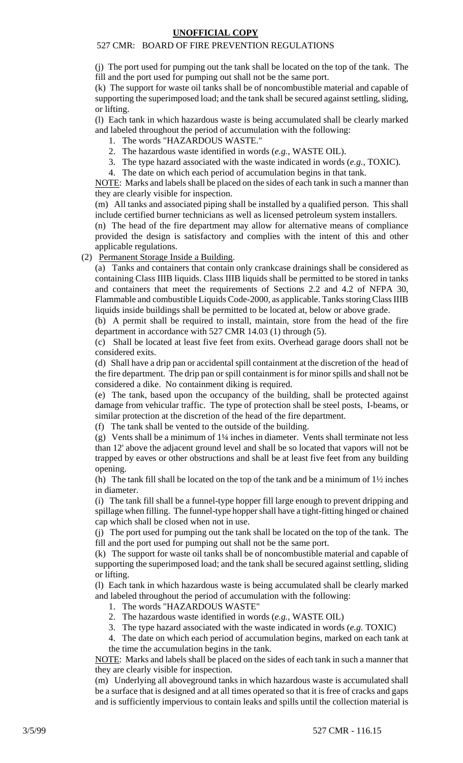(j) The port used for pumping out the tank shall be located on the top of the tank. The fill and the port used for pumping out shall not be the same port.

(k) The support for waste oil tanks shall be of noncombustible material and capable of supporting the superimposed load; and the tank shall be secured against settling, sliding, or lifting.

(l) Each tank in which hazardous waste is being accumulated shall be clearly marked and labeled throughout the period of accumulation with the following:

1. The words "HAZARDOUS WASTE."
2. The hazardous waste identified in words (*e.g.*, WASTE OIL).
3. The type hazard associated with the waste indicated in words (*e.g.*, TOXIC).
4. The date on which each period of accumulation begins in that tank.

NOTE: Marks and labels shall be placed on the sides of each tank in such a manner than they are clearly visible for inspection.

(m) All tanks and associated piping shall be installed by a qualified person. This shall include certified burner technicians as well as licensed petroleum system installers.

(n) The head of the fire department may allow for alternative means of compliance provided the design is satisfactory and complies with the intent of this and other applicable regulations.

(2) Permanent Storage Inside a Building.

(a) Tanks and containers that contain only crankcase drainings shall be considered as containing Class IIIB liquids. Class IIIB liquids shall be permitted to be stored in tanks and containers that meet the requirements of Sections 2.2 and 4.2 of NFPA 30, Flammable and combustible Liquids Code-2000, as applicable. Tanks storing Class IIIB liquids inside buildings shall be permitted to be located at, below or above grade.

(b) A permit shall be required to install, maintain, store from the head of the fire department in accordance with 527 CMR 14.03 (1) through (5).

(c) Shall be located at least five feet from exits. Overhead garage doors shall not be considered exits.

(d) Shall have a drip pan or accidental spill containment at the discretion of the head of the fire department. The drip pan or spill containment is for minor spills and shall not be considered a dike. No containment diking is required.

(e) The tank, based upon the occupancy of the building, shall be protected against damage from vehicular traffic. The type of protection shall be steel posts, I-beams, or similar protection at the discretion of the head of the fire department.

(f) The tank shall be vented to the outside of the building.

(g) Vents shall be a minimum of 1¼ inches in diameter. Vents shall terminate not less than 12' above the adjacent ground level and shall be so located that vapors will not be trapped by eaves or other obstructions and shall be at least five feet from any building opening.

(h) The tank fill shall be located on the top of the tank and be a minimum of 1½ inches in diameter.

(i) The tank fill shall be a funnel-type hopper fill large enough to prevent dripping and spillage when filling. The funnel-type hopper shall have a tight-fitting hinged or chained cap which shall be closed when not in use.

(j) The port used for pumping out the tank shall be located on the top of the tank. The fill and the port used for pumping out shall not be the same port.

(k) The support for waste oil tanks shall be of noncombustible material and capable of supporting the superimposed load; and the tank shall be secured against settling, sliding or lifting.

(l) Each tank in which hazardous waste is being accumulated shall be clearly marked and labeled throughout the period of accumulation with the following:

1. The words "HAZARDOUS WASTE"
2. The hazardous waste identified in words (*e.g.*, WASTE OIL)
3. The type hazard associated with the waste indicated in words (*e.g.* TOXIC)
4. The date on which each period of accumulation begins, marked on each tank at the time the accumulation begins in the tank.

NOTE: Marks and labels shall be placed on the sides of each tank in such a manner that they are clearly visible for inspection.

(m) Underlying all aboveground tanks in which hazardous waste is accumulated shall be a surface that is designed and at all times operated so that it is free of cracks and gaps and is sufficiently impervious to contain leaks and spills until the collection material is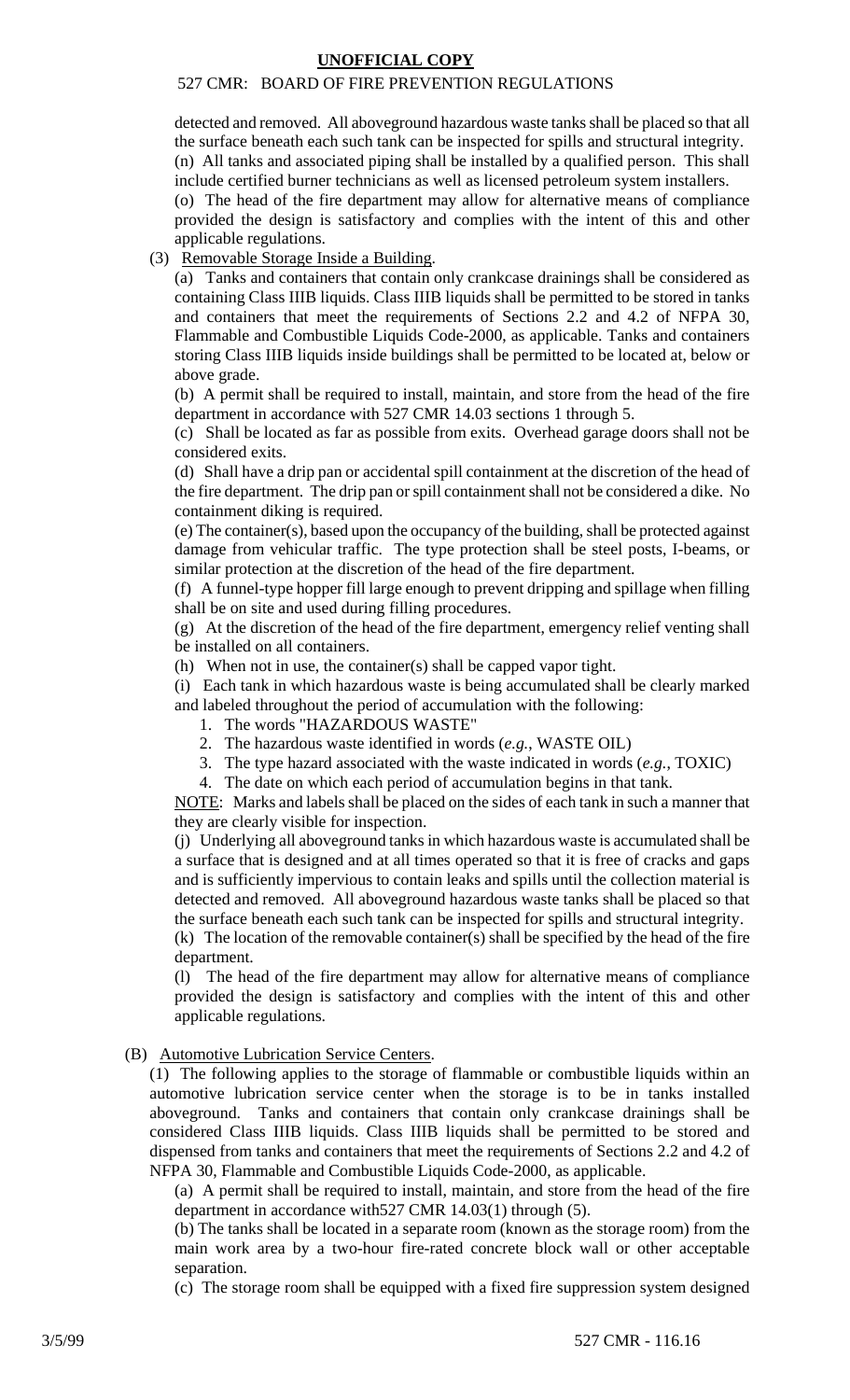detected and removed. All aboveground hazardous waste tanks shall be placed so that all the surface beneath each such tank can be inspected for spills and structural integrity.

(n) All tanks and associated piping shall be installed by a qualified person. This shall include certified burner technicians as well as licensed petroleum system installers.

(o) The head of the fire department may allow for alternative means of compliance provided the design is satisfactory and complies with the intent of this and other applicable regulations.

(3) Removable Storage Inside a Building.

(a) Tanks and containers that contain only crankcase drainings shall be considered as containing Class IIIB liquids. Class IIIB liquids shall be permitted to be stored in tanks and containers that meet the requirements of Sections 2.2 and 4.2 of NFPA 30, Flammable and Combustible Liquids Code-2000, as applicable. Tanks and containers storing Class IIIB liquids inside buildings shall be permitted to be located at, below or above grade.

(b) A permit shall be required to install, maintain, and store from the head of the fire department in accordance with 527 CMR 14.03 sections 1 through 5.

(c) Shall be located as far as possible from exits. Overhead garage doors shall not be considered exits.

(d) Shall have a drip pan or accidental spill containment at the discretion of the head of the fire department. The drip pan or spill containment shall not be considered a dike. No containment diking is required.

(e) The container(s), based upon the occupancy of the building, shall be protected against damage from vehicular traffic. The type protection shall be steel posts, I-beams, or similar protection at the discretion of the head of the fire department.

(f) A funnel-type hopper fill large enough to prevent dripping and spillage when filling shall be on site and used during filling procedures.

(g) At the discretion of the head of the fire department, emergency relief venting shall be installed on all containers.

(h) When not in use, the container(s) shall be capped vapor tight.

(i) Each tank in which hazardous waste is being accumulated shall be clearly marked and labeled throughout the period of accumulation with the following:

1. The words "HAZARDOUS WASTE"
2. The hazardous waste identified in words (*e.g.*, WASTE OIL)
3. The type hazard associated with the waste indicated in words (*e.g.*, TOXIC)
4. The date on which each period of accumulation begins in that tank.

NOTE: Marks and labels shall be placed on the sides of each tank in such a manner that they are clearly visible for inspection.

(j) Underlying all aboveground tanks in which hazardous waste is accumulated shall be a surface that is designed and at all times operated so that it is free of cracks and gaps and is sufficiently impervious to contain leaks and spills until the collection material is detected and removed. All aboveground hazardous waste tanks shall be placed so that the surface beneath each such tank can be inspected for spills and structural integrity.

(k) The location of the removable container(s) shall be specified by the head of the fire department.

(l) The head of the fire department may allow for alternative means of compliance provided the design is satisfactory and complies with the intent of this and other applicable regulations.

(B) Automotive Lubrication Service Centers.

(1) The following applies to the storage of flammable or combustible liquids within an automotive lubrication service center when the storage is to be in tanks installed aboveground. Tanks and containers that contain only crankcase drainings shall be considered Class IIIB liquids. Class IIIB liquids shall be permitted to be stored and dispensed from tanks and containers that meet the requirements of Sections 2.2 and 4.2 of NFPA 30, Flammable and Combustible Liquids Code-2000, as applicable.

(a) A permit shall be required to install, maintain, and store from the head of the fire department in accordance with527 CMR 14.03(1) through (5).

(b) The tanks shall be located in a separate room (known as the storage room) from the main work area by a two-hour fire-rated concrete block wall or other acceptable separation.

(c) The storage room shall be equipped with a fixed fire suppression system designed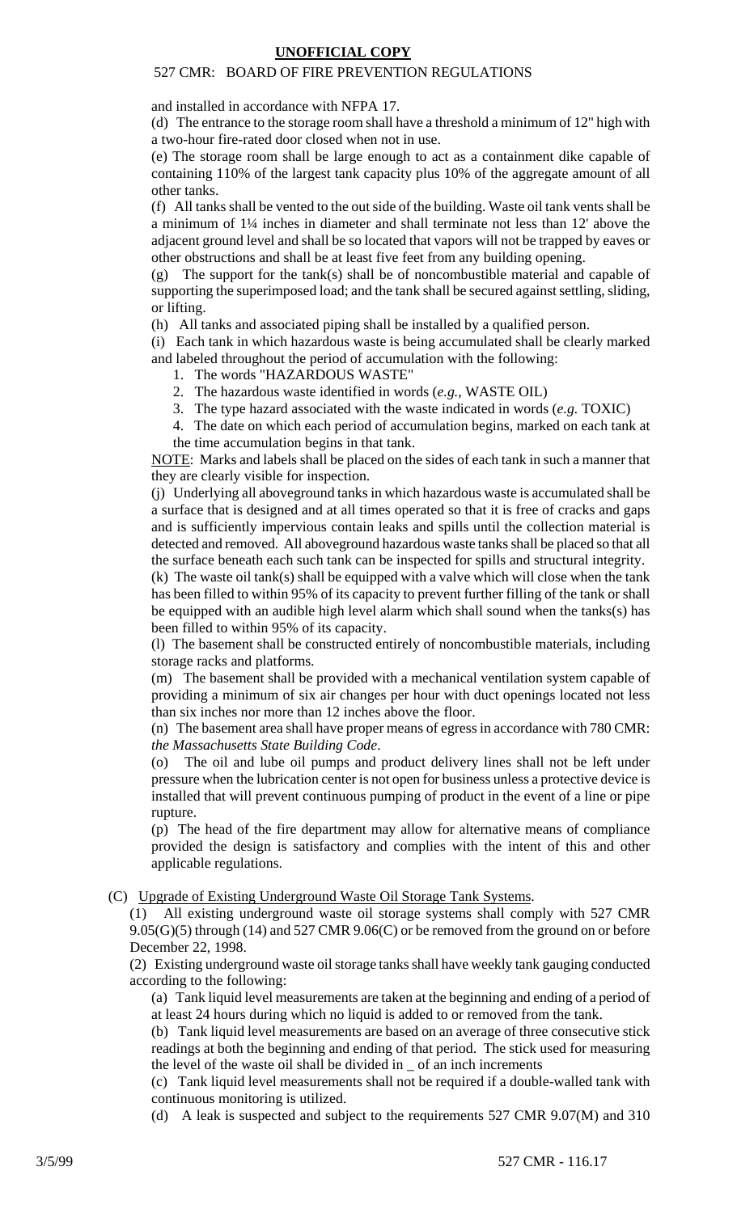and installed in accordance with NFPA 17.

(d) The entrance to the storage room shall have a threshold a minimum of 12" high with a two-hour fire-rated door closed when not in use.

(e) The storage room shall be large enough to act as a containment dike capable of containing 110% of the largest tank capacity plus 10% of the aggregate amount of all other tanks.

(f) All tanks shall be vented to the out side of the building. Waste oil tank vents shall be a minimum of 1¼ inches in diameter and shall terminate not less than 12' above the adjacent ground level and shall be so located that vapors will not be trapped by eaves or other obstructions and shall be at least five feet from any building opening.

(g) The support for the tank(s) shall be of noncombustible material and capable of supporting the superimposed load; and the tank shall be secured against settling, sliding, or lifting.

(h) All tanks and associated piping shall be installed by a qualified person.

(i) Each tank in which hazardous waste is being accumulated shall be clearly marked and labeled throughout the period of accumulation with the following:

1. The words "HAZARDOUS WASTE"
2. The hazardous waste identified in words (*e.g.*, WASTE OIL)
3. The type hazard associated with the waste indicated in words (*e.g.* TOXIC)
4. The date on which each period of accumulation begins, marked on each tank at the time accumulation begins in that tank.

NOTE: Marks and labels shall be placed on the sides of each tank in such a manner that they are clearly visible for inspection.

(j) Underlying all aboveground tanks in which hazardous waste is accumulated shall be a surface that is designed and at all times operated so that it is free of cracks and gaps and is sufficiently impervious contain leaks and spills until the collection material is detected and removed. All aboveground hazardous waste tanks shall be placed so that all the surface beneath each such tank can be inspected for spills and structural integrity.

(k) The waste oil tank(s) shall be equipped with a valve which will close when the tank has been filled to within 95% of its capacity to prevent further filling of the tank or shall be equipped with an audible high level alarm which shall sound when the tanks(s) has been filled to within 95% of its capacity.

(l) The basement shall be constructed entirely of noncombustible materials, including storage racks and platforms.

(m) The basement shall be provided with a mechanical ventilation system capable of providing a minimum of six air changes per hour with duct openings located not less than six inches nor more than 12 inches above the floor.

(n) The basement area shall have proper means of egress in accordance with 780 CMR: *the Massachusetts State Building Code*.

(o) The oil and lube oil pumps and product delivery lines shall not be left under pressure when the lubrication center is not open for business unless a protective device is installed that will prevent continuous pumping of product in the event of a line or pipe rupture.

(p) The head of the fire department may allow for alternative means of compliance provided the design is satisfactory and complies with the intent of this and other applicable regulations.

(C) Upgrade of Existing Underground Waste Oil Storage Tank Systems.

(1) All existing underground waste oil storage systems shall comply with 527 CMR 9.05(G)(5) through (14) and 527 CMR 9.06(C) or be removed from the ground on or before December 22, 1998.

(2) Existing underground waste oil storage tanks shall have weekly tank gauging conducted according to the following:

(a) Tank liquid level measurements are taken at the beginning and ending of a period of at least 24 hours during which no liquid is added to or removed from the tank.

(b) Tank liquid level measurements are based on an average of three consecutive stick readings at both the beginning and ending of that period. The stick used for measuring the level of the waste oil shall be divided in _ of an inch increments

(c) Tank liquid level measurements shall not be required if a double-walled tank with continuous monitoring is utilized.

(d) A leak is suspected and subject to the requirements 527 CMR 9.07(M) and 310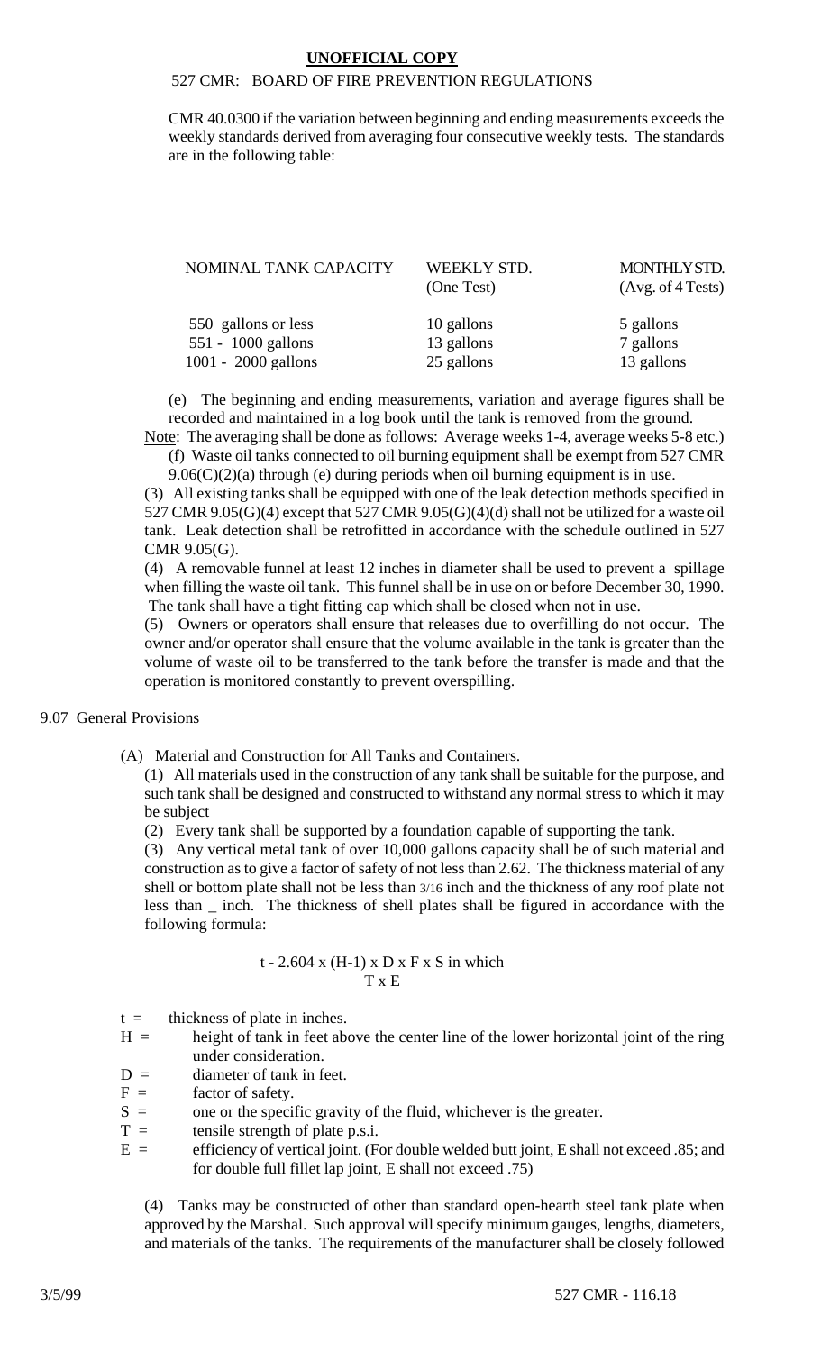CMR 40.0300 if the variation between beginning and ending measurements exceeds the weekly standards derived from averaging four consecutive weekly tests. The standards are in the following table:

| NOMINAL TANK CAPACITY | WEEKLY STD. (One Test) | MONTHLY STD. (Avg. of 4 Tests) |
|---|---|---|
| 550 gallons or less | 10 gallons | 5 gallons |
| 551 - 1000 gallons | 13 gallons | 7 gallons |
| 1001 - 2000 gallons | 25 gallons | 13 gallons |

(e) The beginning and ending measurements, variation and average figures shall be recorded and maintained in a log book until the tank is removed from the ground.

Note: The averaging shall be done as follows: Average weeks 1-4, average weeks 5-8 etc.)

(f) Waste oil tanks connected to oil burning equipment shall be exempt from 527 CMR 9.06(C)(2)(a) through (e) during periods when oil burning equipment is in use.

(3) All existing tanks shall be equipped with one of the leak detection methods specified in 527 CMR 9.05(G)(4) except that 527 CMR 9.05(G)(4)(d) shall not be utilized for a waste oil tank. Leak detection shall be retrofitted in accordance with the schedule outlined in 527 CMR 9.05(G).

(4) A removable funnel at least 12 inches in diameter shall be used to prevent a spillage when filling the waste oil tank. This funnel shall be in use on or before December 30, 1990. The tank shall have a tight fitting cap which shall be closed when not in use.

(5) Owners or operators shall ensure that releases due to overfilling do not occur. The owner and/or operator shall ensure that the volume available in the tank is greater than the volume of waste oil to be transferred to the tank before the transfer is made and that the operation is monitored constantly to prevent overspilling.

## 9.07 General Provisions

(A) Material and Construction for All Tanks and Containers.

(1) All materials used in the construction of any tank shall be suitable for the purpose, and such tank shall be designed and constructed to withstand any normal stress to which it may be subject

(2) Every tank shall be supported by a foundation capable of supporting the tank.

(3) Any vertical metal tank of over 10,000 gallons capacity shall be of such material and construction as to give a factor of safety of not less than 2.62. The thickness material of any shell or bottom plate shall not be less than 3/16 inch and the thickness of any roof plate not less than _ inch. The thickness of shell plates shall be figured in accordance with the following formula:

$$t - \frac{2.604 \times (H-1) \times D \times F \times S}{T \times E} \text{ in which}$$

- $t$ = thickness of plate in inches.
- $H$ = height of tank in feet above the center line of the lower horizontal joint of the ring under consideration.
- $D$ = diameter of tank in feet.
- $F$ = factor of safety.
- $S$ = one or the specific gravity of the fluid, whichever is the greater.
- $T$ = tensile strength of plate p.s.i.
- $E$ = efficiency of vertical joint. (For double welded butt joint, E shall not exceed .85; and for double full fillet lap joint, E shall not exceed .75)

(4) Tanks may be constructed of other than standard open-hearth steel tank plate when approved by the Marshal. Such approval will specify minimum gauges, lengths, diameters, and materials of the tanks. The requirements of the manufacturer shall be closely followed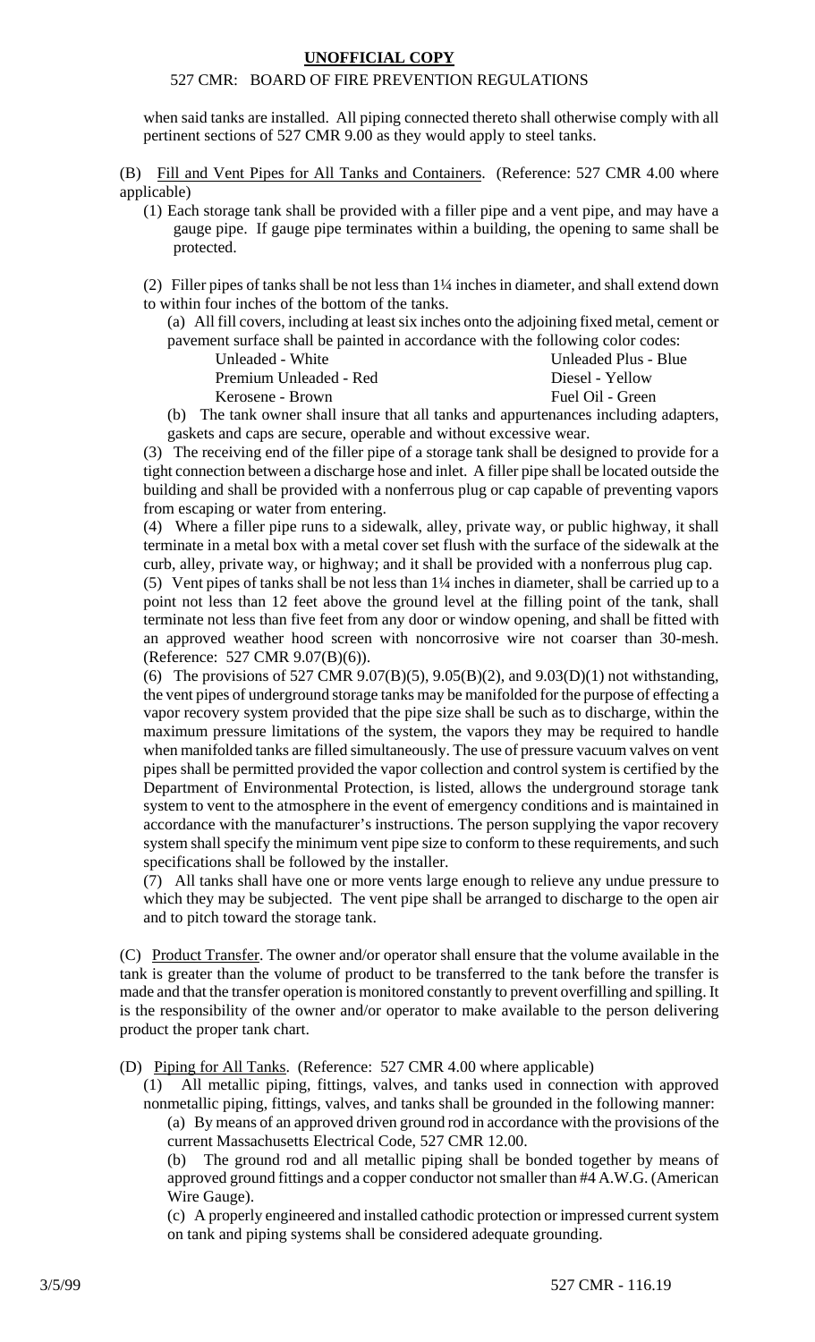when said tanks are installed. All piping connected thereto shall otherwise comply with all pertinent sections of 527 CMR 9.00 as they would apply to steel tanks.

(B) Fill and Vent Pipes for All Tanks and Containers. (Reference: 527 CMR 4.00 where applicable)

(1) Each storage tank shall be provided with a filler pipe and a vent pipe, and may have a gauge pipe. If gauge pipe terminates within a building, the opening to same shall be protected.

(2) Filler pipes of tanks shall be not less than 1¼ inches in diameter, and shall extend down to within four inches of the bottom of the tanks.

(a) All fill covers, including at least six inches onto the adjoining fixed metal, cement or pavement surface shall be painted in accordance with the following color codes:

| | |
|---|---|
| Unleaded - White | Unleaded Plus - Blue |
| Premium Unleaded - Red | Diesel - Yellow |
| Kerosene - Brown | Fuel Oil - Green |

(b) The tank owner shall insure that all tanks and appurtenances including adapters, gaskets and caps are secure, operable and without excessive wear.

(3) The receiving end of the filler pipe of a storage tank shall be designed to provide for a tight connection between a discharge hose and inlet. A filler pipe shall be located outside the building and shall be provided with a nonferrous plug or cap capable of preventing vapors from escaping or water from entering.

(4) Where a filler pipe runs to a sidewalk, alley, private way, or public highway, it shall terminate in a metal box with a metal cover set flush with the surface of the sidewalk at the curb, alley, private way, or highway; and it shall be provided with a nonferrous plug cap.

(5) Vent pipes of tanks shall be not less than 1¼ inches in diameter, shall be carried up to a point not less than 12 feet above the ground level at the filling point of the tank, shall terminate not less than five feet from any door or window opening, and shall be fitted with an approved weather hood screen with noncorrosive wire not coarser than 30-mesh. (Reference: 527 CMR 9.07(B)(6)).

(6) The provisions of 527 CMR 9.07(B)(5), 9.05(B)(2), and 9.03(D)(1) not withstanding, the vent pipes of underground storage tanks may be manifolded for the purpose of effecting a vapor recovery system provided that the pipe size shall be such as to discharge, within the maximum pressure limitations of the system, the vapors they may be required to handle when manifolded tanks are filled simultaneously. The use of pressure vacuum valves on vent pipes shall be permitted provided the vapor collection and control system is certified by the Department of Environmental Protection, is listed, allows the underground storage tank system to vent to the atmosphere in the event of emergency conditions and is maintained in accordance with the manufacturer's instructions. The person supplying the vapor recovery system shall specify the minimum vent pipe size to conform to these requirements, and such specifications shall be followed by the installer.

(7) All tanks shall have one or more vents large enough to relieve any undue pressure to which they may be subjected. The vent pipe shall be arranged to discharge to the open air and to pitch toward the storage tank.

(C) Product Transfer. The owner and/or operator shall ensure that the volume available in the tank is greater than the volume of product to be transferred to the tank before the transfer is made and that the transfer operation is monitored constantly to prevent overfilling and spilling. It is the responsibility of the owner and/or operator to make available to the person delivering product the proper tank chart.

(D) Piping for All Tanks. (Reference: 527 CMR 4.00 where applicable)

(1) All metallic piping, fittings, valves, and tanks used in connection with approved nonmetallic piping, fittings, valves, and tanks shall be grounded in the following manner:

(a) By means of an approved driven ground rod in accordance with the provisions of the current Massachusetts Electrical Code, 527 CMR 12.00.

(b) The ground rod and all metallic piping shall be bonded together by means of approved ground fittings and a copper conductor not smaller than #4 A.W.G. (American Wire Gauge).

(c) A properly engineered and installed cathodic protection or impressed current system on tank and piping systems shall be considered adequate grounding.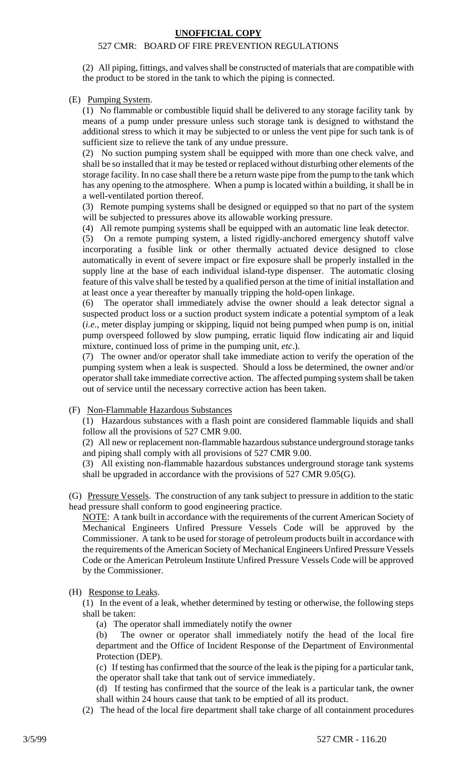(2) All piping, fittings, and valves shall be constructed of materials that are compatible with the product to be stored in the tank to which the piping is connected.

(E) Pumping System.

(1) No flammable or combustible liquid shall be delivered to any storage facility tank by means of a pump under pressure unless such storage tank is designed to withstand the additional stress to which it may be subjected to or unless the vent pipe for such tank is of sufficient size to relieve the tank of any undue pressure.

(2) No suction pumping system shall be equipped with more than one check valve, and shall be so installed that it may be tested or replaced without disturbing other elements of the storage facility. In no case shall there be a return waste pipe from the pump to the tank which has any opening to the atmosphere. When a pump is located within a building, it shall be in a well-ventilated portion thereof.

(3) Remote pumping systems shall be designed or equipped so that no part of the system will be subjected to pressures above its allowable working pressure.

(4) All remote pumping systems shall be equipped with an automatic line leak detector.

(5) On a remote pumping system, a listed rigidly-anchored emergency shutoff valve incorporating a fusible link or other thermally actuated device designed to close automatically in event of severe impact or fire exposure shall be properly installed in the supply line at the base of each individual island-type dispenser. The automatic closing feature of this valve shall be tested by a qualified person at the time of initial installation and at least once a year thereafter by manually tripping the hold-open linkage.

(6) The operator shall immediately advise the owner should a leak detector signal a suspected product loss or a suction product system indicate a potential symptom of a leak (*i.e.*, meter display jumping or skipping, liquid not being pumped when pump is on, initial pump overspeed followed by slow pumping, erratic liquid flow indicating air and liquid mixture, continued loss of prime in the pumping unit, *etc*.).

(7) The owner and/or operator shall take immediate action to verify the operation of the pumping system when a leak is suspected. Should a loss be determined, the owner and/or operator shall take immediate corrective action. The affected pumping system shall be taken out of service until the necessary corrective action has been taken.

(F) Non-Flammable Hazardous Substances

(1) Hazardous substances with a flash point are considered flammable liquids and shall follow all the provisions of 527 CMR 9.00.

(2) All new or replacement non-flammable hazardous substance underground storage tanks and piping shall comply with all provisions of 527 CMR 9.00.

(3) All existing non-flammable hazardous substances underground storage tank systems shall be upgraded in accordance with the provisions of 527 CMR 9.05(G).

(G) Pressure Vessels. The construction of any tank subject to pressure in addition to the static head pressure shall conform to good engineering practice.

NOTE: A tank built in accordance with the requirements of the current American Society of Mechanical Engineers Unfired Pressure Vessels Code will be approved by the Commissioner. A tank to be used for storage of petroleum products built in accordance with the requirements of the American Society of Mechanical Engineers Unfired Pressure Vessels Code or the American Petroleum Institute Unfired Pressure Vessels Code will be approved by the Commissioner.

(H) Response to Leaks.

(1) In the event of a leak, whether determined by testing or otherwise, the following steps shall be taken:

(a) The operator shall immediately notify the owner

(b) The owner or operator shall immediately notify the head of the local fire department and the Office of Incident Response of the Department of Environmental Protection (DEP).

(c) If testing has confirmed that the source of the leak is the piping for a particular tank, the operator shall take that tank out of service immediately.

(d) If testing has confirmed that the source of the leak is a particular tank, the owner shall within 24 hours cause that tank to be emptied of all its product.

(2) The head of the local fire department shall take charge of all containment procedures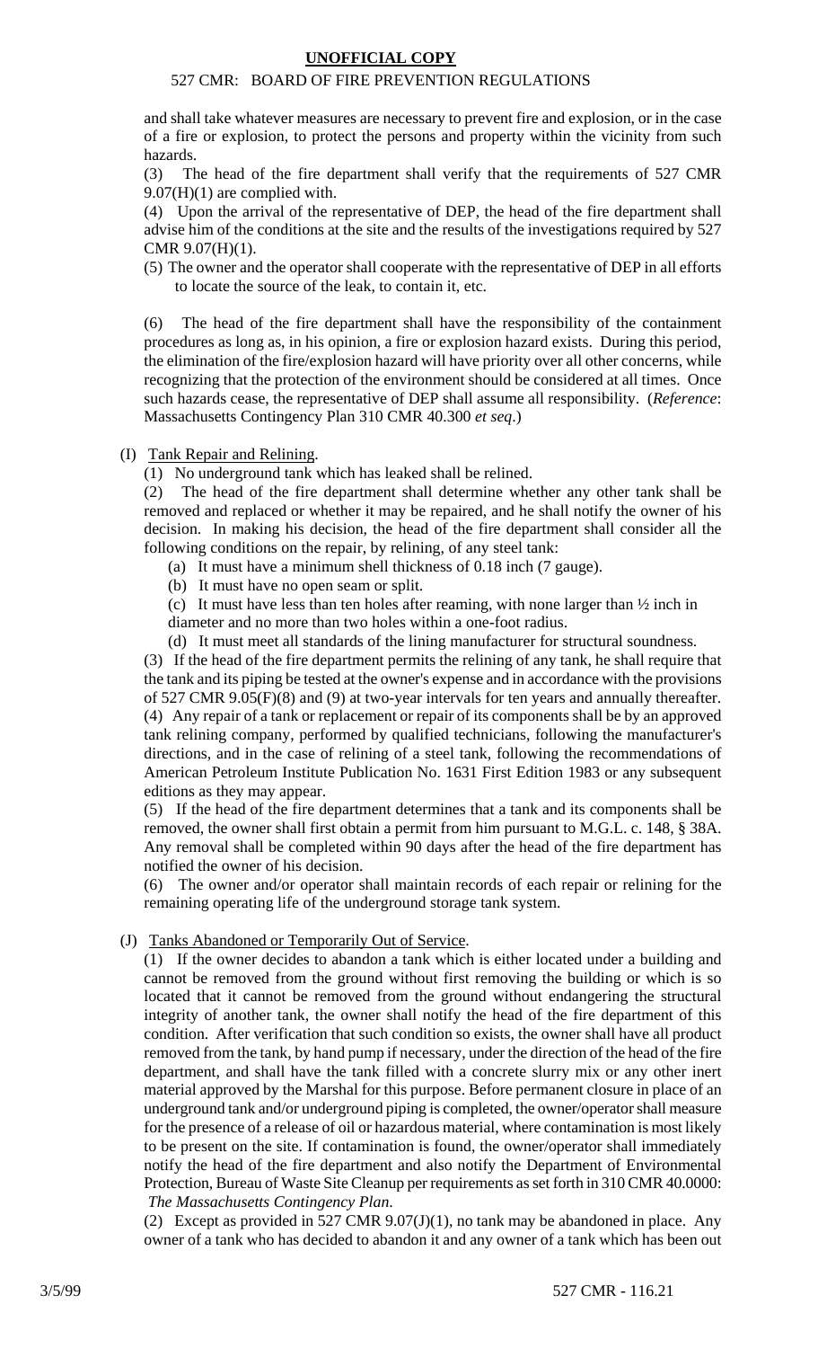and shall take whatever measures are necessary to prevent fire and explosion, or in the case of a fire or explosion, to protect the persons and property within the vicinity from such hazards.

(3) The head of the fire department shall verify that the requirements of 527 CMR 9.07(H)(1) are complied with.

(4) Upon the arrival of the representative of DEP, the head of the fire department shall advise him of the conditions at the site and the results of the investigations required by 527 CMR 9.07(H)(1).

(5) The owner and the operator shall cooperate with the representative of DEP in all efforts to locate the source of the leak, to contain it, etc.

(6) The head of the fire department shall have the responsibility of the containment procedures as long as, in his opinion, a fire or explosion hazard exists. During this period, the elimination of the fire/explosion hazard will have priority over all other concerns, while recognizing that the protection of the environment should be considered at all times. Once such hazards cease, the representative of DEP shall assume all responsibility. (*Reference*: Massachusetts Contingency Plan 310 CMR 40.300 *et seq*.)

(I) Tank Repair and Relining.

(1) No underground tank which has leaked shall be relined.

(2) The head of the fire department shall determine whether any other tank shall be removed and replaced or whether it may be repaired, and he shall notify the owner of his decision. In making his decision, the head of the fire department shall consider all the following conditions on the repair, by relining, of any steel tank:

(a) It must have a minimum shell thickness of 0.18 inch (7 gauge).

(b) It must have no open seam or split.

(c) It must have less than ten holes after reaming, with none larger than ½ inch in diameter and no more than two holes within a one-foot radius.

(d) It must meet all standards of the lining manufacturer for structural soundness.

(3) If the head of the fire department permits the relining of any tank, he shall require that the tank and its piping be tested at the owner's expense and in accordance with the provisions of 527 CMR 9.05(F)(8) and (9) at two-year intervals for ten years and annually thereafter.

(4) Any repair of a tank or replacement or repair of its components shall be by an approved tank relining company, performed by qualified technicians, following the manufacturer's directions, and in the case of relining of a steel tank, following the recommendations of American Petroleum Institute Publication No. 1631 First Edition 1983 or any subsequent editions as they may appear.

(5) If the head of the fire department determines that a tank and its components shall be removed, the owner shall first obtain a permit from him pursuant to M.G.L. c. 148, § 38A. Any removal shall be completed within 90 days after the head of the fire department has notified the owner of his decision.

(6) The owner and/or operator shall maintain records of each repair or relining for the remaining operating life of the underground storage tank system.

(J) Tanks Abandoned or Temporarily Out of Service.

(1) If the owner decides to abandon a tank which is either located under a building and cannot be removed from the ground without first removing the building or which is so located that it cannot be removed from the ground without endangering the structural integrity of another tank, the owner shall notify the head of the fire department of this condition. After verification that such condition so exists, the owner shall have all product removed from the tank, by hand pump if necessary, under the direction of the head of the fire department, and shall have the tank filled with a concrete slurry mix or any other inert material approved by the Marshal for this purpose. Before permanent closure in place of an underground tank and/or underground piping is completed, the owner/operator shall measure for the presence of a release of oil or hazardous material, where contamination is most likely to be present on the site. If contamination is found, the owner/operator shall immediately notify the head of the fire department and also notify the Department of Environmental Protection, Bureau of Waste Site Cleanup per requirements as set forth in 310 CMR 40.0000: *The Massachusetts Contingency Plan*.

(2) Except as provided in 527 CMR 9.07(J)(1), no tank may be abandoned in place. Any owner of a tank who has decided to abandon it and any owner of a tank which has been out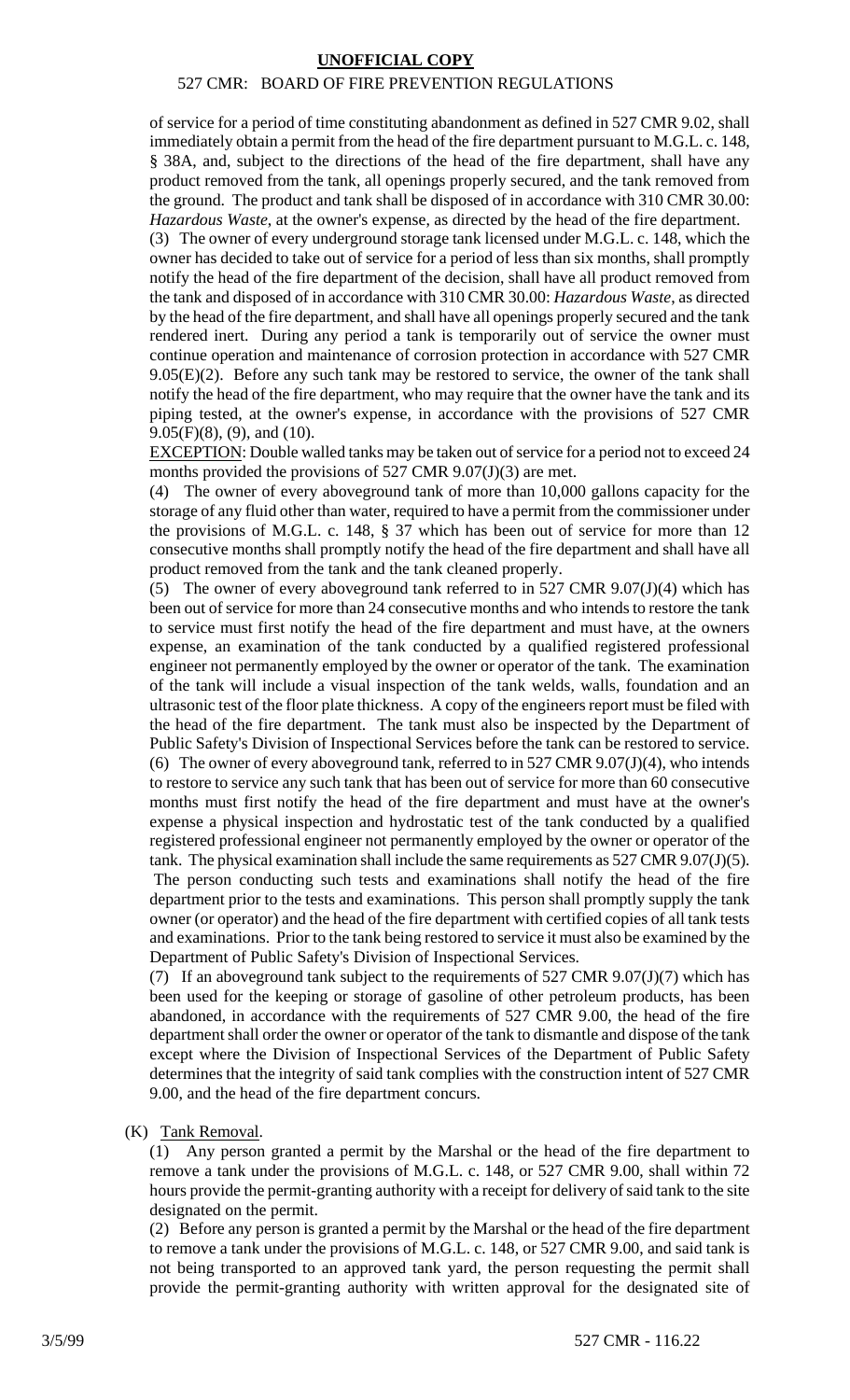of service for a period of time constituting abandonment as defined in 527 CMR 9.02, shall immediately obtain a permit from the head of the fire department pursuant to M.G.L. c. 148, § 38A, and, subject to the directions of the head of the fire department, shall have any product removed from the tank, all openings properly secured, and the tank removed from the ground. The product and tank shall be disposed of in accordance with 310 CMR 30.00: *Hazardous Waste*, at the owner's expense, as directed by the head of the fire department.

(3) The owner of every underground storage tank licensed under M.G.L. c. 148, which the owner has decided to take out of service for a period of less than six months, shall promptly notify the head of the fire department of the decision, shall have all product removed from the tank and disposed of in accordance with 310 CMR 30.00: *Hazardous Waste*, as directed by the head of the fire department, and shall have all openings properly secured and the tank rendered inert. During any period a tank is temporarily out of service the owner must continue operation and maintenance of corrosion protection in accordance with 527 CMR 9.05(E)(2). Before any such tank may be restored to service, the owner of the tank shall notify the head of the fire department, who may require that the owner have the tank and its piping tested, at the owner's expense, in accordance with the provisions of 527 CMR 9.05(F)(8), (9), and (10).

EXCEPTION: Double walled tanks may be taken out of service for a period not to exceed 24 months provided the provisions of 527 CMR 9.07(J)(3) are met.

(4) The owner of every aboveground tank of more than 10,000 gallons capacity for the storage of any fluid other than water, required to have a permit from the commissioner under the provisions of M.G.L. c. 148, § 37 which has been out of service for more than 12 consecutive months shall promptly notify the head of the fire department and shall have all product removed from the tank and the tank cleaned properly.

(5) The owner of every aboveground tank referred to in 527 CMR 9.07(J)(4) which has been out of service for more than 24 consecutive months and who intends to restore the tank to service must first notify the head of the fire department and must have, at the owners expense, an examination of the tank conducted by a qualified registered professional engineer not permanently employed by the owner or operator of the tank. The examination of the tank will include a visual inspection of the tank welds, walls, foundation and an ultrasonic test of the floor plate thickness. A copy of the engineers report must be filed with the head of the fire department. The tank must also be inspected by the Department of Public Safety's Division of Inspectional Services before the tank can be restored to service.

(6) The owner of every aboveground tank, referred to in 527 CMR 9.07(J)(4), who intends to restore to service any such tank that has been out of service for more than 60 consecutive months must first notify the head of the fire department and must have at the owner's expense a physical inspection and hydrostatic test of the tank conducted by a qualified registered professional engineer not permanently employed by the owner or operator of the tank. The physical examination shall include the same requirements as 527 CMR 9.07(J)(5). The person conducting such tests and examinations shall notify the head of the fire department prior to the tests and examinations. This person shall promptly supply the tank owner (or operator) and the head of the fire department with certified copies of all tank tests and examinations. Prior to the tank being restored to service it must also be examined by the Department of Public Safety's Division of Inspectional Services.

(7) If an aboveground tank subject to the requirements of 527 CMR 9.07(J)(7) which has been used for the keeping or storage of gasoline of other petroleum products, has been abandoned, in accordance with the requirements of 527 CMR 9.00, the head of the fire department shall order the owner or operator of the tank to dismantle and dispose of the tank except where the Division of Inspectional Services of the Department of Public Safety determines that the integrity of said tank complies with the construction intent of 527 CMR 9.00, and the head of the fire department concurs.

(K) Tank Removal.

(1) Any person granted a permit by the Marshal or the head of the fire department to remove a tank under the provisions of M.G.L. c. 148, or 527 CMR 9.00, shall within 72 hours provide the permit-granting authority with a receipt for delivery of said tank to the site designated on the permit.

(2) Before any person is granted a permit by the Marshal or the head of the fire department to remove a tank under the provisions of M.G.L. c. 148, or 527 CMR 9.00, and said tank is not being transported to an approved tank yard, the person requesting the permit shall provide the permit-granting authority with written approval for the designated site of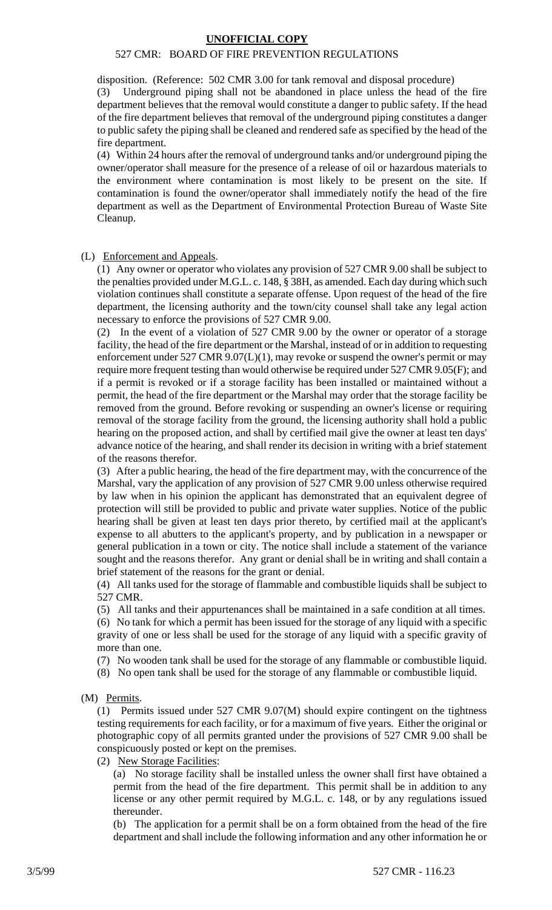disposition. (Reference: 502 CMR 3.00 for tank removal and disposal procedure)

(3) Underground piping shall not be abandoned in place unless the head of the fire department believes that the removal would constitute a danger to public safety. If the head of the fire department believes that removal of the underground piping constitutes a danger to public safety the piping shall be cleaned and rendered safe as specified by the head of the fire department.

(4) Within 24 hours after the removal of underground tanks and/or underground piping the owner/operator shall measure for the presence of a release of oil or hazardous materials to the environment where contamination is most likely to be present on the site. If contamination is found the owner/operator shall immediately notify the head of the fire department as well as the Department of Environmental Protection Bureau of Waste Site Cleanup.

(L) Enforcement and Appeals.

(1) Any owner or operator who violates any provision of 527 CMR 9.00 shall be subject to the penalties provided under M.G.L. c. 148, § 38H, as amended. Each day during which such violation continues shall constitute a separate offense. Upon request of the head of the fire department, the licensing authority and the town/city counsel shall take any legal action necessary to enforce the provisions of 527 CMR 9.00.

(2) In the event of a violation of 527 CMR 9.00 by the owner or operator of a storage facility, the head of the fire department or the Marshal, instead of or in addition to requesting enforcement under 527 CMR 9.07(L)(1), may revoke or suspend the owner's permit or may require more frequent testing than would otherwise be required under 527 CMR 9.05(F); and if a permit is revoked or if a storage facility has been installed or maintained without a permit, the head of the fire department or the Marshal may order that the storage facility be removed from the ground. Before revoking or suspending an owner's license or requiring removal of the storage facility from the ground, the licensing authority shall hold a public hearing on the proposed action, and shall by certified mail give the owner at least ten days' advance notice of the hearing, and shall render its decision in writing with a brief statement of the reasons therefor.

(3) After a public hearing, the head of the fire department may, with the concurrence of the Marshal, vary the application of any provision of 527 CMR 9.00 unless otherwise required by law when in his opinion the applicant has demonstrated that an equivalent degree of protection will still be provided to public and private water supplies. Notice of the public hearing shall be given at least ten days prior thereto, by certified mail at the applicant's expense to all abutters to the applicant's property, and by publication in a newspaper or general publication in a town or city. The notice shall include a statement of the variance sought and the reasons therefor. Any grant or denial shall be in writing and shall contain a brief statement of the reasons for the grant or denial.

(4) All tanks used for the storage of flammable and combustible liquids shall be subject to 527 CMR.

(5) All tanks and their appurtenances shall be maintained in a safe condition at all times.

(6) No tank for which a permit has been issued for the storage of any liquid with a specific gravity of one or less shall be used for the storage of any liquid with a specific gravity of more than one.

(7) No wooden tank shall be used for the storage of any flammable or combustible liquid.

(8) No open tank shall be used for the storage of any flammable or combustible liquid.

(M) Permits.

(1) Permits issued under 527 CMR 9.07(M) should expire contingent on the tightness testing requirements for each facility, or for a maximum of five years. Either the original or photographic copy of all permits granted under the provisions of 527 CMR 9.00 shall be conspicuously posted or kept on the premises.

(2) New Storage Facilities:

(a) No storage facility shall be installed unless the owner shall first have obtained a permit from the head of the fire department. This permit shall be in addition to any license or any other permit required by M.G.L. c. 148, or by any regulations issued thereunder.

(b) The application for a permit shall be on a form obtained from the head of the fire department and shall include the following information and any other information he or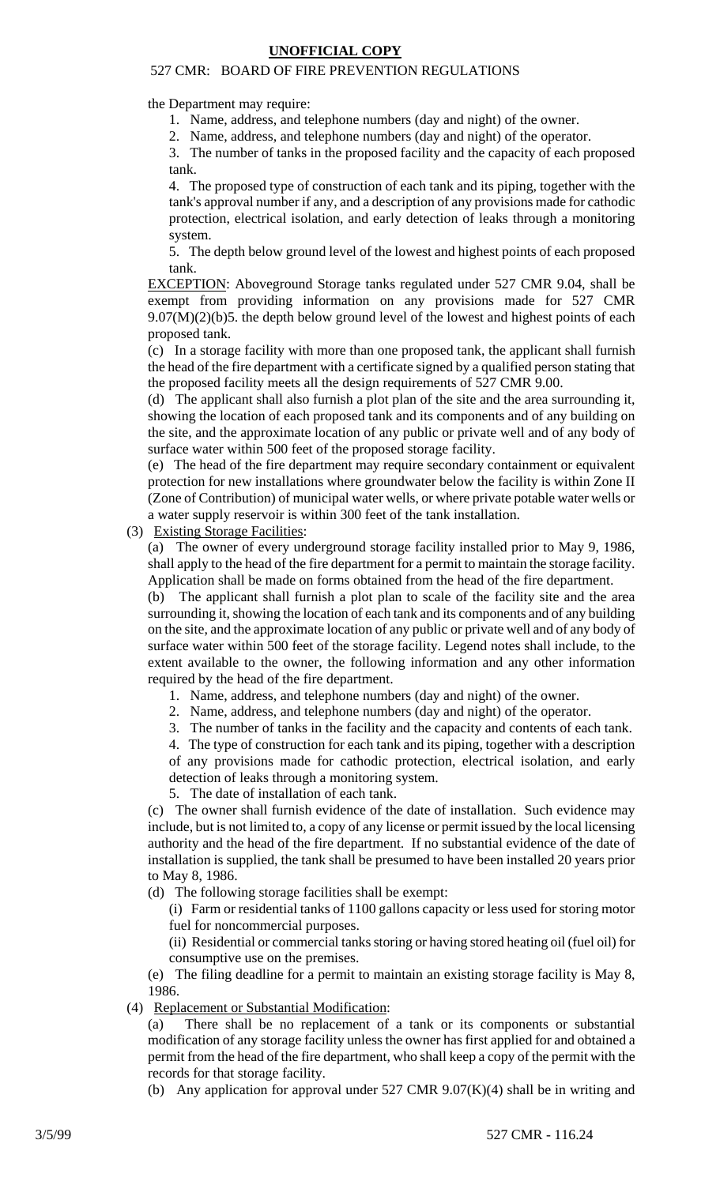the Department may require:

1. Name, address, and telephone numbers (day and night) of the owner.
2. Name, address, and telephone numbers (day and night) of the operator.
3. The number of tanks in the proposed facility and the capacity of each proposed tank.
4. The proposed type of construction of each tank and its piping, together with the tank's approval number if any, and a description of any provisions made for cathodic protection, electrical isolation, and early detection of leaks through a monitoring system.
5. The depth below ground level of the lowest and highest points of each proposed tank.

<u>EXCEPTION</u>: Aboveground Storage tanks regulated under 527 CMR 9.04, shall be exempt from providing information on any provisions made for 527 CMR 9.07(M)(2)(b)5. the depth below ground level of the lowest and highest points of each proposed tank.

(c) In a storage facility with more than one proposed tank, the applicant shall furnish the head of the fire department with a certificate signed by a qualified person stating that the proposed facility meets all the design requirements of 527 CMR 9.00.

(d) The applicant shall also furnish a plot plan of the site and the area surrounding it, showing the location of each proposed tank and its components and of any building on the site, and the approximate location of any public or private well and of any body of surface water within 500 feet of the proposed storage facility.

(e) The head of the fire department may require secondary containment or equivalent protection for new installations where groundwater below the facility is within Zone II (Zone of Contribution) of municipal water wells, or where private potable water wells or a water supply reservoir is within 300 feet of the tank installation.

(3) <u>Existing Storage Facilities</u>:

(a) The owner of every underground storage facility installed prior to May 9, 1986, shall apply to the head of the fire department for a permit to maintain the storage facility. Application shall be made on forms obtained from the head of the fire department.

(b) The applicant shall furnish a plot plan to scale of the facility site and the area surrounding it, showing the location of each tank and its components and of any building on the site, and the approximate location of any public or private well and of any body of surface water within 500 feet of the storage facility. Legend notes shall include, to the extent available to the owner, the following information and any other information required by the head of the fire department.

1. Name, address, and telephone numbers (day and night) of the owner.
2. Name, address, and telephone numbers (day and night) of the operator.
3. The number of tanks in the facility and the capacity and contents of each tank.
4. The type of construction for each tank and its piping, together with a description of any provisions made for cathodic protection, electrical isolation, and early detection of leaks through a monitoring system.
5. The date of installation of each tank.

(c) The owner shall furnish evidence of the date of installation. Such evidence may include, but is not limited to, a copy of any license or permit issued by the local licensing authority and the head of the fire department. If no substantial evidence of the date of installation is supplied, the tank shall be presumed to have been installed 20 years prior to May 8, 1986.

(d) The following storage facilities shall be exempt:

(i) Farm or residential tanks of 1100 gallons capacity or less used for storing motor fuel for noncommercial purposes.

(ii) Residential or commercial tanks storing or having stored heating oil (fuel oil) for consumptive use on the premises.

(e) The filing deadline for a permit to maintain an existing storage facility is May 8, 1986.

(4) <u>Replacement or Substantial Modification</u>:

(a) There shall be no replacement of a tank or its components or substantial modification of any storage facility unless the owner has first applied for and obtained a permit from the head of the fire department, who shall keep a copy of the permit with the records for that storage facility.

(b) Any application for approval under 527 CMR 9.07(K)(4) shall be in writing and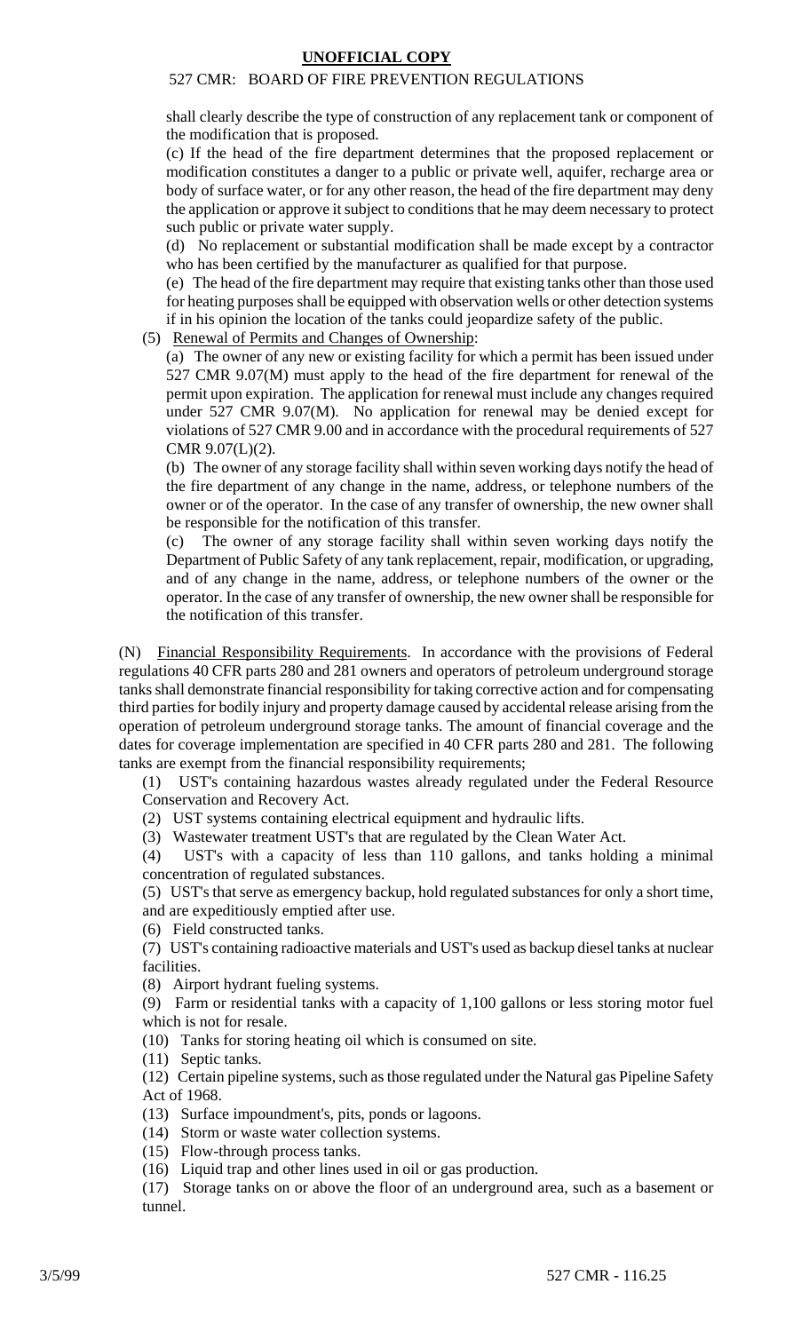shall clearly describe the type of construction of any replacement tank or component of the modification that is proposed.

(c) If the head of the fire department determines that the proposed replacement or modification constitutes a danger to a public or private well, aquifer, recharge area or body of surface water, or for any other reason, the head of the fire department may deny the application or approve it subject to conditions that he may deem necessary to protect such public or private water supply.

(d) No replacement or substantial modification shall be made except by a contractor who has been certified by the manufacturer as qualified for that purpose.

(e) The head of the fire department may require that existing tanks other than those used for heating purposes shall be equipped with observation wells or other detection systems if in his opinion the location of the tanks could jeopardize safety of the public.

(5) Renewal of Permits and Changes of Ownership:

(a) The owner of any new or existing facility for which a permit has been issued under 527 CMR 9.07(M) must apply to the head of the fire department for renewal of the permit upon expiration. The application for renewal must include any changes required under 527 CMR 9.07(M). No application for renewal may be denied except for violations of 527 CMR 9.00 and in accordance with the procedural requirements of 527 CMR 9.07(L)(2).

(b) The owner of any storage facility shall within seven working days notify the head of the fire department of any change in the name, address, or telephone numbers of the owner or of the operator. In the case of any transfer of ownership, the new owner shall be responsible for the notification of this transfer.

(c) The owner of any storage facility shall within seven working days notify the Department of Public Safety of any tank replacement, repair, modification, or upgrading, and of any change in the name, address, or telephone numbers of the owner or the operator. In the case of any transfer of ownership, the new owner shall be responsible for the notification of this transfer.

(N) Financial Responsibility Requirements. In accordance with the provisions of Federal regulations 40 CFR parts 280 and 281 owners and operators of petroleum underground storage tanks shall demonstrate financial responsibility for taking corrective action and for compensating third parties for bodily injury and property damage caused by accidental release arising from the operation of petroleum underground storage tanks. The amount of financial coverage and the dates for coverage implementation are specified in 40 CFR parts 280 and 281. The following tanks are exempt from the financial responsibility requirements;

(1) UST's containing hazardous wastes already regulated under the Federal Resource Conservation and Recovery Act.

(2) UST systems containing electrical equipment and hydraulic lifts.

(3) Wastewater treatment UST's that are regulated by the Clean Water Act.

(4) UST's with a capacity of less than 110 gallons, and tanks holding a minimal concentration of regulated substances.

(5) UST's that serve as emergency backup, hold regulated substances for only a short time, and are expeditiously emptied after use.

(6) Field constructed tanks.

(7) UST's containing radioactive materials and UST's used as backup diesel tanks at nuclear facilities.

(8) Airport hydrant fueling systems.

(9) Farm or residential tanks with a capacity of 1,100 gallons or less storing motor fuel which is not for resale.

(10) Tanks for storing heating oil which is consumed on site.

(11) Septic tanks.

(12) Certain pipeline systems, such as those regulated under the Natural gas Pipeline Safety Act of 1968.

(13) Surface impoundment's, pits, ponds or lagoons.

(14) Storm or waste water collection systems.

(15) Flow-through process tanks.

(16) Liquid trap and other lines used in oil or gas production.

(17) Storage tanks on or above the floor of an underground area, such as a basement or tunnel.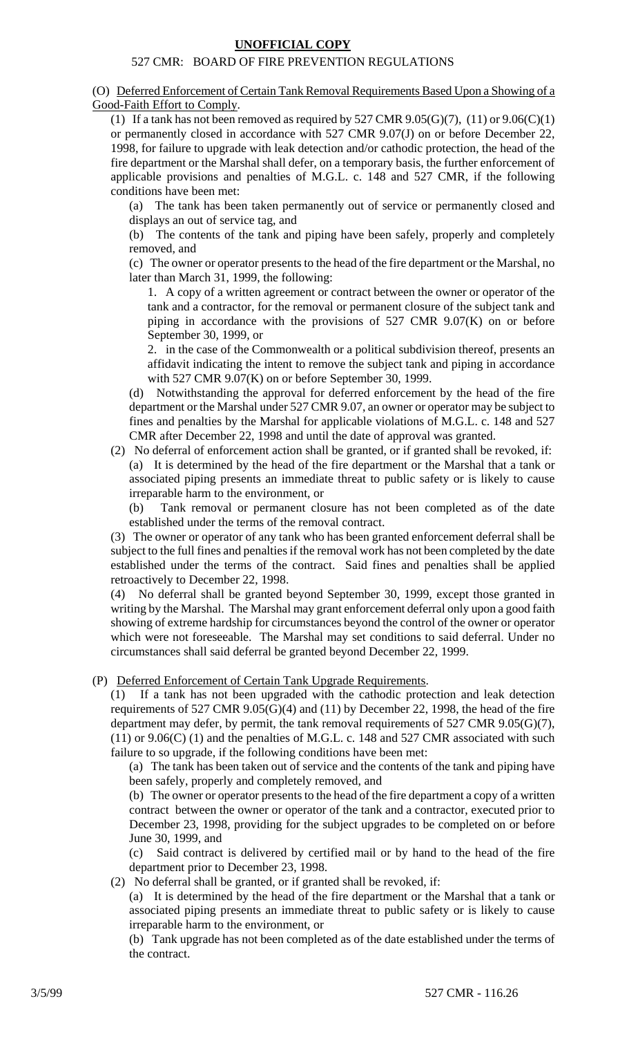(O) Deferred Enforcement of Certain Tank Removal Requirements Based Upon a Showing of a Good-Faith Effort to Comply.

(1) If a tank has not been removed as required by 527 CMR 9.05(G)(7), (11) or 9.06(C)(1) or permanently closed in accordance with 527 CMR 9.07(J) on or before December 22, 1998, for failure to upgrade with leak detection and/or cathodic protection, the head of the fire department or the Marshal shall defer, on a temporary basis, the further enforcement of applicable provisions and penalties of M.G.L. c. 148 and 527 CMR, if the following conditions have been met:

(a) The tank has been taken permanently out of service or permanently closed and displays an out of service tag, and

(b) The contents of the tank and piping have been safely, properly and completely removed, and

(c) The owner or operator presents to the head of the fire department or the Marshal, no later than March 31, 1999, the following:

1. A copy of a written agreement or contract between the owner or operator of the tank and a contractor, for the removal or permanent closure of the subject tank and piping in accordance with the provisions of 527 CMR 9.07(K) on or before September 30, 1999, or

2. in the case of the Commonwealth or a political subdivision thereof, presents an affidavit indicating the intent to remove the subject tank and piping in accordance with 527 CMR 9.07(K) on or before September 30, 1999.

(d) Notwithstanding the approval for deferred enforcement by the head of the fire department or the Marshal under 527 CMR 9.07, an owner or operator may be subject to fines and penalties by the Marshal for applicable violations of M.G.L. c. 148 and 527 CMR after December 22, 1998 and until the date of approval was granted.

(2) No deferral of enforcement action shall be granted, or if granted shall be revoked, if:

(a) It is determined by the head of the fire department or the Marshal that a tank or associated piping presents an immediate threat to public safety or is likely to cause irreparable harm to the environment, or

(b) Tank removal or permanent closure has not been completed as of the date established under the terms of the removal contract.

(3) The owner or operator of any tank who has been granted enforcement deferral shall be subject to the full fines and penalties if the removal work has not been completed by the date established under the terms of the contract. Said fines and penalties shall be applied retroactively to December 22, 1998.

(4) No deferral shall be granted beyond September 30, 1999, except those granted in writing by the Marshal. The Marshal may grant enforcement deferral only upon a good faith showing of extreme hardship for circumstances beyond the control of the owner or operator which were not foreseeable. The Marshal may set conditions to said deferral. Under no circumstances shall said deferral be granted beyond December 22, 1999.

(P) Deferred Enforcement of Certain Tank Upgrade Requirements.

(1) If a tank has not been upgraded with the cathodic protection and leak detection requirements of 527 CMR 9.05(G)(4) and (11) by December 22, 1998, the head of the fire department may defer, by permit, the tank removal requirements of 527 CMR 9.05(G)(7), (11) or 9.06(C) (1) and the penalties of M.G.L. c. 148 and 527 CMR associated with such failure to so upgrade, if the following conditions have been met:

(a) The tank has been taken out of service and the contents of the tank and piping have been safely, properly and completely removed, and

(b) The owner or operator presents to the head of the fire department a copy of a written contract between the owner or operator of the tank and a contractor, executed prior to December 23, 1998, providing for the subject upgrades to be completed on or before June 30, 1999, and

(c) Said contract is delivered by certified mail or by hand to the head of the fire department prior to December 23, 1998.

(2) No deferral shall be granted, or if granted shall be revoked, if:

(a) It is determined by the head of the fire department or the Marshal that a tank or associated piping presents an immediate threat to public safety or is likely to cause irreparable harm to the environment, or

(b) Tank upgrade has not been completed as of the date established under the terms of the contract.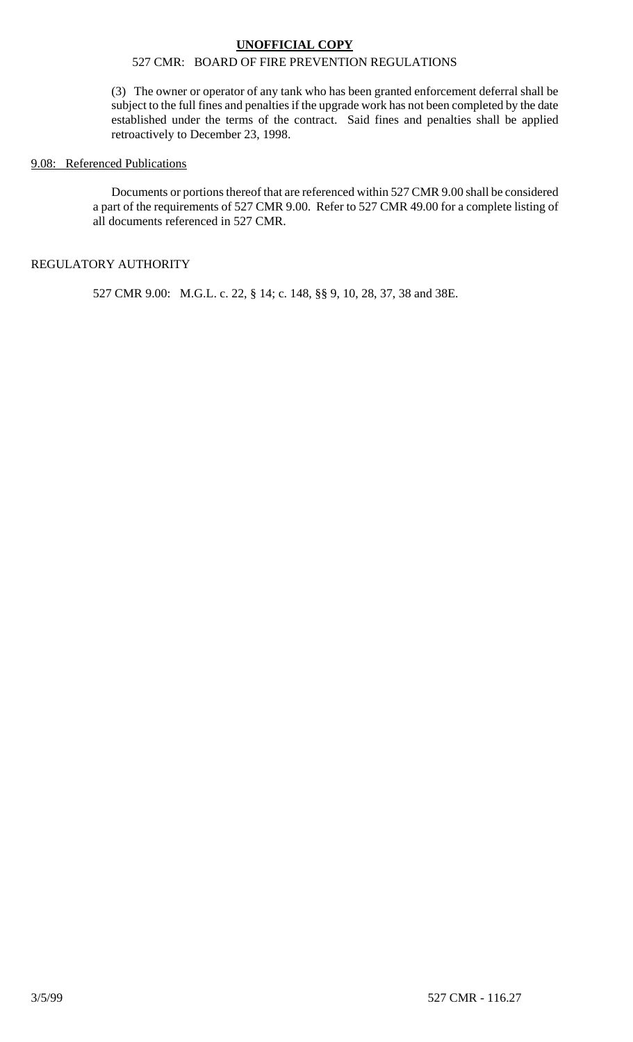(3) The owner or operator of any tank who has been granted enforcement deferral shall be subject to the full fines and penalties if the upgrade work has not been completed by the date established under the terms of the contract. Said fines and penalties shall be applied retroactively to December 23, 1998.

## 9.08: Referenced Publications

Documents or portions thereof that are referenced within 527 CMR 9.00 shall be considered a part of the requirements of 527 CMR 9.00. Refer to 527 CMR 49.00 for a complete listing of all documents referenced in 527 CMR.

## REGULATORY AUTHORITY

527 CMR 9.00: M.G.L. c. 22, § 14; c. 148, §§ 9, 10, 28, 37, 38 and 38E.